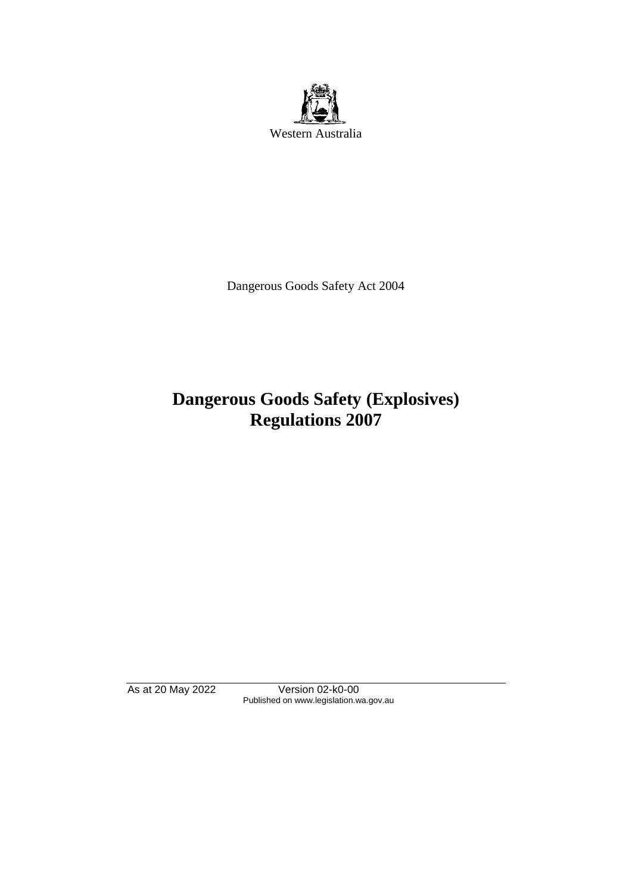Western Australia

Dangerous Goods Safety Act 2004

# Dangerous Goods Safety (Explosives) Regulations 2007

As at 20 May 2022 Version 02-k0-00
Published on www.legislation.wa.gov.au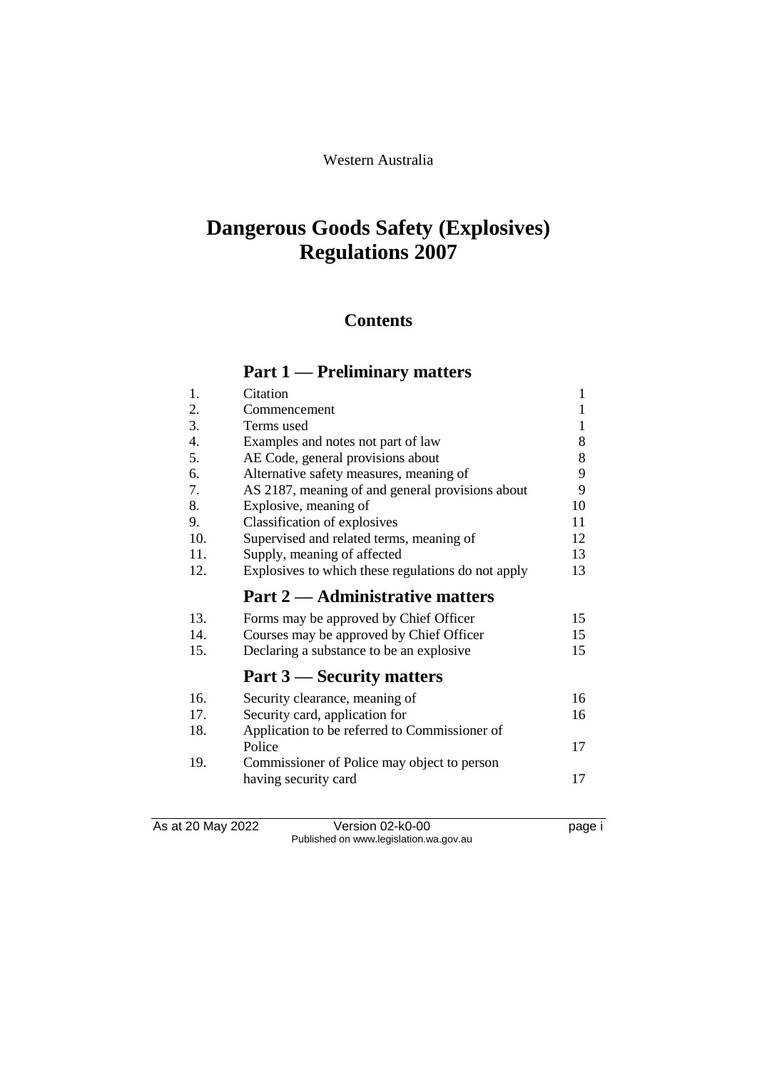Western Australia

# Dangerous Goods Safety (Explosives) Regulations 2007

## Contents

## Part 1 — Preliminary matters

| | | |
|---|---|---|
| 1. | Citation | 1 |
| 2. | Commencement | 1 |
| 3. | Terms used | 1 |
| 4. | Examples and notes not part of law | 8 |
| 5. | AE Code, general provisions about | 8 |
| 6. | Alternative safety measures, meaning of | 9 |
| 7. | AS 2187, meaning of and general provisions about | 9 |
| 8. | Explosive, meaning of | 10 |
| 9. | Classification of explosives | 11 |
| 10. | Supervised and related terms, meaning of | 12 |
| 11. | Supply, meaning of affected | 13 |
| 12. | Explosives to which these regulations do not apply | 13 |

## Part 2 — Administrative matters

| | | |
|---|---|---|
| 13. | Forms may be approved by Chief Officer | 15 |
| 14. | Courses may be approved by Chief Officer | 15 |
| 15. | Declaring a substance to be an explosive | 15 |

## Part 3 — Security matters

| | | |
|---|---|---|
| 16. | Security clearance, meaning of | 16 |
| 17. | Security card, application for | 16 |
| 18. | Application to be referred to Commissioner of Police | 17 |
| 19. | Commissioner of Police may object to person having security card | 17 |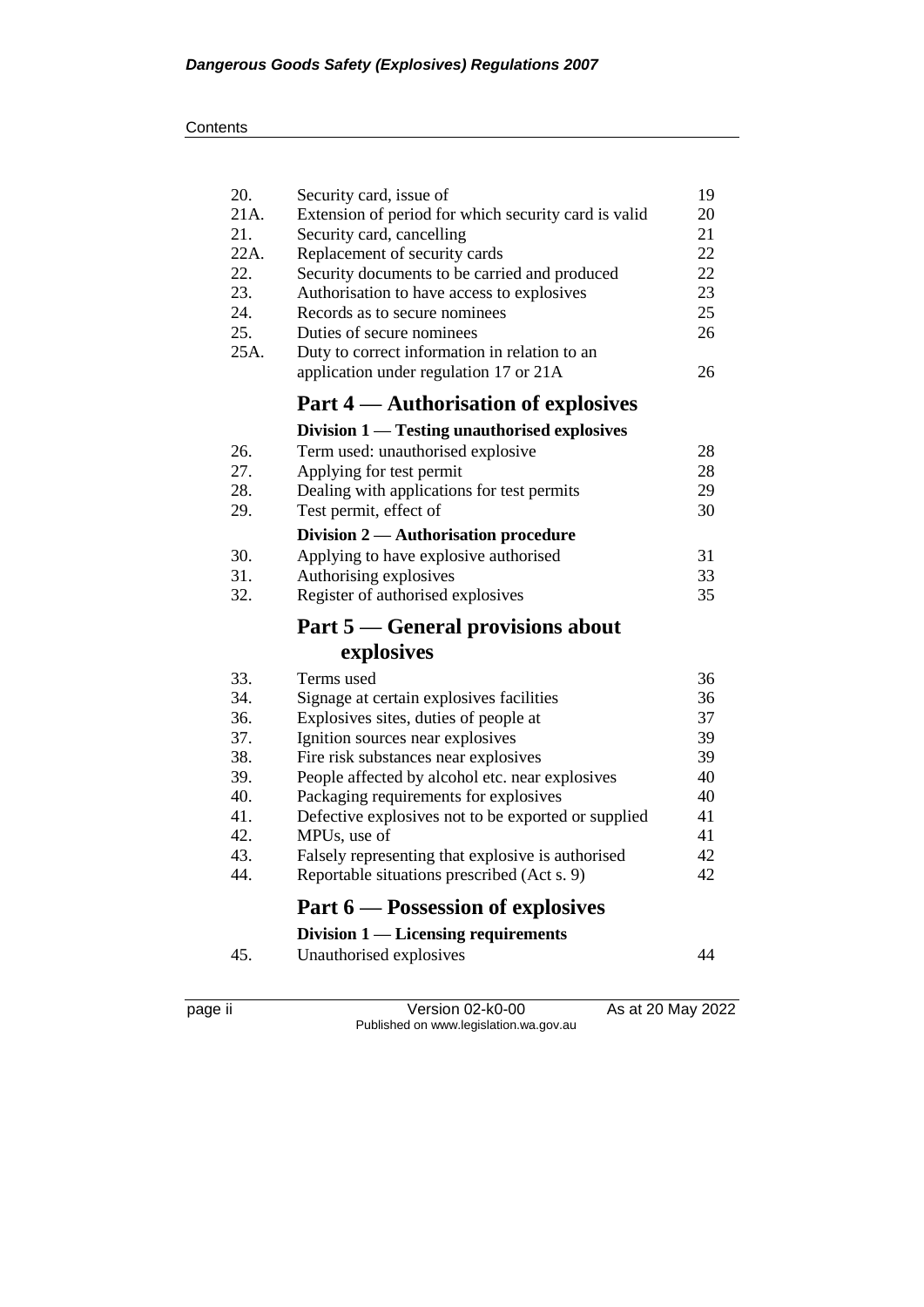| | | |
|---|---|---|
| 20. | Security card, issue of | 19 |
| 21A. | Extension of period for which security card is valid | 20 |
| 21. | Security card, cancelling | 21 |
| 22A. | Replacement of security cards | 22 |
| 22. | Security documents to be carried and produced | 22 |
| 23. | Authorisation to have access to explosives | 23 |
| 24. | Records as to secure nominees | 25 |
| 25. | Duties of secure nominees | 26 |
| 25A. | Duty to correct information in relation to an application under regulation 17 or 21A | 26 |

## Part 4 — Authorisation of explosives

### Division 1 — Testing unauthorised explosives

| | | |
|---|---|---|
| 26. | Term used: unauthorised explosive | 28 |
| 27. | Applying for test permit | 28 |
| 28. | Dealing with applications for test permits | 29 |
| 29. | Test permit, effect of | 30 |

### Division 2 — Authorisation procedure

| | | |
|---|---|---|
| 30. | Applying to have explosive authorised | 31 |
| 31. | Authorising explosives | 33 |
| 32. | Register of authorised explosives | 35 |

## Part 5 — General provisions about explosives

| | | |
|---|---|---|
| 33. | Terms used | 36 |
| 34. | Signage at certain explosives facilities | 36 |
| 36. | Explosives sites, duties of people at | 37 |
| 37. | Ignition sources near explosives | 39 |
| 38. | Fire risk substances near explosives | 39 |
| 39. | People affected by alcohol etc. near explosives | 40 |
| 40. | Packaging requirements for explosives | 40 |
| 41. | Defective explosives not to be exported or supplied | 41 |
| 42. | MPUs, use of | 41 |
| 43. | Falsely representing that explosive is authorised | 42 |
| 44. | Reportable situations prescribed (Act s. 9) | 42 |

## Part 6 — Possession of explosives

### Division 1 — Licensing requirements

| | | |
|---|---|---|
| 45. | Unauthorised explosives | 44 |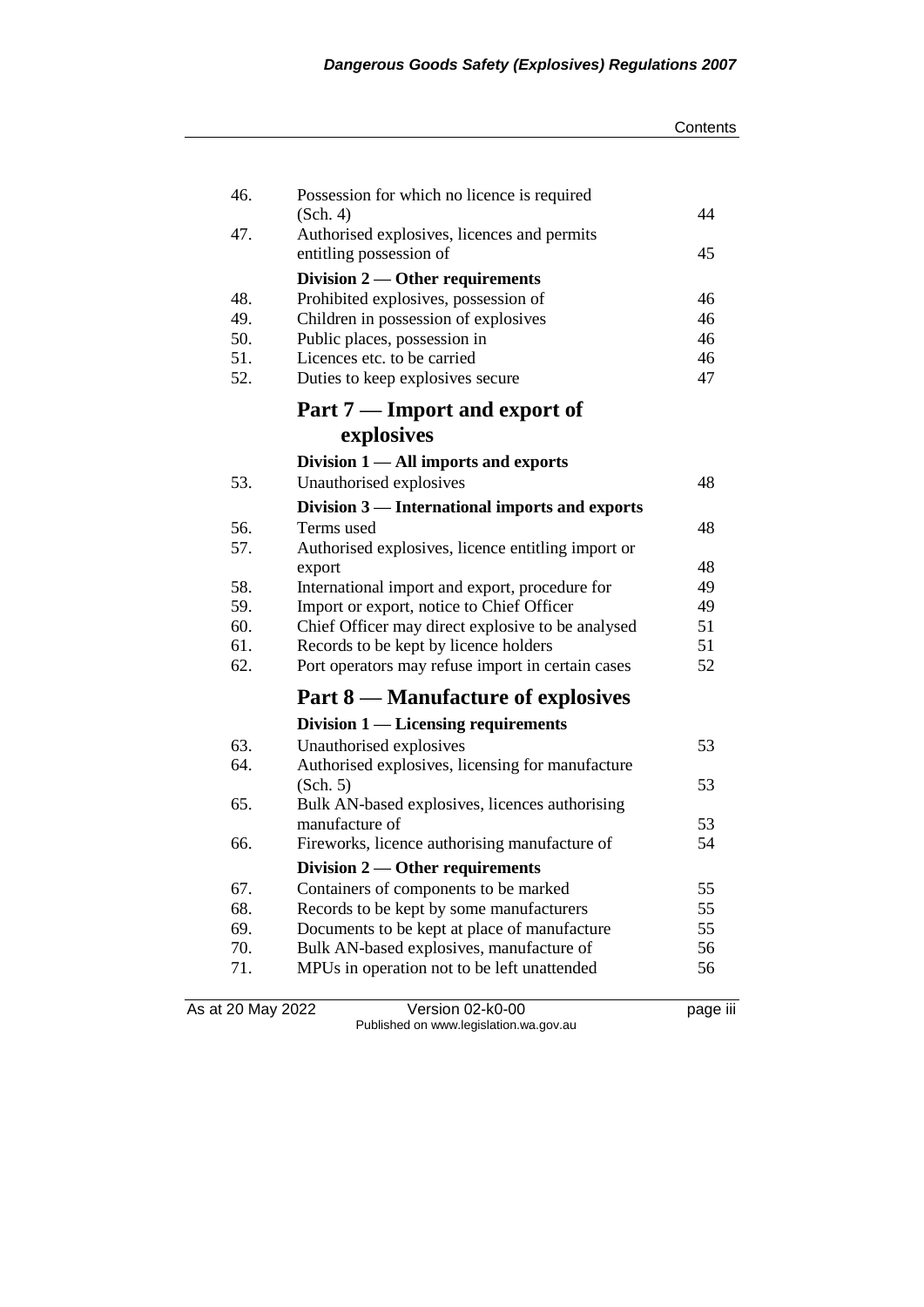| | | |
|---|---|---|
| 46. | Possession for which no licence is required (Sch. 4) | 44 |
| 47. | Authorised explosives, licences and permits entitling possession of | 45 |
| | **Division 2 — Other requirements** | |
| 48. | Prohibited explosives, possession of | 46 |
| 49. | Children in possession of explosives | 46 |
| 50. | Public places, possession in | 46 |
| 51. | Licences etc. to be carried | 46 |
| 52. | Duties to keep explosives secure | 47 |

## Part 7 — Import and export of explosives

| | | |
|---|---|---|
| | **Division 1 — All imports and exports** | |
| 53. | Unauthorised explosives | 48 |
| | **Division 3 — International imports and exports** | |
| 56. | Terms used | 48 |
| 57. | Authorised explosives, licence entitling import or export | 48 |
| 58. | International import and export, procedure for | 49 |
| 59. | Import or export, notice to Chief Officer | 49 |
| 60. | Chief Officer may direct explosive to be analysed | 51 |
| 61. | Records to be kept by licence holders | 51 |
| 62. | Port operators may refuse import in certain cases | 52 |

## Part 8 — Manufacture of explosives

| | | |
|---|---|---|
| | **Division 1 — Licensing requirements** | |
| 63. | Unauthorised explosives | 53 |
| 64. | Authorised explosives, licensing for manufacture (Sch. 5) | 53 |
| 65. | Bulk AN-based explosives, licences authorising manufacture of | 53 |
| 66. | Fireworks, licence authorising manufacture of | 54 |
| | **Division 2 — Other requirements** | |
| 67. | Containers of components to be marked | 55 |
| 68. | Records to be kept by some manufacturers | 55 |
| 69. | Documents to be kept at place of manufacture | 55 |
| 70. | Bulk AN-based explosives, manufacture of | 56 |
| 71. | MPUs in operation not to be left unattended | 56 |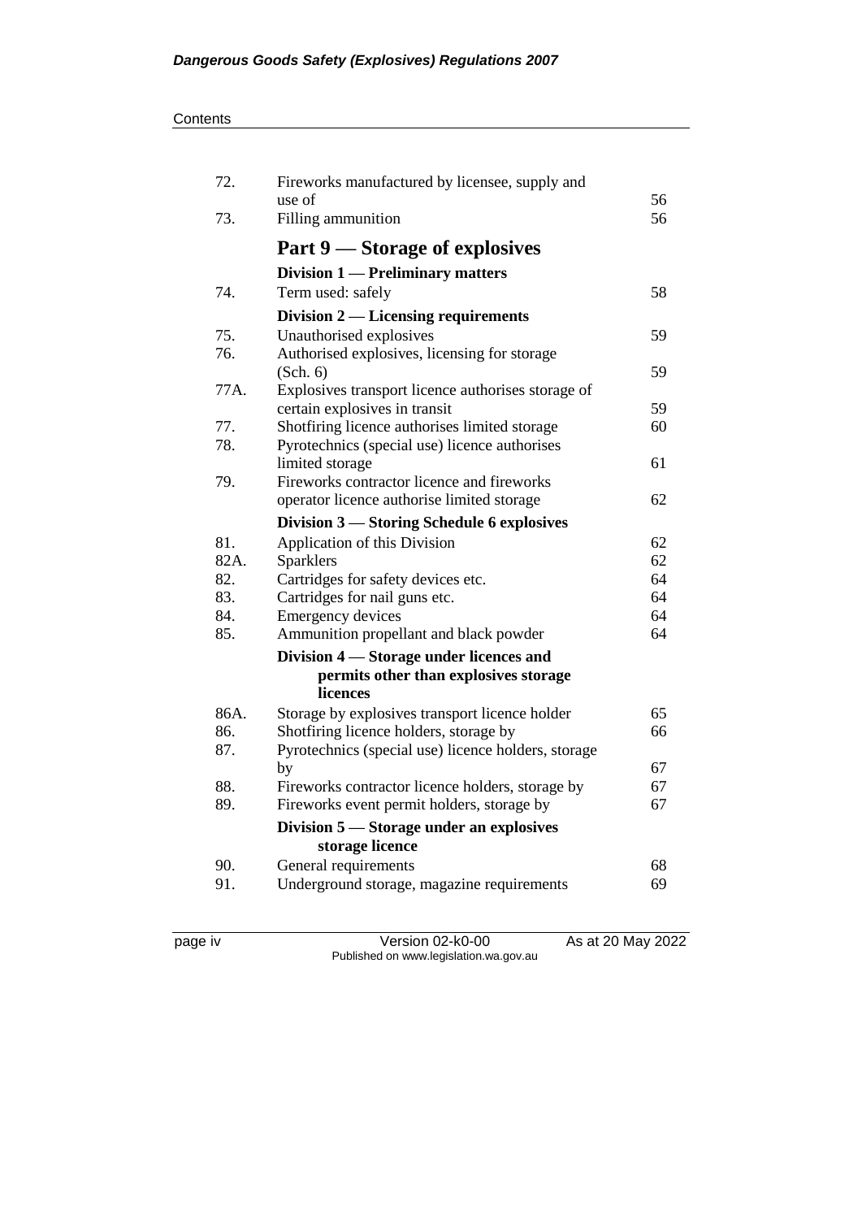| | | |
|---|---|---|
| 72. | Fireworks manufactured by licensee, supply and use of | 56 |
| 73. | Filling ammunition | 56 |
| | **Part 9 — Storage of explosives** | |
| | **Division 1 — Preliminary matters** | |
| 74. | Term used: safely | 58 |
| | **Division 2 — Licensing requirements** | |
| 75. | Unauthorised explosives | 59 |
| 76. | Authorised explosives, licensing for storage (Sch. 6) | 59 |
| 77A. | Explosives transport licence authorises storage of certain explosives in transit | 59 |
| 77. | Shotfiring licence authorises limited storage | 60 |
| 78. | Pyrotechnics (special use) licence authorises limited storage | 61 |
| 79. | Fireworks contractor licence and fireworks operator licence authorise limited storage | 62 |
| | **Division 3 — Storing Schedule 6 explosives** | |
| 81. | Application of this Division | 62 |
| 82A. | Sparklers | 62 |
| 82. | Cartridges for safety devices etc. | 64 |
| 83. | Cartridges for nail guns etc. | 64 |
| 84. | Emergency devices | 64 |
| 85. | Ammunition propellant and black powder | 64 |
| | **Division 4 — Storage under licences and permits other than explosives storage licences** | |
| 86A. | Storage by explosives transport licence holder | 65 |
| 86. | Shotfiring licence holders, storage by | 66 |
| 87. | Pyrotechnics (special use) licence holders, storage by | 67 |
| 88. | Fireworks contractor licence holders, storage by | 67 |
| 89. | Fireworks event permit holders, storage by | 67 |
| | **Division 5 — Storage under an explosives storage licence** | |
| 90. | General requirements | 68 |
| 91. | Underground storage, magazine requirements | 69 |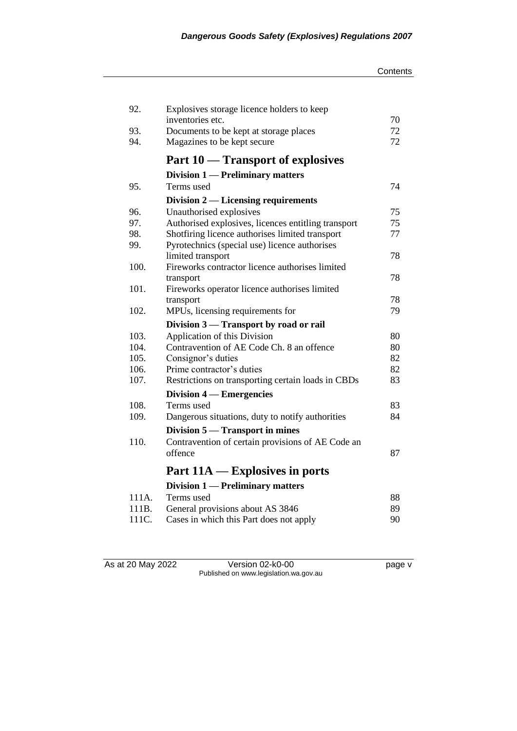| | | |
|---|---|---|
| 92. | Explosives storage licence holders to keep inventories etc. | 70 |
| 93. | Documents to be kept at storage places | 72 |
| 94. | Magazines to be kept secure | 72 |

## Part 10 — Transport of explosives

### Division 1 — Preliminary matters

| | | |
|---|---|---|
| 95. | Terms used | 74 |

### Division 2 — Licensing requirements

| | | |
|---|---|---|
| 96. | Unauthorised explosives | 75 |
| 97. | Authorised explosives, licences entitling transport | 75 |
| 98. | Shotfiring licence authorises limited transport | 77 |
| 99. | Pyrotechnics (special use) licence authorises limited transport | 78 |
| 100. | Fireworks contractor licence authorises limited transport | 78 |
| 101. | Fireworks operator licence authorises limited transport | 78 |
| 102. | MPUs, licensing requirements for | 79 |

### Division 3 — Transport by road or rail

| | | |
|---|---|---|
| 103. | Application of this Division | 80 |
| 104. | Contravention of AE Code Ch. 8 an offence | 80 |
| 105. | Consignor's duties | 82 |
| 106. | Prime contractor's duties | 82 |
| 107. | Restrictions on transporting certain loads in CBDs | 83 |

### Division 4 — Emergencies

| | | |
|---|---|---|
| 108. | Terms used | 83 |
| 109. | Dangerous situations, duty to notify authorities | 84 |

### Division 5 — Transport in mines

| | | |
|---|---|---|
| 110. | Contravention of certain provisions of AE Code an offence | 87 |

## Part 11A — Explosives in ports

### Division 1 — Preliminary matters

| | | |
|---|---|---|
| 111A. | Terms used | 88 |
| 111B. | General provisions about AS 3846 | 89 |
| 111C. | Cases in which this Part does not apply | 90 |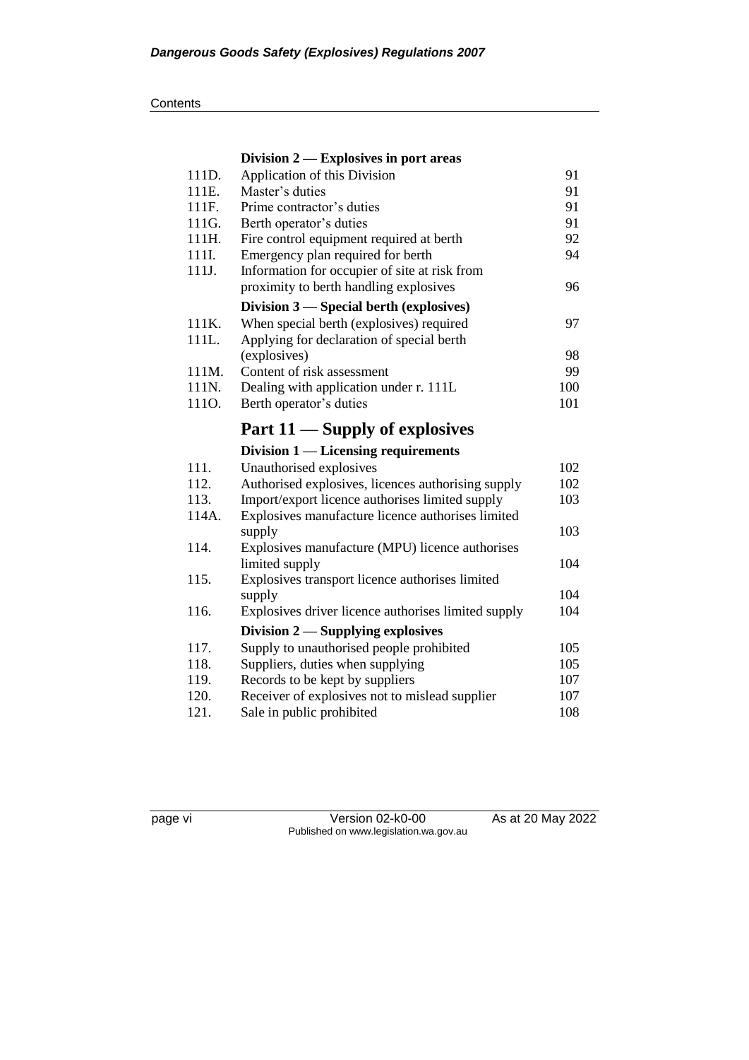### Division 2 — Explosives in port areas

| | | |
|---|---|---|
| 111D. | Application of this Division | 91 |
| 111E. | Master's duties | 91 |
| 111F. | Prime contractor's duties | 91 |
| 111G. | Berth operator's duties | 91 |
| 111H. | Fire control equipment required at berth | 92 |
| 111I. | Emergency plan required for berth | 94 |
| 111J. | Information for occupier of site at risk from proximity to berth handling explosives | 96 |

### Division 3 — Special berth (explosives)

| | | |
|---|---|---|
| 111K. | When special berth (explosives) required | 97 |
| 111L. | Applying for declaration of special berth (explosives) | 98 |
| 111M. | Content of risk assessment | 99 |
| 111N. | Dealing with application under r. 111L | 100 |
| 111O. | Berth operator's duties | 101 |

## Part 11 — Supply of explosives

### Division 1 — Licensing requirements

| | | |
|---|---|---|
| 111. | Unauthorised explosives | 102 |
| 112. | Authorised explosives, licences authorising supply | 102 |
| 113. | Import/export licence authorises limited supply | 103 |
| 114A. | Explosives manufacture licence authorises limited supply | 103 |
| 114. | Explosives manufacture (MPU) licence authorises limited supply | 104 |
| 115. | Explosives transport licence authorises limited supply | 104 |
| 116. | Explosives driver licence authorises limited supply | 104 |

### Division 2 — Supplying explosives

| | | |
|---|---|---|
| 117. | Supply to unauthorised people prohibited | 105 |
| 118. | Suppliers, duties when supplying | 105 |
| 119. | Records to be kept by suppliers | 107 |
| 120. | Receiver of explosives not to mislead supplier | 107 |
| 121. | Sale in public prohibited | 108 |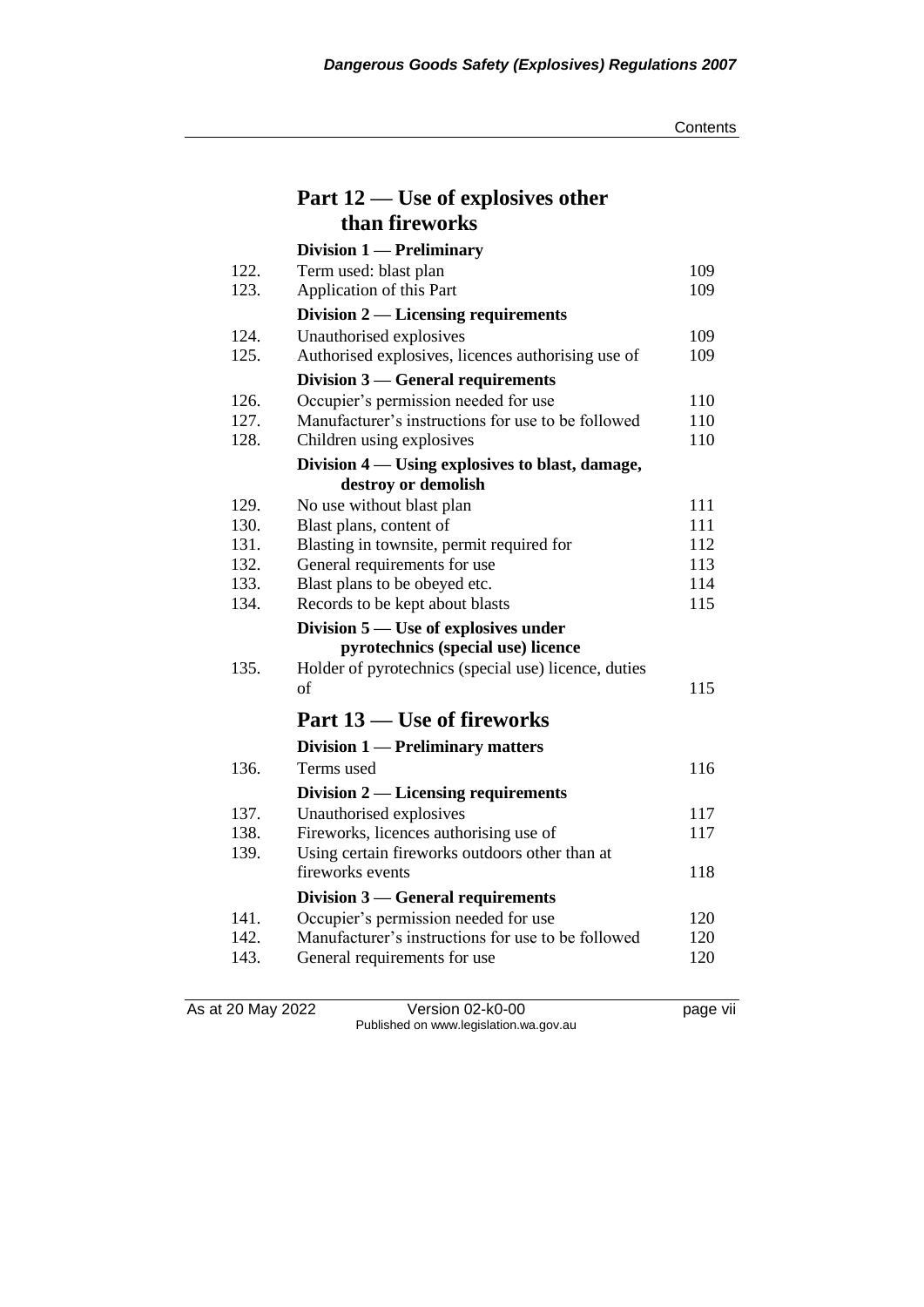## Part 12 — Use of explosives other than fireworks

### Division 1 — Preliminary

| | | |
|---|---|---|
| 122. | Term used: blast plan | 109 |
| 123. | Application of this Part | 109 |

### Division 2 — Licensing requirements

| | | |
|---|---|---|
| 124. | Unauthorised explosives | 109 |
| 125. | Authorised explosives, licences authorising use of | 109 |

### Division 3 — General requirements

| | | |
|---|---|---|
| 126. | Occupier's permission needed for use | 110 |
| 127. | Manufacturer's instructions for use to be followed | 110 |
| 128. | Children using explosives | 110 |

### Division 4 — Using explosives to blast, damage, destroy or demolish

| | | |
|---|---|---|
| 129. | No use without blast plan | 111 |
| 130. | Blast plans, content of | 111 |
| 131. | Blasting in townsite, permit required for | 112 |
| 132. | General requirements for use | 113 |
| 133. | Blast plans to be obeyed etc. | 114 |
| 134. | Records to be kept about blasts | 115 |

### Division 5 — Use of explosives under pyrotechnics (special use) licence

| | | |
|---|---|---|
| 135. | Holder of pyrotechnics (special use) licence, duties of | 115 |

## Part 13 — Use of fireworks

### Division 1 — Preliminary matters

| | | |
|---|---|---|
| 136. | Terms used | 116 |

### Division 2 — Licensing requirements

| | | |
|---|---|---|
| 137. | Unauthorised explosives | 117 |
| 138. | Fireworks, licences authorising use of | 117 |
| 139. | Using certain fireworks outdoors other than at fireworks events | 118 |

### Division 3 — General requirements

| | | |
|---|---|---|
| 141. | Occupier's permission needed for use | 120 |
| 142. | Manufacturer's instructions for use to be followed | 120 |
| 143. | General requirements for use | 120 |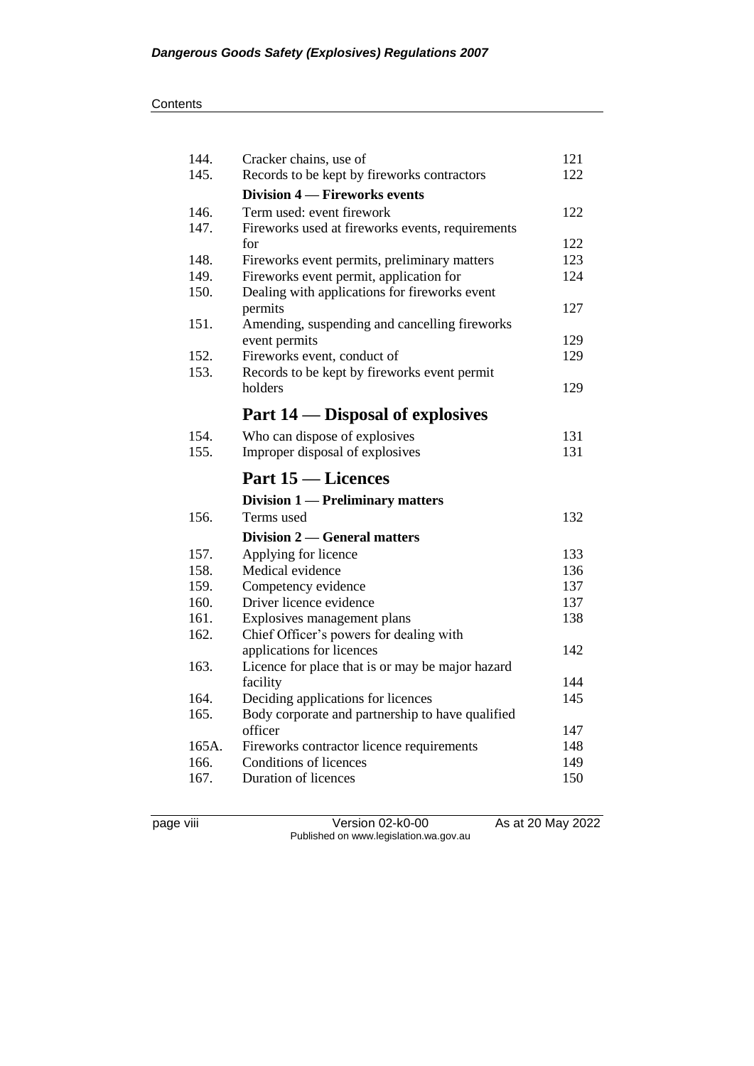| | | |
|---|---|---|
| 144. | Cracker chains, use of | 121 |
| 145. | Records to be kept by fireworks contractors | 122 |
| | **Division 4 — Fireworks events** | |
| 146. | Term used: event firework | 122 |
| 147. | Fireworks used at fireworks events, requirements for | 122 |
| 148. | Fireworks event permits, preliminary matters | 123 |
| 149. | Fireworks event permit, application for | 124 |
| 150. | Dealing with applications for fireworks event permits | 127 |
| 151. | Amending, suspending and cancelling fireworks event permits | 129 |
| 152. | Fireworks event, conduct of | 129 |
| 153. | Records to be kept by fireworks event permit holders | 129 |

## Part 14 — Disposal of explosives

| | | |
|---|---|---|
| 154. | Who can dispose of explosives | 131 |
| 155. | Improper disposal of explosives | 131 |

## Part 15 — Licences

| | | |
|---|---|---|
| | **Division 1 — Preliminary matters** | |
| 156. | Terms used | 132 |
| | **Division 2 — General matters** | |
| 157. | Applying for licence | 133 |
| 158. | Medical evidence | 136 |
| 159. | Competency evidence | 137 |
| 160. | Driver licence evidence | 137 |
| 161. | Explosives management plans | 138 |
| 162. | Chief Officer's powers for dealing with applications for licences | 142 |
| 163. | Licence for place that is or may be major hazard facility | 144 |
| 164. | Deciding applications for licences | 145 |
| 165. | Body corporate and partnership to have qualified officer | 147 |
| 165A. | Fireworks contractor licence requirements | 148 |
| 166. | Conditions of licences | 149 |
| 167. | Duration of licences | 150 |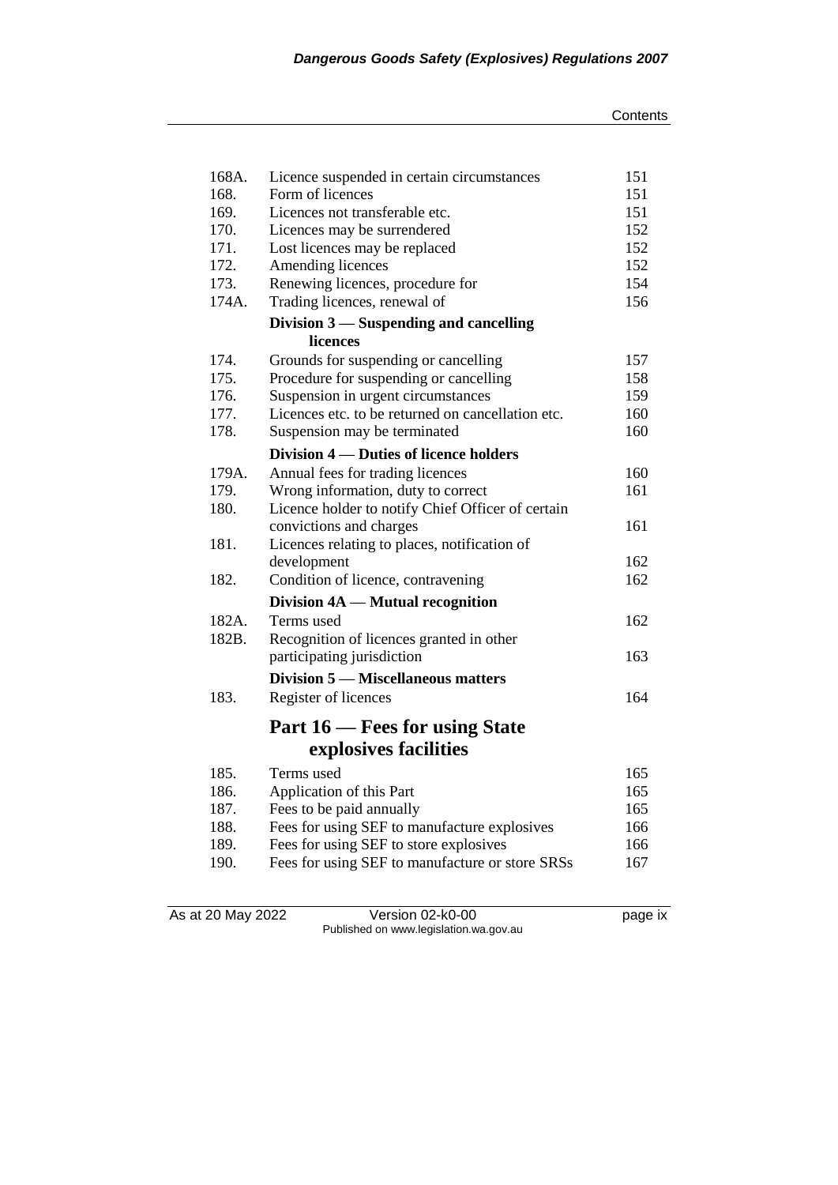| | | |
|---|---|---|
| 168A. | Licence suspended in certain circumstances | 151 |
| 168. | Form of licences | 151 |
| 169. | Licences not transferable etc. | 151 |
| 170. | Licences may be surrendered | 152 |
| 171. | Lost licences may be replaced | 152 |
| 172. | Amending licences | 152 |
| 173. | Renewing licences, procedure for | 154 |
| 174A. | Trading licences, renewal of | 156 |

**Division 3 — Suspending and cancelling licences**

| | | |
|---|---|---|
| 174. | Grounds for suspending or cancelling | 157 |
| 175. | Procedure for suspending or cancelling | 158 |
| 176. | Suspension in urgent circumstances | 159 |
| 177. | Licences etc. to be returned on cancellation etc. | 160 |
| 178. | Suspension may be terminated | 160 |

**Division 4 — Duties of licence holders**

| | | |
|---|---|---|
| 179A. | Annual fees for trading licences | 160 |
| 179. | Wrong information, duty to correct | 161 |
| 180. | Licence holder to notify Chief Officer of certain convictions and charges | 161 |
| 181. | Licences relating to places, notification of development | 162 |
| 182. | Condition of licence, contravening | 162 |

**Division 4A — Mutual recognition**

| | | |
|---|---|---|
| 182A. | Terms used | 162 |
| 182B. | Recognition of licences granted in other participating jurisdiction | 163 |

**Division 5 — Miscellaneous matters**

| | | |
|---|---|---|
| 183. | Register of licences | 164 |

## Part 16 — Fees for using State explosives facilities

| | | |
|---|---|---|
| 185. | Terms used | 165 |
| 186. | Application of this Part | 165 |
| 187. | Fees to be paid annually | 165 |
| 188. | Fees for using SEF to manufacture explosives | 166 |
| 189. | Fees for using SEF to store explosives | 166 |
| 190. | Fees for using SEF to manufacture or store SRSs | 167 |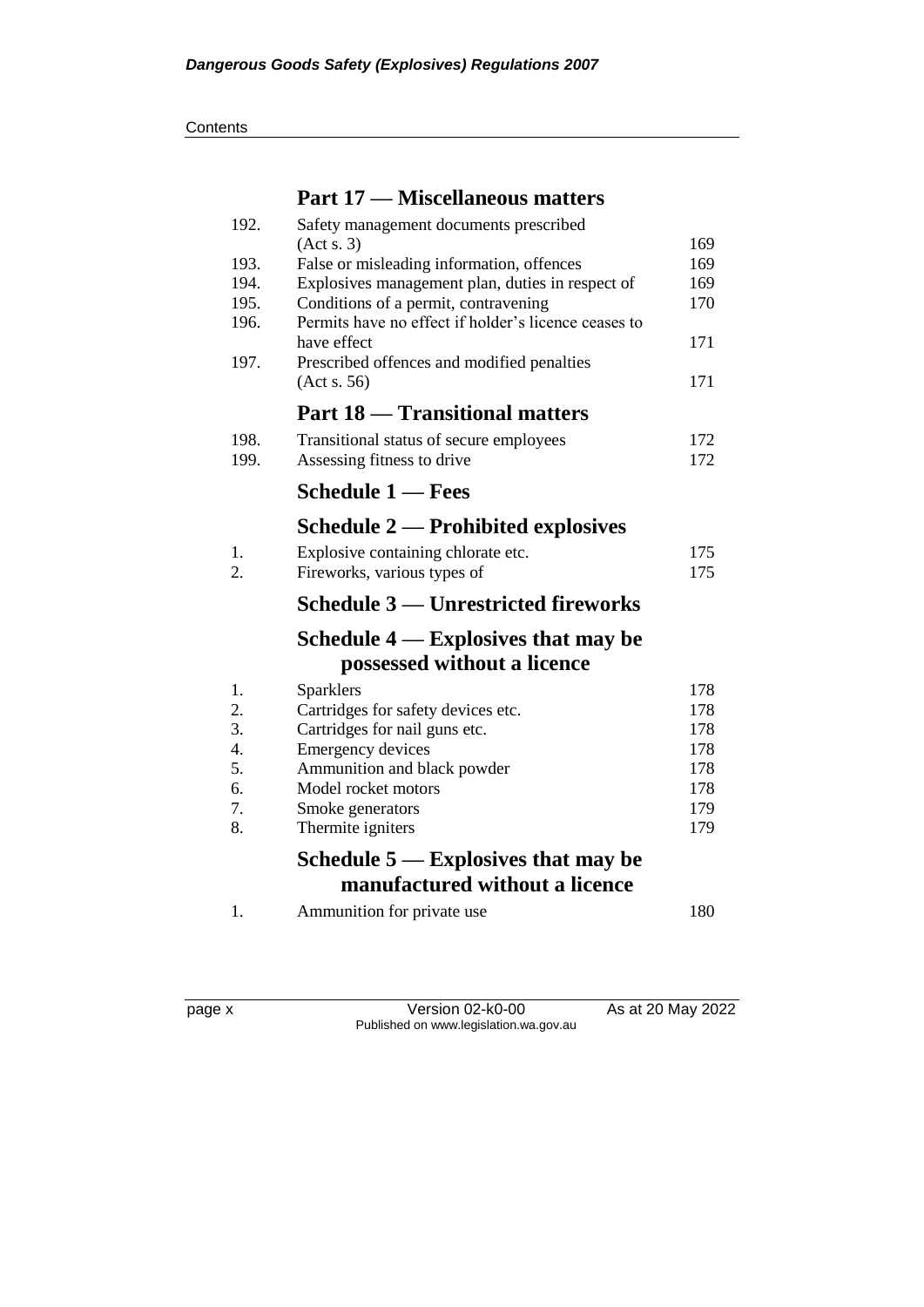## Part 17 — Miscellaneous matters

| | | |
|---|---|---|
| 192. | Safety management documents prescribed (Act s. 3) | 169 |
| 193. | False or misleading information, offences | 169 |
| 194. | Explosives management plan, duties in respect of | 169 |
| 195. | Conditions of a permit, contravening | 170 |
| 196. | Permits have no effect if holder's licence ceases to have effect | 171 |
| 197. | Prescribed offences and modified penalties (Act s. 56) | 171 |

## Part 18 — Transitional matters

| | | |
|---|---|---|
| 198. | Transitional status of secure employees | 172 |
| 199. | Assessing fitness to drive | 172 |

## Schedule 1 — Fees

## Schedule 2 — Prohibited explosives

| | | |
|---|---|---|
| 1. | Explosive containing chlorate etc. | 175 |
| 2. | Fireworks, various types of | 175 |

## Schedule 3 — Unrestricted fireworks

## Schedule 4 — Explosives that may be possessed without a licence

| | | |
|---|---|---|
| 1. | Sparklers | 178 |
| 2. | Cartridges for safety devices etc. | 178 |
| 3. | Cartridges for nail guns etc. | 178 |
| 4. | Emergency devices | 178 |
| 5. | Ammunition and black powder | 178 |
| 6. | Model rocket motors | 178 |
| 7. | Smoke generators | 179 |
| 8. | Thermite igniters | 179 |

## Schedule 5 — Explosives that may be manufactured without a licence

| | | |
|---|---|---|
| 1. | Ammunition for private use | 180 |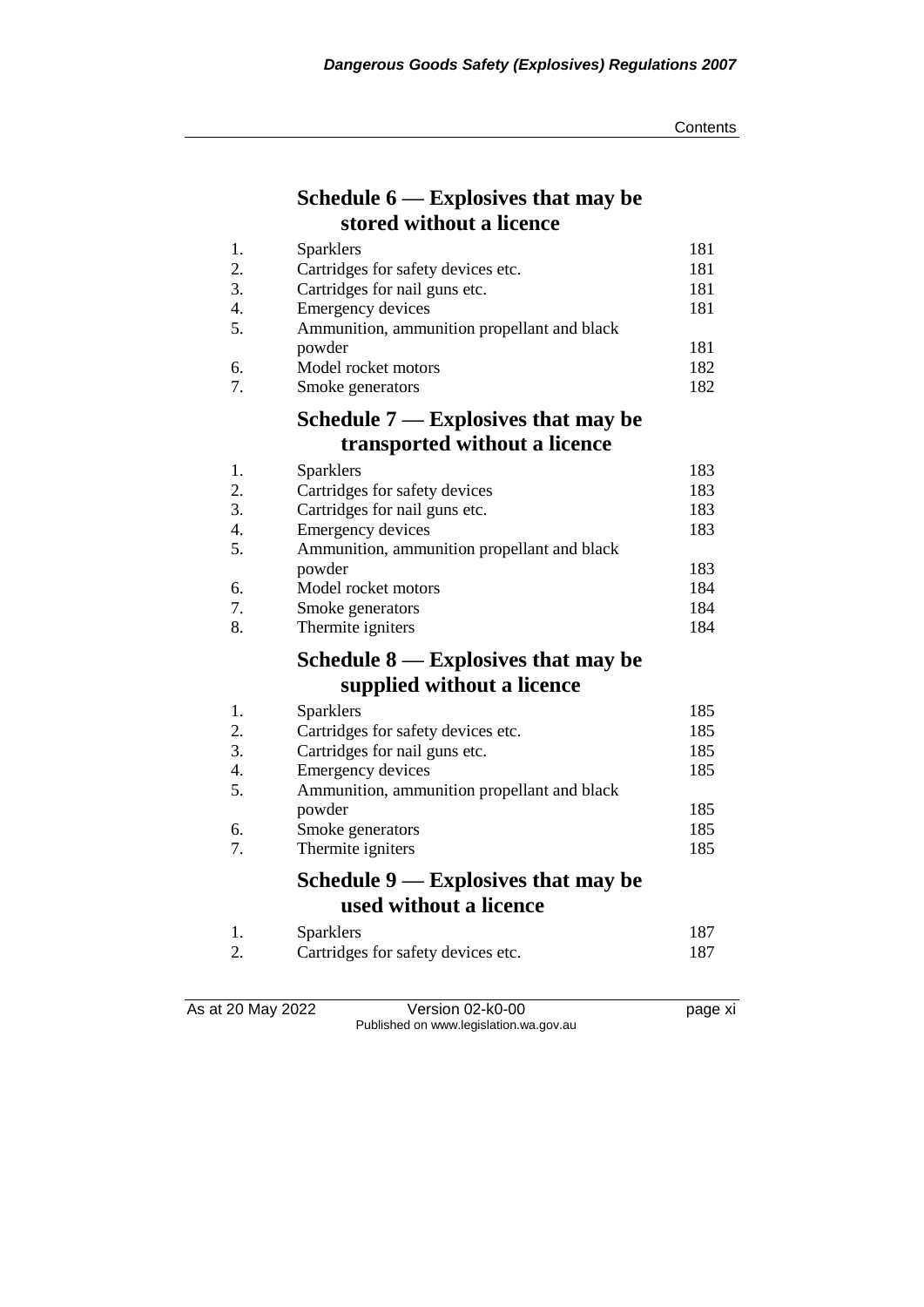## Schedule 6 — Explosives that may be stored without a licence

| | | |
|---|---|---|
| 1. | Sparklers | 181 |
| 2. | Cartridges for safety devices etc. | 181 |
| 3. | Cartridges for nail guns etc. | 181 |
| 4. | Emergency devices | 181 |
| 5. | Ammunition, ammunition propellant and black powder | 181 |
| 6. | Model rocket motors | 182 |
| 7. | Smoke generators | 182 |

## Schedule 7 — Explosives that may be transported without a licence

| | | |
|---|---|---|
| 1. | Sparklers | 183 |
| 2. | Cartridges for safety devices | 183 |
| 3. | Cartridges for nail guns etc. | 183 |
| 4. | Emergency devices | 183 |
| 5. | Ammunition, ammunition propellant and black powder | 183 |
| 6. | Model rocket motors | 184 |
| 7. | Smoke generators | 184 |
| 8. | Thermite igniters | 184 |

## Schedule 8 — Explosives that may be supplied without a licence

| | | |
|---|---|---|
| 1. | Sparklers | 185 |
| 2. | Cartridges for safety devices etc. | 185 |
| 3. | Cartridges for nail guns etc. | 185 |
| 4. | Emergency devices | 185 |
| 5. | Ammunition, ammunition propellant and black powder | 185 |
| 6. | Smoke generators | 185 |
| 7. | Thermite igniters | 185 |

## Schedule 9 — Explosives that may be used without a licence

| | | |
|---|---|---|
| 1. | Sparklers | 187 |
| 2. | Cartridges for safety devices etc. | 187 |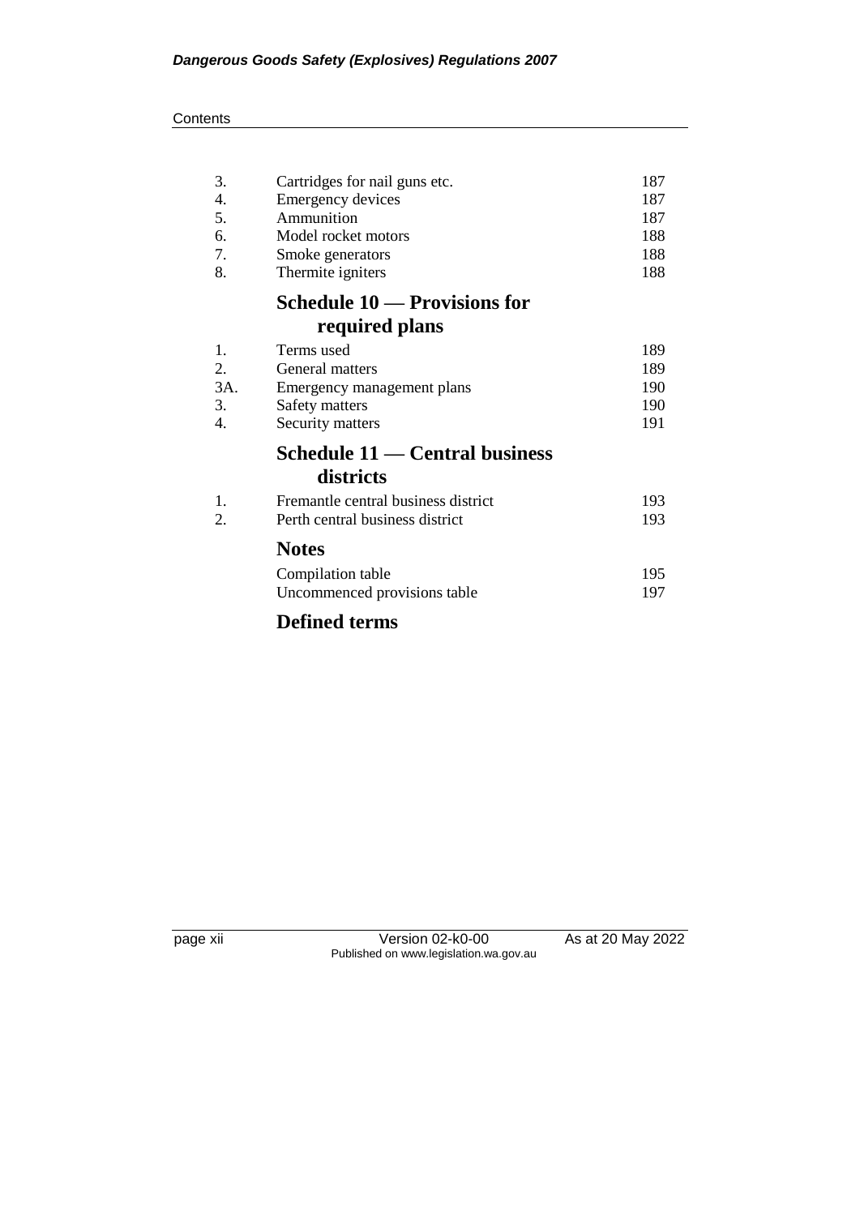| | | |
|---|---|---|
| 3. | Cartridges for nail guns etc. | 187 |
| 4. | Emergency devices | 187 |
| 5. | Ammunition | 187 |
| 6. | Model rocket motors | 188 |
| 7. | Smoke generators | 188 |
| 8. | Thermite igniters | 188 |

## Schedule 10 — Provisions for required plans

| | | |
|---|---|---|
| 1. | Terms used | 189 |
| 2. | General matters | 189 |
| 3A. | Emergency management plans | 190 |
| 3. | Safety matters | 190 |
| 4. | Security matters | 191 |

## Schedule 11 — Central business districts

| | | |
|---|---|---|
| 1. | Fremantle central business district | 193 |
| 2. | Perth central business district | 193 |

## Notes

| | |
|---|---|
| Compilation table | 195 |
| Uncommenced provisions table | 197 |

## Defined terms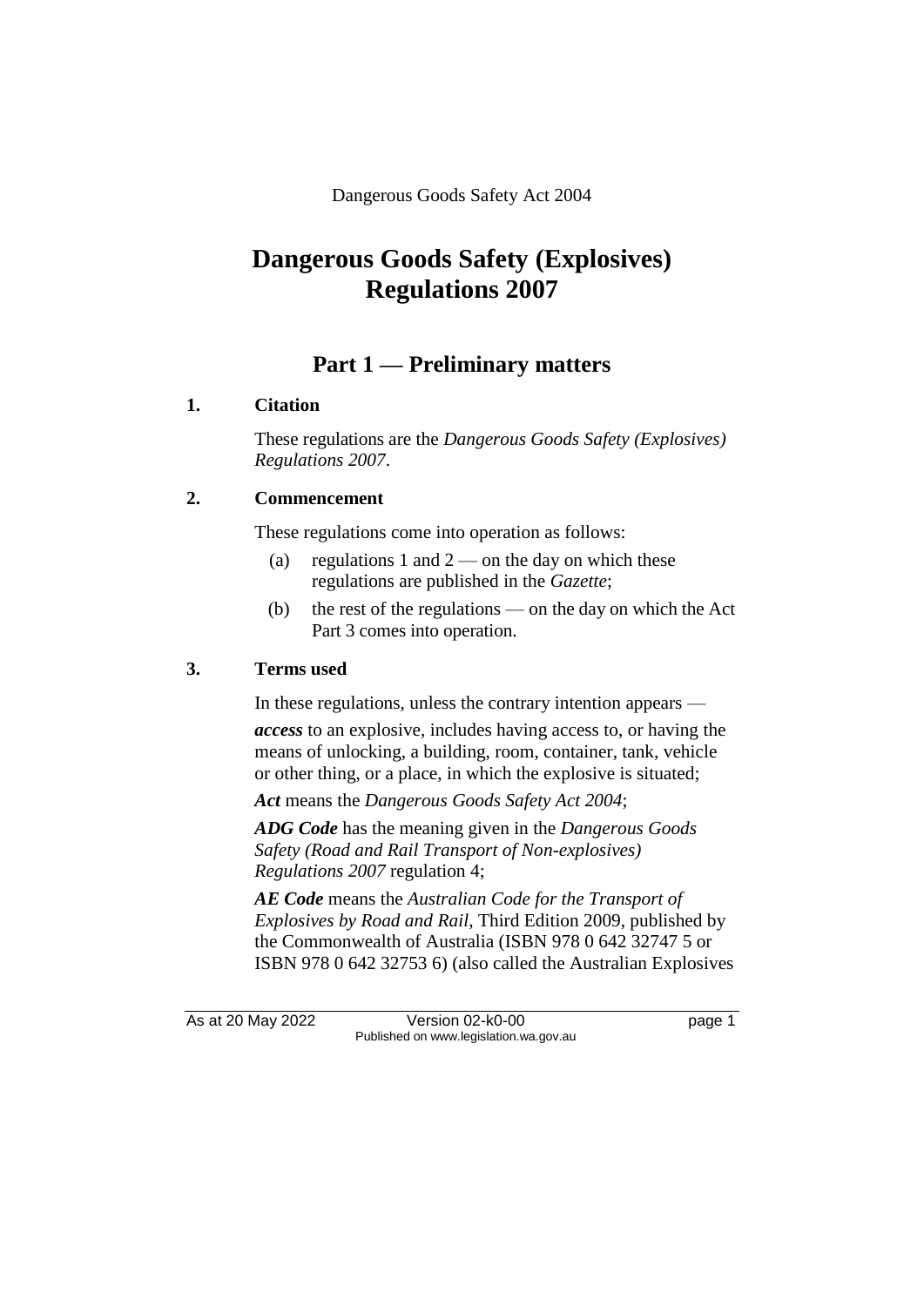Dangerous Goods Safety Act 2004

# Dangerous Goods Safety (Explosives) Regulations 2007

## Part 1 — Preliminary matters

### 1. Citation

These regulations are the *Dangerous Goods Safety (Explosives) Regulations 2007*.

### 2. Commencement

These regulations come into operation as follows:

(a) regulations 1 and 2 — on the day on which these regulations are published in the *Gazette*;

(b) the rest of the regulations — on the day on which the Act Part 3 comes into operation.

### 3. Terms used

In these regulations, unless the contrary intention appears —

***access*** to an explosive, includes having access to, or having the means of unlocking, a building, room, container, tank, vehicle or other thing, or a place, in which the explosive is situated;

***Act*** means the *Dangerous Goods Safety Act 2004*;

***ADG Code*** has the meaning given in the *Dangerous Goods Safety (Road and Rail Transport of Non-explosives) Regulations 2007* regulation 4;

***AE Code*** means the *Australian Code for the Transport of Explosives by Road and Rail*, Third Edition 2009, published by the Commonwealth of Australia (ISBN 978 0 642 32747 5 or ISBN 978 0 642 32753 6) (also called the Australian Explosives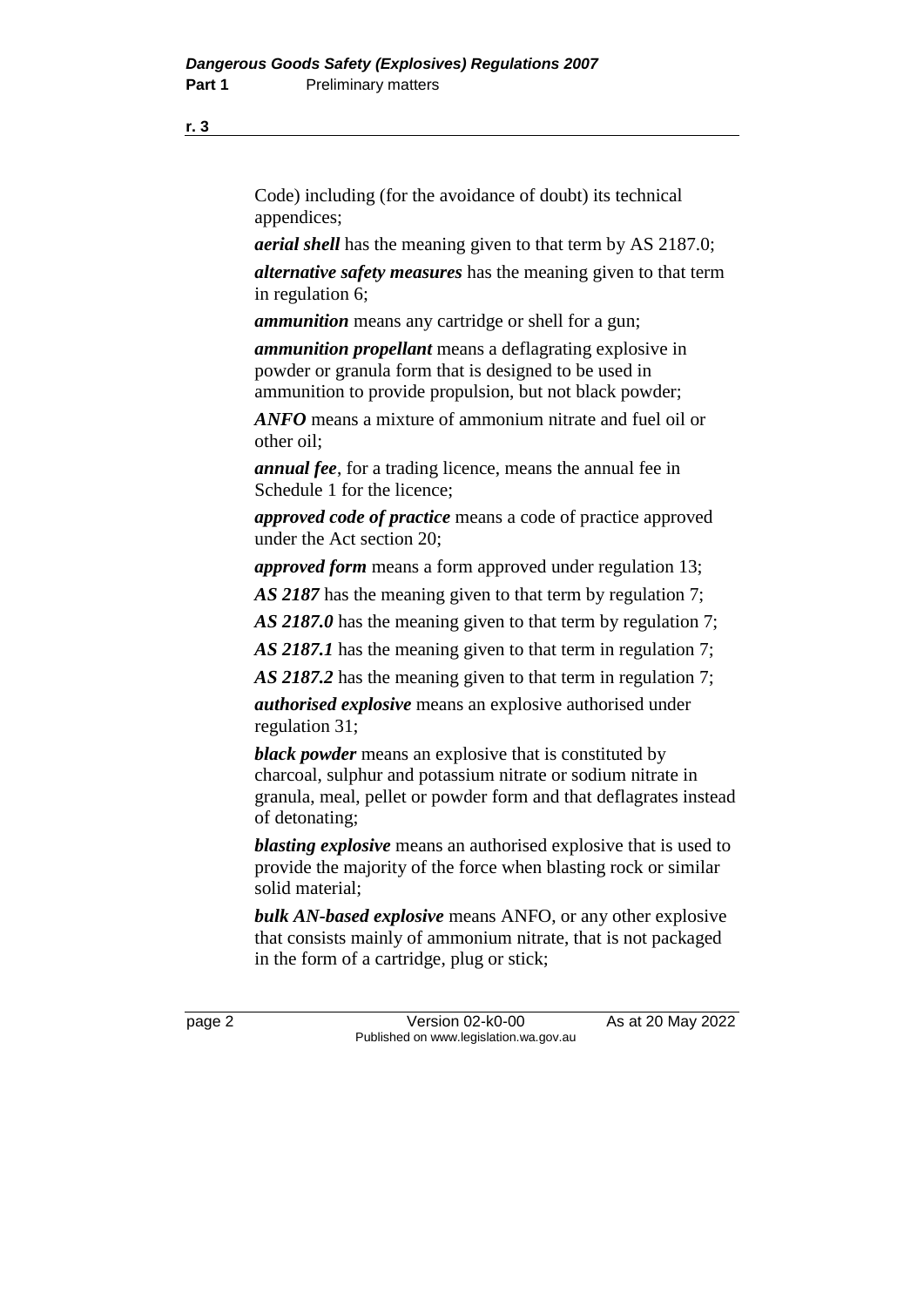Code) including (for the avoidance of doubt) its technical appendices;

***aerial shell*** has the meaning given to that term by AS 2187.0;

***alternative safety measures*** has the meaning given to that term in regulation 6;

***ammunition*** means any cartridge or shell for a gun;

***ammunition propellant*** means a deflagrating explosive in powder or granula form that is designed to be used in ammunition to provide propulsion, but not black powder;

***ANFO*** means a mixture of ammonium nitrate and fuel oil or other oil;

***annual fee***, for a trading licence, means the annual fee in Schedule 1 for the licence;

***approved code of practice*** means a code of practice approved under the Act section 20;

***approved form*** means a form approved under regulation 13;

***AS 2187*** has the meaning given to that term by regulation 7;

***AS 2187.0*** has the meaning given to that term by regulation 7;

***AS 2187.1*** has the meaning given to that term in regulation 7;

***AS 2187.2*** has the meaning given to that term in regulation 7;

***authorised explosive*** means an explosive authorised under regulation 31;

***black powder*** means an explosive that is constituted by charcoal, sulphur and potassium nitrate or sodium nitrate in granula, meal, pellet or powder form and that deflagrates instead of detonating;

***blasting explosive*** means an authorised explosive that is used to provide the majority of the force when blasting rock or similar solid material;

***bulk AN-based explosive*** means ANFO, or any other explosive that consists mainly of ammonium nitrate, that is not packaged in the form of a cartridge, plug or stick;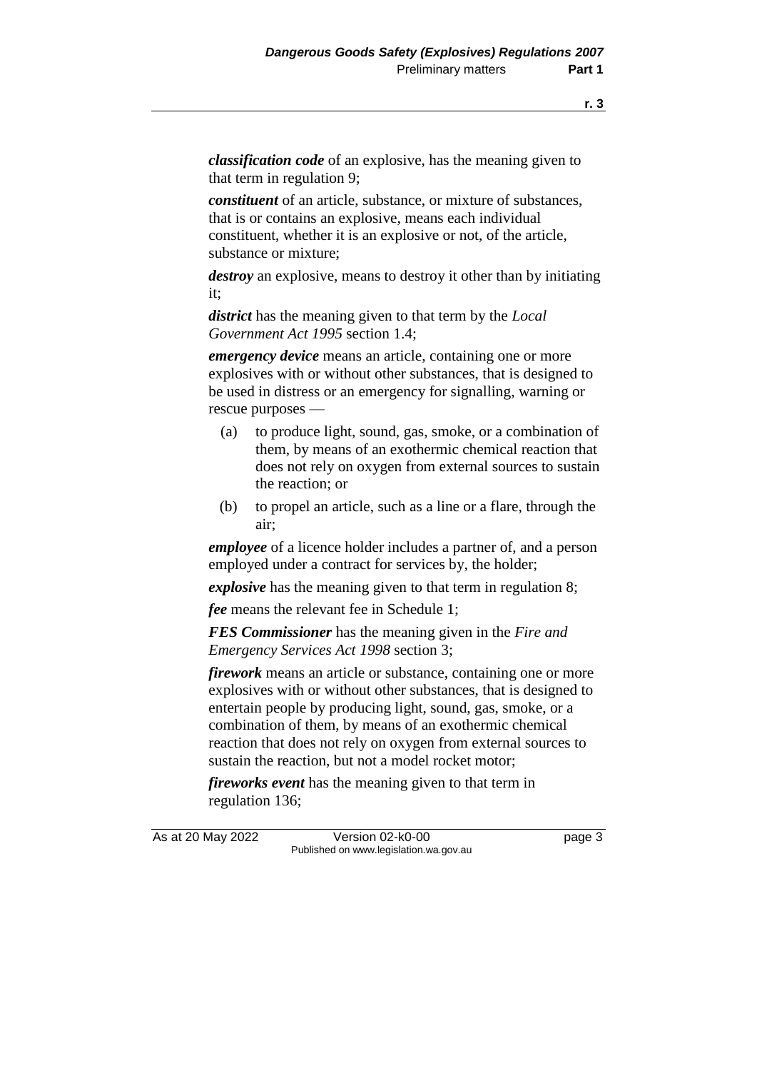***classification code*** of an explosive, has the meaning given to that term in regulation 9;

***constituent*** of an article, substance, or mixture of substances, that is or contains an explosive, means each individual constituent, whether it is an explosive or not, of the article, substance or mixture;

***destroy*** an explosive, means to destroy it other than by initiating it;

***district*** has the meaning given to that term by the *Local Government Act 1995* section 1.4;

***emergency device*** means an article, containing one or more explosives with or without other substances, that is designed to be used in distress or an emergency for signalling, warning or rescue purposes —

(a) to produce light, sound, gas, smoke, or a combination of them, by means of an exothermic chemical reaction that does not rely on oxygen from external sources to sustain the reaction; or

(b) to propel an article, such as a line or a flare, through the air;

***employee*** of a licence holder includes a partner of, and a person employed under a contract for services by, the holder;

***explosive*** has the meaning given to that term in regulation 8;

***fee*** means the relevant fee in Schedule 1;

***FES Commissioner*** has the meaning given in the *Fire and Emergency Services Act 1998* section 3;

***firework*** means an article or substance, containing one or more explosives with or without other substances, that is designed to entertain people by producing light, sound, gas, smoke, or a combination of them, by means of an exothermic chemical reaction that does not rely on oxygen from external sources to sustain the reaction, but not a model rocket motor;

***fireworks event*** has the meaning given to that term in regulation 136;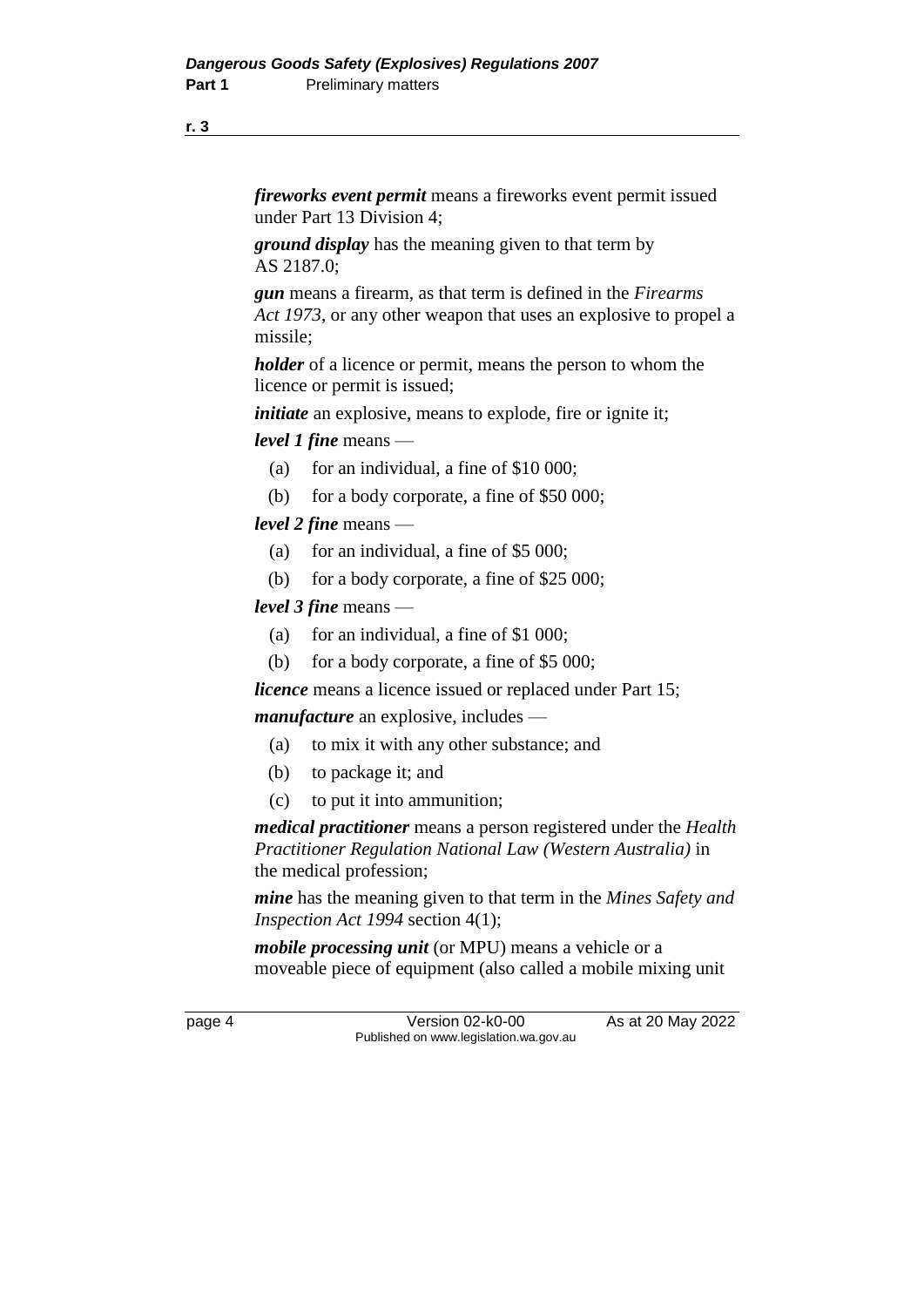***fireworks event permit*** means a fireworks event permit issued under Part 13 Division 4;

***ground display*** has the meaning given to that term by AS 2187.0;

***gun*** means a firearm, as that term is defined in the *Firearms Act 1973*, or any other weapon that uses an explosive to propel a missile;

***holder*** of a licence or permit, means the person to whom the licence or permit is issued;

***initiate*** an explosive, means to explode, fire or ignite it;

***level 1 fine*** means —

(a) for an individual, a fine of $10 000;

(b) for a body corporate, a fine of $50 000;

***level 2 fine*** means —

(a) for an individual, a fine of $5 000;

(b) for a body corporate, a fine of $25 000;

***level 3 fine*** means —

(a) for an individual, a fine of $1 000;

(b) for a body corporate, a fine of $5 000;

***licence*** means a licence issued or replaced under Part 15;

***manufacture*** an explosive, includes —

(a) to mix it with any other substance; and

(b) to package it; and

(c) to put it into ammunition;

***medical practitioner*** means a person registered under the *Health Practitioner Regulation National Law (Western Australia)* in the medical profession;

***mine*** has the meaning given to that term in the *Mines Safety and Inspection Act 1994* section 4(1);

***mobile processing unit*** (or MPU) means a vehicle or a moveable piece of equipment (also called a mobile mixing unit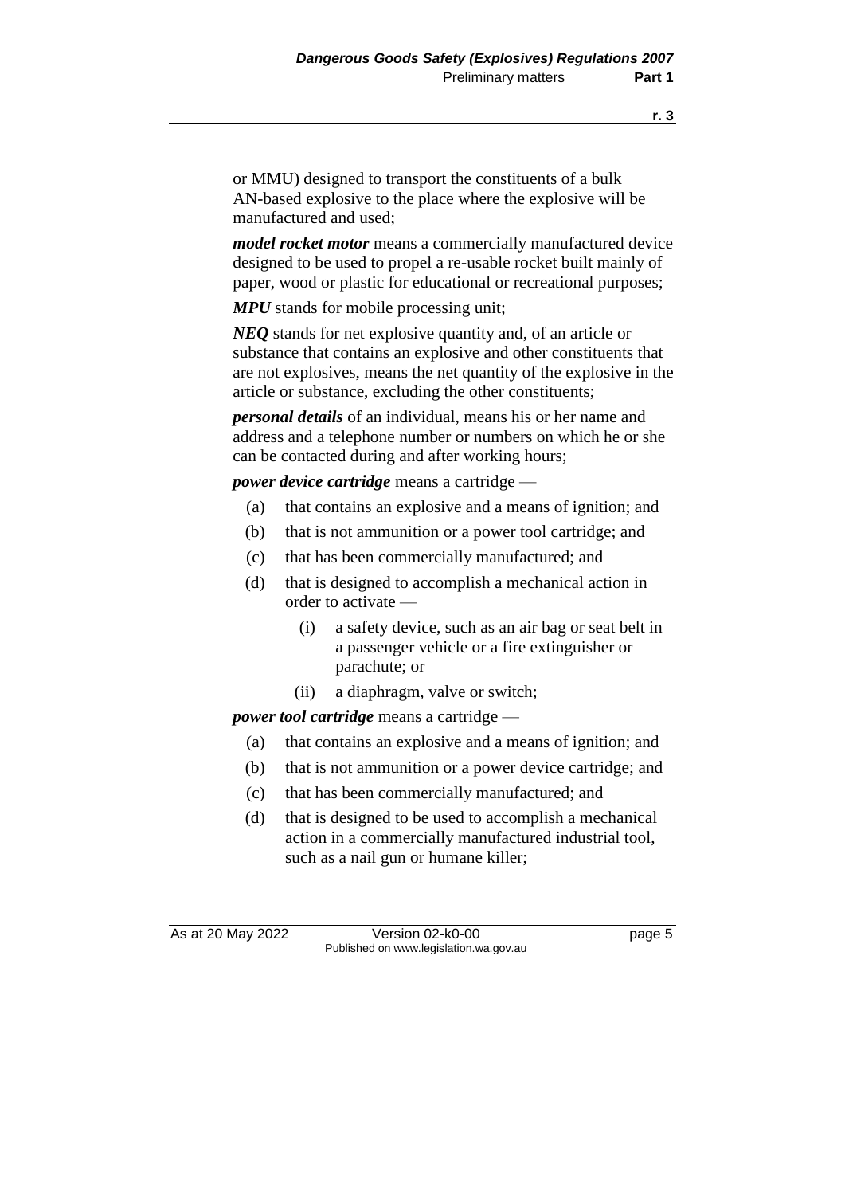or MMU) designed to transport the constituents of a bulk AN-based explosive to the place where the explosive will be manufactured and used;

***model rocket motor*** means a commercially manufactured device designed to be used to propel a re-usable rocket built mainly of paper, wood or plastic for educational or recreational purposes;

***MPU*** stands for mobile processing unit;

***NEQ*** stands for net explosive quantity and, of an article or substance that contains an explosive and other constituents that are not explosives, means the net quantity of the explosive in the article or substance, excluding the other constituents;

***personal details*** of an individual, means his or her name and address and a telephone number or numbers on which he or she can be contacted during and after working hours;

***power device cartridge*** means a cartridge —

- (a) that contains an explosive and a means of ignition; and
- (b) that is not ammunition or a power tool cartridge; and
- (c) that has been commercially manufactured; and
- (d) that is designed to accomplish a mechanical action in order to activate —
  - (i) a safety device, such as an air bag or seat belt in a passenger vehicle or a fire extinguisher or parachute; or
  - (ii) a diaphragm, valve or switch;

***power tool cartridge*** means a cartridge —

- (a) that contains an explosive and a means of ignition; and
- (b) that is not ammunition or a power device cartridge; and
- (c) that has been commercially manufactured; and
- (d) that is designed to be used to accomplish a mechanical action in a commercially manufactured industrial tool, such as a nail gun or humane killer;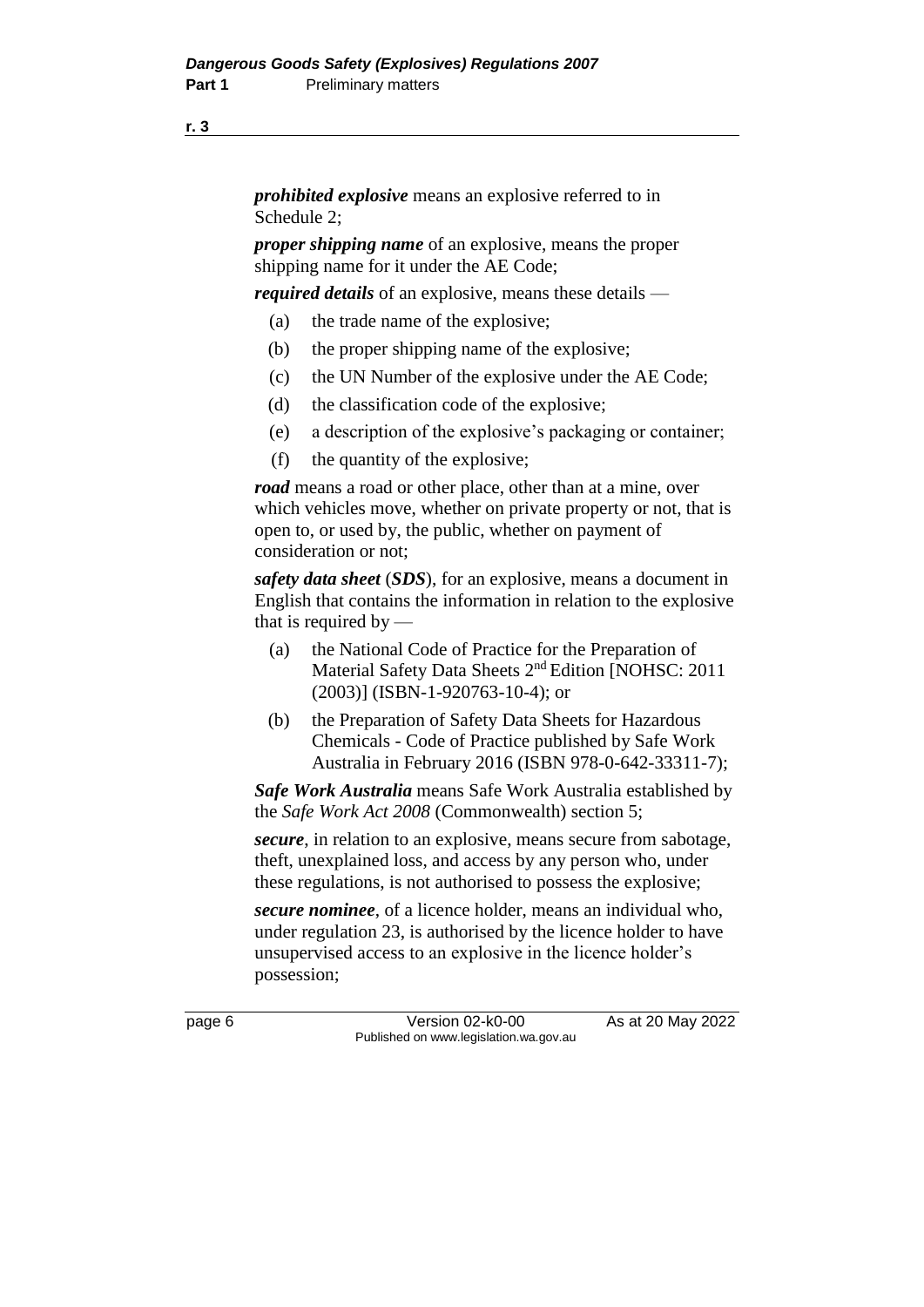***prohibited explosive*** means an explosive referred to in Schedule 2;

***proper shipping name*** of an explosive, means the proper shipping name for it under the AE Code;

***required details*** of an explosive, means these details —

- (a) the trade name of the explosive;
- (b) the proper shipping name of the explosive;
- (c) the UN Number of the explosive under the AE Code;
- (d) the classification code of the explosive;
- (e) a description of the explosive's packaging or container;
- (f) the quantity of the explosive;

***road*** means a road or other place, other than at a mine, over which vehicles move, whether on private property or not, that is open to, or used by, the public, whether on payment of consideration or not;

***safety data sheet*** (***SDS***), for an explosive, means a document in English that contains the information in relation to the explosive that is required by —

- (a) the National Code of Practice for the Preparation of Material Safety Data Sheets 2nd Edition [NOHSC: 2011 (2003)] (ISBN-1-920763-10-4); or
- (b) the Preparation of Safety Data Sheets for Hazardous Chemicals - Code of Practice published by Safe Work Australia in February 2016 (ISBN 978-0-642-33311-7);

***Safe Work Australia*** means Safe Work Australia established by the *Safe Work Act 2008* (Commonwealth) section 5;

***secure***, in relation to an explosive, means secure from sabotage, theft, unexplained loss, and access by any person who, under these regulations, is not authorised to possess the explosive;

***secure nominee***, of a licence holder, means an individual who, under regulation 23, is authorised by the licence holder to have unsupervised access to an explosive in the licence holder's possession;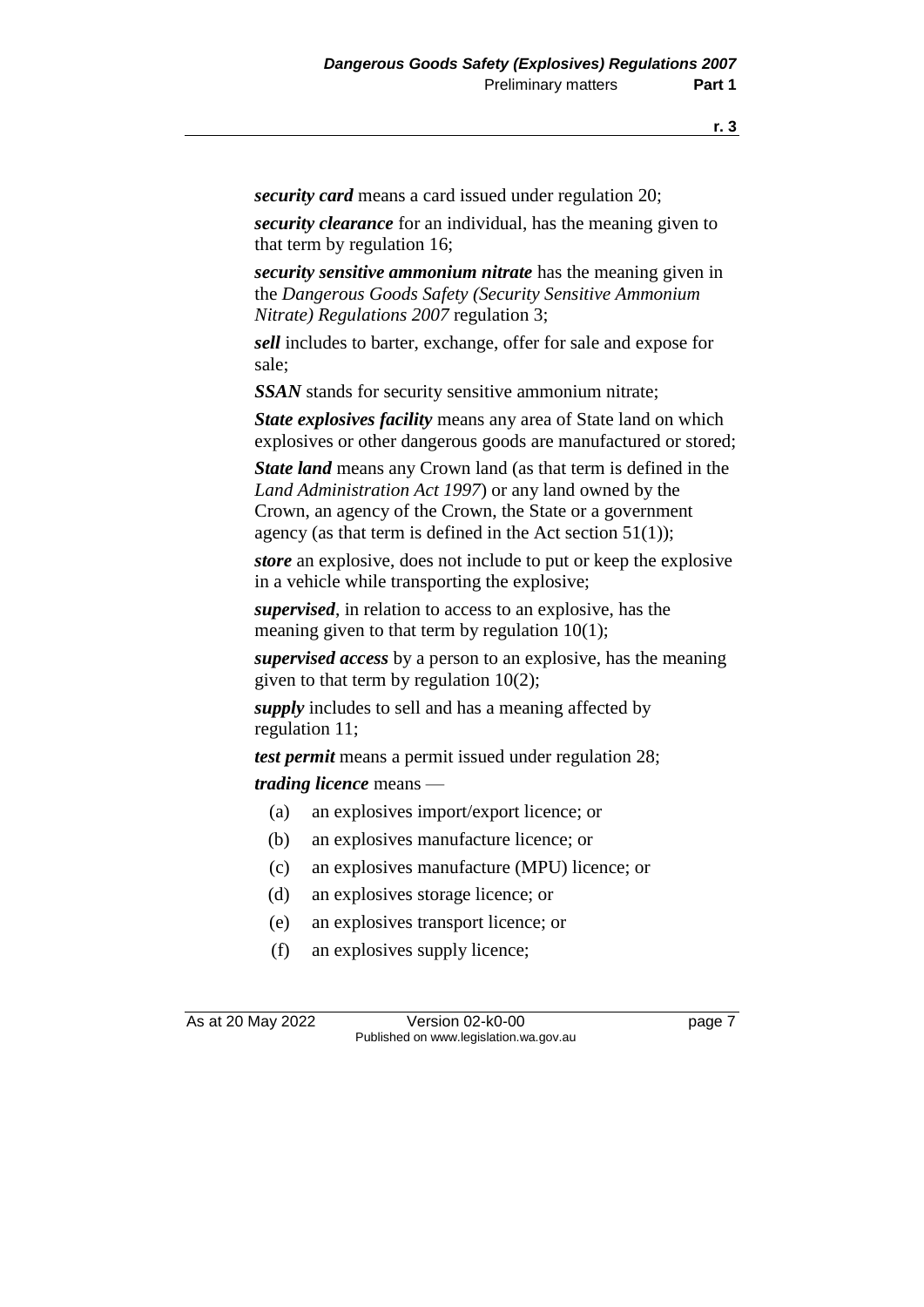***security card*** means a card issued under regulation 20;

***security clearance*** for an individual, has the meaning given to that term by regulation 16;

***security sensitive ammonium nitrate*** has the meaning given in the *Dangerous Goods Safety (Security Sensitive Ammonium Nitrate) Regulations 2007* regulation 3;

***sell*** includes to barter, exchange, offer for sale and expose for sale;

***SSAN*** stands for security sensitive ammonium nitrate;

***State explosives facility*** means any area of State land on which explosives or other dangerous goods are manufactured or stored;

***State land*** means any Crown land (as that term is defined in the *Land Administration Act 1997*) or any land owned by the Crown, an agency of the Crown, the State or a government agency (as that term is defined in the Act section 51(1));

***store*** an explosive, does not include to put or keep the explosive in a vehicle while transporting the explosive;

***supervised***, in relation to access to an explosive, has the meaning given to that term by regulation 10(1);

***supervised access*** by a person to an explosive, has the meaning given to that term by regulation 10(2);

***supply*** includes to sell and has a meaning affected by regulation 11;

***test permit*** means a permit issued under regulation 28;

***trading licence*** means —

(a) an explosives import/export licence; or

(b) an explosives manufacture licence; or

(c) an explosives manufacture (MPU) licence; or

(d) an explosives storage licence; or

(e) an explosives transport licence; or

(f) an explosives supply licence;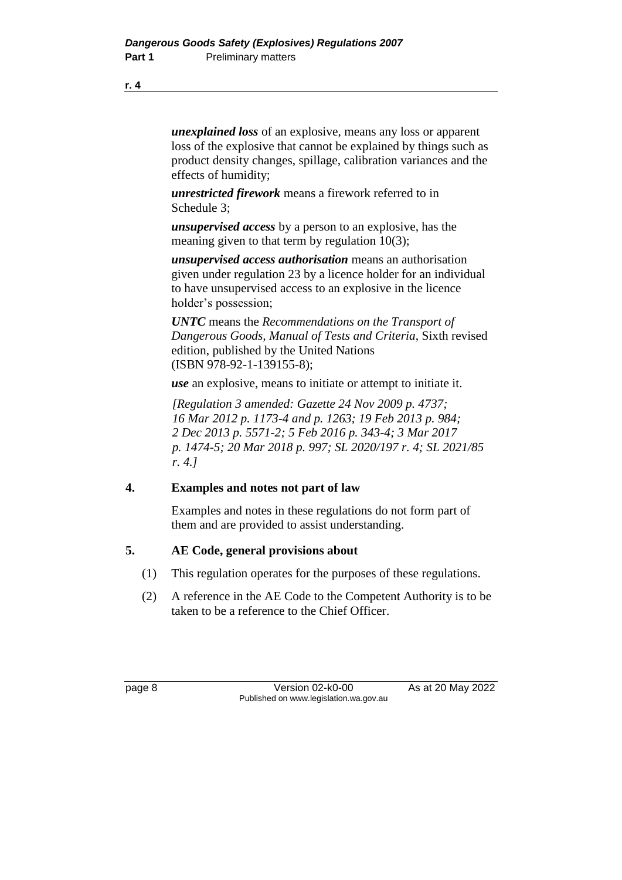***unexplained loss*** of an explosive, means any loss or apparent loss of the explosive that cannot be explained by things such as product density changes, spillage, calibration variances and the effects of humidity;

***unrestricted firework*** means a firework referred to in Schedule 3;

***unsupervised access*** by a person to an explosive, has the meaning given to that term by regulation 10(3);

***unsupervised access authorisation*** means an authorisation given under regulation 23 by a licence holder for an individual to have unsupervised access to an explosive in the licence holder's possession;

***UNTC*** means the *Recommendations on the Transport of Dangerous Goods, Manual of Tests and Criteria*, Sixth revised edition, published by the United Nations (ISBN 978-92-1-139155-8);

***use*** an explosive, means to initiate or attempt to initiate it.

*[Regulation 3 amended: Gazette 24 Nov 2009 p. 4737; 16 Mar 2012 p. 1173-4 and p. 1263; 19 Feb 2013 p. 984; 2 Dec 2013 p. 5571-2; 5 Feb 2016 p. 343-4; 3 Mar 2017 p. 1474-5; 20 Mar 2018 p. 997; SL 2020/197 r. 4; SL 2021/85 r. 4.]*

### 4. Examples and notes not part of law

Examples and notes in these regulations do not form part of them and are provided to assist understanding.

### 5. AE Code, general provisions about

(1) This regulation operates for the purposes of these regulations.

(2) A reference in the AE Code to the Competent Authority is to be taken to be a reference to the Chief Officer.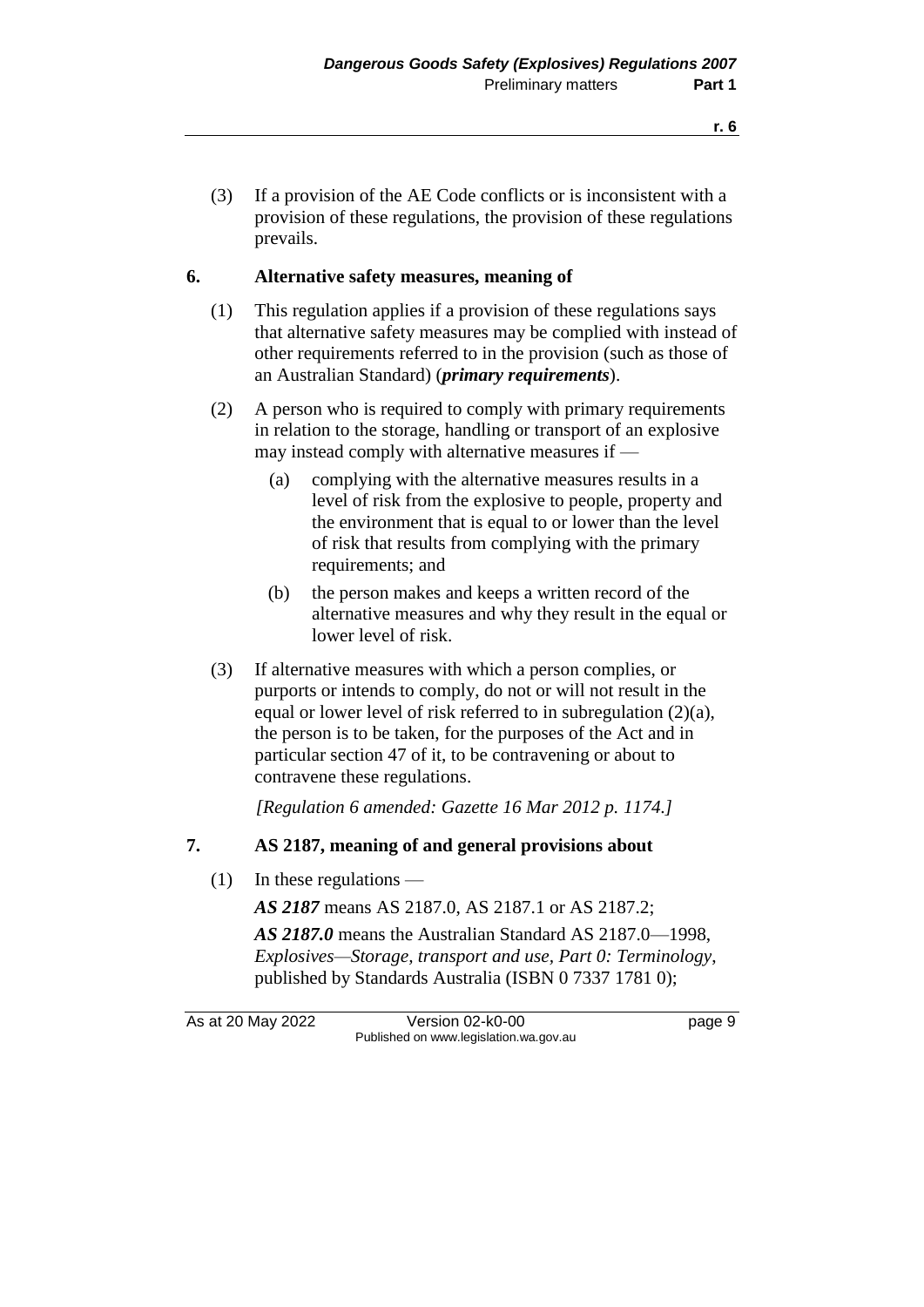(3) If a provision of the AE Code conflicts or is inconsistent with a provision of these regulations, the provision of these regulations prevails.

## 6. Alternative safety measures, meaning of

(1) This regulation applies if a provision of these regulations says that alternative safety measures may be complied with instead of other requirements referred to in the provision (such as those of an Australian Standard) (***primary requirements***).

(2) A person who is required to comply with primary requirements in relation to the storage, handling or transport of an explosive may instead comply with alternative measures if —

   (a) complying with the alternative measures results in a level of risk from the explosive to people, property and the environment that is equal to or lower than the level of risk that results from complying with the primary requirements; and

   (b) the person makes and keeps a written record of the alternative measures and why they result in the equal or lower level of risk.

(3) If alternative measures with which a person complies, or purports or intends to comply, do not or will not result in the equal or lower level of risk referred to in subregulation (2)(a), the person is to be taken, for the purposes of the Act and in particular section 47 of it, to be contravening or about to contravene these regulations.

*[Regulation 6 amended: Gazette 16 Mar 2012 p. 1174.]*

## 7. AS 2187, meaning of and general provisions about

(1) In these regulations —

***AS 2187*** means AS 2187.0, AS 2187.1 or AS 2187.2;

***AS 2187.0*** means the Australian Standard AS 2187.0—1998, *Explosives—Storage, transport and use, Part 0: Terminology*, published by Standards Australia (ISBN 0 7337 1781 0);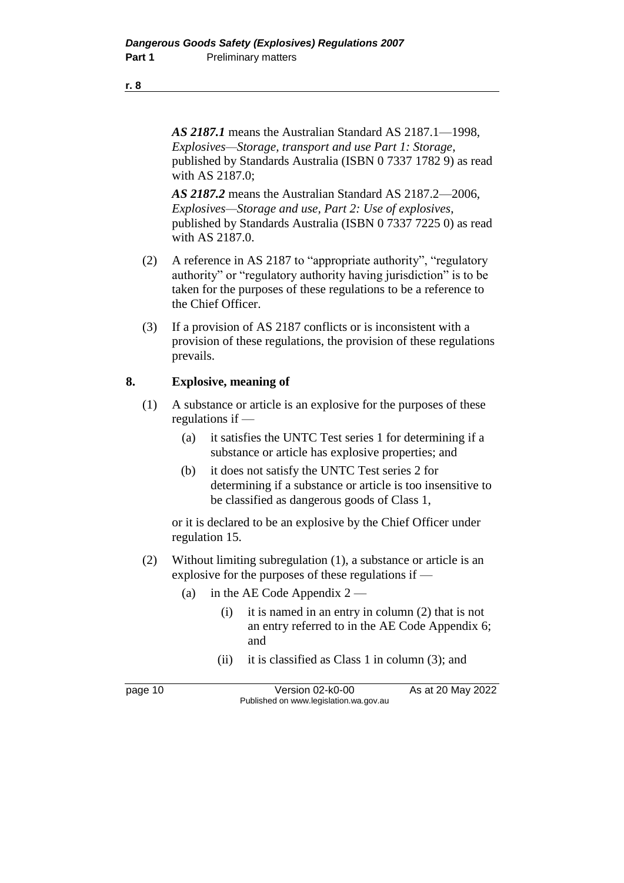***AS 2187.1*** means the Australian Standard AS 2187.1—1998, *Explosives—Storage, transport and use Part 1: Storage*, published by Standards Australia (ISBN 0 7337 1782 9) as read with AS 2187.0;

***AS 2187.2*** means the Australian Standard AS 2187.2—2006, *Explosives—Storage and use, Part 2: Use of explosives*, published by Standards Australia (ISBN 0 7337 7225 0) as read with AS 2187.0.

(2) A reference in AS 2187 to "appropriate authority", "regulatory authority" or "regulatory authority having jurisdiction" is to be taken for the purposes of these regulations to be a reference to the Chief Officer.

(3) If a provision of AS 2187 conflicts or is inconsistent with a provision of these regulations, the provision of these regulations prevails.

## 8. Explosive, meaning of

(1) A substance or article is an explosive for the purposes of these regulations if —

- (a) it satisfies the UNTC Test series 1 for determining if a substance or article has explosive properties; and
- (b) it does not satisfy the UNTC Test series 2 for determining if a substance or article is too insensitive to be classified as dangerous goods of Class 1,

or it is declared to be an explosive by the Chief Officer under regulation 15.

(2) Without limiting subregulation (1), a substance or article is an explosive for the purposes of these regulations if —

- (a) in the AE Code Appendix 2 —
  - (i) it is named in an entry in column (2) that is not an entry referred to in the AE Code Appendix 6; and
  - (ii) it is classified as Class 1 in column (3); and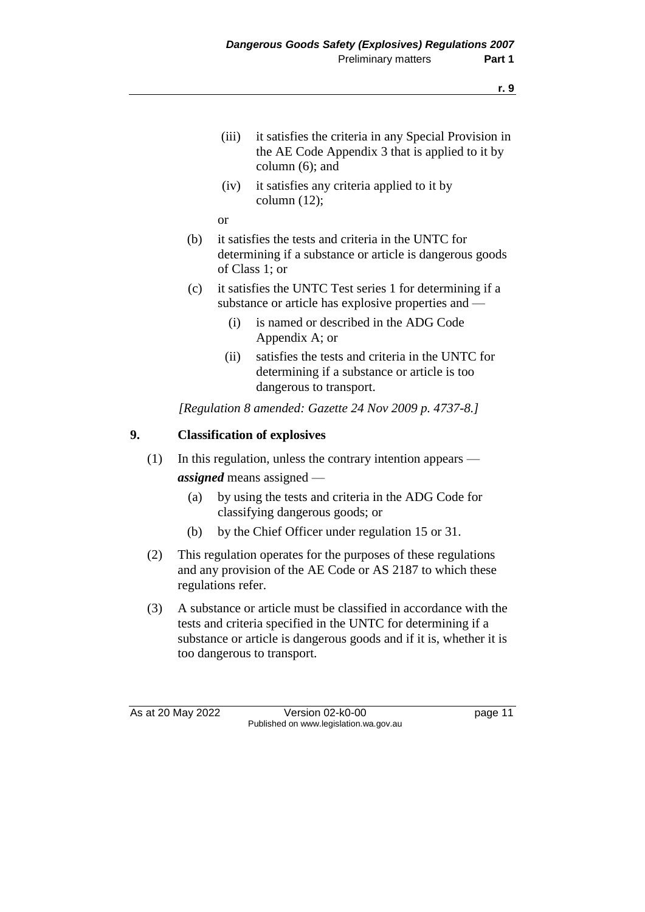(iii) it satisfies the criteria in any Special Provision in the AE Code Appendix 3 that is applied to it by column (6); and

(iv) it satisfies any criteria applied to it by column (12);

or

(b) it satisfies the tests and criteria in the UNTC for determining if a substance or article is dangerous goods of Class 1; or

(c) it satisfies the UNTC Test series 1 for determining if a substance or article has explosive properties and —

(i) is named or described in the ADG Code Appendix A; or

(ii) satisfies the tests and criteria in the UNTC for determining if a substance or article is too dangerous to transport.

*[Regulation 8 amended: Gazette 24 Nov 2009 p. 4737-8.]*

## 9. Classification of explosives

(1) In this regulation, unless the contrary intention appears —

***assigned*** means assigned —

(a) by using the tests and criteria in the ADG Code for classifying dangerous goods; or

(b) by the Chief Officer under regulation 15 or 31.

(2) This regulation operates for the purposes of these regulations and any provision of the AE Code or AS 2187 to which these regulations refer.

(3) A substance or article must be classified in accordance with the tests and criteria specified in the UNTC for determining if a substance or article is dangerous goods and if it is, whether it is too dangerous to transport.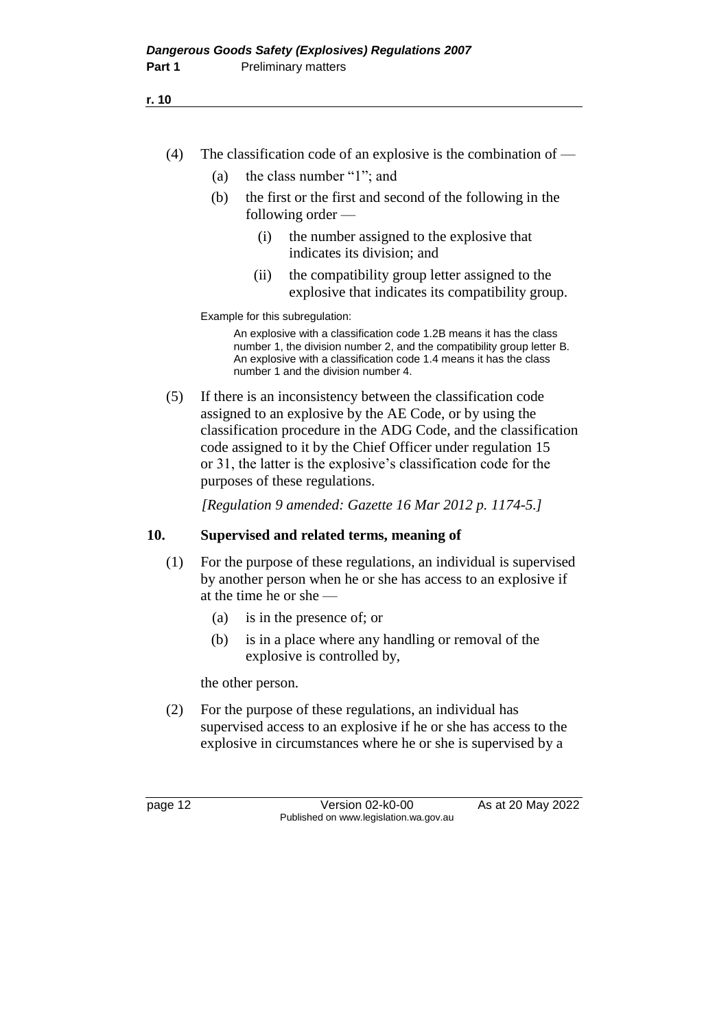(4) The classification code of an explosive is the combination of —

(a) the class number "1"; and

(b) the first or the first and second of the following in the following order —

(i) the number assigned to the explosive that indicates its division; and

(ii) the compatibility group letter assigned to the explosive that indicates its compatibility group.

Example for this subregulation:

An explosive with a classification code 1.2B means it has the class number 1, the division number 2, and the compatibility group letter B. An explosive with a classification code 1.4 means it has the class number 1 and the division number 4.

(5) If there is an inconsistency between the classification code assigned to an explosive by the AE Code, or by using the classification procedure in the ADG Code, and the classification code assigned to it by the Chief Officer under regulation 15 or 31, the latter is the explosive's classification code for the purposes of these regulations.

*[Regulation 9 amended: Gazette 16 Mar 2012 p. 1174-5.]*

## 10. Supervised and related terms, meaning of

(1) For the purpose of these regulations, an individual is supervised by another person when he or she has access to an explosive if at the time he or she —

(a) is in the presence of; or

(b) is in a place where any handling or removal of the explosive is controlled by,

the other person.

(2) For the purpose of these regulations, an individual has supervised access to an explosive if he or she has access to the explosive in circumstances where he or she is supervised by a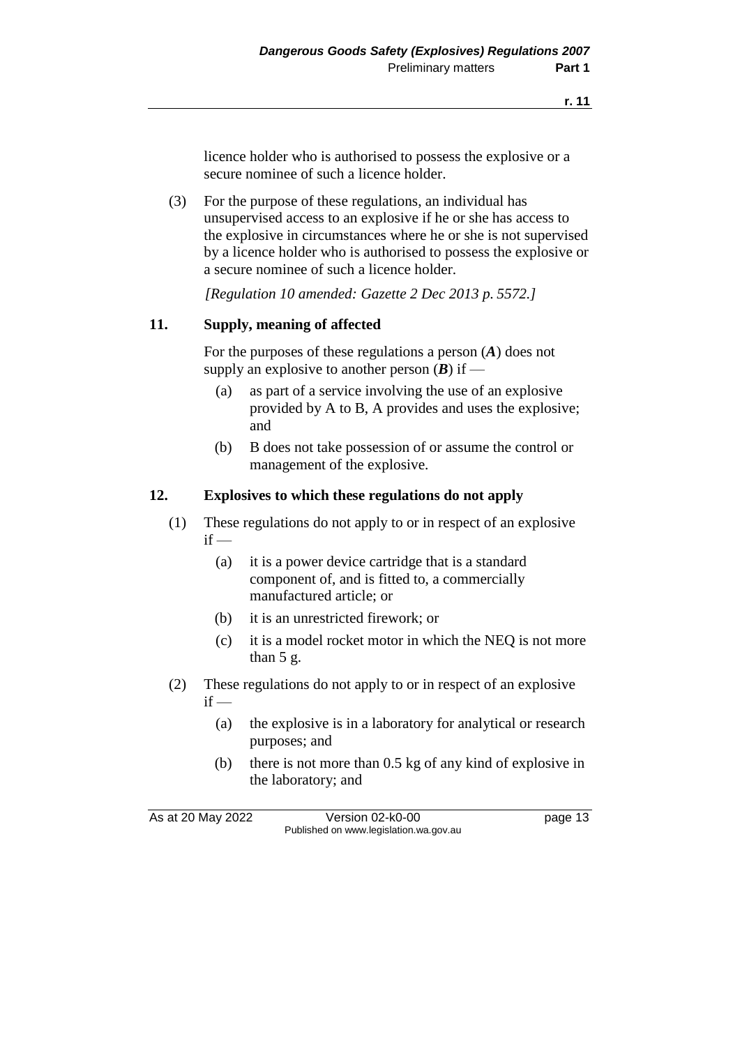licence holder who is authorised to possess the explosive or a secure nominee of such a licence holder.

(3) For the purpose of these regulations, an individual has unsupervised access to an explosive if he or she has access to the explosive in circumstances where he or she is not supervised by a licence holder who is authorised to possess the explosive or a secure nominee of such a licence holder.

*[Regulation 10 amended: Gazette 2 Dec 2013 p. 5572.]*

## 11. Supply, meaning of affected

For the purposes of these regulations a person (***A***) does not supply an explosive to another person (***B***) if —

- (a) as part of a service involving the use of an explosive provided by A to B, A provides and uses the explosive; and
- (b) B does not take possession of or assume the control or management of the explosive.

## 12. Explosives to which these regulations do not apply

(1) These regulations do not apply to or in respect of an explosive if —

- (a) it is a power device cartridge that is a standard component of, and is fitted to, a commercially manufactured article; or
- (b) it is an unrestricted firework; or
- (c) it is a model rocket motor in which the NEQ is not more than 5 g.

(2) These regulations do not apply to or in respect of an explosive if —

- (a) the explosive is in a laboratory for analytical or research purposes; and
- (b) there is not more than 0.5 kg of any kind of explosive in the laboratory; and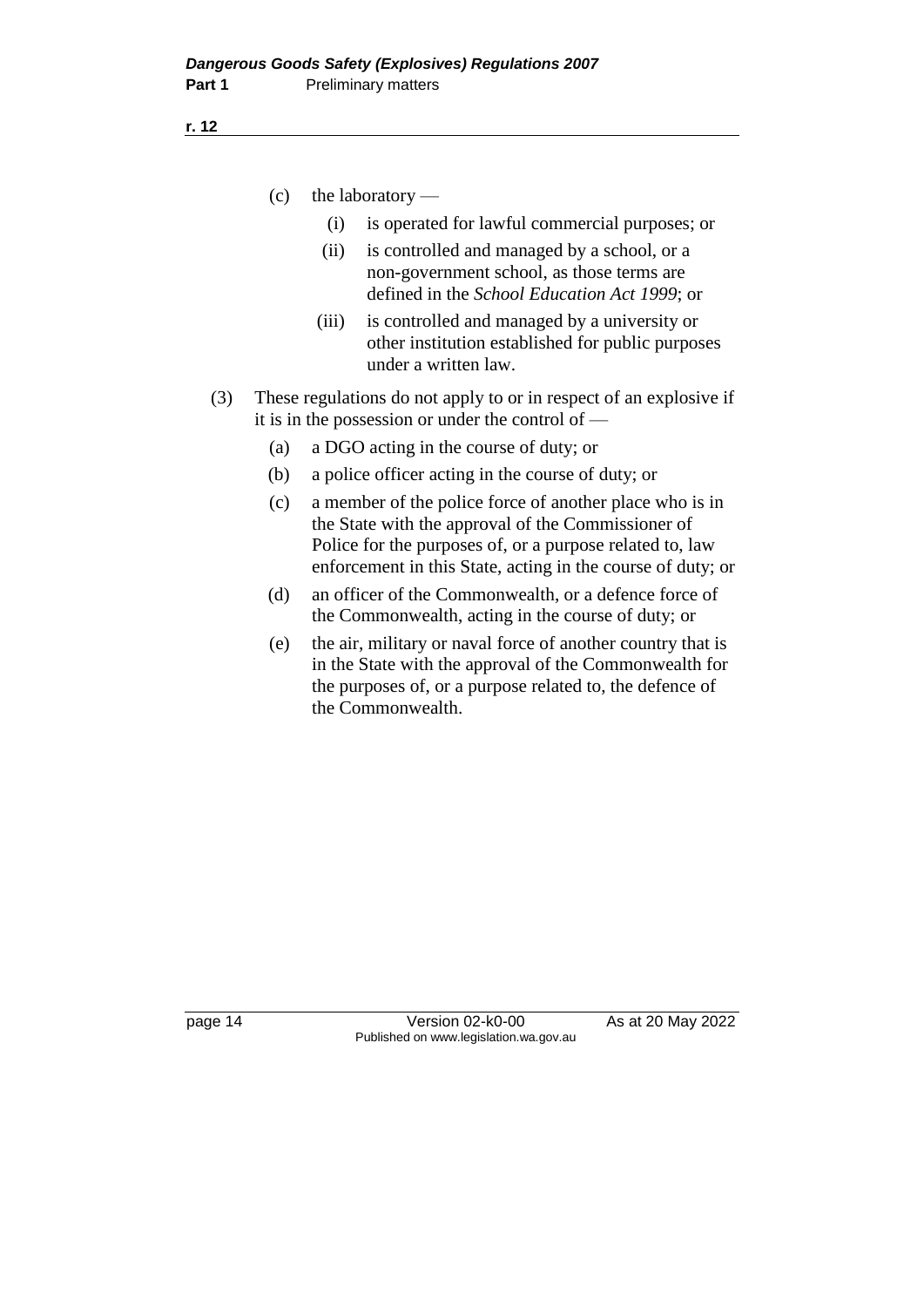(c) the laboratory —

(i) is operated for lawful commercial purposes; or

(ii) is controlled and managed by a school, or a non-government school, as those terms are defined in the *School Education Act 1999*; or

(iii) is controlled and managed by a university or other institution established for public purposes under a written law.

(3) These regulations do not apply to or in respect of an explosive if it is in the possession or under the control of —

(a) a DGO acting in the course of duty; or

(b) a police officer acting in the course of duty; or

(c) a member of the police force of another place who is in the State with the approval of the Commissioner of Police for the purposes of, or a purpose related to, law enforcement in this State, acting in the course of duty; or

(d) an officer of the Commonwealth, or a defence force of the Commonwealth, acting in the course of duty; or

(e) the air, military or naval force of another country that is in the State with the approval of the Commonwealth for the purposes of, or a purpose related to, the defence of the Commonwealth.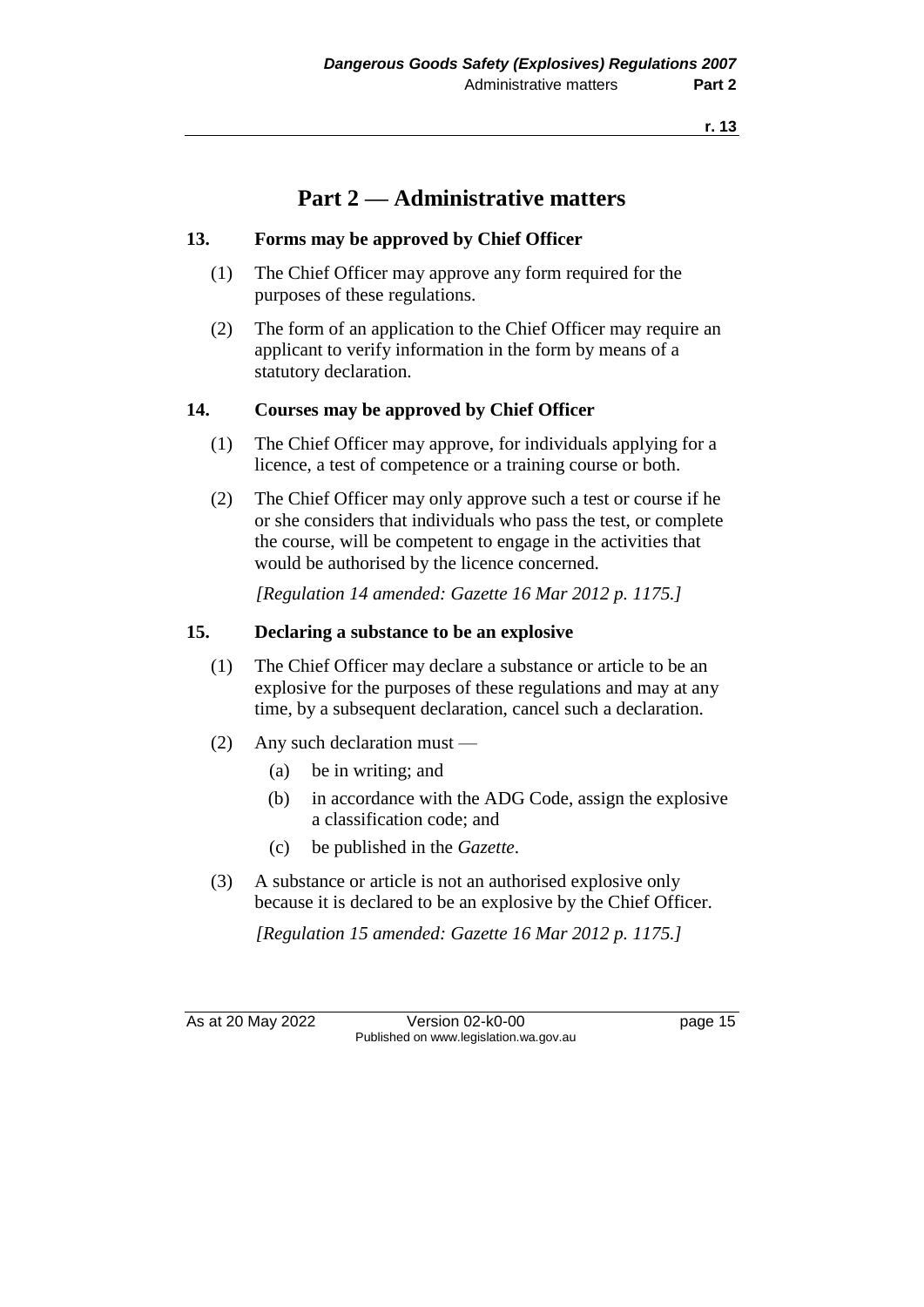# Part 2 — Administrative matters

### 13. Forms may be approved by Chief Officer

(1) The Chief Officer may approve any form required for the purposes of these regulations.

(2) The form of an application to the Chief Officer may require an applicant to verify information in the form by means of a statutory declaration.

### 14. Courses may be approved by Chief Officer

(1) The Chief Officer may approve, for individuals applying for a licence, a test of competence or a training course or both.

(2) The Chief Officer may only approve such a test or course if he or she considers that individuals who pass the test, or complete the course, will be competent to engage in the activities that would be authorised by the licence concerned.

*[Regulation 14 amended: Gazette 16 Mar 2012 p. 1175.]*

### 15. Declaring a substance to be an explosive

(1) The Chief Officer may declare a substance or article to be an explosive for the purposes of these regulations and may at any time, by a subsequent declaration, cancel such a declaration.

(2) Any such declaration must —

(a) be in writing; and

(b) in accordance with the ADG Code, assign the explosive a classification code; and

(c) be published in the *Gazette*.

(3) A substance or article is not an authorised explosive only because it is declared to be an explosive by the Chief Officer.

*[Regulation 15 amended: Gazette 16 Mar 2012 p. 1175.]*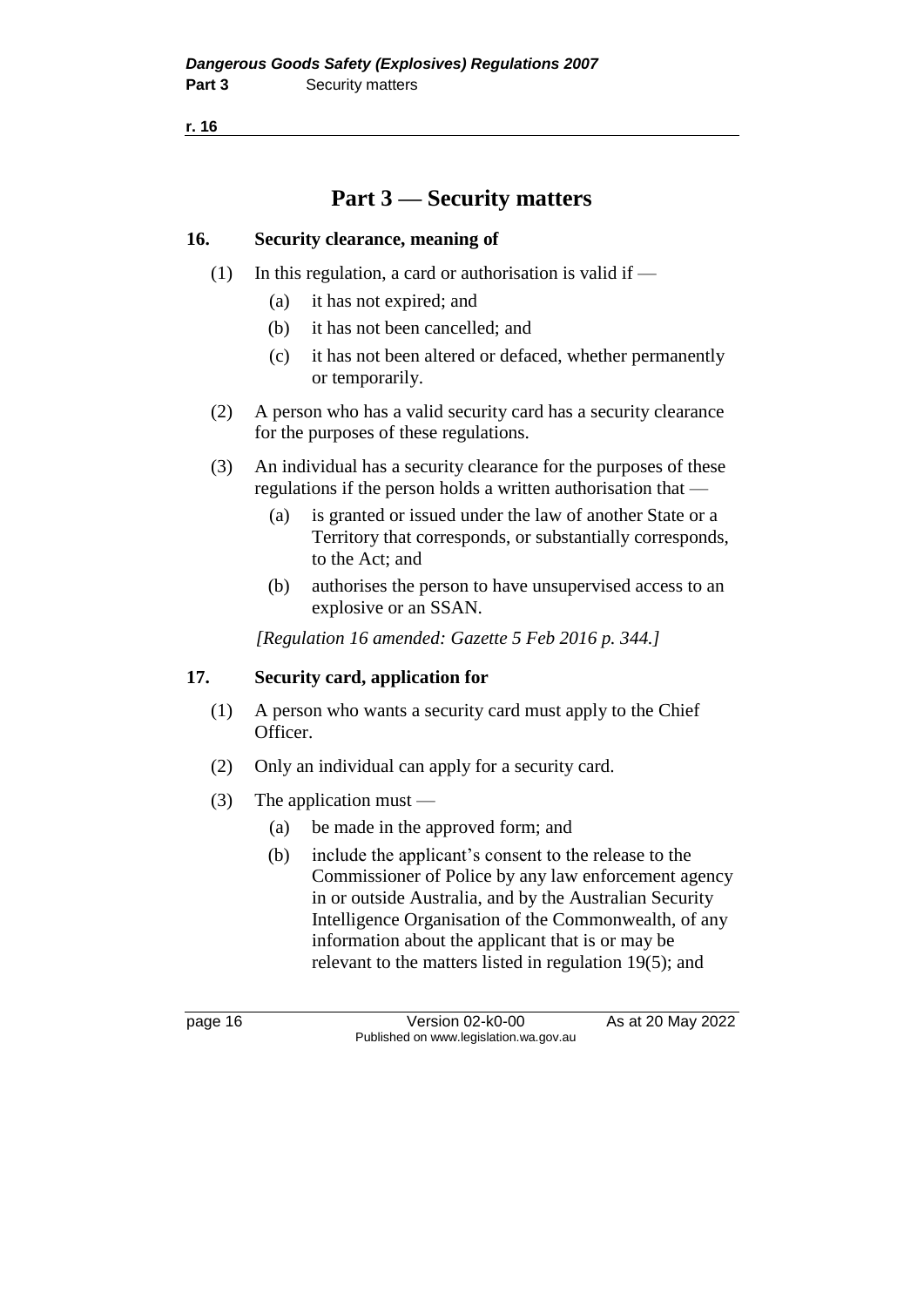# Part 3 — Security matters

## 16. Security clearance, meaning of

(1) In this regulation, a card or authorisation is valid if —

(a) it has not expired; and

(b) it has not been cancelled; and

(c) it has not been altered or defaced, whether permanently or temporarily.

(2) A person who has a valid security card has a security clearance for the purposes of these regulations.

(3) An individual has a security clearance for the purposes of these regulations if the person holds a written authorisation that —

(a) is granted or issued under the law of another State or a Territory that corresponds, or substantially corresponds, to the Act; and

(b) authorises the person to have unsupervised access to an explosive or an SSAN.

*[Regulation 16 amended: Gazette 5 Feb 2016 p. 344.]*

## 17. Security card, application for

(1) A person who wants a security card must apply to the Chief Officer.

(2) Only an individual can apply for a security card.

(3) The application must —

(a) be made in the approved form; and

(b) include the applicant's consent to the release to the Commissioner of Police by any law enforcement agency in or outside Australia, and by the Australian Security Intelligence Organisation of the Commonwealth, of any information about the applicant that is or may be relevant to the matters listed in regulation 19(5); and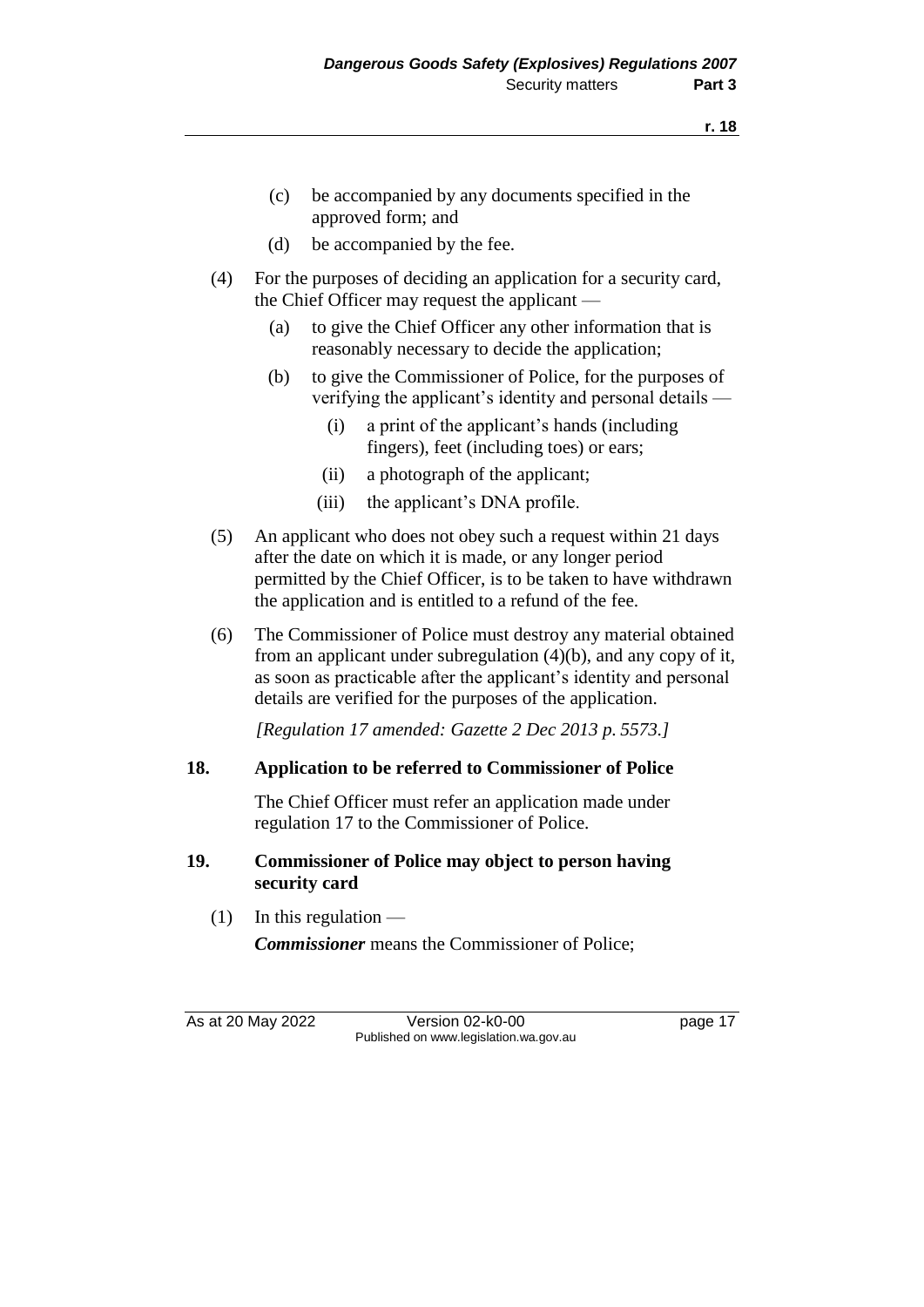(c) be accompanied by any documents specified in the approved form; and

(d) be accompanied by the fee.

(4) For the purposes of deciding an application for a security card, the Chief Officer may request the applicant —

(a) to give the Chief Officer any other information that is reasonably necessary to decide the application;

(b) to give the Commissioner of Police, for the purposes of verifying the applicant's identity and personal details —

(i) a print of the applicant's hands (including fingers), feet (including toes) or ears;

(ii) a photograph of the applicant;

(iii) the applicant's DNA profile.

(5) An applicant who does not obey such a request within 21 days after the date on which it is made, or any longer period permitted by the Chief Officer, is to be taken to have withdrawn the application and is entitled to a refund of the fee.

(6) The Commissioner of Police must destroy any material obtained from an applicant under subregulation (4)(b), and any copy of it, as soon as practicable after the applicant's identity and personal details are verified for the purposes of the application.

*[Regulation 17 amended: Gazette 2 Dec 2013 p. 5573.]*

### 18. Application to be referred to Commissioner of Police

The Chief Officer must refer an application made under regulation 17 to the Commissioner of Police.

### 19. Commissioner of Police may object to person having security card

(1) In this regulation —

***Commissioner*** means the Commissioner of Police;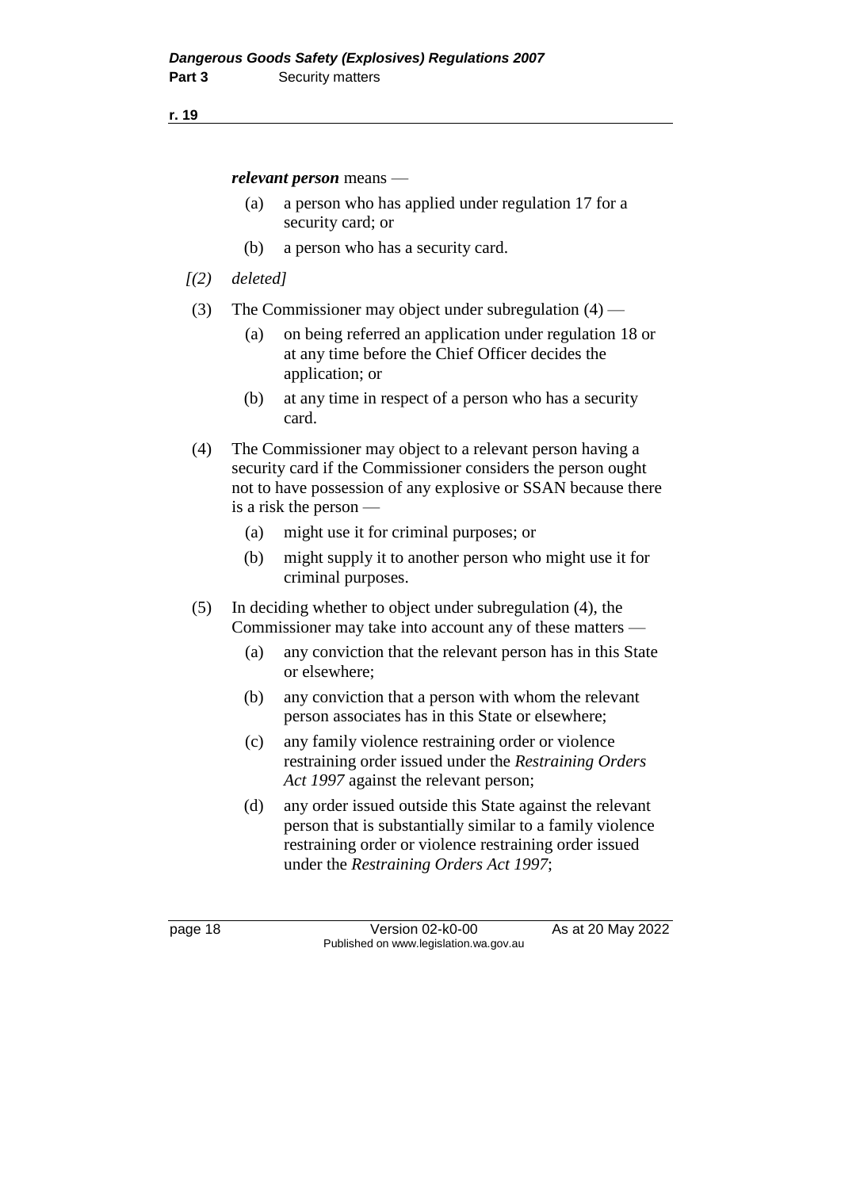***relevant person*** means —

(a) a person who has applied under regulation 17 for a security card; or

(b) a person who has a security card.

*[(2) deleted]*

(3) The Commissioner may object under subregulation (4) —

(a) on being referred an application under regulation 18 or at any time before the Chief Officer decides the application; or

(b) at any time in respect of a person who has a security card.

(4) The Commissioner may object to a relevant person having a security card if the Commissioner considers the person ought not to have possession of any explosive or SSAN because there is a risk the person —

(a) might use it for criminal purposes; or

(b) might supply it to another person who might use it for criminal purposes.

(5) In deciding whether to object under subregulation (4), the Commissioner may take into account any of these matters —

(a) any conviction that the relevant person has in this State or elsewhere;

(b) any conviction that a person with whom the relevant person associates has in this State or elsewhere;

(c) any family violence restraining order or violence restraining order issued under the *Restraining Orders Act 1997* against the relevant person;

(d) any order issued outside this State against the relevant person that is substantially similar to a family violence restraining order or violence restraining order issued under the *Restraining Orders Act 1997*;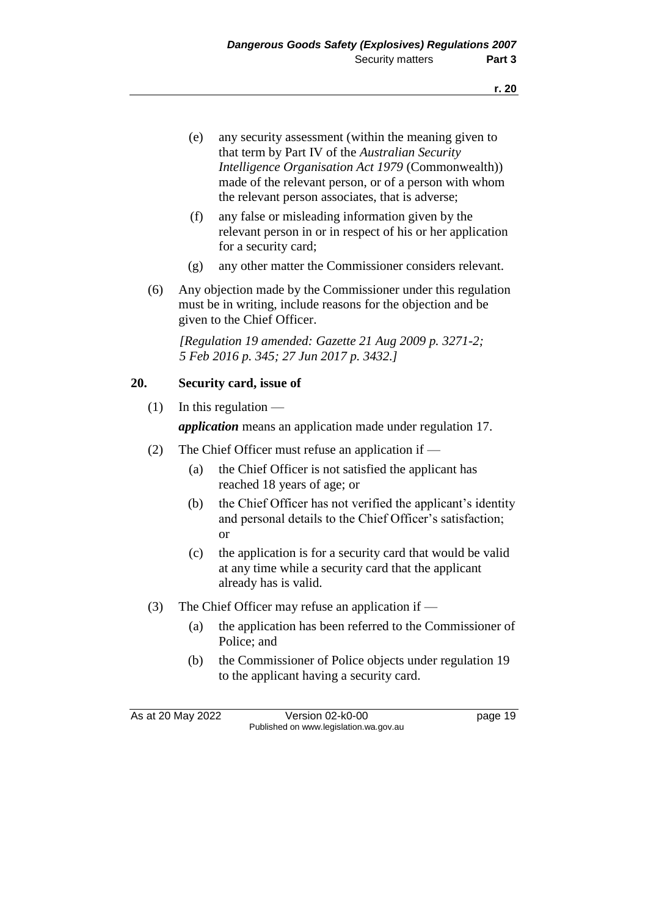(e) any security assessment (within the meaning given to that term by Part IV of the *Australian Security Intelligence Organisation Act 1979* (Commonwealth)) made of the relevant person, or of a person with whom the relevant person associates, that is adverse;

(f) any false or misleading information given by the relevant person in or in respect of his or her application for a security card;

(g) any other matter the Commissioner considers relevant.

(6) Any objection made by the Commissioner under this regulation must be in writing, include reasons for the objection and be given to the Chief Officer.

*[Regulation 19 amended: Gazette 21 Aug 2009 p. 3271-2; 5 Feb 2016 p. 345; 27 Jun 2017 p. 3432.]*

## 20. Security card, issue of

(1) In this regulation —

***application*** means an application made under regulation 17.

(2) The Chief Officer must refuse an application if —

(a) the Chief Officer is not satisfied the applicant has reached 18 years of age; or

(b) the Chief Officer has not verified the applicant's identity and personal details to the Chief Officer's satisfaction; or

(c) the application is for a security card that would be valid at any time while a security card that the applicant already has is valid.

(3) The Chief Officer may refuse an application if —

(a) the application has been referred to the Commissioner of Police; and

(b) the Commissioner of Police objects under regulation 19 to the applicant having a security card.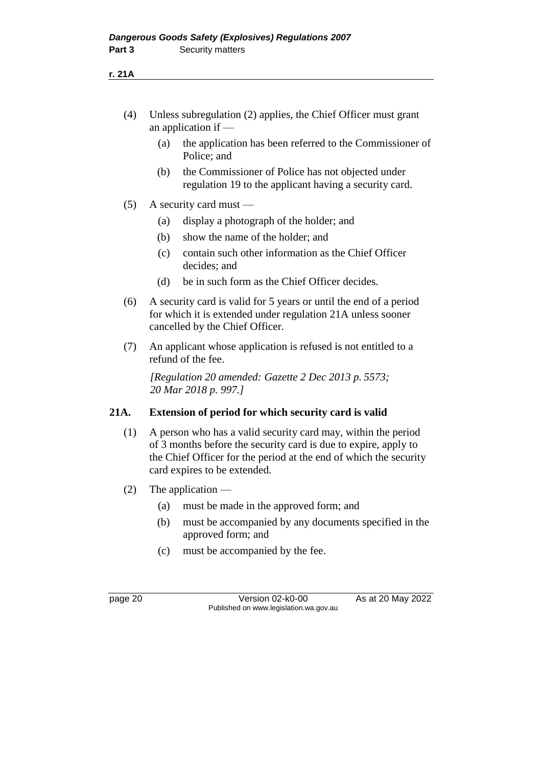(4) Unless subregulation (2) applies, the Chief Officer must grant an application if —

(a) the application has been referred to the Commissioner of Police; and

(b) the Commissioner of Police has not objected under regulation 19 to the applicant having a security card.

(5) A security card must —

(a) display a photograph of the holder; and

(b) show the name of the holder; and

(c) contain such other information as the Chief Officer decides; and

(d) be in such form as the Chief Officer decides.

(6) A security card is valid for 5 years or until the end of a period for which it is extended under regulation 21A unless sooner cancelled by the Chief Officer.

(7) An applicant whose application is refused is not entitled to a refund of the fee.

*[Regulation 20 amended: Gazette 2 Dec 2013 p. 5573; 20 Mar 2018 p. 997.]*

### 21A. Extension of period for which security card is valid

(1) A person who has a valid security card may, within the period of 3 months before the security card is due to expire, apply to the Chief Officer for the period at the end of which the security card expires to be extended.

(2) The application —

(a) must be made in the approved form; and

(b) must be accompanied by any documents specified in the approved form; and

(c) must be accompanied by the fee.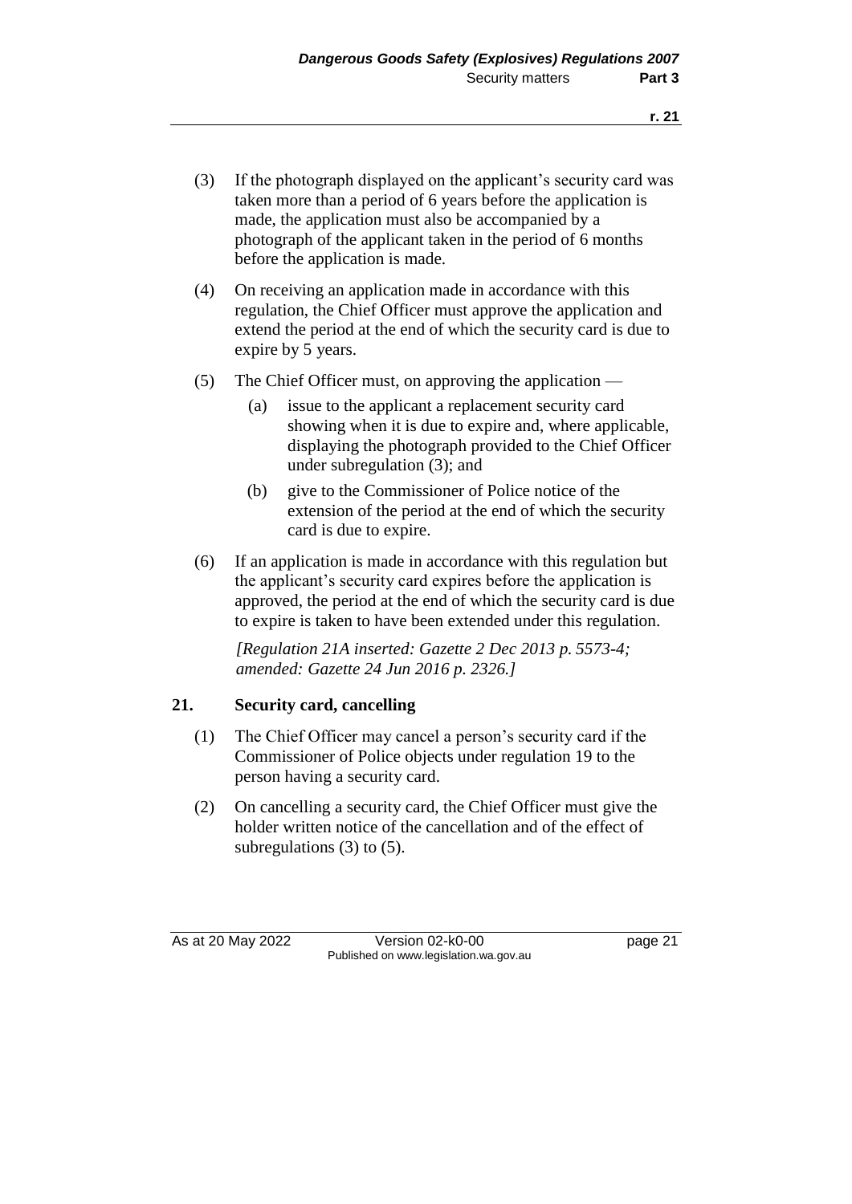(3) If the photograph displayed on the applicant's security card was taken more than a period of 6 years before the application is made, the application must also be accompanied by a photograph of the applicant taken in the period of 6 months before the application is made.

(4) On receiving an application made in accordance with this regulation, the Chief Officer must approve the application and extend the period at the end of which the security card is due to expire by 5 years.

(5) The Chief Officer must, on approving the application —

(a) issue to the applicant a replacement security card showing when it is due to expire and, where applicable, displaying the photograph provided to the Chief Officer under subregulation (3); and

(b) give to the Commissioner of Police notice of the extension of the period at the end of which the security card is due to expire.

(6) If an application is made in accordance with this regulation but the applicant's security card expires before the application is approved, the period at the end of which the security card is due to expire is taken to have been extended under this regulation.

*[Regulation 21A inserted: Gazette 2 Dec 2013 p. 5573-4; amended: Gazette 24 Jun 2016 p. 2326.]*

## 21. Security card, cancelling

(1) The Chief Officer may cancel a person's security card if the Commissioner of Police objects under regulation 19 to the person having a security card.

(2) On cancelling a security card, the Chief Officer must give the holder written notice of the cancellation and of the effect of subregulations (3) to (5).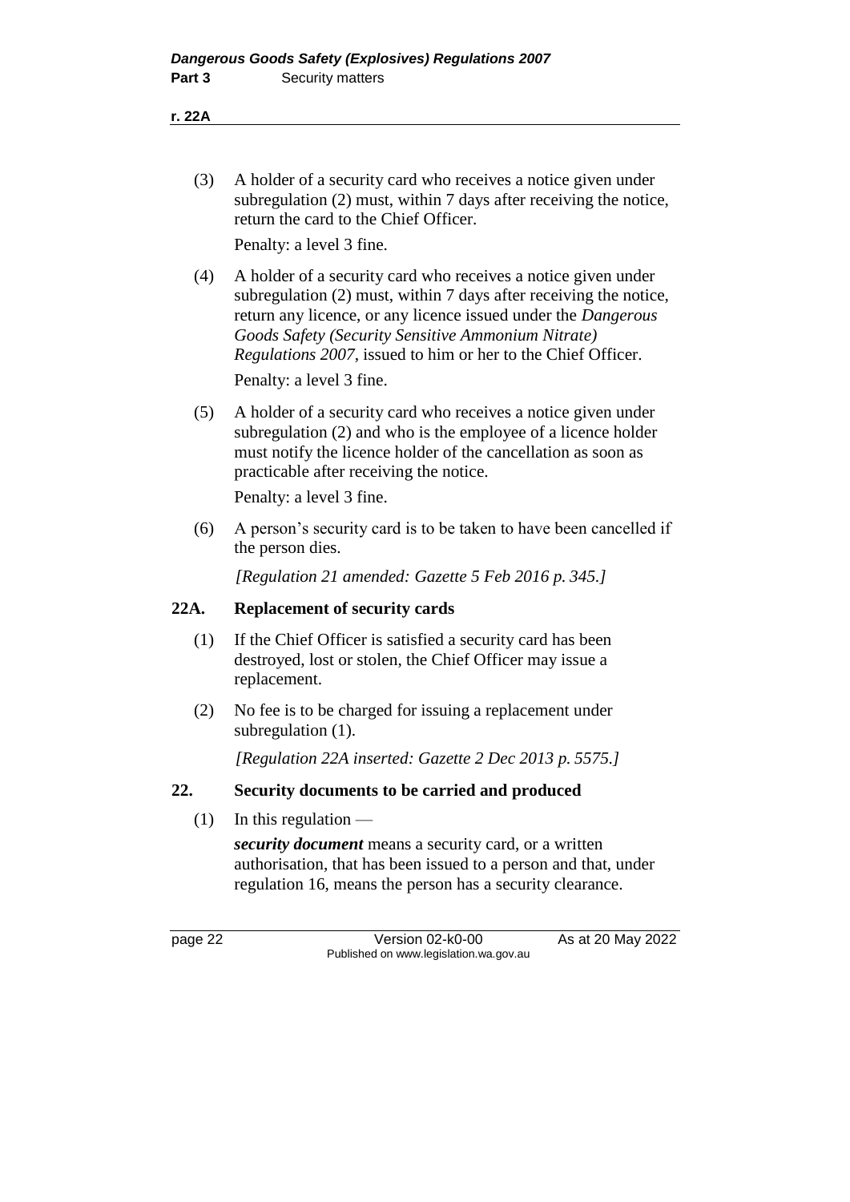(3) A holder of a security card who receives a notice given under subregulation (2) must, within 7 days after receiving the notice, return the card to the Chief Officer.

Penalty: a level 3 fine.

(4) A holder of a security card who receives a notice given under subregulation (2) must, within 7 days after receiving the notice, return any licence, or any licence issued under the *Dangerous Goods Safety (Security Sensitive Ammonium Nitrate) Regulations 2007*, issued to him or her to the Chief Officer.

Penalty: a level 3 fine.

(5) A holder of a security card who receives a notice given under subregulation (2) and who is the employee of a licence holder must notify the licence holder of the cancellation as soon as practicable after receiving the notice.

Penalty: a level 3 fine.

(6) A person's security card is to be taken to have been cancelled if the person dies.

*[Regulation 21 amended: Gazette 5 Feb 2016 p. 345.]*

## 22A. Replacement of security cards

(1) If the Chief Officer is satisfied a security card has been destroyed, lost or stolen, the Chief Officer may issue a replacement.

(2) No fee is to be charged for issuing a replacement under subregulation (1).

*[Regulation 22A inserted: Gazette 2 Dec 2013 p. 5575.]*

## 22. Security documents to be carried and produced

(1) In this regulation —

***security document*** means a security card, or a written authorisation, that has been issued to a person and that, under regulation 16, means the person has a security clearance.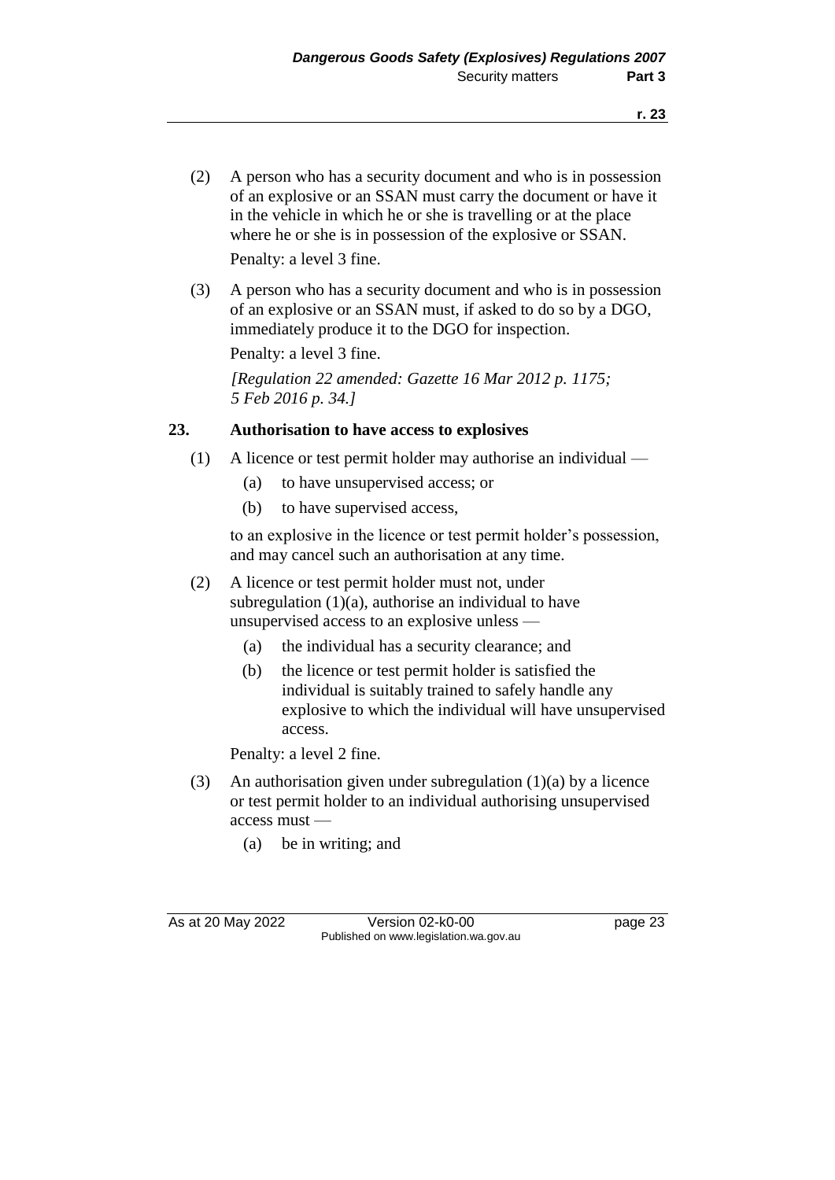(2) A person who has a security document and who is in possession of an explosive or an SSAN must carry the document or have it in the vehicle in which he or she is travelling or at the place where he or she is in possession of the explosive or SSAN.

Penalty: a level 3 fine.

(3) A person who has a security document and who is in possession of an explosive or an SSAN must, if asked to do so by a DGO, immediately produce it to the DGO for inspection.

Penalty: a level 3 fine.

*[Regulation 22 amended: Gazette 16 Mar 2012 p. 1175; 5 Feb 2016 p. 34.]*

## 23. Authorisation to have access to explosives

(1) A licence or test permit holder may authorise an individual —

- (a) to have unsupervised access; or
- (b) to have supervised access,

to an explosive in the licence or test permit holder's possession, and may cancel such an authorisation at any time.

(2) A licence or test permit holder must not, under subregulation (1)(a), authorise an individual to have unsupervised access to an explosive unless —

- (a) the individual has a security clearance; and
- (b) the licence or test permit holder is satisfied the individual is suitably trained to safely handle any explosive to which the individual will have unsupervised access.

Penalty: a level 2 fine.

(3) An authorisation given under subregulation (1)(a) by a licence or test permit holder to an individual authorising unsupervised access must —

- (a) be in writing; and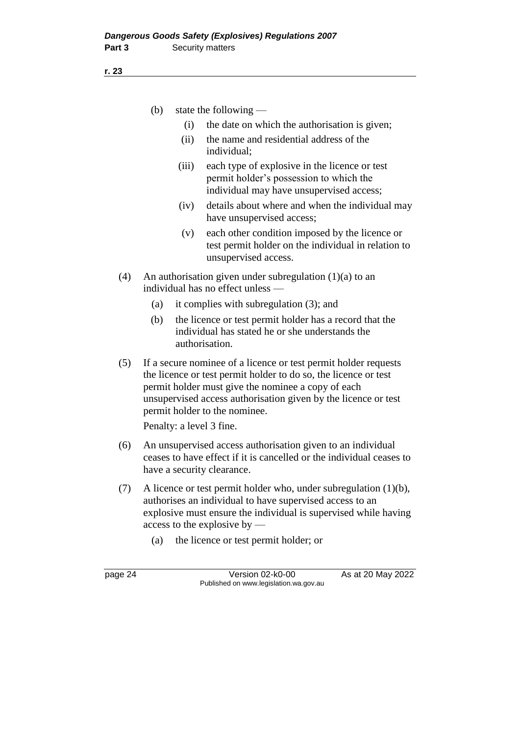(b) state the following —

(i) the date on which the authorisation is given;

(ii) the name and residential address of the individual;

(iii) each type of explosive in the licence or test permit holder's possession to which the individual may have unsupervised access;

(iv) details about where and when the individual may have unsupervised access;

(v) each other condition imposed by the licence or test permit holder on the individual in relation to unsupervised access.

(4) An authorisation given under subregulation (1)(a) to an individual has no effect unless —

(a) it complies with subregulation (3); and

(b) the licence or test permit holder has a record that the individual has stated he or she understands the authorisation.

(5) If a secure nominee of a licence or test permit holder requests the licence or test permit holder to do so, the licence or test permit holder must give the nominee a copy of each unsupervised access authorisation given by the licence or test permit holder to the nominee.

Penalty: a level 3 fine.

(6) An unsupervised access authorisation given to an individual ceases to have effect if it is cancelled or the individual ceases to have a security clearance.

(7) A licence or test permit holder who, under subregulation (1)(b), authorises an individual to have supervised access to an explosive must ensure the individual is supervised while having access to the explosive by —

(a) the licence or test permit holder; or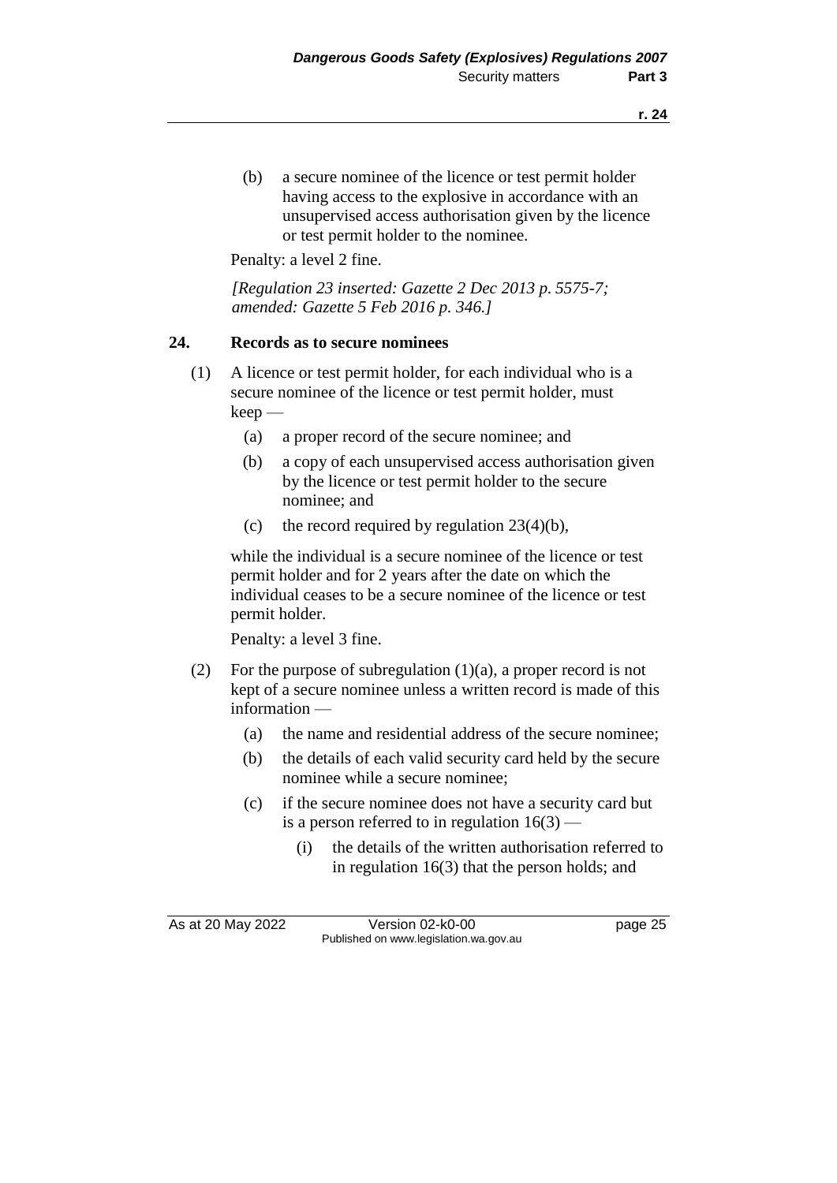(b) a secure nominee of the licence or test permit holder having access to the explosive in accordance with an unsupervised access authorisation given by the licence or test permit holder to the nominee.

Penalty: a level 2 fine.

*[Regulation 23 inserted: Gazette 2 Dec 2013 p. 5575-7; amended: Gazette 5 Feb 2016 p. 346.]*

## 24. Records as to secure nominees

(1) A licence or test permit holder, for each individual who is a secure nominee of the licence or test permit holder, must keep —

(a) a proper record of the secure nominee; and

(b) a copy of each unsupervised access authorisation given by the licence or test permit holder to the secure nominee; and

(c) the record required by regulation 23(4)(b),

while the individual is a secure nominee of the licence or test permit holder and for 2 years after the date on which the individual ceases to be a secure nominee of the licence or test permit holder.

Penalty: a level 3 fine.

(2) For the purpose of subregulation (1)(a), a proper record is not kept of a secure nominee unless a written record is made of this information —

(a) the name and residential address of the secure nominee;

(b) the details of each valid security card held by the secure nominee while a secure nominee;

(c) if the secure nominee does not have a security card but is a person referred to in regulation 16(3) —

(i) the details of the written authorisation referred to in regulation 16(3) that the person holds; and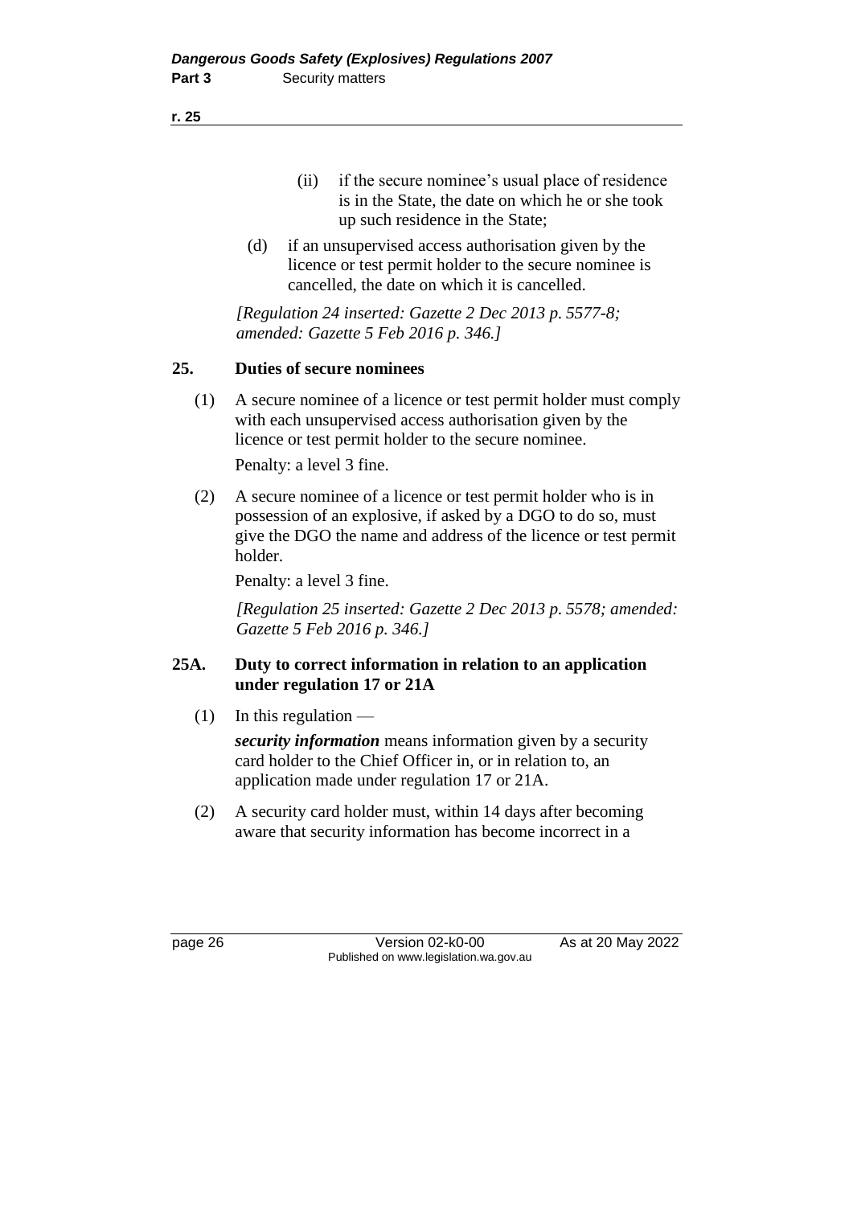(ii) if the secure nominee's usual place of residence is in the State, the date on which he or she took up such residence in the State;

(d) if an unsupervised access authorisation given by the licence or test permit holder to the secure nominee is cancelled, the date on which it is cancelled.

*[Regulation 24 inserted: Gazette 2 Dec 2013 p. 5577-8; amended: Gazette 5 Feb 2016 p. 346.]*

## 25. Duties of secure nominees

(1) A secure nominee of a licence or test permit holder must comply with each unsupervised access authorisation given by the licence or test permit holder to the secure nominee.

Penalty: a level 3 fine.

(2) A secure nominee of a licence or test permit holder who is in possession of an explosive, if asked by a DGO to do so, must give the DGO the name and address of the licence or test permit holder.

Penalty: a level 3 fine.

*[Regulation 25 inserted: Gazette 2 Dec 2013 p. 5578; amended: Gazette 5 Feb 2016 p. 346.]*

## 25A. Duty to correct information in relation to an application under regulation 17 or 21A

(1) In this regulation —

***security information*** means information given by a security card holder to the Chief Officer in, or in relation to, an application made under regulation 17 or 21A.

(2) A security card holder must, within 14 days after becoming aware that security information has become incorrect in a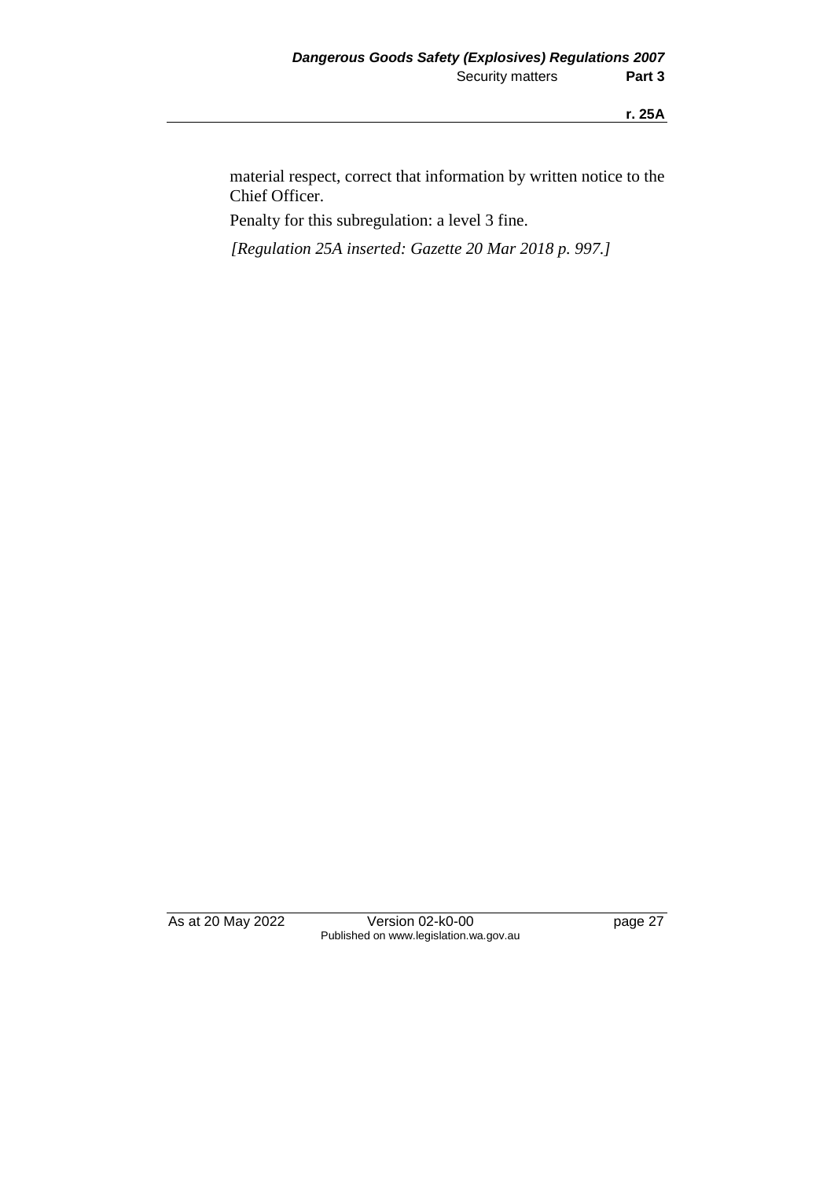material respect, correct that information by written notice to the Chief Officer.

Penalty for this subregulation: a level 3 fine.

*[Regulation 25A inserted: Gazette 20 Mar 2018 p. 997.]*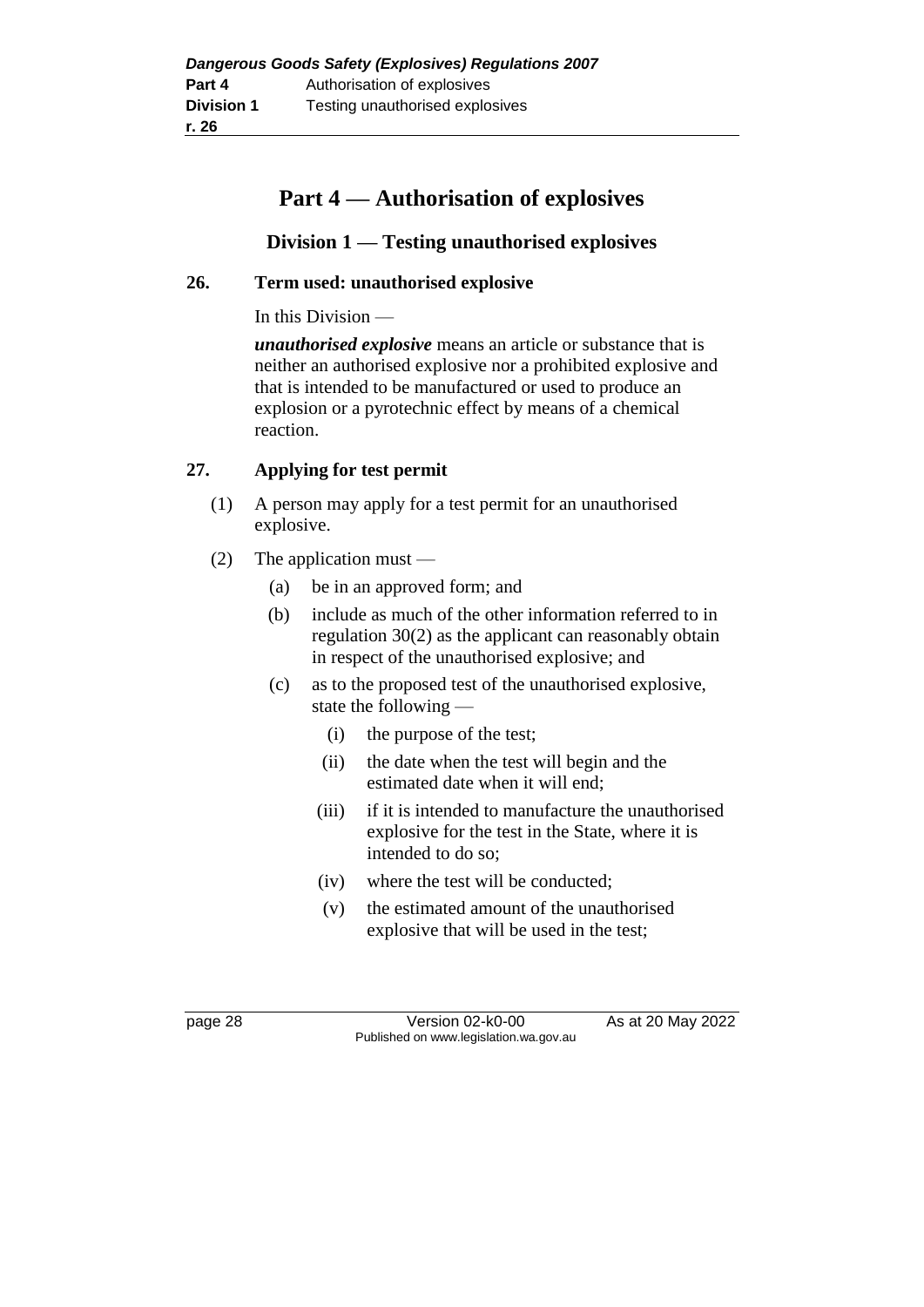# Part 4 — Authorisation of explosives

## Division 1 — Testing unauthorised explosives

### 26. Term used: unauthorised explosive

In this Division —

***unauthorised explosive*** means an article or substance that is neither an authorised explosive nor a prohibited explosive and that is intended to be manufactured or used to produce an explosion or a pyrotechnic effect by means of a chemical reaction.

### 27. Applying for test permit

(1) A person may apply for a test permit for an unauthorised explosive.

(2) The application must —

- (a) be in an approved form; and
- (b) include as much of the other information referred to in regulation 30(2) as the applicant can reasonably obtain in respect of the unauthorised explosive; and
- (c) as to the proposed test of the unauthorised explosive, state the following —
  - (i) the purpose of the test;
  - (ii) the date when the test will begin and the estimated date when it will end;
  - (iii) if it is intended to manufacture the unauthorised explosive for the test in the State, where it is intended to do so;
  - (iv) where the test will be conducted;
  - (v) the estimated amount of the unauthorised explosive that will be used in the test;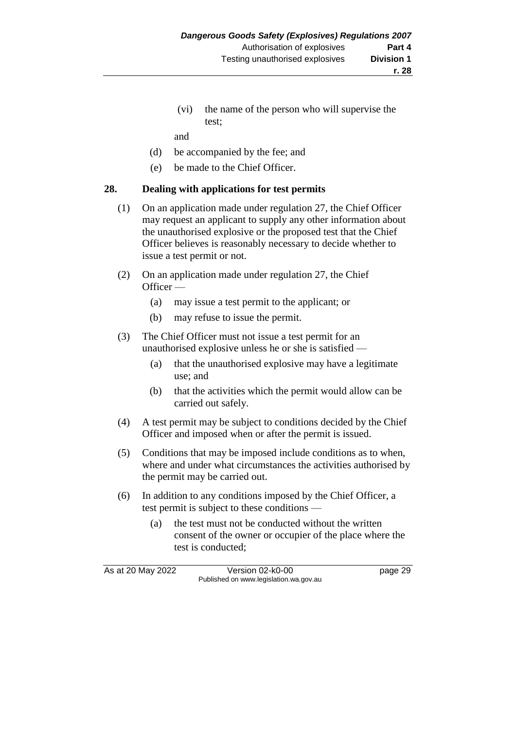(vi) the name of the person who will supervise the test;

and

(d) be accompanied by the fee; and

(e) be made to the Chief Officer.

## 28. Dealing with applications for test permits

(1) On an application made under regulation 27, the Chief Officer may request an applicant to supply any other information about the unauthorised explosive or the proposed test that the Chief Officer believes is reasonably necessary to decide whether to issue a test permit or not.

(2) On an application made under regulation 27, the Chief Officer —

(a) may issue a test permit to the applicant; or

(b) may refuse to issue the permit.

(3) The Chief Officer must not issue a test permit for an unauthorised explosive unless he or she is satisfied —

(a) that the unauthorised explosive may have a legitimate use; and

(b) that the activities which the permit would allow can be carried out safely.

(4) A test permit may be subject to conditions decided by the Chief Officer and imposed when or after the permit is issued.

(5) Conditions that may be imposed include conditions as to when, where and under what circumstances the activities authorised by the permit may be carried out.

(6) In addition to any conditions imposed by the Chief Officer, a test permit is subject to these conditions —

(a) the test must not be conducted without the written consent of the owner or occupier of the place where the test is conducted;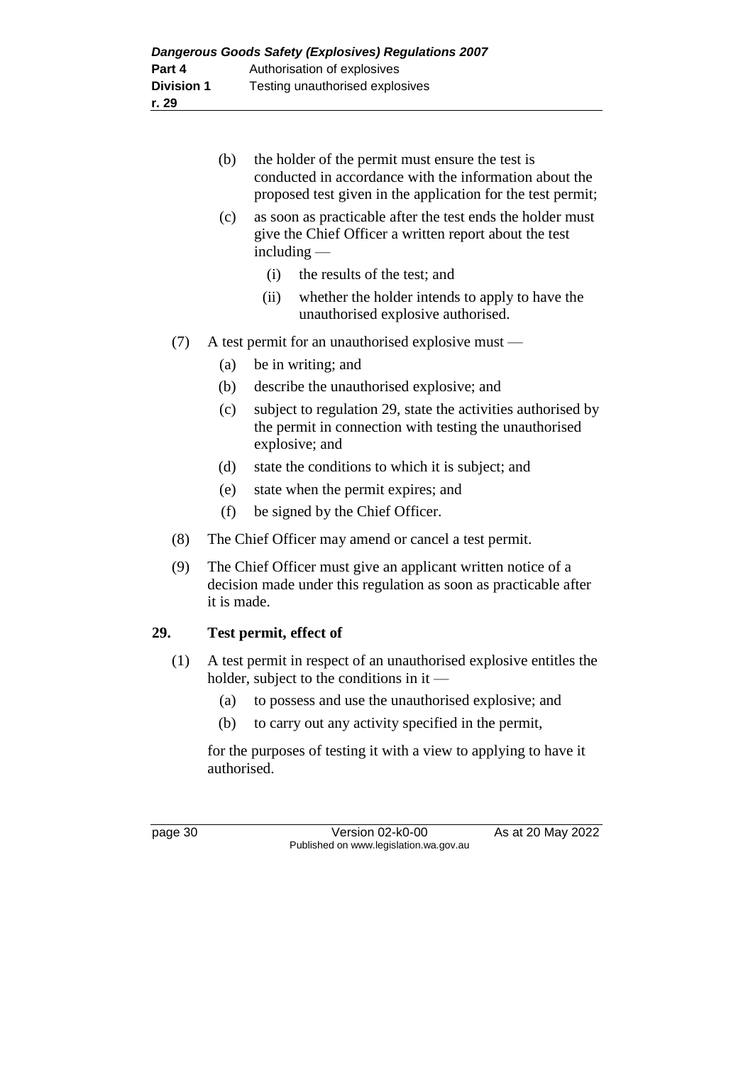(b) the holder of the permit must ensure the test is conducted in accordance with the information about the proposed test given in the application for the test permit;

(c) as soon as practicable after the test ends the holder must give the Chief Officer a written report about the test including —

 (i) the results of the test; and

 (ii) whether the holder intends to apply to have the unauthorised explosive authorised.

(7) A test permit for an unauthorised explosive must —

 (a) be in writing; and

 (b) describe the unauthorised explosive; and

 (c) subject to regulation 29, state the activities authorised by the permit in connection with testing the unauthorised explosive; and

 (d) state the conditions to which it is subject; and

 (e) state when the permit expires; and

 (f) be signed by the Chief Officer.

(8) The Chief Officer may amend or cancel a test permit.

(9) The Chief Officer must give an applicant written notice of a decision made under this regulation as soon as practicable after it is made.

### 29. Test permit, effect of

(1) A test permit in respect of an unauthorised explosive entitles the holder, subject to the conditions in it —

 (a) to possess and use the unauthorised explosive; and

 (b) to carry out any activity specified in the permit,

for the purposes of testing it with a view to applying to have it authorised.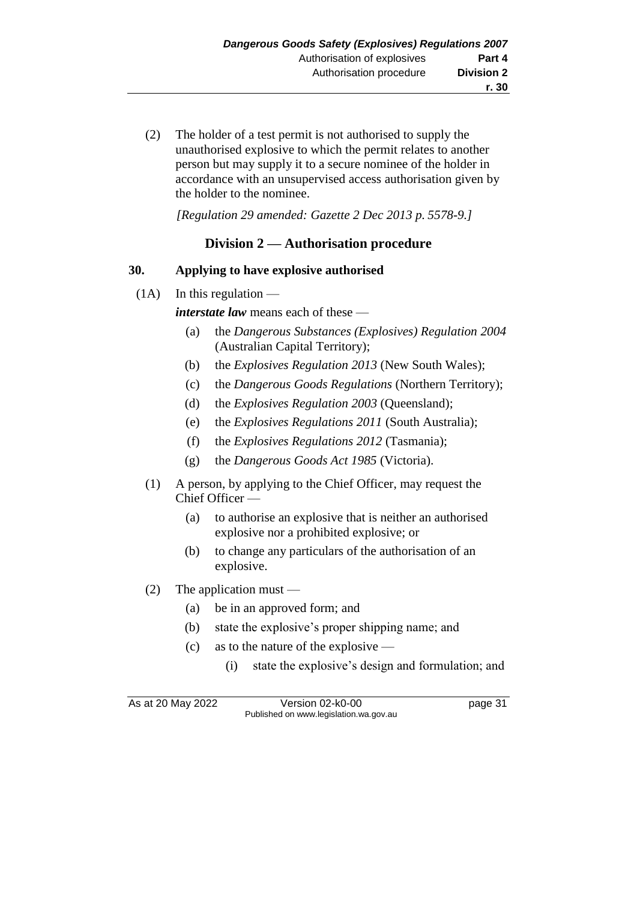(2) The holder of a test permit is not authorised to supply the unauthorised explosive to which the permit relates to another person but may supply it to a secure nominee of the holder in accordance with an unsupervised access authorisation given by the holder to the nominee.

*[Regulation 29 amended: Gazette 2 Dec 2013 p. 5578-9.]*

## Division 2 — Authorisation procedure

### 30. Applying to have explosive authorised

(1A) In this regulation —

***interstate law*** means each of these —

- (a) the *Dangerous Substances (Explosives) Regulation 2004* (Australian Capital Territory);
- (b) the *Explosives Regulation 2013* (New South Wales);
- (c) the *Dangerous Goods Regulations* (Northern Territory);
- (d) the *Explosives Regulation 2003* (Queensland);
- (e) the *Explosives Regulations 2011* (South Australia);
- (f) the *Explosives Regulations 2012* (Tasmania);
- (g) the *Dangerous Goods Act 1985* (Victoria).

(1) A person, by applying to the Chief Officer, may request the Chief Officer —

- (a) to authorise an explosive that is neither an authorised explosive nor a prohibited explosive; or
- (b) to change any particulars of the authorisation of an explosive.

(2) The application must —

- (a) be in an approved form; and
- (b) state the explosive's proper shipping name; and
- (c) as to the nature of the explosive —
  - (i) state the explosive's design and formulation; and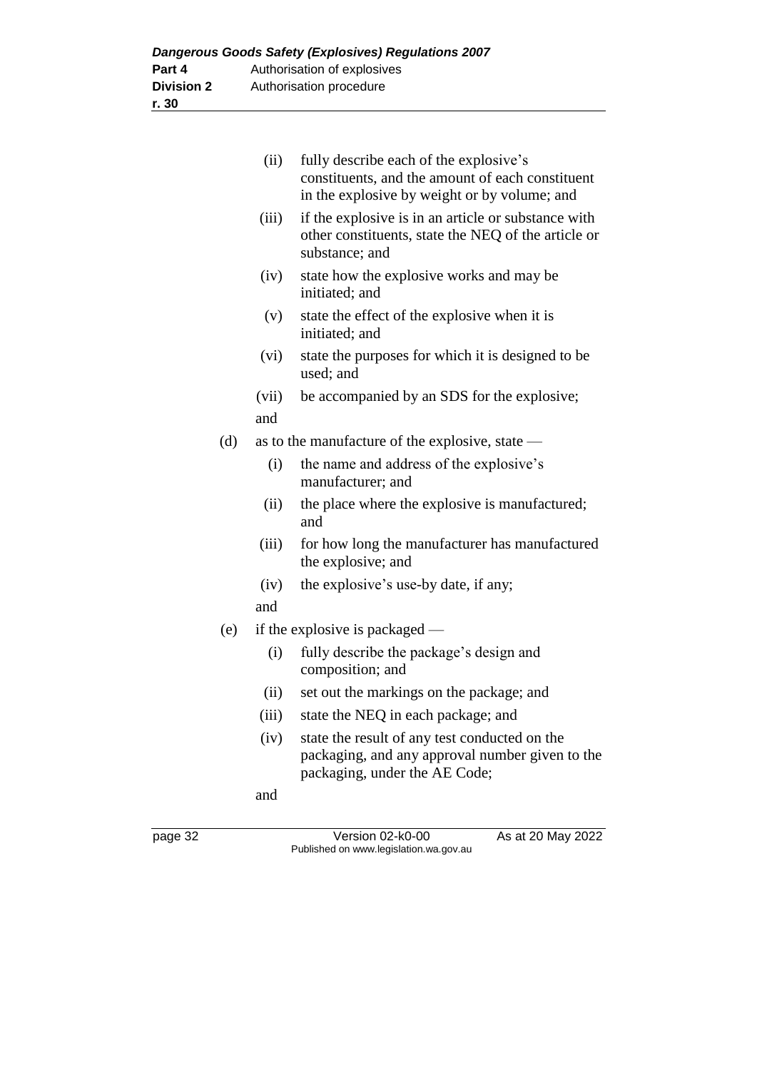(ii) fully describe each of the explosive's constituents, and the amount of each constituent in the explosive by weight or by volume; and

(iii) if the explosive is in an article or substance with other constituents, state the NEQ of the article or substance; and

(iv) state how the explosive works and may be initiated; and

(v) state the effect of the explosive when it is initiated; and

(vi) state the purposes for which it is designed to be used; and

(vii) be accompanied by an SDS for the explosive;

and

(d) as to the manufacture of the explosive, state —

(i) the name and address of the explosive's manufacturer; and

(ii) the place where the explosive is manufactured; and

(iii) for how long the manufacturer has manufactured the explosive; and

(iv) the explosive's use-by date, if any;

and

(e) if the explosive is packaged —

(i) fully describe the package's design and composition; and

(ii) set out the markings on the package; and

(iii) state the NEQ in each package; and

(iv) state the result of any test conducted on the packaging, and any approval number given to the packaging, under the AE Code;

and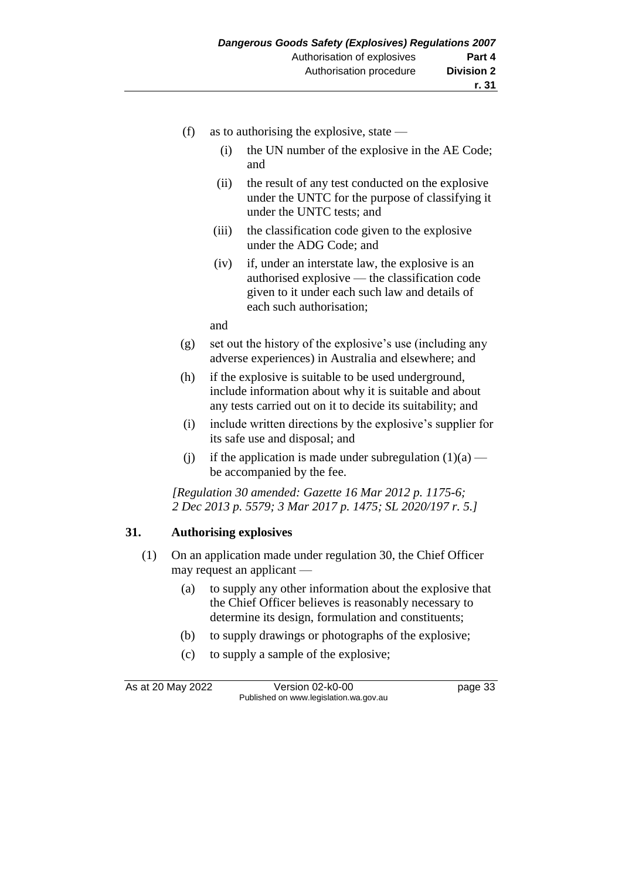(f) as to authorising the explosive, state —

   (i) the UN number of the explosive in the AE Code; and

   (ii) the result of any test conducted on the explosive under the UNTC for the purpose of classifying it under the UNTC tests; and

   (iii) the classification code given to the explosive under the ADG Code; and

   (iv) if, under an interstate law, the explosive is an authorised explosive — the classification code given to it under each such law and details of each such authorisation;

   and

(g) set out the history of the explosive's use (including any adverse experiences) in Australia and elsewhere; and

(h) if the explosive is suitable to be used underground, include information about why it is suitable and about any tests carried out on it to decide its suitability; and

(i) include written directions by the explosive's supplier for its safe use and disposal; and

(j) if the application is made under subregulation (1)(a) — be accompanied by the fee.

*[Regulation 30 amended: Gazette 16 Mar 2012 p. 1175-6; 2 Dec 2013 p. 5579; 3 Mar 2017 p. 1475; SL 2020/197 r. 5.]*

## 31. Authorising explosives

(1) On an application made under regulation 30, the Chief Officer may request an applicant —

   (a) to supply any other information about the explosive that the Chief Officer believes is reasonably necessary to determine its design, formulation and constituents;

   (b) to supply drawings or photographs of the explosive;

   (c) to supply a sample of the explosive;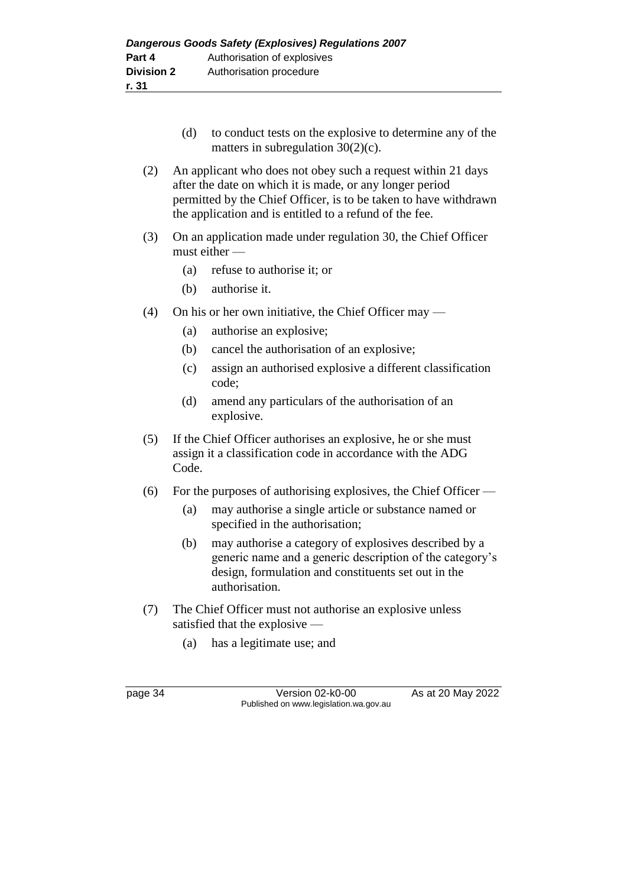(d) to conduct tests on the explosive to determine any of the matters in subregulation 30(2)(c).

(2) An applicant who does not obey such a request within 21 days after the date on which it is made, or any longer period permitted by the Chief Officer, is to be taken to have withdrawn the application and is entitled to a refund of the fee.

(3) On an application made under regulation 30, the Chief Officer must either —

(a) refuse to authorise it; or

(b) authorise it.

(4) On his or her own initiative, the Chief Officer may —

(a) authorise an explosive;

(b) cancel the authorisation of an explosive;

(c) assign an authorised explosive a different classification code;

(d) amend any particulars of the authorisation of an explosive.

(5) If the Chief Officer authorises an explosive, he or she must assign it a classification code in accordance with the ADG Code.

(6) For the purposes of authorising explosives, the Chief Officer —

(a) may authorise a single article or substance named or specified in the authorisation;

(b) may authorise a category of explosives described by a generic name and a generic description of the category's design, formulation and constituents set out in the authorisation.

(7) The Chief Officer must not authorise an explosive unless satisfied that the explosive —

(a) has a legitimate use; and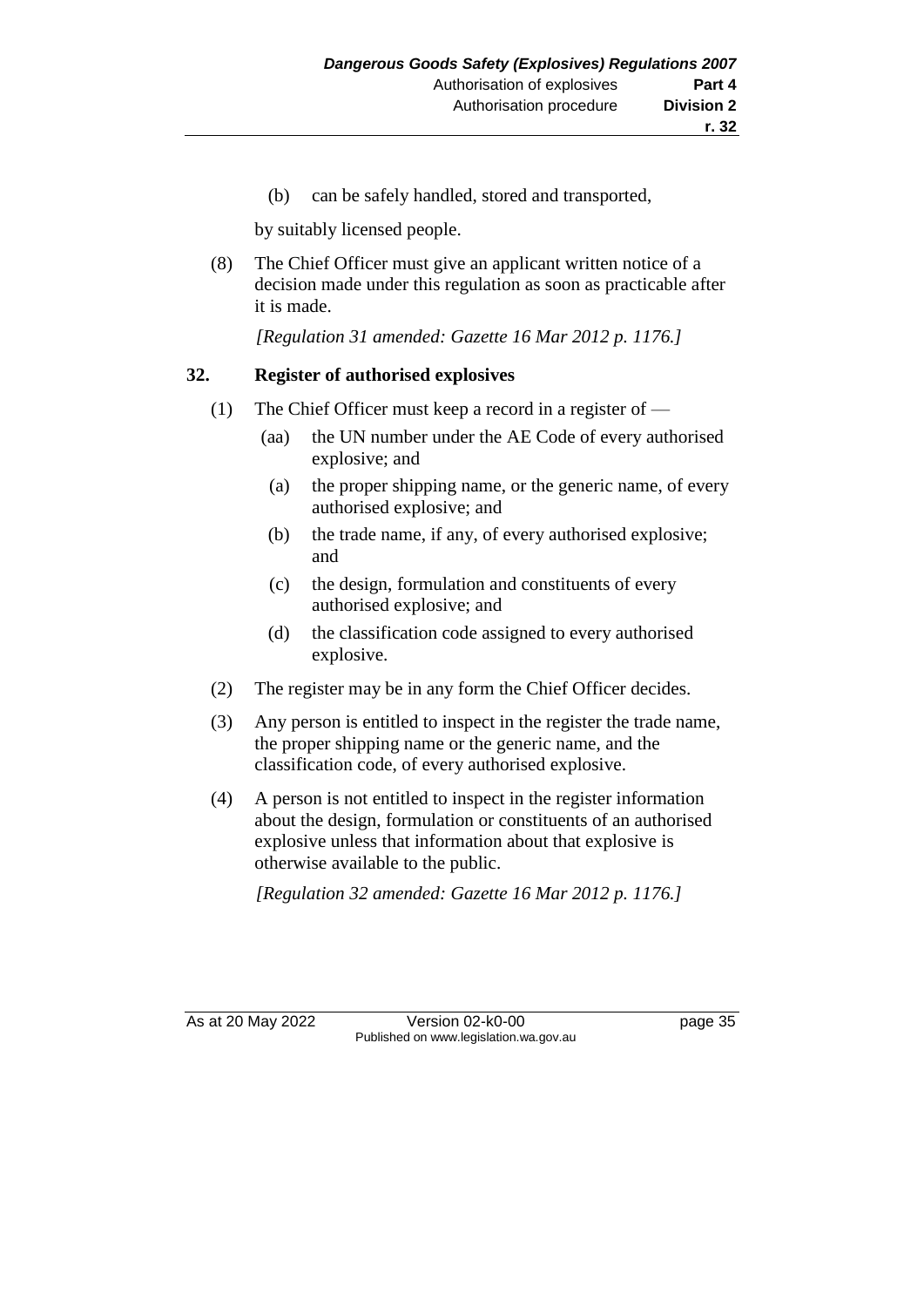(b) can be safely handled, stored and transported,

by suitably licensed people.

(8) The Chief Officer must give an applicant written notice of a decision made under this regulation as soon as practicable after it is made.

*[Regulation 31 amended: Gazette 16 Mar 2012 p. 1176.]*

## 32. Register of authorised explosives

(1) The Chief Officer must keep a record in a register of —

(aa) the UN number under the AE Code of every authorised explosive; and

(a) the proper shipping name, or the generic name, of every authorised explosive; and

(b) the trade name, if any, of every authorised explosive; and

(c) the design, formulation and constituents of every authorised explosive; and

(d) the classification code assigned to every authorised explosive.

(2) The register may be in any form the Chief Officer decides.

(3) Any person is entitled to inspect in the register the trade name, the proper shipping name or the generic name, and the classification code, of every authorised explosive.

(4) A person is not entitled to inspect in the register information about the design, formulation or constituents of an authorised explosive unless that information about that explosive is otherwise available to the public.

*[Regulation 32 amended: Gazette 16 Mar 2012 p. 1176.]*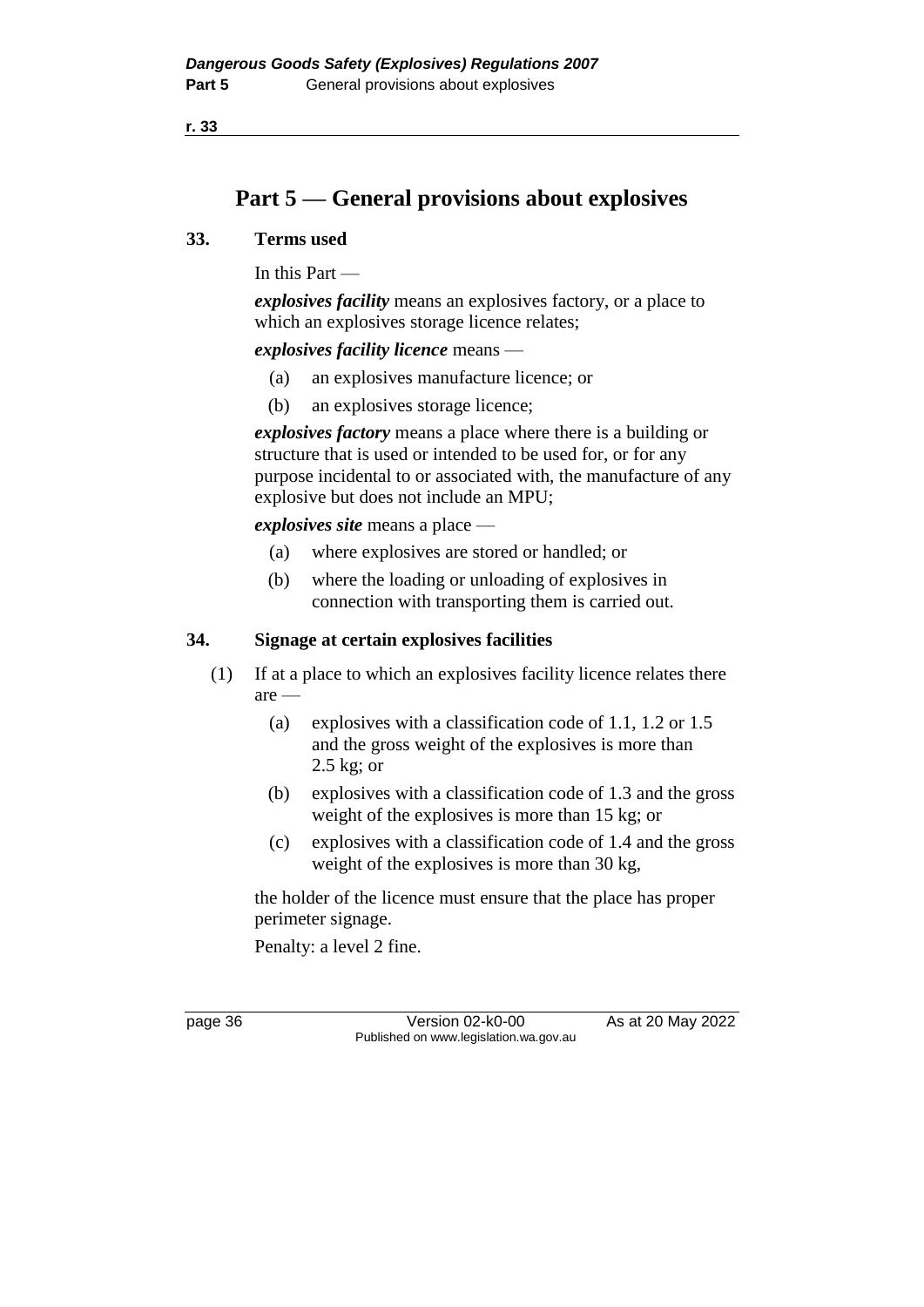# Part 5 — General provisions about explosives

## 33. Terms used

In this Part —

***explosives facility*** means an explosives factory, or a place to which an explosives storage licence relates;

***explosives facility licence*** means —

- (a) an explosives manufacture licence; or
- (b) an explosives storage licence;

***explosives factory*** means a place where there is a building or structure that is used or intended to be used for, or for any purpose incidental to or associated with, the manufacture of any explosive but does not include an MPU;

***explosives site*** means a place —

- (a) where explosives are stored or handled; or
- (b) where the loading or unloading of explosives in connection with transporting them is carried out.

## 34. Signage at certain explosives facilities

(1) If at a place to which an explosives facility licence relates there are —

- (a) explosives with a classification code of 1.1, 1.2 or 1.5 and the gross weight of the explosives is more than 2.5 kg; or
- (b) explosives with a classification code of 1.3 and the gross weight of the explosives is more than 15 kg; or
- (c) explosives with a classification code of 1.4 and the gross weight of the explosives is more than 30 kg,

the holder of the licence must ensure that the place has proper perimeter signage.

Penalty: a level 2 fine.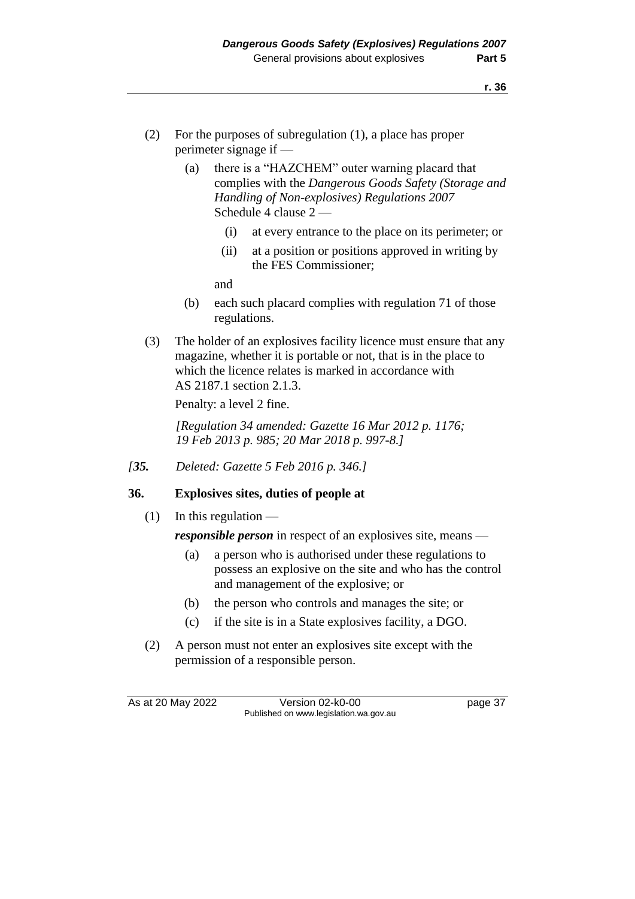(2) For the purposes of subregulation (1), a place has proper perimeter signage if —

(a) there is a "HAZCHEM" outer warning placard that complies with the *Dangerous Goods Safety (Storage and Handling of Non-explosives) Regulations 2007* Schedule 4 clause 2 —

(i) at every entrance to the place on its perimeter; or

(ii) at a position or positions approved in writing by the FES Commissioner;

and

(b) each such placard complies with regulation 71 of those regulations.

(3) The holder of an explosives facility licence must ensure that any magazine, whether it is portable or not, that is in the place to which the licence relates is marked in accordance with AS 2187.1 section 2.1.3.

Penalty: a level 2 fine.

*[Regulation 34 amended: Gazette 16 Mar 2012 p. 1176; 19 Feb 2013 p. 985; 20 Mar 2018 p. 997-8.]*

*[**35.** Deleted: Gazette 5 Feb 2016 p. 346.]*

### 36. Explosives sites, duties of people at

(1) In this regulation —

***responsible person*** in respect of an explosives site, means —

(a) a person who is authorised under these regulations to possess an explosive on the site and who has the control and management of the explosive; or

(b) the person who controls and manages the site; or

(c) if the site is in a State explosives facility, a DGO.

(2) A person must not enter an explosives site except with the permission of a responsible person.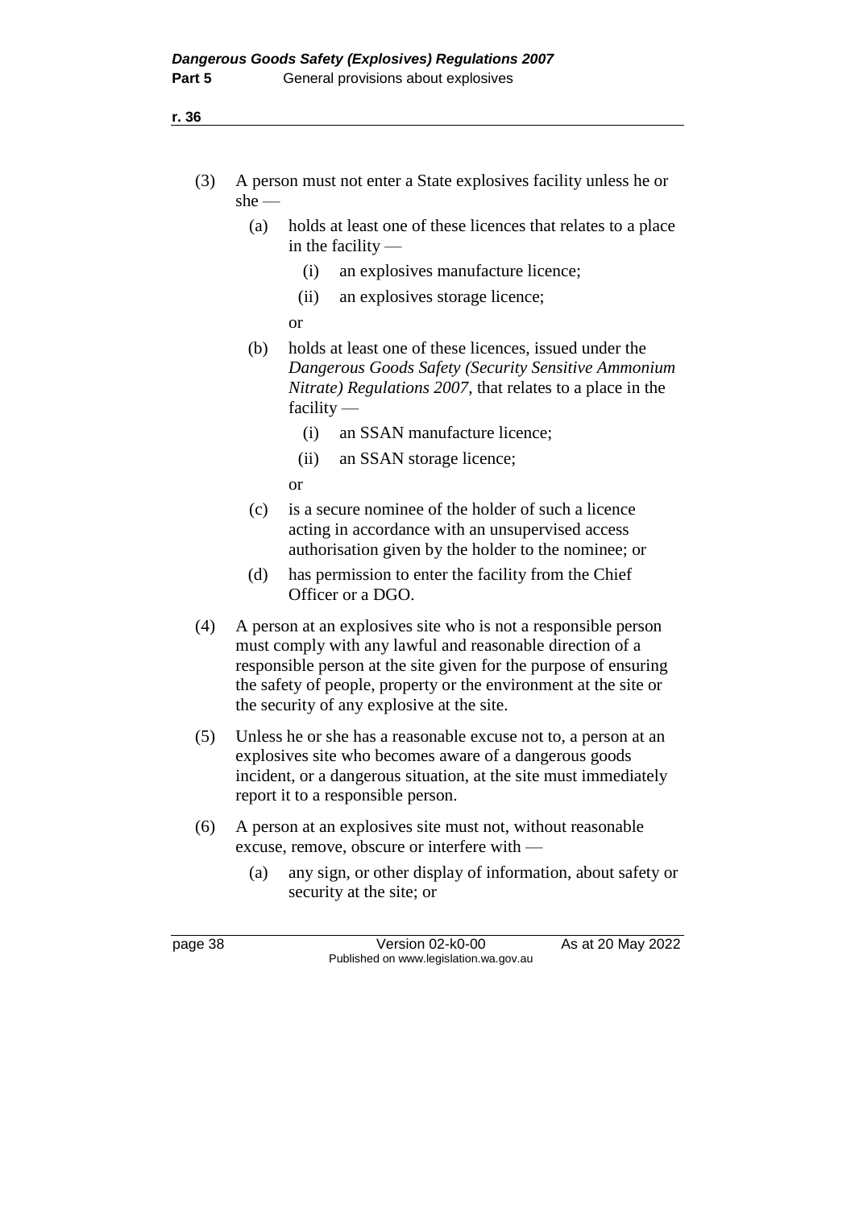(3) A person must not enter a State explosives facility unless he or she —

  (a) holds at least one of these licences that relates to a place in the facility —

    (i) an explosives manufacture licence;

    (ii) an explosives storage licence;

  or

  (b) holds at least one of these licences, issued under the *Dangerous Goods Safety (Security Sensitive Ammonium Nitrate) Regulations 2007*, that relates to a place in the facility —

    (i) an SSAN manufacture licence;

    (ii) an SSAN storage licence;

  or

  (c) is a secure nominee of the holder of such a licence acting in accordance with an unsupervised access authorisation given by the holder to the nominee; or

  (d) has permission to enter the facility from the Chief Officer or a DGO.

(4) A person at an explosives site who is not a responsible person must comply with any lawful and reasonable direction of a responsible person at the site given for the purpose of ensuring the safety of people, property or the environment at the site or the security of any explosive at the site.

(5) Unless he or she has a reasonable excuse not to, a person at an explosives site who becomes aware of a dangerous goods incident, or a dangerous situation, at the site must immediately report it to a responsible person.

(6) A person at an explosives site must not, without reasonable excuse, remove, obscure or interfere with —

  (a) any sign, or other display of information, about safety or security at the site; or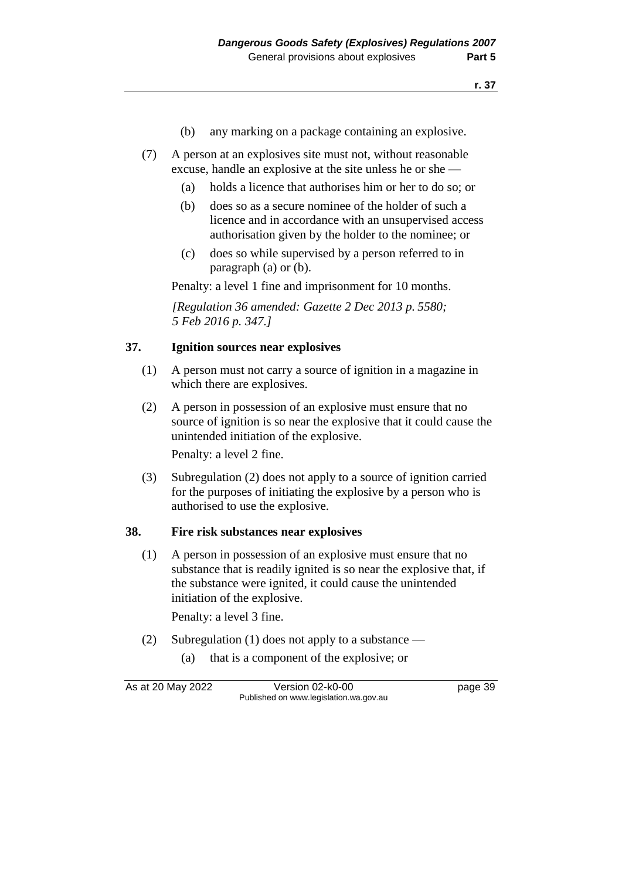(b) any marking on a package containing an explosive.

(7) A person at an explosives site must not, without reasonable excuse, handle an explosive at the site unless he or she —

(a) holds a licence that authorises him or her to do so; or

(b) does so as a secure nominee of the holder of such a licence and in accordance with an unsupervised access authorisation given by the holder to the nominee; or

(c) does so while supervised by a person referred to in paragraph (a) or (b).

Penalty: a level 1 fine and imprisonment for 10 months.

*[Regulation 36 amended: Gazette 2 Dec 2013 p. 5580; 5 Feb 2016 p. 347.]*

## 37. Ignition sources near explosives

(1) A person must not carry a source of ignition in a magazine in which there are explosives.

(2) A person in possession of an explosive must ensure that no source of ignition is so near the explosive that it could cause the unintended initiation of the explosive.

Penalty: a level 2 fine.

(3) Subregulation (2) does not apply to a source of ignition carried for the purposes of initiating the explosive by a person who is authorised to use the explosive.

## 38. Fire risk substances near explosives

(1) A person in possession of an explosive must ensure that no substance that is readily ignited is so near the explosive that, if the substance were ignited, it could cause the unintended initiation of the explosive.

Penalty: a level 3 fine.

(2) Subregulation (1) does not apply to a substance —

(a) that is a component of the explosive; or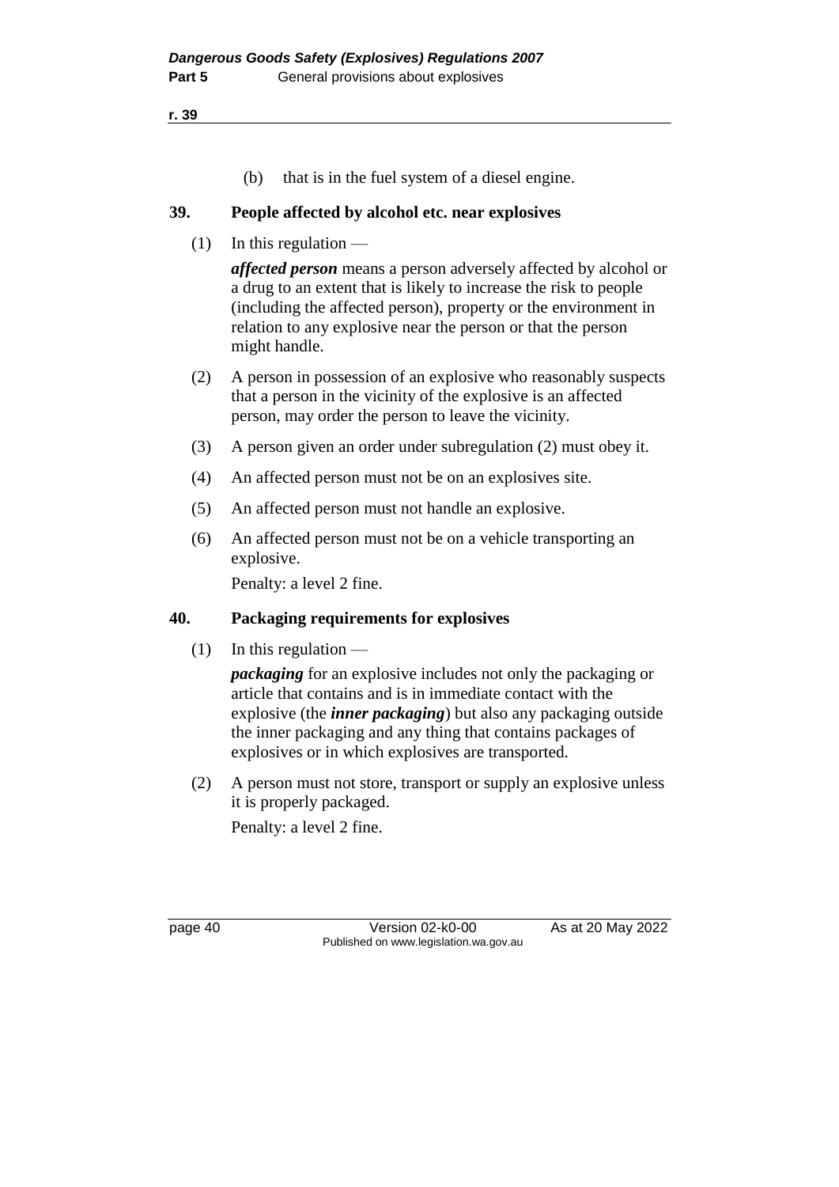(b) that is in the fuel system of a diesel engine.

## 39. People affected by alcohol etc. near explosives

(1) In this regulation —

***affected person*** means a person adversely affected by alcohol or a drug to an extent that is likely to increase the risk to people (including the affected person), property or the environment in relation to any explosive near the person or that the person might handle.

(2) A person in possession of an explosive who reasonably suspects that a person in the vicinity of the explosive is an affected person, may order the person to leave the vicinity.

(3) A person given an order under subregulation (2) must obey it.

(4) An affected person must not be on an explosives site.

(5) An affected person must not handle an explosive.

(6) An affected person must not be on a vehicle transporting an explosive.

Penalty: a level 2 fine.

## 40. Packaging requirements for explosives

(1) In this regulation —

***packaging*** for an explosive includes not only the packaging or article that contains and is in immediate contact with the explosive (the ***inner packaging***) but also any packaging outside the inner packaging and any thing that contains packages of explosives or in which explosives are transported.

(2) A person must not store, transport or supply an explosive unless it is properly packaged.

Penalty: a level 2 fine.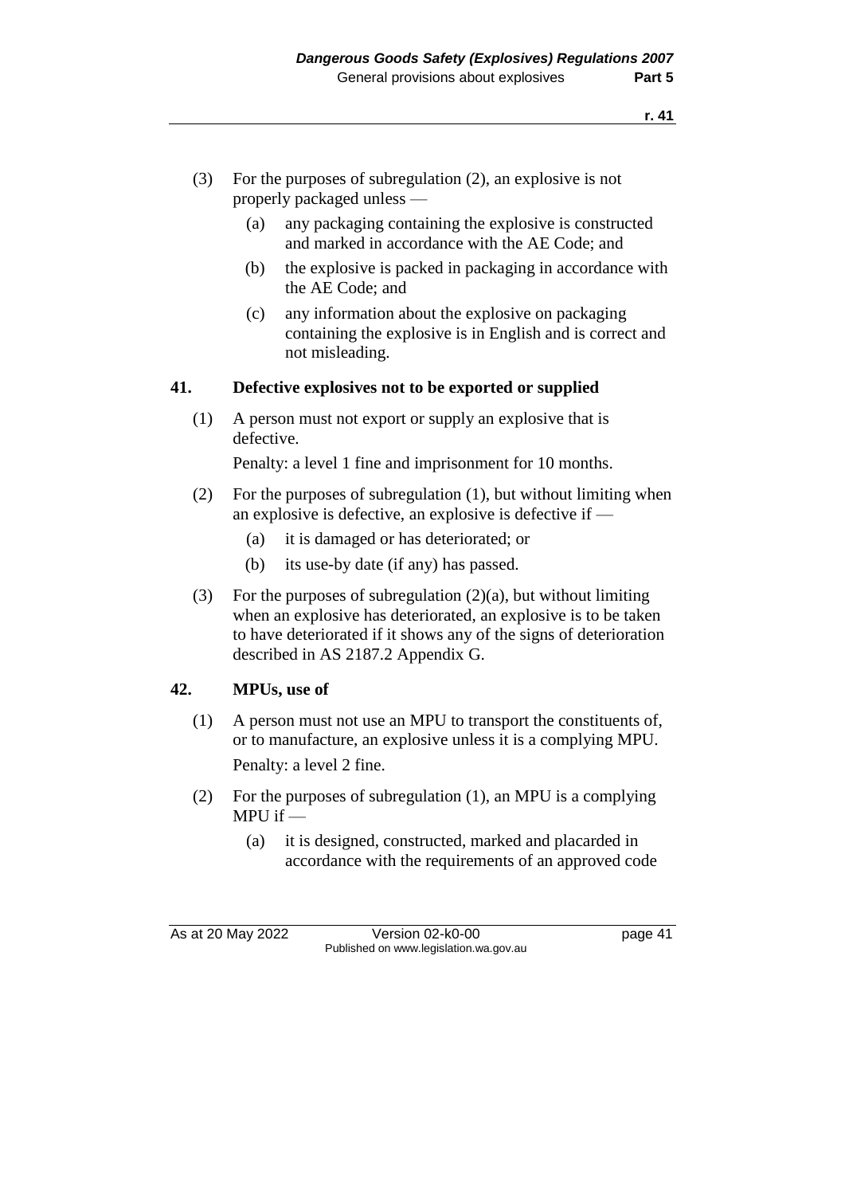(3) For the purposes of subregulation (2), an explosive is not properly packaged unless —

   (a) any packaging containing the explosive is constructed and marked in accordance with the AE Code; and

   (b) the explosive is packed in packaging in accordance with the AE Code; and

   (c) any information about the explosive on packaging containing the explosive is in English and is correct and not misleading.

## 41. Defective explosives not to be exported or supplied

(1) A person must not export or supply an explosive that is defective.

Penalty: a level 1 fine and imprisonment for 10 months.

(2) For the purposes of subregulation (1), but without limiting when an explosive is defective, an explosive is defective if —

   (a) it is damaged or has deteriorated; or

   (b) its use-by date (if any) has passed.

(3) For the purposes of subregulation (2)(a), but without limiting when an explosive has deteriorated, an explosive is to be taken to have deteriorated if it shows any of the signs of deterioration described in AS 2187.2 Appendix G.

## 42. MPUs, use of

(1) A person must not use an MPU to transport the constituents of, or to manufacture, an explosive unless it is a complying MPU.

Penalty: a level 2 fine.

(2) For the purposes of subregulation (1), an MPU is a complying MPU if —

   (a) it is designed, constructed, marked and placarded in accordance with the requirements of an approved code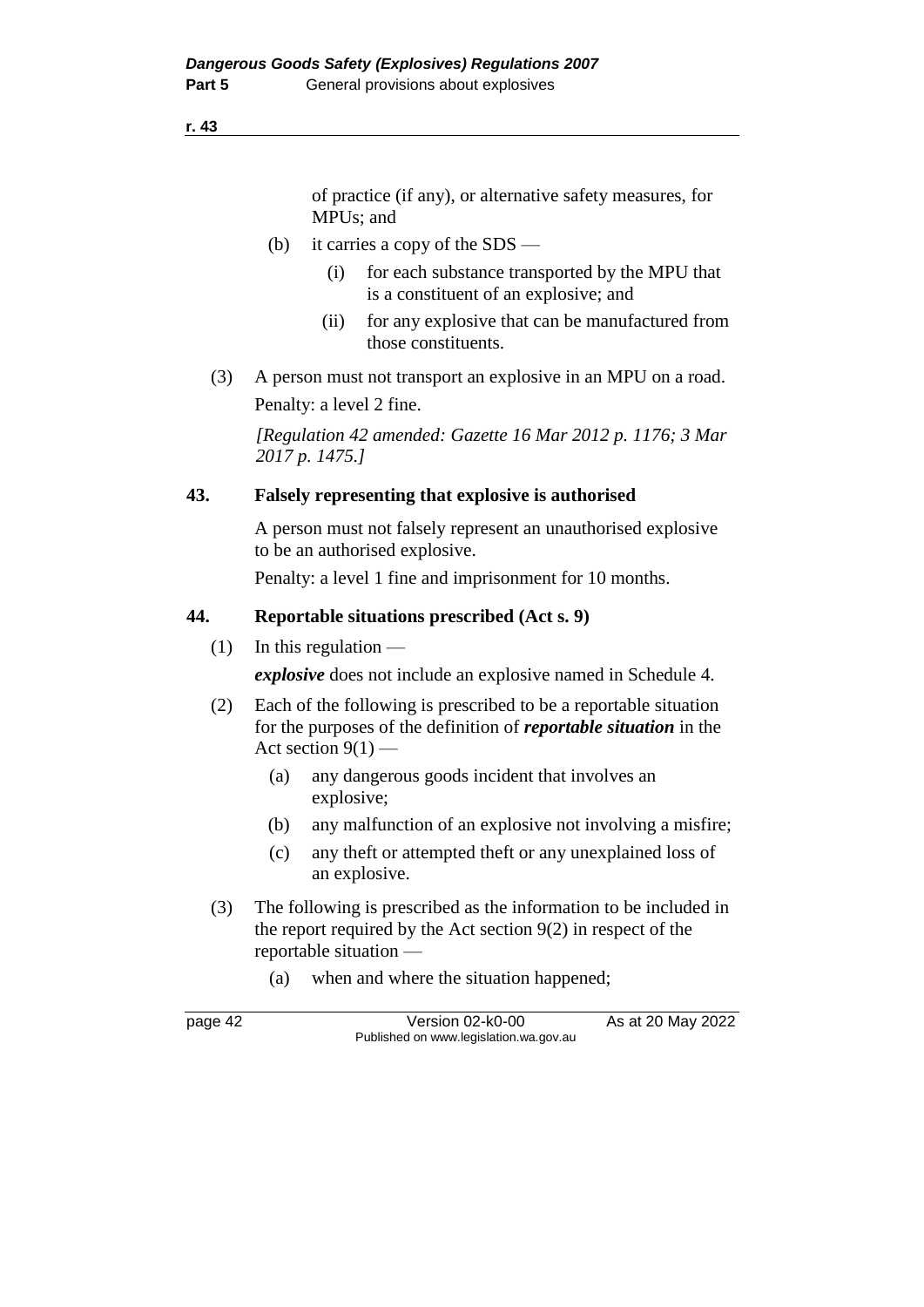of practice (if any), or alternative safety measures, for MPUs; and

(b) it carries a copy of the SDS —

(i) for each substance transported by the MPU that is a constituent of an explosive; and

(ii) for any explosive that can be manufactured from those constituents.

(3) A person must not transport an explosive in an MPU on a road.

Penalty: a level 2 fine.

*[Regulation 42 amended: Gazette 16 Mar 2012 p. 1176; 3 Mar 2017 p. 1475.]*

## 43. Falsely representing that explosive is authorised

A person must not falsely represent an unauthorised explosive to be an authorised explosive.

Penalty: a level 1 fine and imprisonment for 10 months.

## 44. Reportable situations prescribed (Act s. 9)

(1) In this regulation —

***explosive*** does not include an explosive named in Schedule 4.

(2) Each of the following is prescribed to be a reportable situation for the purposes of the definition of ***reportable situation*** in the Act section 9(1) —

(a) any dangerous goods incident that involves an explosive;

(b) any malfunction of an explosive not involving a misfire;

(c) any theft or attempted theft or any unexplained loss of an explosive.

(3) The following is prescribed as the information to be included in the report required by the Act section 9(2) in respect of the reportable situation —

(a) when and where the situation happened;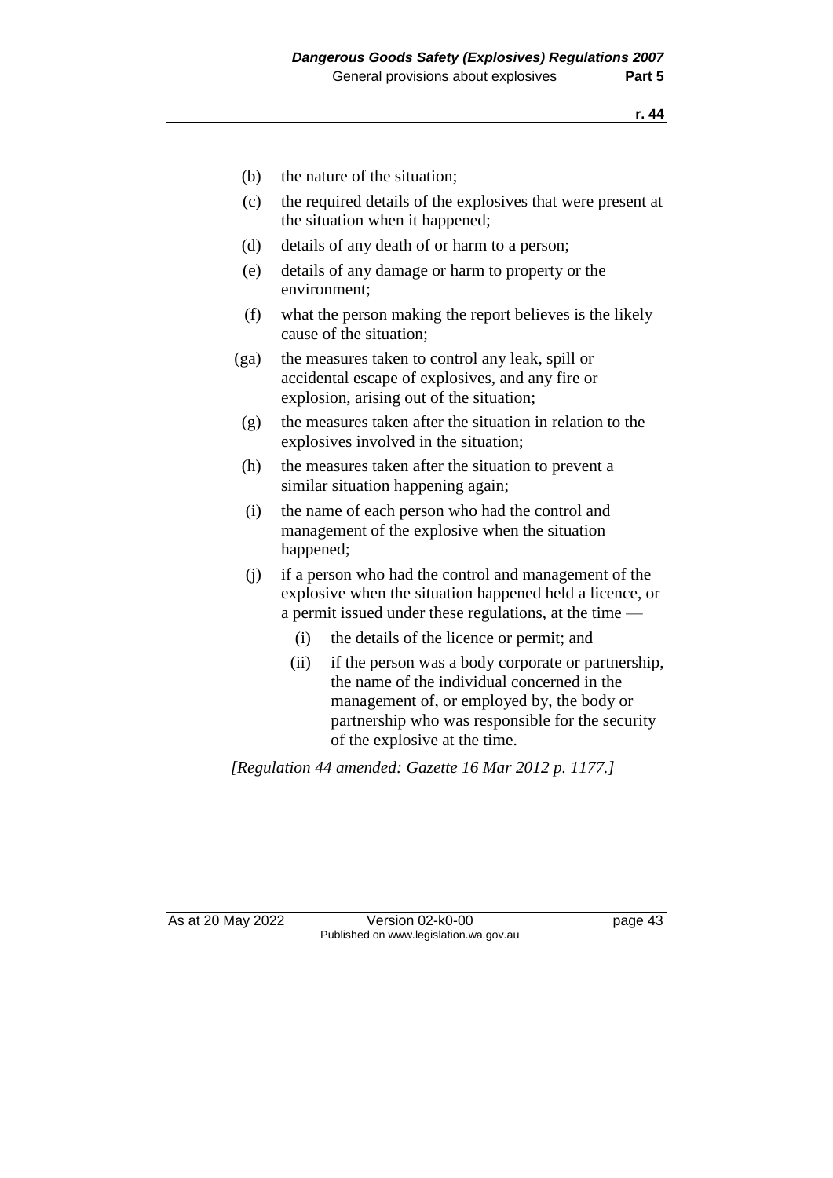(b) the nature of the situation;

(c) the required details of the explosives that were present at the situation when it happened;

(d) details of any death of or harm to a person;

(e) details of any damage or harm to property or the environment;

(f) what the person making the report believes is the likely cause of the situation;

(ga) the measures taken to control any leak, spill or accidental escape of explosives, and any fire or explosion, arising out of the situation;

(g) the measures taken after the situation in relation to the explosives involved in the situation;

(h) the measures taken after the situation to prevent a similar situation happening again;

(i) the name of each person who had the control and management of the explosive when the situation happened;

(j) if a person who had the control and management of the explosive when the situation happened held a licence, or a permit issued under these regulations, at the time —

  (i) the details of the licence or permit; and

  (ii) if the person was a body corporate or partnership, the name of the individual concerned in the management of, or employed by, the body or partnership who was responsible for the security of the explosive at the time.

*[Regulation 44 amended: Gazette 16 Mar 2012 p. 1177.]*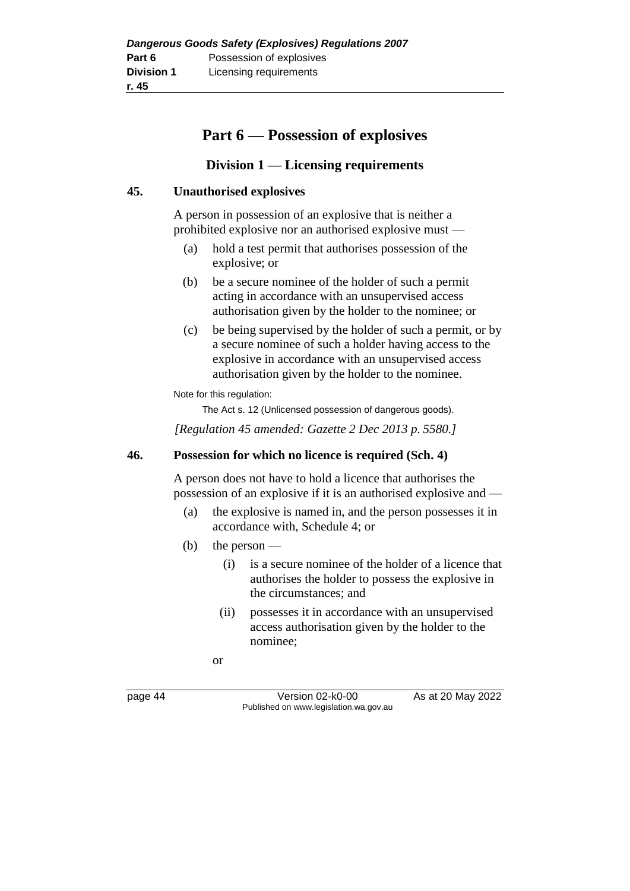# Part 6 — Possession of explosives

## Division 1 — Licensing requirements

### 45. Unauthorised explosives

A person in possession of an explosive that is neither a prohibited explosive nor an authorised explosive must —

- (a) hold a test permit that authorises possession of the explosive; or
- (b) be a secure nominee of the holder of such a permit acting in accordance with an unsupervised access authorisation given by the holder to the nominee; or
- (c) be being supervised by the holder of such a permit, or by a secure nominee of such a holder having access to the explosive in accordance with an unsupervised access authorisation given by the holder to the nominee.

Note for this regulation:

The Act s. 12 (Unlicensed possession of dangerous goods).

*[Regulation 45 amended: Gazette 2 Dec 2013 p. 5580.]*

### 46. Possession for which no licence is required (Sch. 4)

A person does not have to hold a licence that authorises the possession of an explosive if it is an authorised explosive and —

- (a) the explosive is named in, and the person possesses it in accordance with, Schedule 4; or
- (b) the person —
  - (i) is a secure nominee of the holder of a licence that authorises the holder to possess the explosive in the circumstances; and
  - (ii) possesses it in accordance with an unsupervised access authorisation given by the holder to the nominee;

  or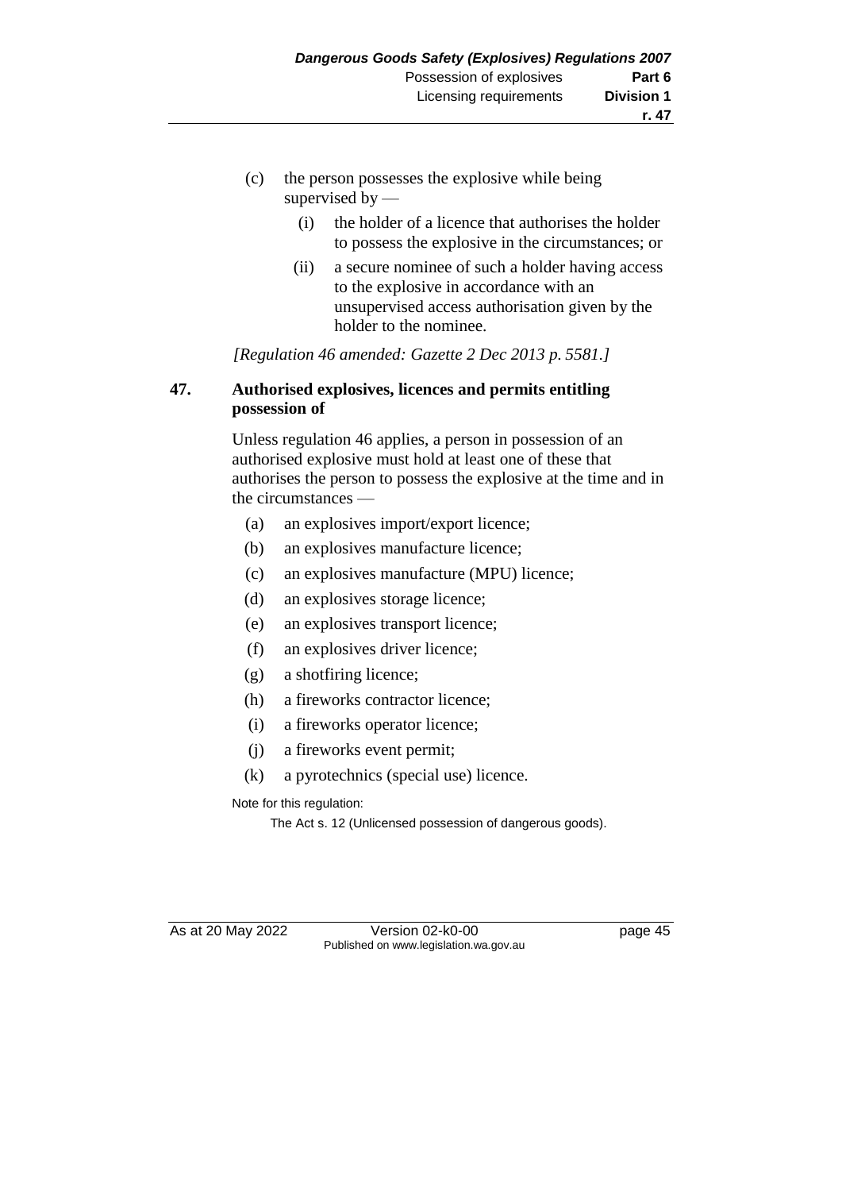(c) the person possesses the explosive while being supervised by —

  (i) the holder of a licence that authorises the holder to possess the explosive in the circumstances; or

  (ii) a secure nominee of such a holder having access to the explosive in accordance with an unsupervised access authorisation given by the holder to the nominee.

*[Regulation 46 amended: Gazette 2 Dec 2013 p. 5581.]*

## 47. Authorised explosives, licences and permits entitling possession of

Unless regulation 46 applies, a person in possession of an authorised explosive must hold at least one of these that authorises the person to possess the explosive at the time and in the circumstances —

(a) an explosives import/export licence;

(b) an explosives manufacture licence;

(c) an explosives manufacture (MPU) licence;

(d) an explosives storage licence;

(e) an explosives transport licence;

(f) an explosives driver licence;

(g) a shotfiring licence;

(h) a fireworks contractor licence;

(i) a fireworks operator licence;

(j) a fireworks event permit;

(k) a pyrotechnics (special use) licence.

Note for this regulation:

The Act s. 12 (Unlicensed possession of dangerous goods).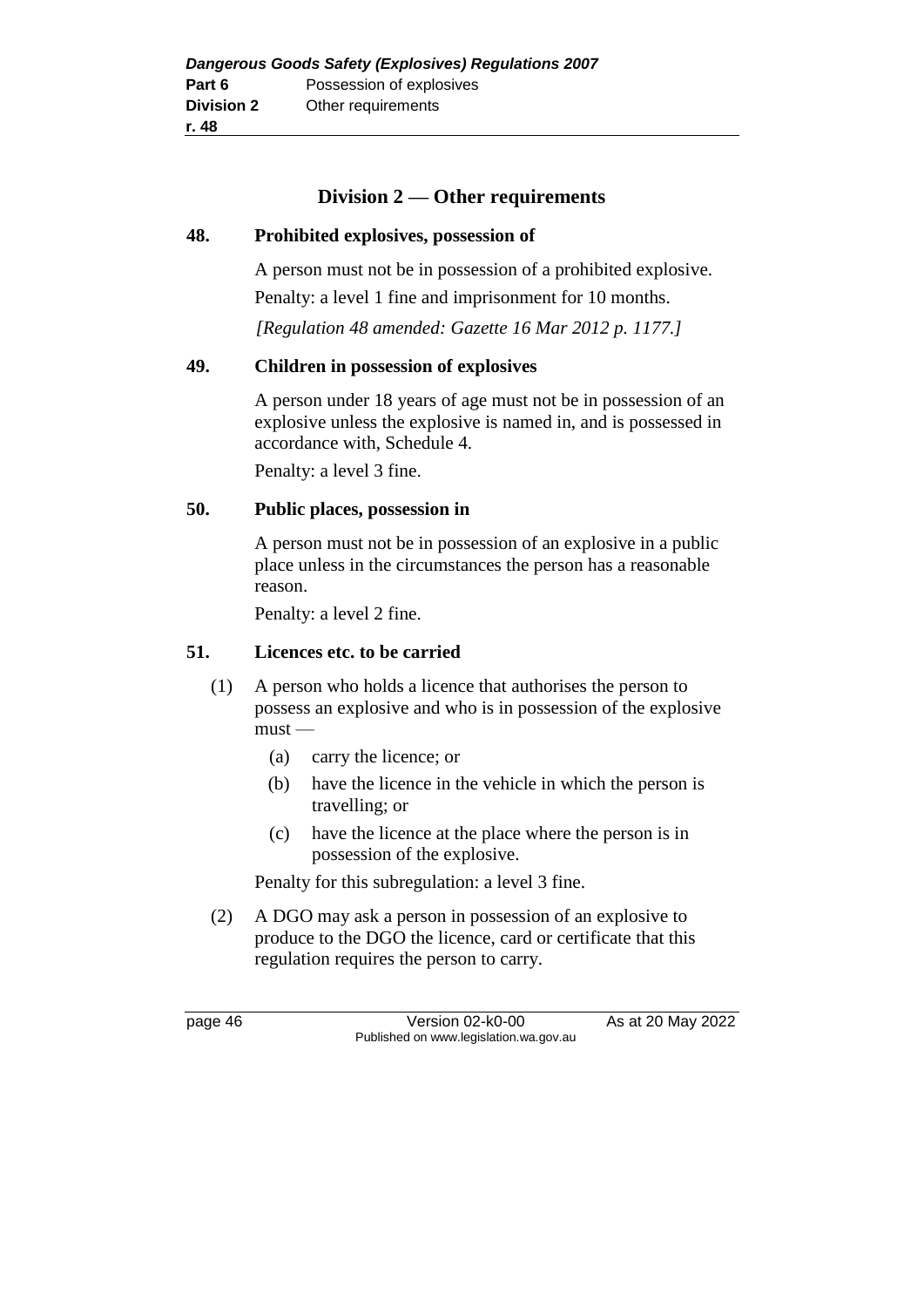## Division 2 — Other requirements

### 48. Prohibited explosives, possession of

A person must not be in possession of a prohibited explosive.

Penalty: a level 1 fine and imprisonment for 10 months.

*[Regulation 48 amended: Gazette 16 Mar 2012 p. 1177.]*

### 49. Children in possession of explosives

A person under 18 years of age must not be in possession of an explosive unless the explosive is named in, and is possessed in accordance with, Schedule 4.

Penalty: a level 3 fine.

### 50. Public places, possession in

A person must not be in possession of an explosive in a public place unless in the circumstances the person has a reasonable reason.

Penalty: a level 2 fine.

### 51. Licences etc. to be carried

(1) A person who holds a licence that authorises the person to possess an explosive and who is in possession of the explosive must —

- (a) carry the licence; or
- (b) have the licence in the vehicle in which the person is travelling; or
- (c) have the licence at the place where the person is in possession of the explosive.

Penalty for this subregulation: a level 3 fine.

(2) A DGO may ask a person in possession of an explosive to produce to the DGO the licence, card or certificate that this regulation requires the person to carry.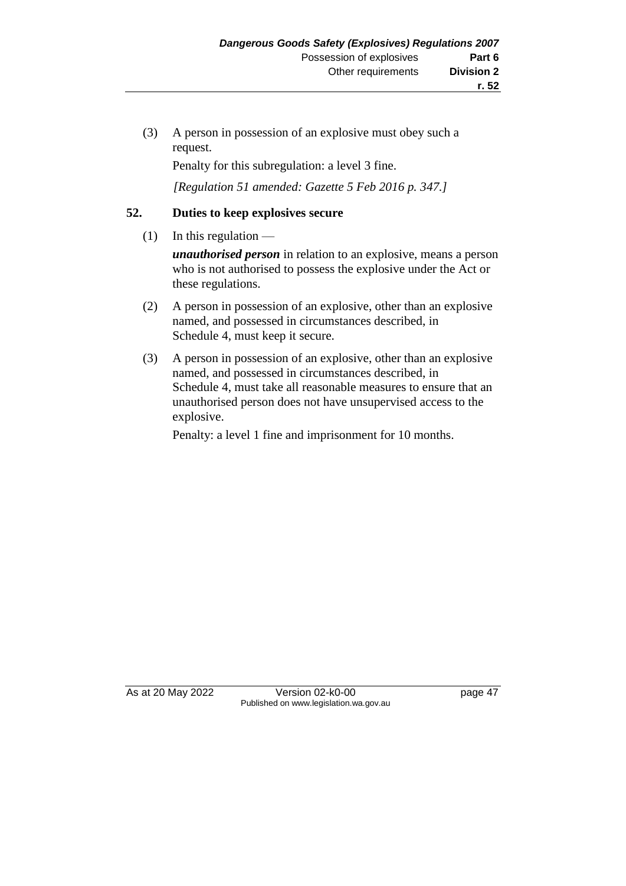(3) A person in possession of an explosive must obey such a request.

Penalty for this subregulation: a level 3 fine.

*[Regulation 51 amended: Gazette 5 Feb 2016 p. 347.]*

### 52. Duties to keep explosives secure

(1) In this regulation —

***unauthorised person*** in relation to an explosive, means a person who is not authorised to possess the explosive under the Act or these regulations.

(2) A person in possession of an explosive, other than an explosive named, and possessed in circumstances described, in Schedule 4, must keep it secure.

(3) A person in possession of an explosive, other than an explosive named, and possessed in circumstances described, in Schedule 4, must take all reasonable measures to ensure that an unauthorised person does not have unsupervised access to the explosive.

Penalty: a level 1 fine and imprisonment for 10 months.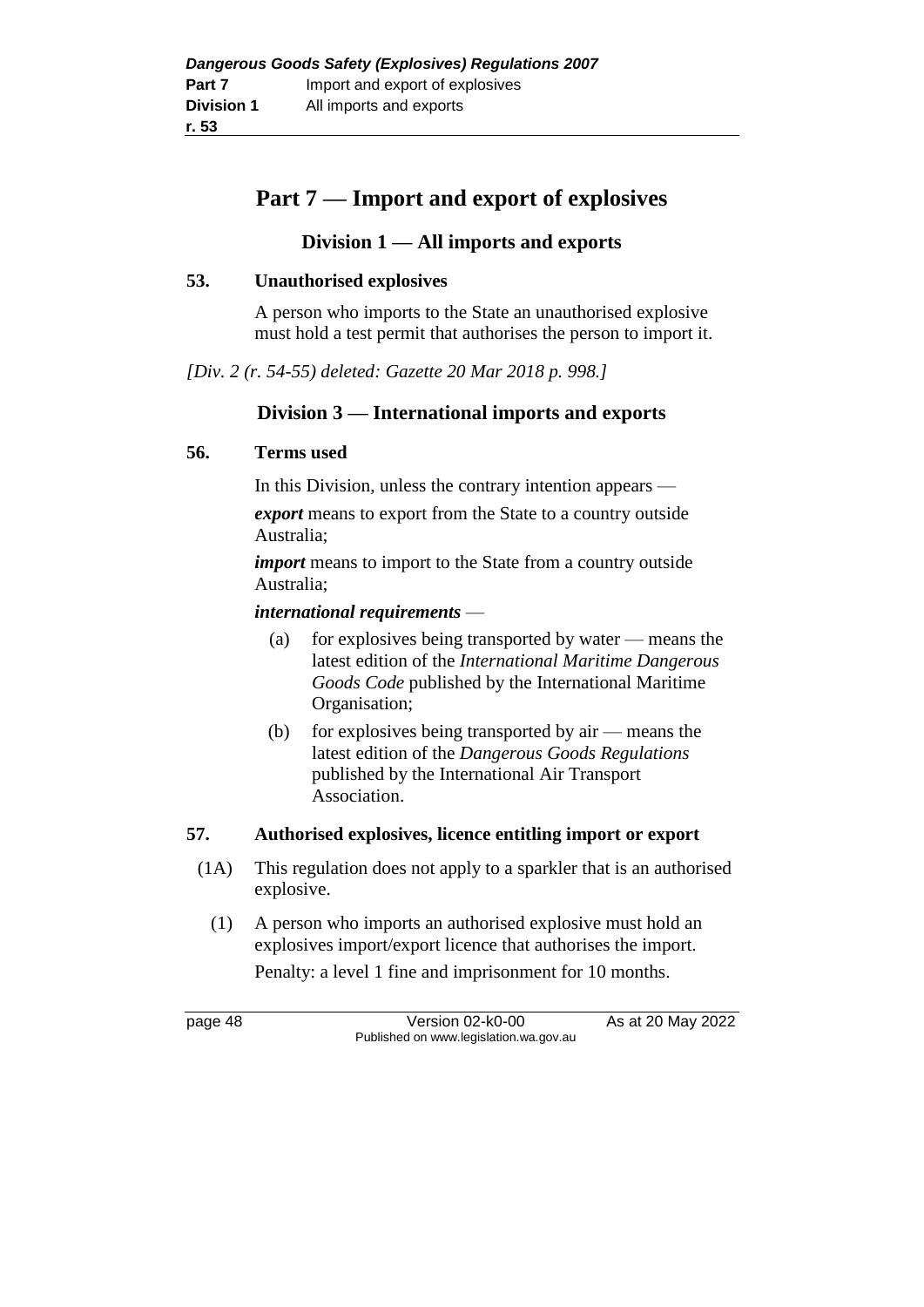# Part 7 — Import and export of explosives

## Division 1 — All imports and exports

### 53. Unauthorised explosives

A person who imports to the State an unauthorised explosive must hold a test permit that authorises the person to import it.

*[Div. 2 (r. 54-55) deleted: Gazette 20 Mar 2018 p. 998.]*

## Division 3 — International imports and exports

### 56. Terms used

In this Division, unless the contrary intention appears —

***export*** means to export from the State to a country outside Australia;

***import*** means to import to the State from a country outside Australia;

***international requirements*** —

(a) for explosives being transported by water — means the latest edition of the *International Maritime Dangerous Goods Code* published by the International Maritime Organisation;

(b) for explosives being transported by air — means the latest edition of the *Dangerous Goods Regulations* published by the International Air Transport Association.

### 57. Authorised explosives, licence entitling import or export

(1A) This regulation does not apply to a sparkler that is an authorised explosive.

(1) A person who imports an authorised explosive must hold an explosives import/export licence that authorises the import.

Penalty: a level 1 fine and imprisonment for 10 months.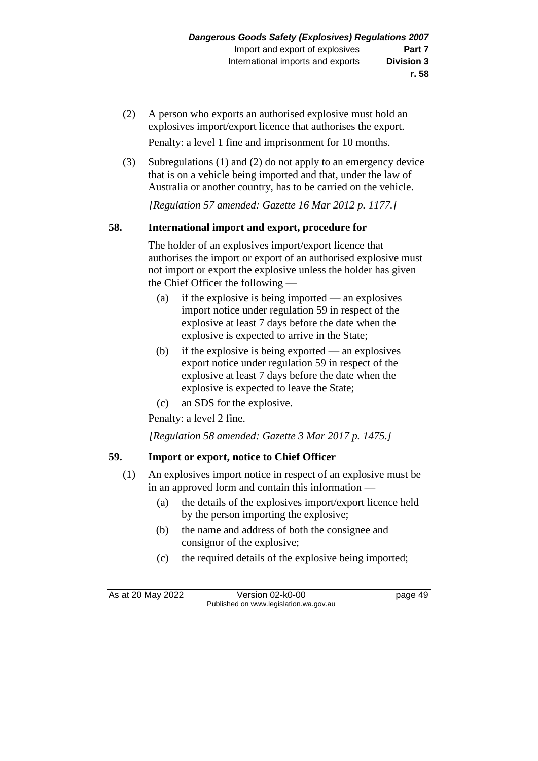(2) A person who exports an authorised explosive must hold an explosives import/export licence that authorises the export.

Penalty: a level 1 fine and imprisonment for 10 months.

(3) Subregulations (1) and (2) do not apply to an emergency device that is on a vehicle being imported and that, under the law of Australia or another country, has to be carried on the vehicle.

*[Regulation 57 amended: Gazette 16 Mar 2012 p. 1177.]*

### 58. International import and export, procedure for

The holder of an explosives import/export licence that authorises the import or export of an authorised explosive must not import or export the explosive unless the holder has given the Chief Officer the following —

(a) if the explosive is being imported — an explosives import notice under regulation 59 in respect of the explosive at least 7 days before the date when the explosive is expected to arrive in the State;

(b) if the explosive is being exported — an explosives export notice under regulation 59 in respect of the explosive at least 7 days before the date when the explosive is expected to leave the State;

(c) an SDS for the explosive.

Penalty: a level 2 fine.

*[Regulation 58 amended: Gazette 3 Mar 2017 p. 1475.]*

### 59. Import or export, notice to Chief Officer

(1) An explosives import notice in respect of an explosive must be in an approved form and contain this information —

(a) the details of the explosives import/export licence held by the person importing the explosive;

(b) the name and address of both the consignee and consignor of the explosive;

(c) the required details of the explosive being imported;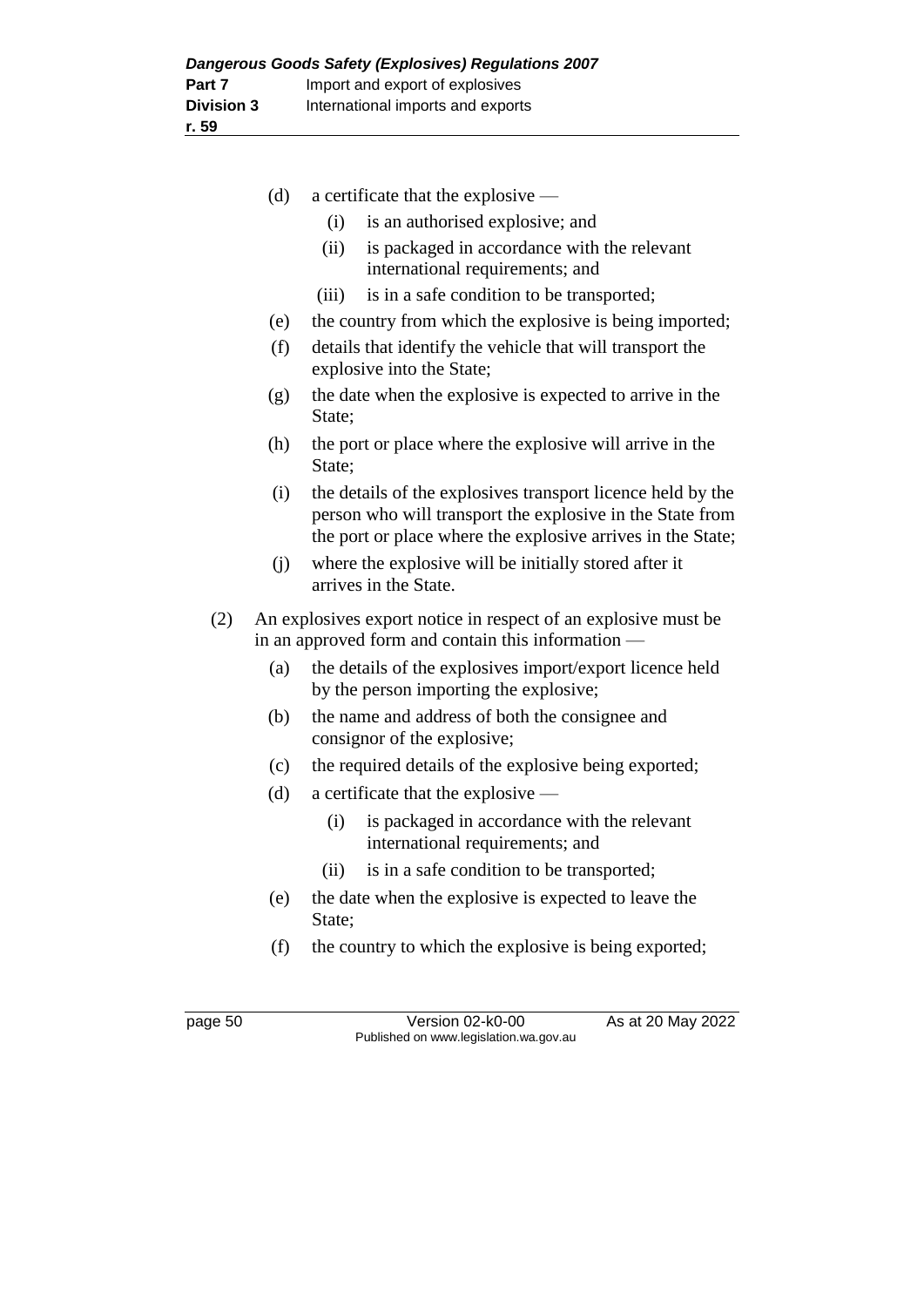(d) a certificate that the explosive —

   (i) is an authorised explosive; and

   (ii) is packaged in accordance with the relevant international requirements; and

   (iii) is in a safe condition to be transported;

(e) the country from which the explosive is being imported;

(f) details that identify the vehicle that will transport the explosive into the State;

(g) the date when the explosive is expected to arrive in the State;

(h) the port or place where the explosive will arrive in the State;

(i) the details of the explosives transport licence held by the person who will transport the explosive in the State from the port or place where the explosive arrives in the State;

(j) where the explosive will be initially stored after it arrives in the State.

(2) An explosives export notice in respect of an explosive must be in an approved form and contain this information —

(a) the details of the explosives import/export licence held by the person importing the explosive;

(b) the name and address of both the consignee and consignor of the explosive;

(c) the required details of the explosive being exported;

(d) a certificate that the explosive —

   (i) is packaged in accordance with the relevant international requirements; and

   (ii) is in a safe condition to be transported;

(e) the date when the explosive is expected to leave the State;

(f) the country to which the explosive is being exported;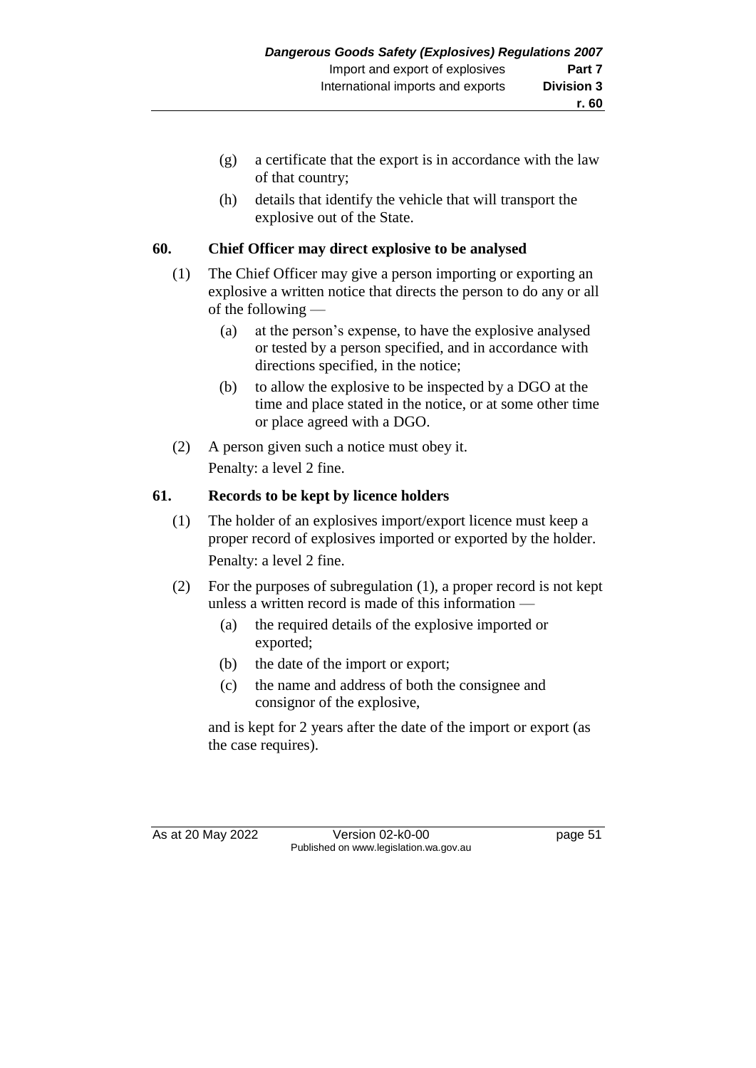(g) a certificate that the export is in accordance with the law of that country;

(h) details that identify the vehicle that will transport the explosive out of the State.

## 60. Chief Officer may direct explosive to be analysed

(1) The Chief Officer may give a person importing or exporting an explosive a written notice that directs the person to do any or all of the following —

(a) at the person's expense, to have the explosive analysed or tested by a person specified, and in accordance with directions specified, in the notice;

(b) to allow the explosive to be inspected by a DGO at the time and place stated in the notice, or at some other time or place agreed with a DGO.

(2) A person given such a notice must obey it.

Penalty: a level 2 fine.

## 61. Records to be kept by licence holders

(1) The holder of an explosives import/export licence must keep a proper record of explosives imported or exported by the holder.

Penalty: a level 2 fine.

(2) For the purposes of subregulation (1), a proper record is not kept unless a written record is made of this information —

(a) the required details of the explosive imported or exported;

(b) the date of the import or export;

(c) the name and address of both the consignee and consignor of the explosive,

and is kept for 2 years after the date of the import or export (as the case requires).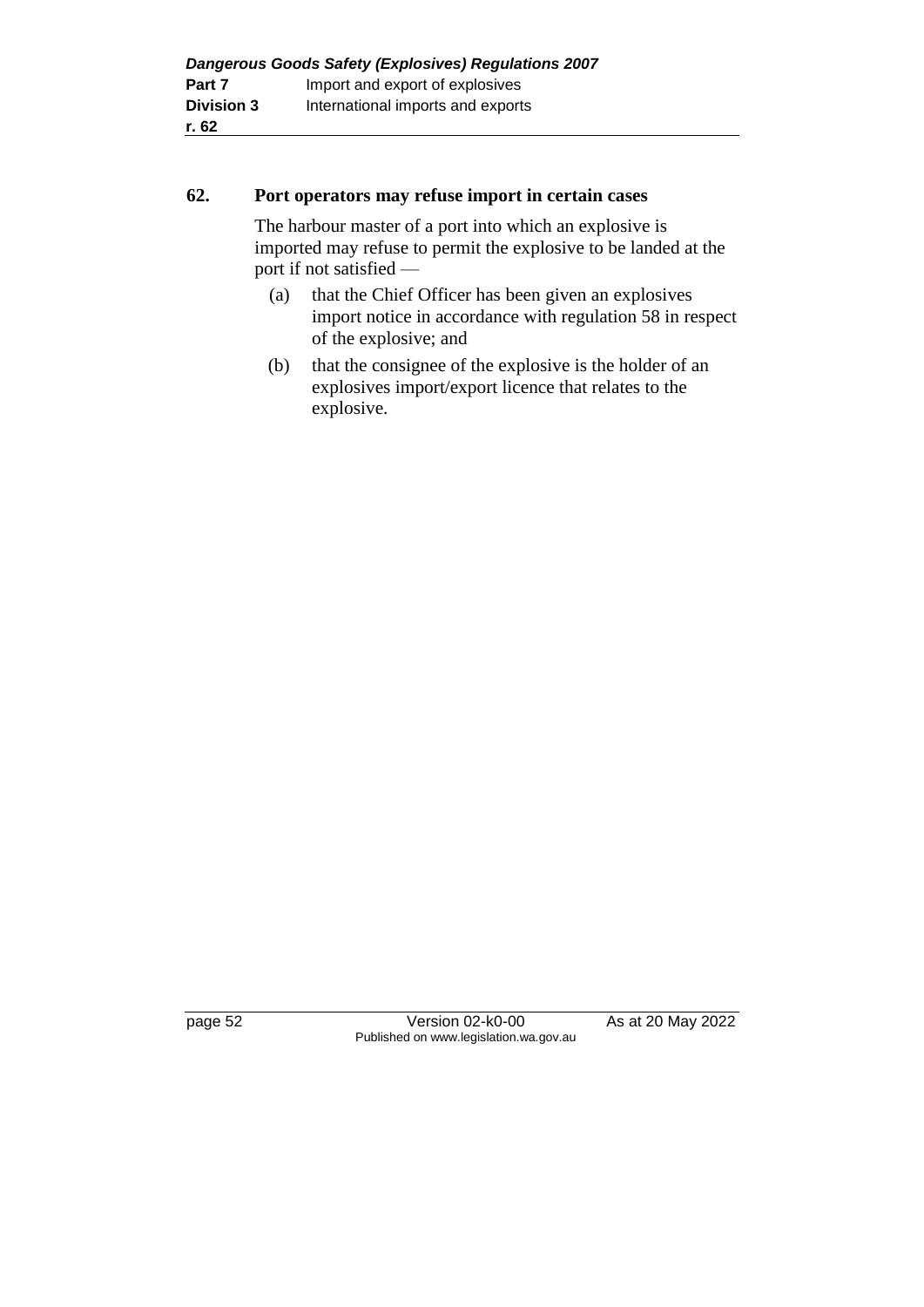## 62. Port operators may refuse import in certain cases

The harbour master of a port into which an explosive is imported may refuse to permit the explosive to be landed at the port if not satisfied —

(a) that the Chief Officer has been given an explosives import notice in accordance with regulation 58 in respect of the explosive; and

(b) that the consignee of the explosive is the holder of an explosives import/export licence that relates to the explosive.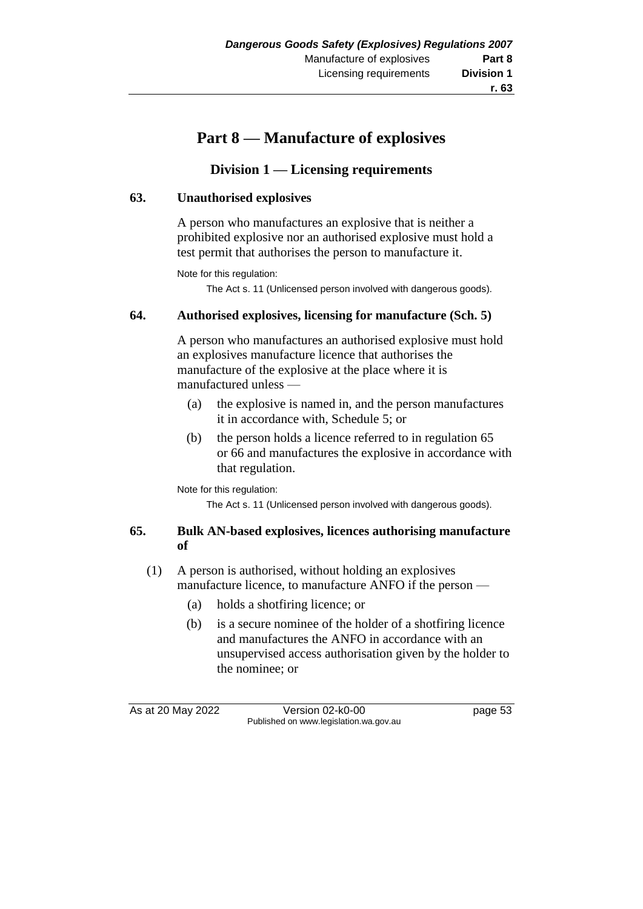# Part 8 — Manufacture of explosives

## Division 1 — Licensing requirements

### 63. Unauthorised explosives

A person who manufactures an explosive that is neither a prohibited explosive nor an authorised explosive must hold a test permit that authorises the person to manufacture it.

Note for this regulation:

The Act s. 11 (Unlicensed person involved with dangerous goods).

### 64. Authorised explosives, licensing for manufacture (Sch. 5)

A person who manufactures an authorised explosive must hold an explosives manufacture licence that authorises the manufacture of the explosive at the place where it is manufactured unless —

(a) the explosive is named in, and the person manufactures it in accordance with, Schedule 5; or

(b) the person holds a licence referred to in regulation 65 or 66 and manufactures the explosive in accordance with that regulation.

Note for this regulation:

The Act s. 11 (Unlicensed person involved with dangerous goods).

### 65. Bulk AN-based explosives, licences authorising manufacture of

(1) A person is authorised, without holding an explosives manufacture licence, to manufacture ANFO if the person —

(a) holds a shotfiring licence; or

(b) is a secure nominee of the holder of a shotfiring licence and manufactures the ANFO in accordance with an unsupervised access authorisation given by the holder to the nominee; or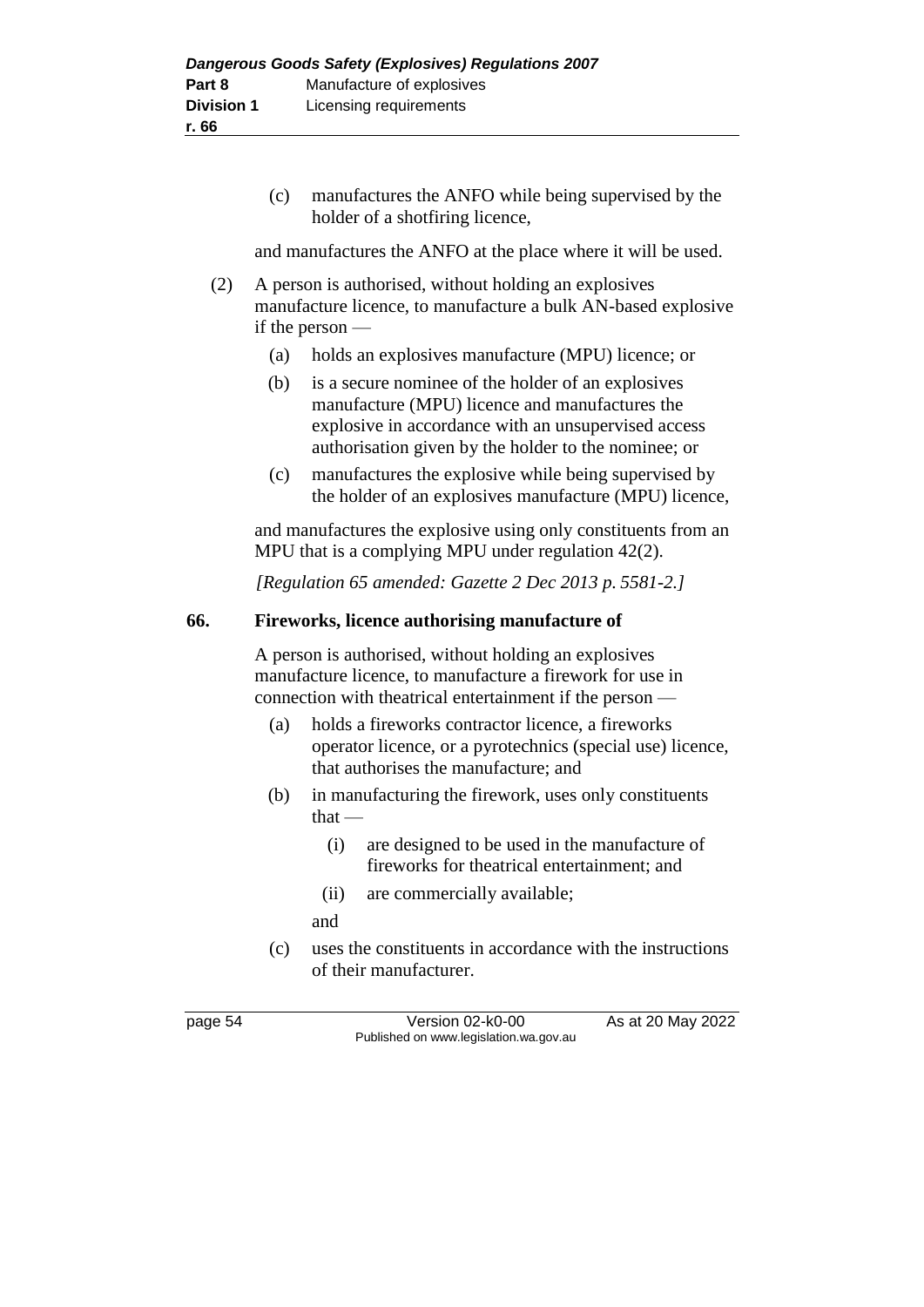(c) manufactures the ANFO while being supervised by the holder of a shotfiring licence,

and manufactures the ANFO at the place where it will be used.

(2) A person is authorised, without holding an explosives manufacture licence, to manufacture a bulk AN-based explosive if the person —

(a) holds an explosives manufacture (MPU) licence; or

(b) is a secure nominee of the holder of an explosives manufacture (MPU) licence and manufactures the explosive in accordance with an unsupervised access authorisation given by the holder to the nominee; or

(c) manufactures the explosive while being supervised by the holder of an explosives manufacture (MPU) licence,

and manufactures the explosive using only constituents from an MPU that is a complying MPU under regulation 42(2).

*[Regulation 65 amended: Gazette 2 Dec 2013 p. 5581-2.]*

### 66. Fireworks, licence authorising manufacture of

A person is authorised, without holding an explosives manufacture licence, to manufacture a firework for use in connection with theatrical entertainment if the person —

(a) holds a fireworks contractor licence, a fireworks operator licence, or a pyrotechnics (special use) licence, that authorises the manufacture; and

(b) in manufacturing the firework, uses only constituents that —

(i) are designed to be used in the manufacture of fireworks for theatrical entertainment; and

(ii) are commercially available;

and

(c) uses the constituents in accordance with the instructions of their manufacturer.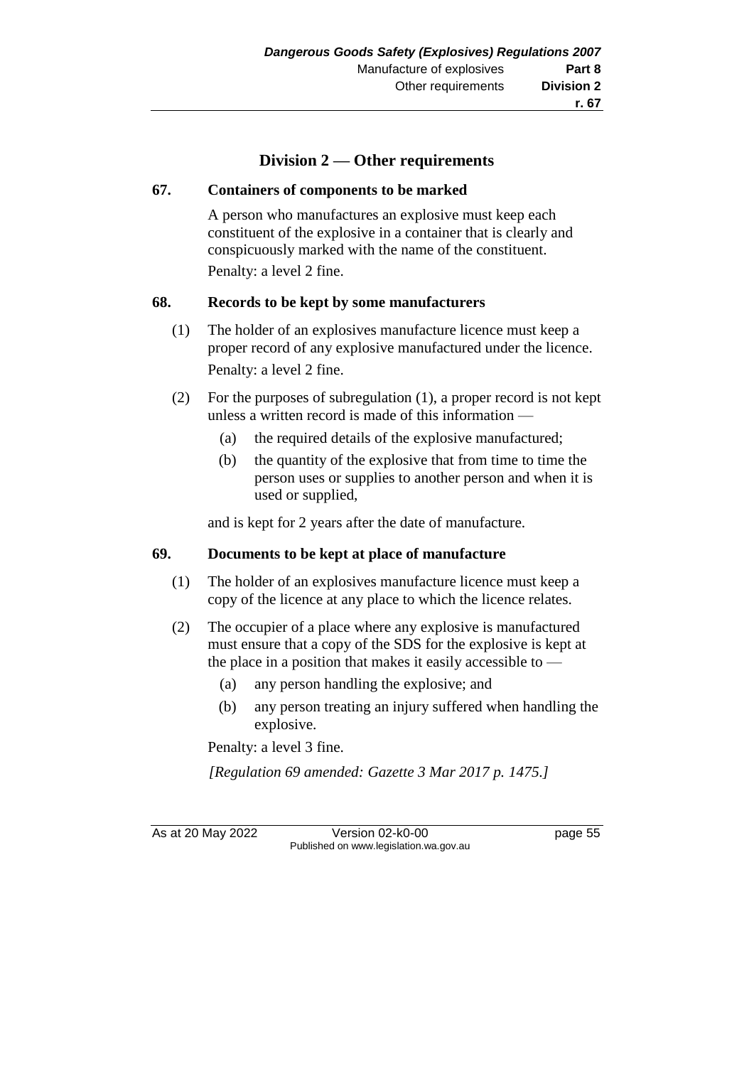## Division 2 — Other requirements

**67. Containers of components to be marked**

A person who manufactures an explosive must keep each constituent of the explosive in a container that is clearly and conspicuously marked with the name of the constituent.

Penalty: a level 2 fine.

**68. Records to be kept by some manufacturers**

(1) The holder of an explosives manufacture licence must keep a proper record of any explosive manufactured under the licence.

Penalty: a level 2 fine.

(2) For the purposes of subregulation (1), a proper record is not kept unless a written record is made of this information —

- (a) the required details of the explosive manufactured;
- (b) the quantity of the explosive that from time to time the person uses or supplies to another person and when it is used or supplied,

and is kept for 2 years after the date of manufacture.

**69. Documents to be kept at place of manufacture**

(1) The holder of an explosives manufacture licence must keep a copy of the licence at any place to which the licence relates.

(2) The occupier of a place where any explosive is manufactured must ensure that a copy of the SDS for the explosive is kept at the place in a position that makes it easily accessible to —

- (a) any person handling the explosive; and
- (b) any person treating an injury suffered when handling the explosive.

Penalty: a level 3 fine.

*[Regulation 69 amended: Gazette 3 Mar 2017 p. 1475.]*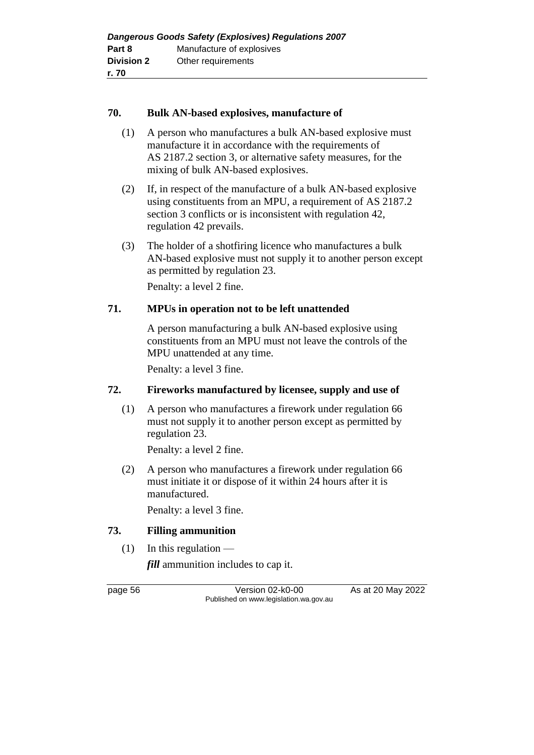### 70. Bulk AN-based explosives, manufacture of

(1) A person who manufactures a bulk AN-based explosive must manufacture it in accordance with the requirements of AS 2187.2 section 3, or alternative safety measures, for the mixing of bulk AN-based explosives.

(2) If, in respect of the manufacture of a bulk AN-based explosive using constituents from an MPU, a requirement of AS 2187.2 section 3 conflicts or is inconsistent with regulation 42, regulation 42 prevails.

(3) The holder of a shotfiring licence who manufactures a bulk AN-based explosive must not supply it to another person except as permitted by regulation 23.

Penalty: a level 2 fine.

### 71. MPUs in operation not to be left unattended

A person manufacturing a bulk AN-based explosive using constituents from an MPU must not leave the controls of the MPU unattended at any time.

Penalty: a level 3 fine.

### 72. Fireworks manufactured by licensee, supply and use of

(1) A person who manufactures a firework under regulation 66 must not supply it to another person except as permitted by regulation 23.

Penalty: a level 2 fine.

(2) A person who manufactures a firework under regulation 66 must initiate it or dispose of it within 24 hours after it is manufactured.

Penalty: a level 3 fine.

### 73. Filling ammunition

(1) In this regulation —

***fill*** ammunition includes to cap it.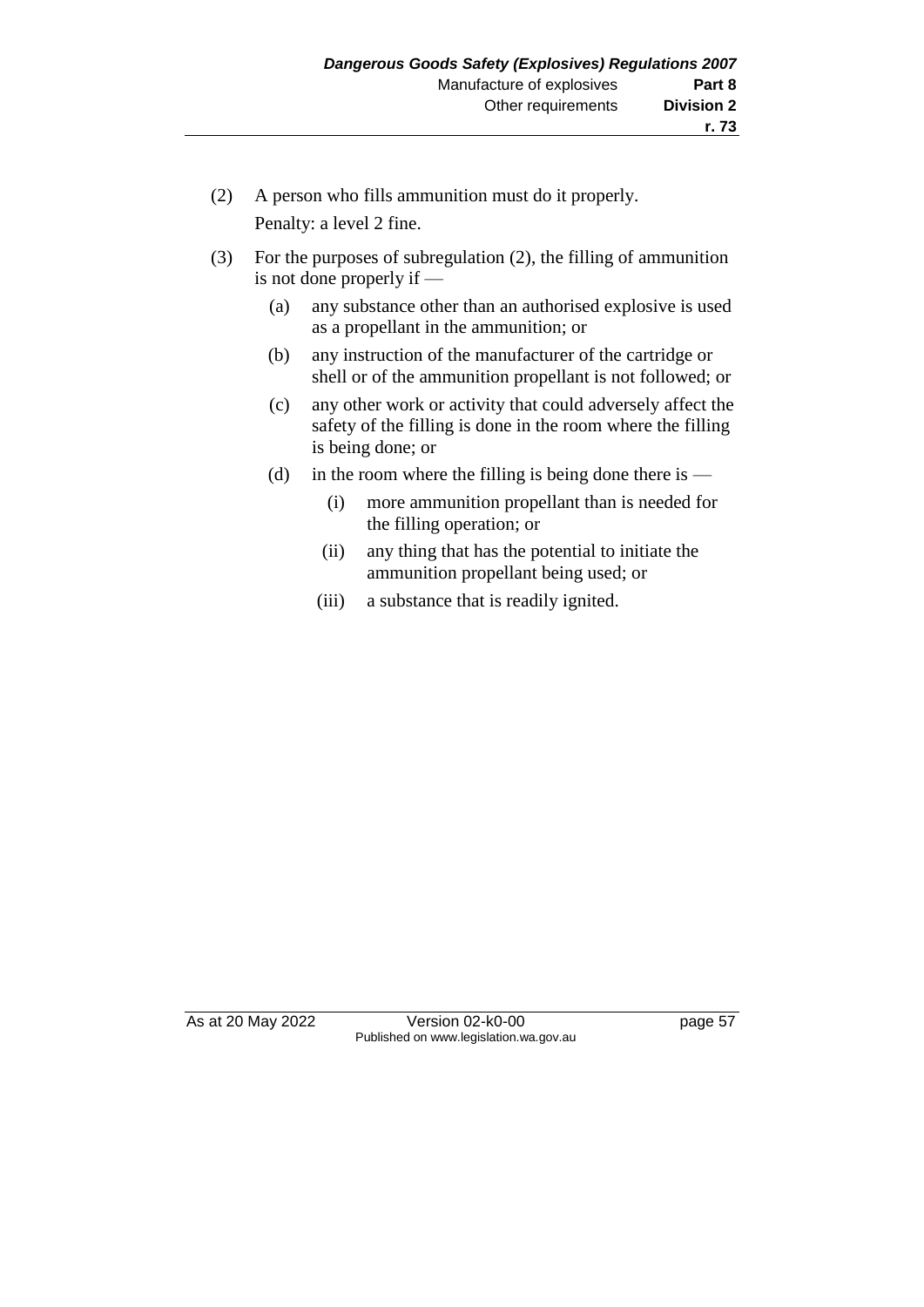(2) A person who fills ammunition must do it properly.

Penalty: a level 2 fine.

(3) For the purposes of subregulation (2), the filling of ammunition is not done properly if —

  (a) any substance other than an authorised explosive is used as a propellant in the ammunition; or

  (b) any instruction of the manufacturer of the cartridge or shell or of the ammunition propellant is not followed; or

  (c) any other work or activity that could adversely affect the safety of the filling is done in the room where the filling is being done; or

  (d) in the room where the filling is being done there is —

    (i) more ammunition propellant than is needed for the filling operation; or

    (ii) any thing that has the potential to initiate the ammunition propellant being used; or

    (iii) a substance that is readily ignited.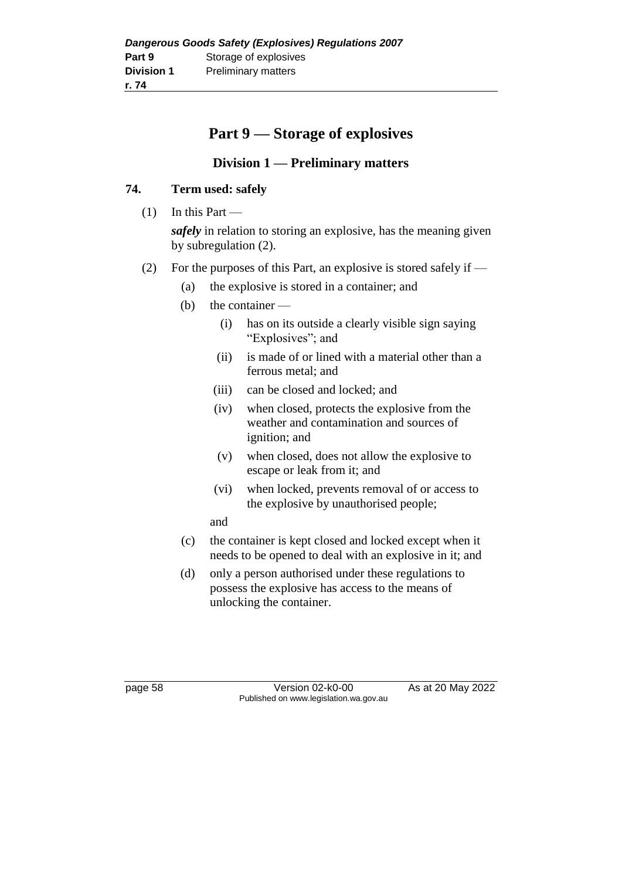# Part 9 — Storage of explosives

## Division 1 — Preliminary matters

### 74. Term used: safely

(1) In this Part —

***safely*** in relation to storing an explosive, has the meaning given by subregulation (2).

(2) For the purposes of this Part, an explosive is stored safely if —

- (a) the explosive is stored in a container; and
- (b) the container —
  - (i) has on its outside a clearly visible sign saying "Explosives"; and
  - (ii) is made of or lined with a material other than a ferrous metal; and
  - (iii) can be closed and locked; and
  - (iv) when closed, protects the explosive from the weather and contamination and sources of ignition; and
  - (v) when closed, does not allow the explosive to escape or leak from it; and
  - (vi) when locked, prevents removal of or access to the explosive by unauthorised people;

  and
- (c) the container is kept closed and locked except when it needs to be opened to deal with an explosive in it; and
- (d) only a person authorised under these regulations to possess the explosive has access to the means of unlocking the container.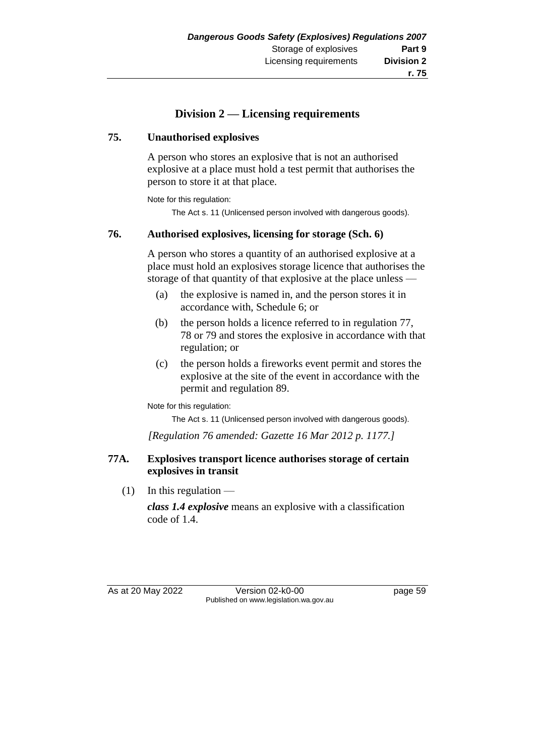## Division 2 — Licensing requirements

### 75. Unauthorised explosives

A person who stores an explosive that is not an authorised explosive at a place must hold a test permit that authorises the person to store it at that place.

Note for this regulation:

The Act s. 11 (Unlicensed person involved with dangerous goods).

### 76. Authorised explosives, licensing for storage (Sch. 6)

A person who stores a quantity of an authorised explosive at a place must hold an explosives storage licence that authorises the storage of that quantity of that explosive at the place unless —

- (a) the explosive is named in, and the person stores it in accordance with, Schedule 6; or
- (b) the person holds a licence referred to in regulation 77, 78 or 79 and stores the explosive in accordance with that regulation; or
- (c) the person holds a fireworks event permit and stores the explosive at the site of the event in accordance with the permit and regulation 89.

Note for this regulation:

The Act s. 11 (Unlicensed person involved with dangerous goods).

*[Regulation 76 amended: Gazette 16 Mar 2012 p. 1177.]*

### 77A. Explosives transport licence authorises storage of certain explosives in transit

(1) In this regulation —

***class 1.4 explosive*** means an explosive with a classification code of 1.4.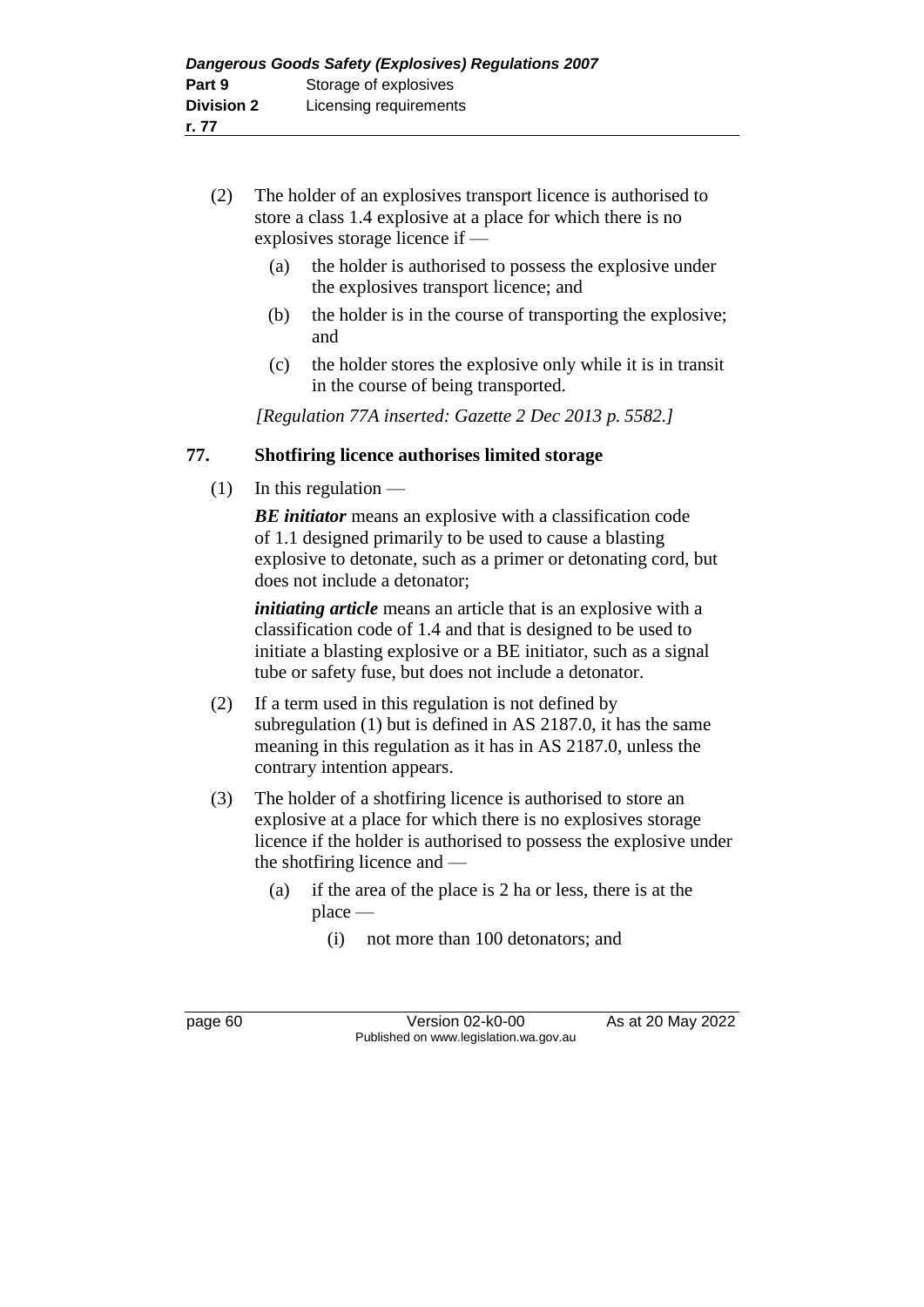(2) The holder of an explosives transport licence is authorised to store a class 1.4 explosive at a place for which there is no explosives storage licence if —

(a) the holder is authorised to possess the explosive under the explosives transport licence; and

(b) the holder is in the course of transporting the explosive; and

(c) the holder stores the explosive only while it is in transit in the course of being transported.

*[Regulation 77A inserted: Gazette 2 Dec 2013 p. 5582.]*

## 77. Shotfiring licence authorises limited storage

(1) In this regulation —

***BE initiator*** means an explosive with a classification code of 1.1 designed primarily to be used to cause a blasting explosive to detonate, such as a primer or detonating cord, but does not include a detonator;

***initiating article*** means an article that is an explosive with a classification code of 1.4 and that is designed to be used to initiate a blasting explosive or a BE initiator, such as a signal tube or safety fuse, but does not include a detonator.

(2) If a term used in this regulation is not defined by subregulation (1) but is defined in AS 2187.0, it has the same meaning in this regulation as it has in AS 2187.0, unless the contrary intention appears.

(3) The holder of a shotfiring licence is authorised to store an explosive at a place for which there is no explosives storage licence if the holder is authorised to possess the explosive under the shotfiring licence and —

(a) if the area of the place is 2 ha or less, there is at the place —

(i) not more than 100 detonators; and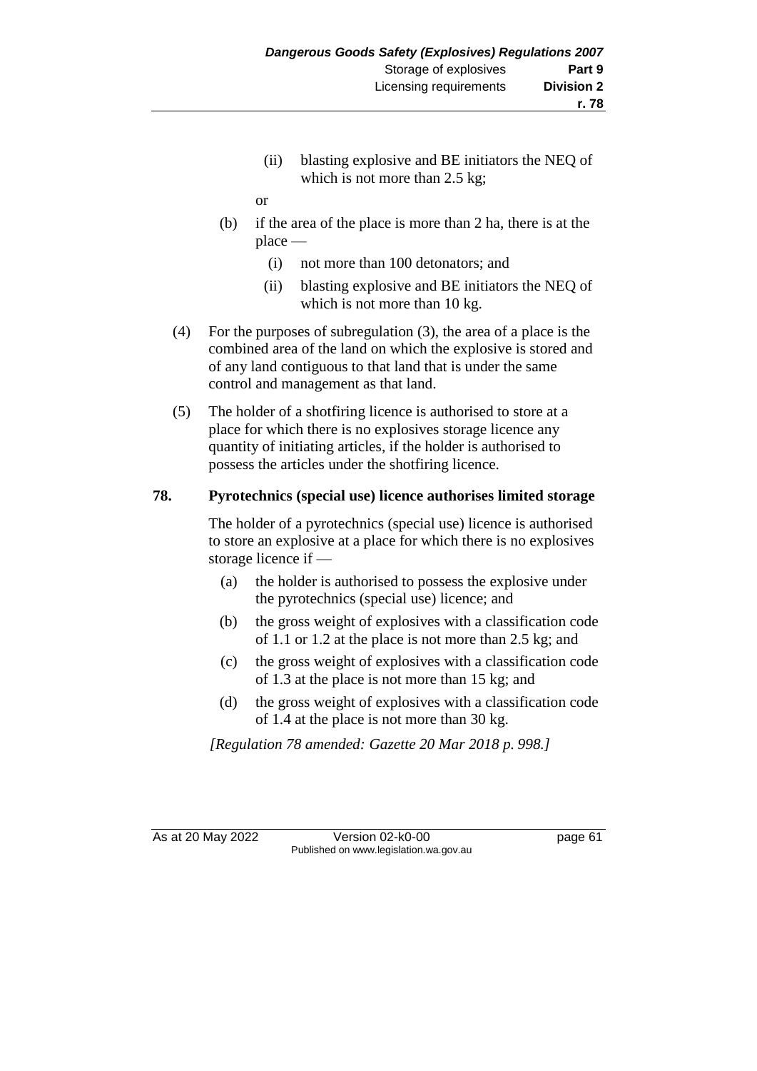(ii) blasting explosive and BE initiators the NEQ of which is not more than 2.5 kg;

or

(b) if the area of the place is more than 2 ha, there is at the place —

(i) not more than 100 detonators; and

(ii) blasting explosive and BE initiators the NEQ of which is not more than 10 kg.

(4) For the purposes of subregulation (3), the area of a place is the combined area of the land on which the explosive is stored and of any land contiguous to that land that is under the same control and management as that land.

(5) The holder of a shotfiring licence is authorised to store at a place for which there is no explosives storage licence any quantity of initiating articles, if the holder is authorised to possess the articles under the shotfiring licence.

**78. Pyrotechnics (special use) licence authorises limited storage**

The holder of a pyrotechnics (special use) licence is authorised to store an explosive at a place for which there is no explosives storage licence if —

(a) the holder is authorised to possess the explosive under the pyrotechnics (special use) licence; and

(b) the gross weight of explosives with a classification code of 1.1 or 1.2 at the place is not more than 2.5 kg; and

(c) the gross weight of explosives with a classification code of 1.3 at the place is not more than 15 kg; and

(d) the gross weight of explosives with a classification code of 1.4 at the place is not more than 30 kg.

*[Regulation 78 amended: Gazette 20 Mar 2018 p. 998.]*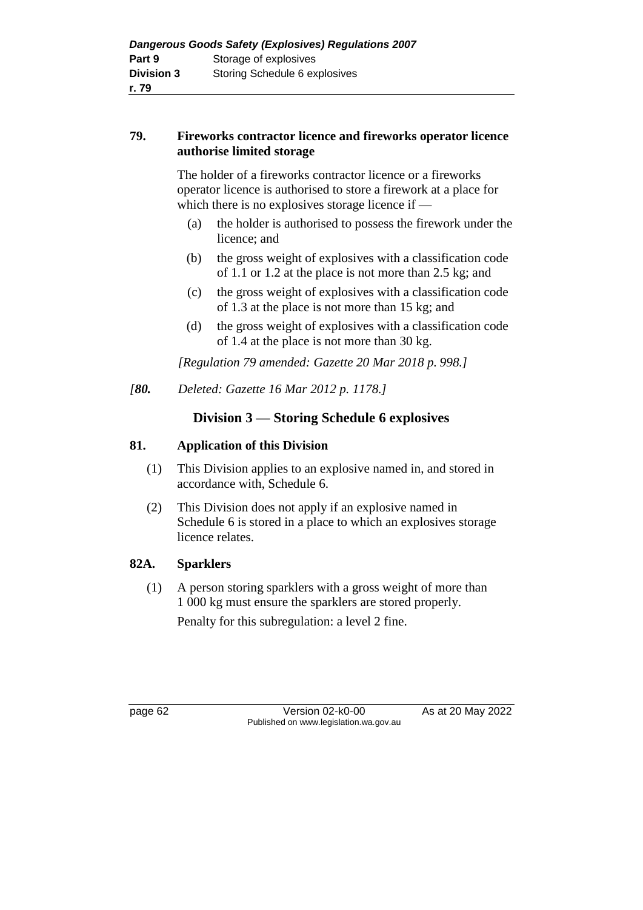### 79. Fireworks contractor licence and fireworks operator licence authorise limited storage

The holder of a fireworks contractor licence or a fireworks operator licence is authorised to store a firework at a place for which there is no explosives storage licence if —

(a) the holder is authorised to possess the firework under the licence; and

(b) the gross weight of explosives with a classification code of 1.1 or 1.2 at the place is not more than 2.5 kg; and

(c) the gross weight of explosives with a classification code of 1.3 at the place is not more than 15 kg; and

(d) the gross weight of explosives with a classification code of 1.4 at the place is not more than 30 kg.

*[Regulation 79 amended: Gazette 20 Mar 2018 p. 998.]*

*[**80.** Deleted: Gazette 16 Mar 2012 p. 1178.]*

## Division 3 — Storing Schedule 6 explosives

### 81. Application of this Division

(1) This Division applies to an explosive named in, and stored in accordance with, Schedule 6.

(2) This Division does not apply if an explosive named in Schedule 6 is stored in a place to which an explosives storage licence relates.

### 82A. Sparklers

(1) A person storing sparklers with a gross weight of more than 1 000 kg must ensure the sparklers are stored properly.

Penalty for this subregulation: a level 2 fine.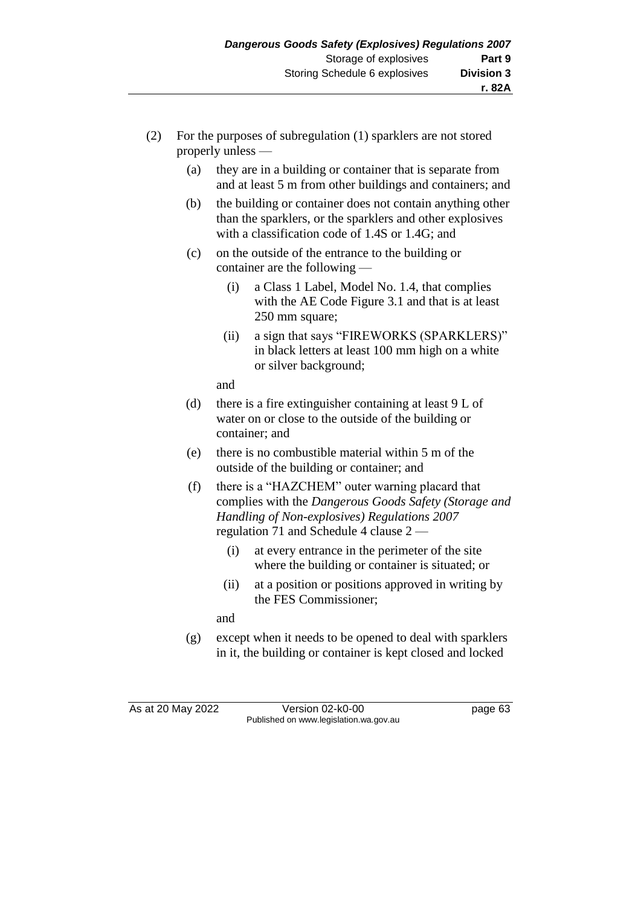(2) For the purposes of subregulation (1) sparklers are not stored properly unless —

  (a) they are in a building or container that is separate from and at least 5 m from other buildings and containers; and

  (b) the building or container does not contain anything other than the sparklers, or the sparklers and other explosives with a classification code of 1.4S or 1.4G; and

  (c) on the outside of the entrance to the building or container are the following —

    (i) a Class 1 Label, Model No. 1.4, that complies with the AE Code Figure 3.1 and that is at least 250 mm square;

    (ii) a sign that says "FIREWORKS (SPARKLERS)" in black letters at least 100 mm high on a white or silver background;

  and

  (d) there is a fire extinguisher containing at least 9 L of water on or close to the outside of the building or container; and

  (e) there is no combustible material within 5 m of the outside of the building or container; and

  (f) there is a "HAZCHEM" outer warning placard that complies with the *Dangerous Goods Safety (Storage and Handling of Non-explosives) Regulations 2007* regulation 71 and Schedule 4 clause 2 —

    (i) at every entrance in the perimeter of the site where the building or container is situated; or

    (ii) at a position or positions approved in writing by the FES Commissioner;

  and

  (g) except when it needs to be opened to deal with sparklers in it, the building or container is kept closed and locked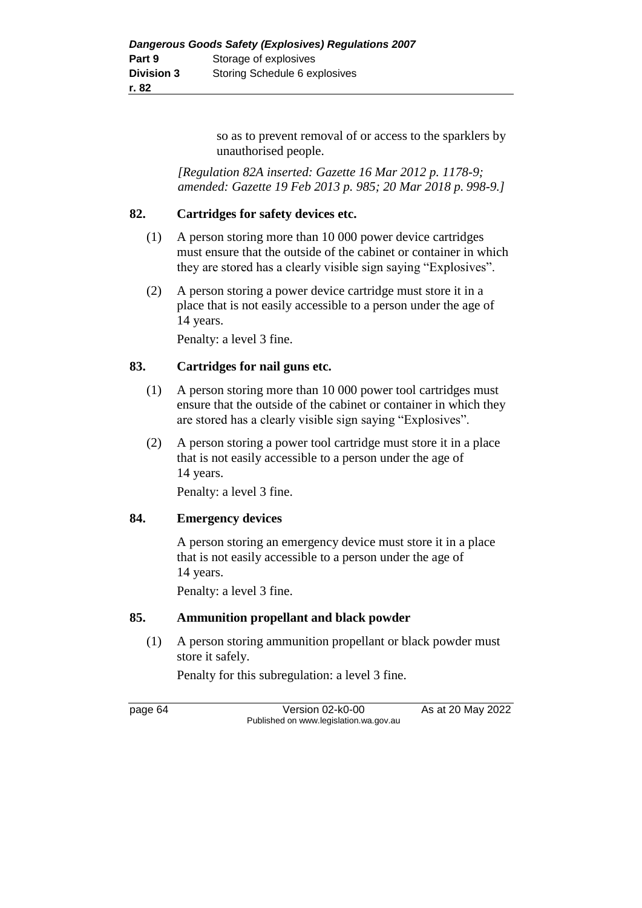so as to prevent removal of or access to the sparklers by unauthorised people.

*[Regulation 82A inserted: Gazette 16 Mar 2012 p. 1178-9; amended: Gazette 19 Feb 2013 p. 985; 20 Mar 2018 p. 998-9.]*

## 82. Cartridges for safety devices etc.

(1) A person storing more than 10 000 power device cartridges must ensure that the outside of the cabinet or container in which they are stored has a clearly visible sign saying "Explosives".

(2) A person storing a power device cartridge must store it in a place that is not easily accessible to a person under the age of 14 years.

Penalty: a level 3 fine.

## 83. Cartridges for nail guns etc.

(1) A person storing more than 10 000 power tool cartridges must ensure that the outside of the cabinet or container in which they are stored has a clearly visible sign saying "Explosives".

(2) A person storing a power tool cartridge must store it in a place that is not easily accessible to a person under the age of 14 years.

Penalty: a level 3 fine.

## 84. Emergency devices

A person storing an emergency device must store it in a place that is not easily accessible to a person under the age of 14 years.

Penalty: a level 3 fine.

## 85. Ammunition propellant and black powder

(1) A person storing ammunition propellant or black powder must store it safely.

Penalty for this subregulation: a level 3 fine.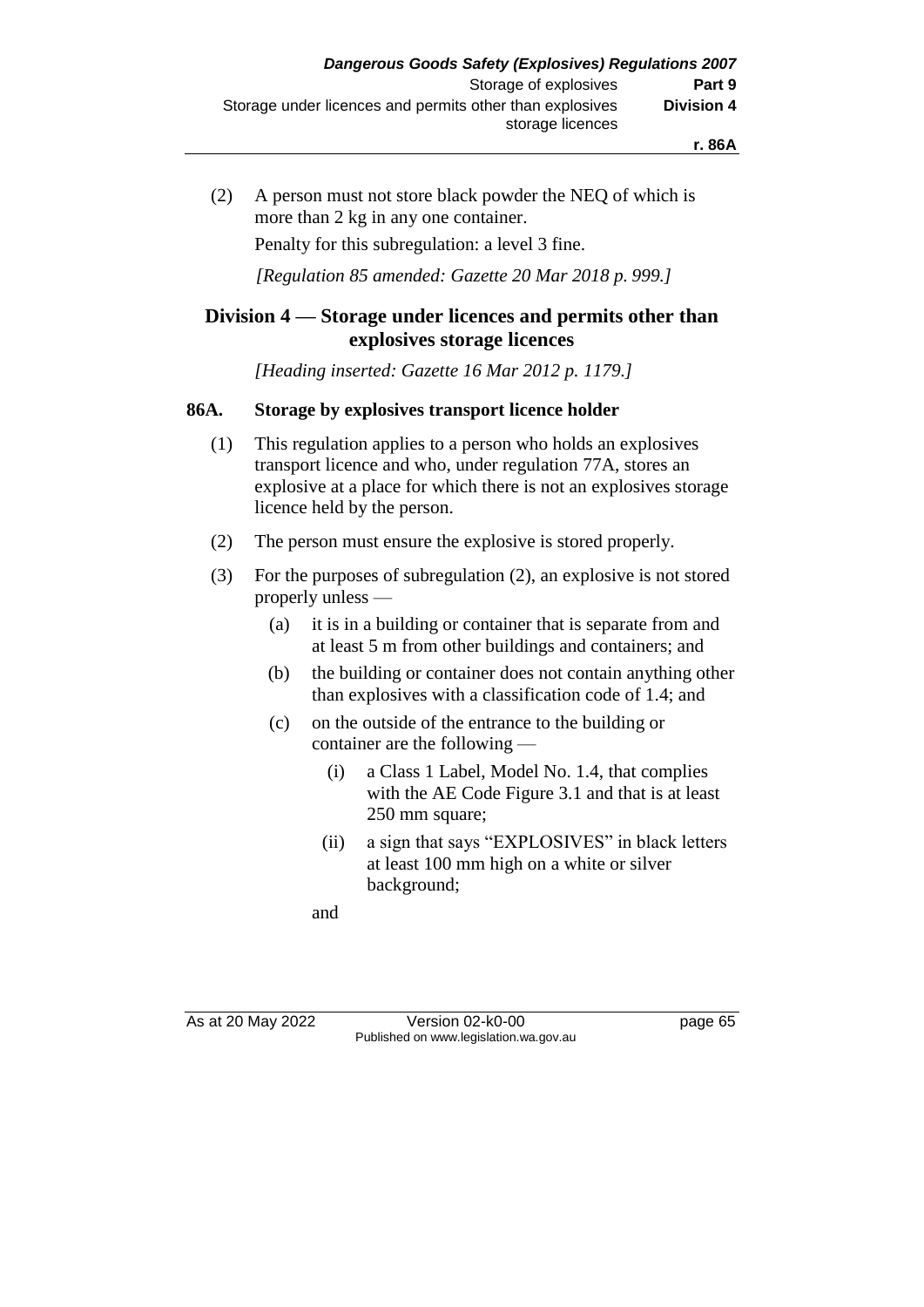(2) A person must not store black powder the NEQ of which is more than 2 kg in any one container.

Penalty for this subregulation: a level 3 fine.

*[Regulation 85 amended: Gazette 20 Mar 2018 p. 999.]*

## Division 4 — Storage under licences and permits other than explosives storage licences

*[Heading inserted: Gazette 16 Mar 2012 p. 1179.]*

### 86A. Storage by explosives transport licence holder

(1) This regulation applies to a person who holds an explosives transport licence and who, under regulation 77A, stores an explosive at a place for which there is not an explosives storage licence held by the person.

(2) The person must ensure the explosive is stored properly.

(3) For the purposes of subregulation (2), an explosive is not stored properly unless —

- (a) it is in a building or container that is separate from and at least 5 m from other buildings and containers; and
- (b) the building or container does not contain anything other than explosives with a classification code of 1.4; and
- (c) on the outside of the entrance to the building or container are the following —
  - (i) a Class 1 Label, Model No. 1.4, that complies with the AE Code Figure 3.1 and that is at least 250 mm square;
  - (ii) a sign that says "EXPLOSIVES" in black letters at least 100 mm high on a white or silver background;

  and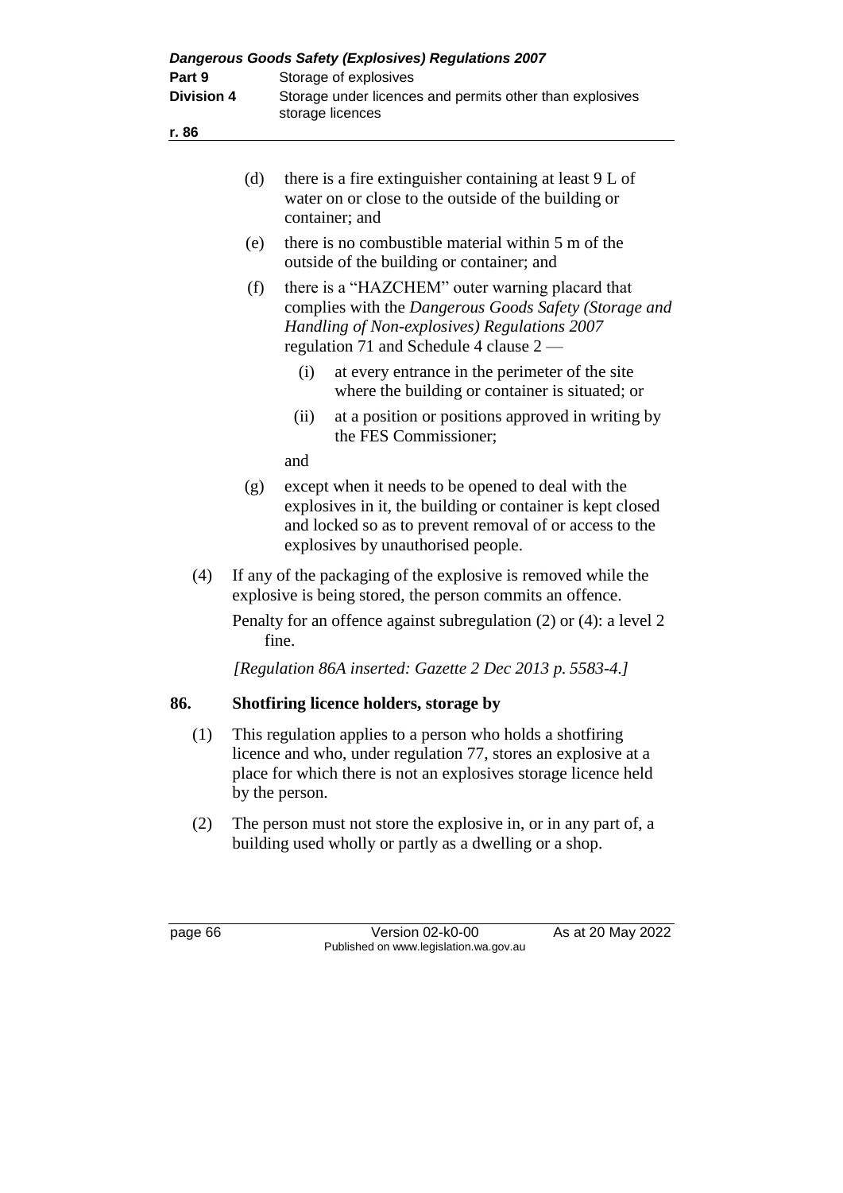(d) there is a fire extinguisher containing at least 9 L of water on or close to the outside of the building or container; and

(e) there is no combustible material within 5 m of the outside of the building or container; and

(f) there is a "HAZCHEM" outer warning placard that complies with the *Dangerous Goods Safety (Storage and Handling of Non-explosives) Regulations 2007* regulation 71 and Schedule 4 clause 2 —

  (i) at every entrance in the perimeter of the site where the building or container is situated; or

  (ii) at a position or positions approved in writing by the FES Commissioner;

  and

(g) except when it needs to be opened to deal with the explosives in it, the building or container is kept closed and locked so as to prevent removal of or access to the explosives by unauthorised people.

(4) If any of the packaging of the explosive is removed while the explosive is being stored, the person commits an offence.

Penalty for an offence against subregulation (2) or (4): a level 2 fine.

*[Regulation 86A inserted: Gazette 2 Dec 2013 p. 5583-4.]*

## 86. Shotfiring licence holders, storage by

(1) This regulation applies to a person who holds a shotfiring licence and who, under regulation 77, stores an explosive at a place for which there is not an explosives storage licence held by the person.

(2) The person must not store the explosive in, or in any part of, a building used wholly or partly as a dwelling or a shop.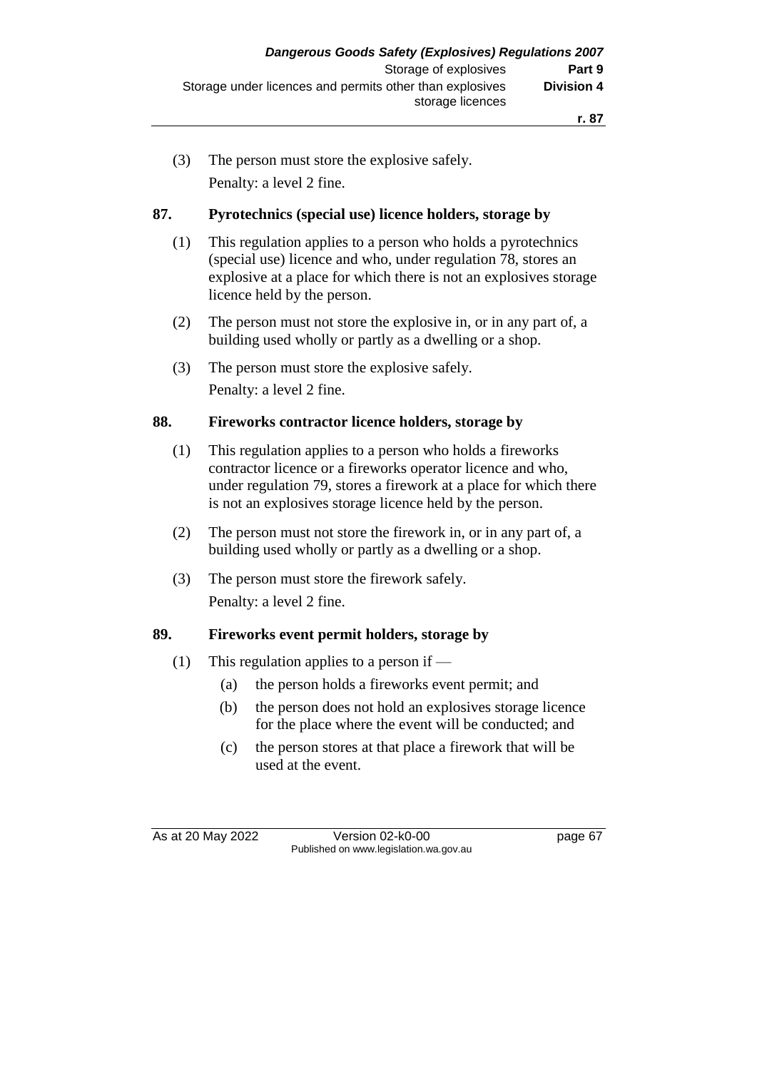(3) The person must store the explosive safely.

Penalty: a level 2 fine.

## 87. Pyrotechnics (special use) licence holders, storage by

(1) This regulation applies to a person who holds a pyrotechnics (special use) licence and who, under regulation 78, stores an explosive at a place for which there is not an explosives storage licence held by the person.

(2) The person must not store the explosive in, or in any part of, a building used wholly or partly as a dwelling or a shop.

(3) The person must store the explosive safely.

Penalty: a level 2 fine.

## 88. Fireworks contractor licence holders, storage by

(1) This regulation applies to a person who holds a fireworks contractor licence or a fireworks operator licence and who, under regulation 79, stores a firework at a place for which there is not an explosives storage licence held by the person.

(2) The person must not store the firework in, or in any part of, a building used wholly or partly as a dwelling or a shop.

(3) The person must store the firework safely.

Penalty: a level 2 fine.

## 89. Fireworks event permit holders, storage by

(1) This regulation applies to a person if —

- (a) the person holds a fireworks event permit; and
- (b) the person does not hold an explosives storage licence for the place where the event will be conducted; and
- (c) the person stores at that place a firework that will be used at the event.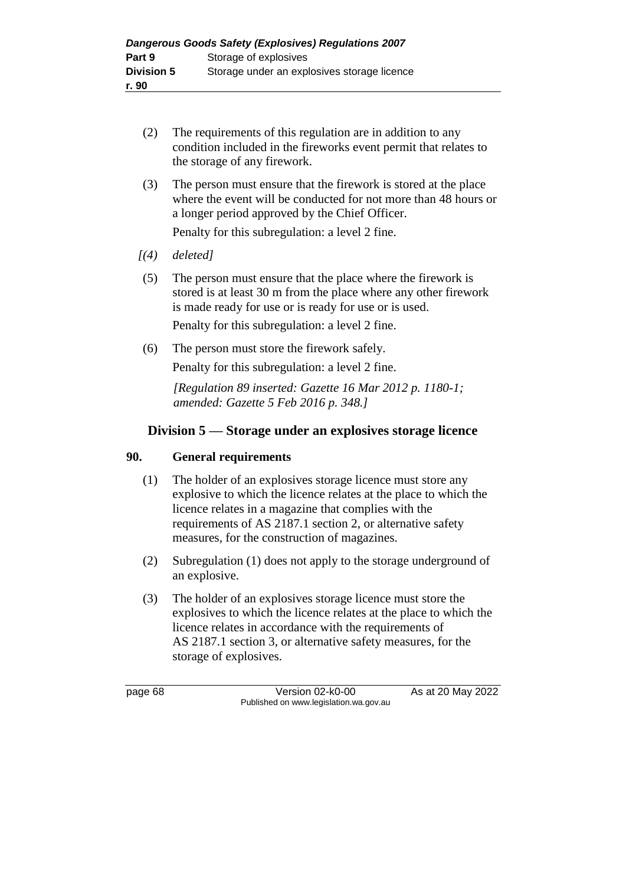(2) The requirements of this regulation are in addition to any condition included in the fireworks event permit that relates to the storage of any firework.

(3) The person must ensure that the firework is stored at the place where the event will be conducted for not more than 48 hours or a longer period approved by the Chief Officer.

Penalty for this subregulation: a level 2 fine.

*[(4) deleted]*

(5) The person must ensure that the place where the firework is stored is at least 30 m from the place where any other firework is made ready for use or is ready for use or is used.

Penalty for this subregulation: a level 2 fine.

(6) The person must store the firework safely.

Penalty for this subregulation: a level 2 fine.

*[Regulation 89 inserted: Gazette 16 Mar 2012 p. 1180-1; amended: Gazette 5 Feb 2016 p. 348.]*

## Division 5 — Storage under an explosives storage licence

### 90. General requirements

(1) The holder of an explosives storage licence must store any explosive to which the licence relates at the place to which the licence relates in a magazine that complies with the requirements of AS 2187.1 section 2, or alternative safety measures, for the construction of magazines.

(2) Subregulation (1) does not apply to the storage underground of an explosive.

(3) The holder of an explosives storage licence must store the explosives to which the licence relates at the place to which the licence relates in accordance with the requirements of AS 2187.1 section 3, or alternative safety measures, for the storage of explosives.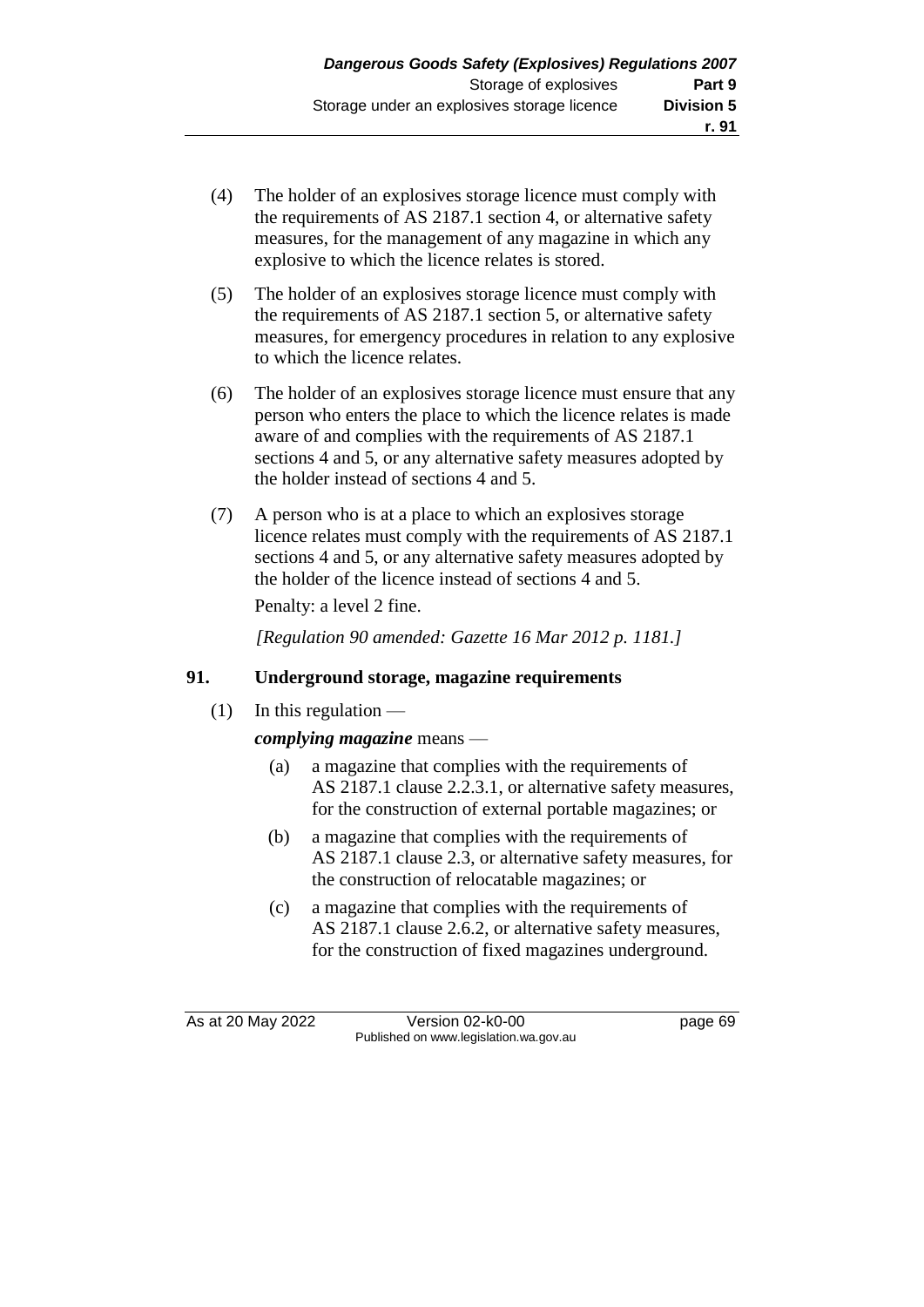(4) The holder of an explosives storage licence must comply with the requirements of AS 2187.1 section 4, or alternative safety measures, for the management of any magazine in which any explosive to which the licence relates is stored.

(5) The holder of an explosives storage licence must comply with the requirements of AS 2187.1 section 5, or alternative safety measures, for emergency procedures in relation to any explosive to which the licence relates.

(6) The holder of an explosives storage licence must ensure that any person who enters the place to which the licence relates is made aware of and complies with the requirements of AS 2187.1 sections 4 and 5, or any alternative safety measures adopted by the holder instead of sections 4 and 5.

(7) A person who is at a place to which an explosives storage licence relates must comply with the requirements of AS 2187.1 sections 4 and 5, or any alternative safety measures adopted by the holder of the licence instead of sections 4 and 5.

Penalty: a level 2 fine.

*[Regulation 90 amended: Gazette 16 Mar 2012 p. 1181.]*

### 91. Underground storage, magazine requirements

(1) In this regulation —

***complying magazine*** means —

(a) a magazine that complies with the requirements of AS 2187.1 clause 2.2.3.1, or alternative safety measures, for the construction of external portable magazines; or

(b) a magazine that complies with the requirements of AS 2187.1 clause 2.3, or alternative safety measures, for the construction of relocatable magazines; or

(c) a magazine that complies with the requirements of AS 2187.1 clause 2.6.2, or alternative safety measures, for the construction of fixed magazines underground.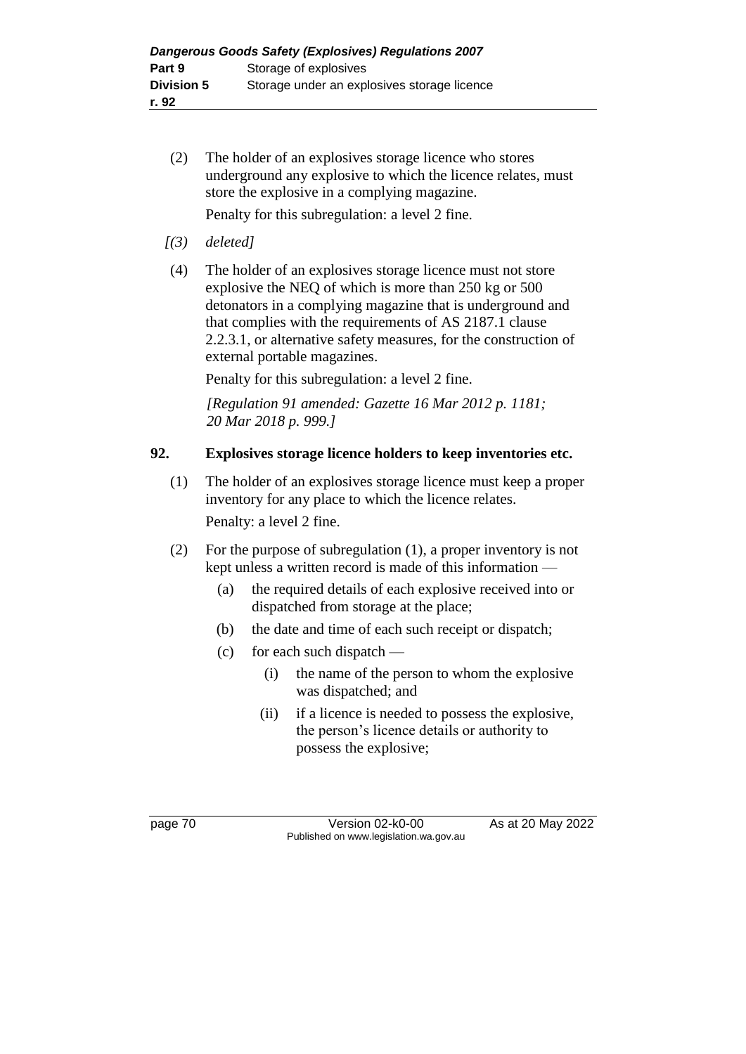(2) The holder of an explosives storage licence who stores underground any explosive to which the licence relates, must store the explosive in a complying magazine.

Penalty for this subregulation: a level 2 fine.

*[(3) deleted]*

(4) The holder of an explosives storage licence must not store explosive the NEQ of which is more than 250 kg or 500 detonators in a complying magazine that is underground and that complies with the requirements of AS 2187.1 clause 2.2.3.1, or alternative safety measures, for the construction of external portable magazines.

Penalty for this subregulation: a level 2 fine.

*[Regulation 91 amended: Gazette 16 Mar 2012 p. 1181; 20 Mar 2018 p. 999.]*

### 92. Explosives storage licence holders to keep inventories etc.

(1) The holder of an explosives storage licence must keep a proper inventory for any place to which the licence relates.

Penalty: a level 2 fine.

(2) For the purpose of subregulation (1), a proper inventory is not kept unless a written record is made of this information —

- (a) the required details of each explosive received into or dispatched from storage at the place;
- (b) the date and time of each such receipt or dispatch;
- (c) for each such dispatch —
  - (i) the name of the person to whom the explosive was dispatched; and
  - (ii) if a licence is needed to possess the explosive, the person's licence details or authority to possess the explosive;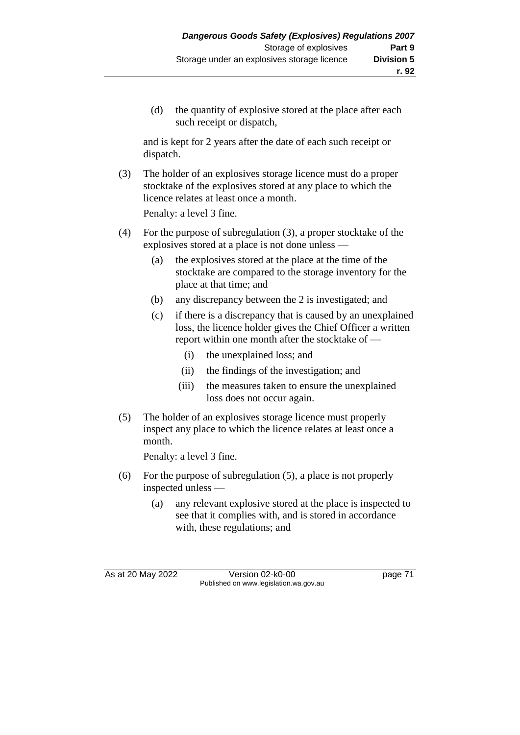(d) the quantity of explosive stored at the place after each such receipt or dispatch,

and is kept for 2 years after the date of each such receipt or dispatch.

(3) The holder of an explosives storage licence must do a proper stocktake of the explosives stored at any place to which the licence relates at least once a month.

Penalty: a level 3 fine.

(4) For the purpose of subregulation (3), a proper stocktake of the explosives stored at a place is not done unless —

(a) the explosives stored at the place at the time of the stocktake are compared to the storage inventory for the place at that time; and

(b) any discrepancy between the 2 is investigated; and

(c) if there is a discrepancy that is caused by an unexplained loss, the licence holder gives the Chief Officer a written report within one month after the stocktake of —

(i) the unexplained loss; and

(ii) the findings of the investigation; and

(iii) the measures taken to ensure the unexplained loss does not occur again.

(5) The holder of an explosives storage licence must properly inspect any place to which the licence relates at least once a month.

Penalty: a level 3 fine.

(6) For the purpose of subregulation (5), a place is not properly inspected unless —

(a) any relevant explosive stored at the place is inspected to see that it complies with, and is stored in accordance with, these regulations; and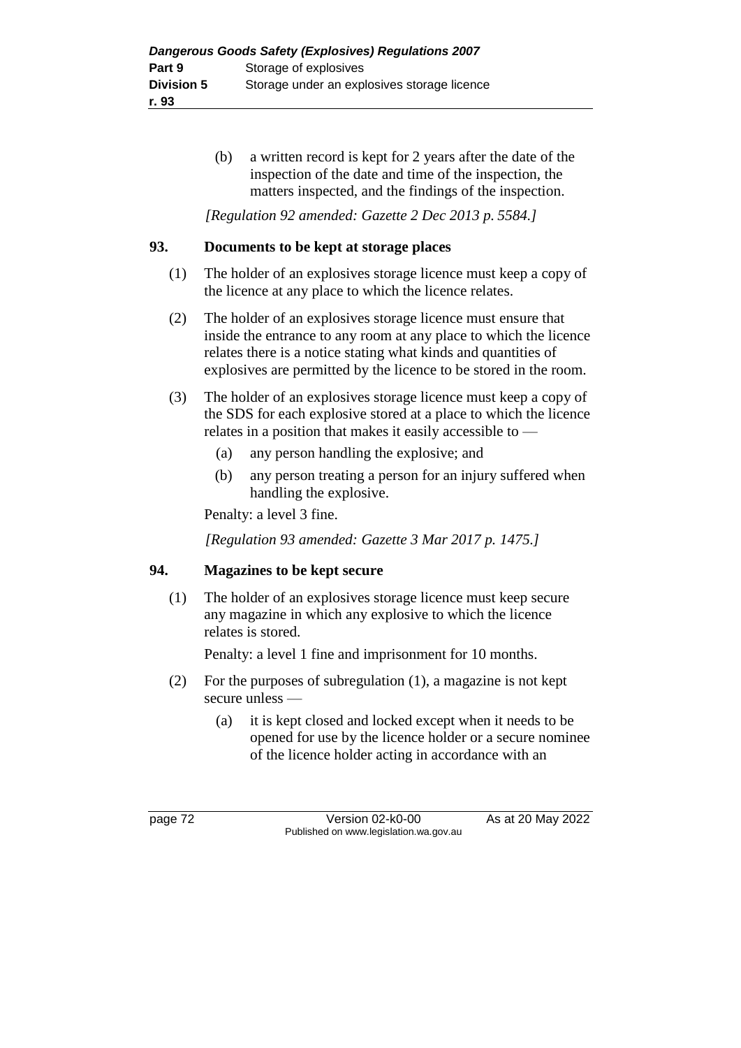(b) a written record is kept for 2 years after the date of the inspection of the date and time of the inspection, the matters inspected, and the findings of the inspection.

*[Regulation 92 amended: Gazette 2 Dec 2013 p. 5584.]*

### 93. Documents to be kept at storage places

(1) The holder of an explosives storage licence must keep a copy of the licence at any place to which the licence relates.

(2) The holder of an explosives storage licence must ensure that inside the entrance to any room at any place to which the licence relates there is a notice stating what kinds and quantities of explosives are permitted by the licence to be stored in the room.

(3) The holder of an explosives storage licence must keep a copy of the SDS for each explosive stored at a place to which the licence relates in a position that makes it easily accessible to —

- (a) any person handling the explosive; and
- (b) any person treating a person for an injury suffered when handling the explosive.

Penalty: a level 3 fine.

*[Regulation 93 amended: Gazette 3 Mar 2017 p. 1475.]*

### 94. Magazines to be kept secure

(1) The holder of an explosives storage licence must keep secure any magazine in which any explosive to which the licence relates is stored.

Penalty: a level 1 fine and imprisonment for 10 months.

(2) For the purposes of subregulation (1), a magazine is not kept secure unless —

- (a) it is kept closed and locked except when it needs to be opened for use by the licence holder or a secure nominee of the licence holder acting in accordance with an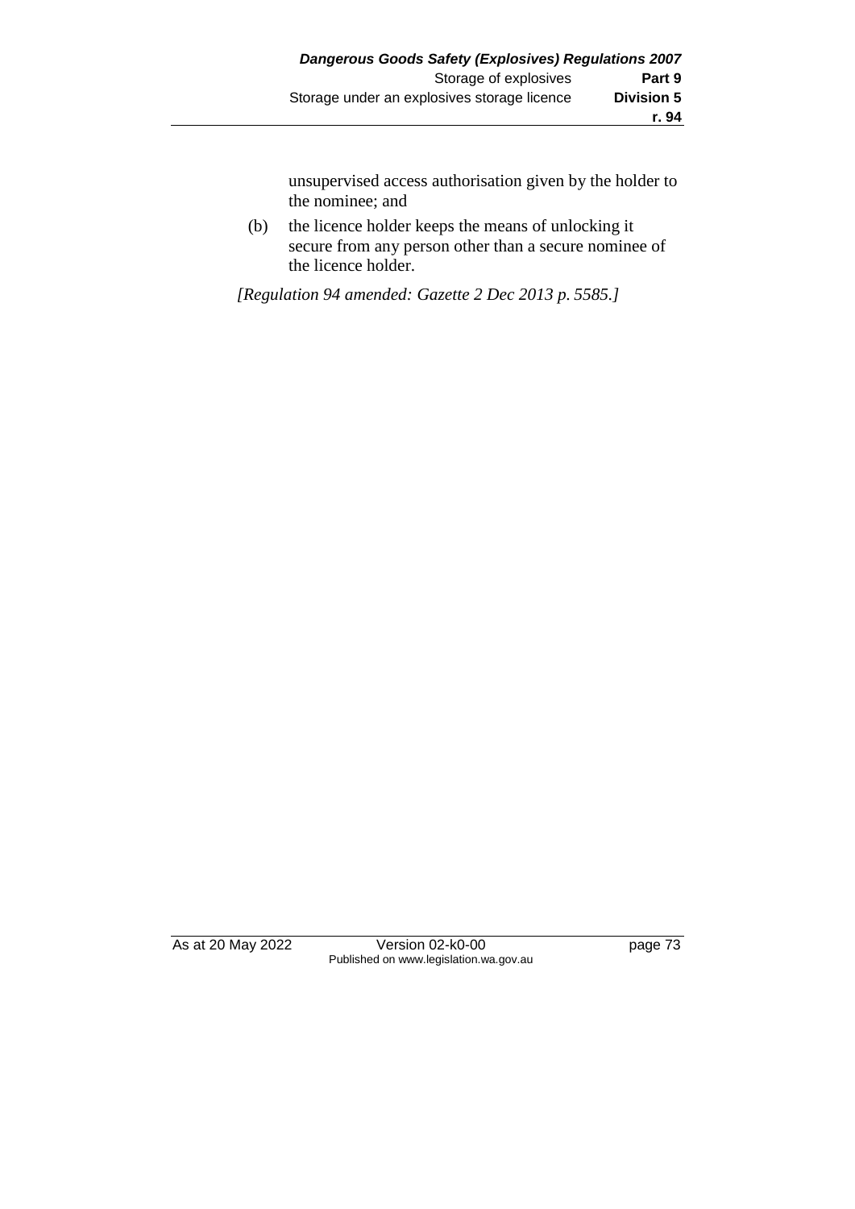unsupervised access authorisation given by the holder to the nominee; and

(b) the licence holder keeps the means of unlocking it secure from any person other than a secure nominee of the licence holder.

*[Regulation 94 amended: Gazette 2 Dec 2013 p. 5585.]*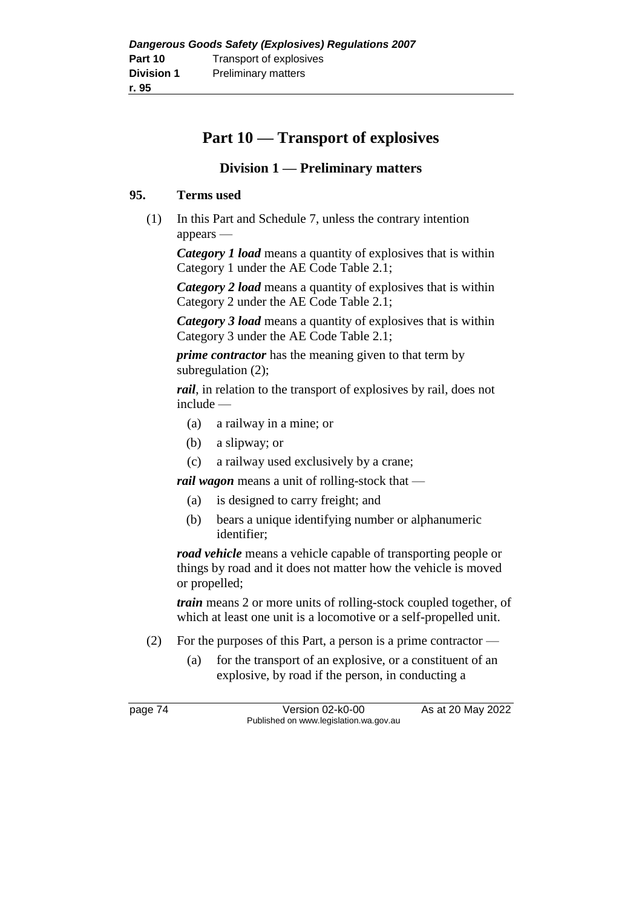# Part 10 — Transport of explosives

## Division 1 — Preliminary matters

### 95. Terms used

(1) In this Part and Schedule 7, unless the contrary intention appears —

***Category 1 load*** means a quantity of explosives that is within Category 1 under the AE Code Table 2.1;

***Category 2 load*** means a quantity of explosives that is within Category 2 under the AE Code Table 2.1;

***Category 3 load*** means a quantity of explosives that is within Category 3 under the AE Code Table 2.1;

***prime contractor*** has the meaning given to that term by subregulation (2);

***rail***, in relation to the transport of explosives by rail, does not include —

- (a) a railway in a mine; or
- (b) a slipway; or
- (c) a railway used exclusively by a crane;

***rail wagon*** means a unit of rolling-stock that —

- (a) is designed to carry freight; and
- (b) bears a unique identifying number or alphanumeric identifier;

***road vehicle*** means a vehicle capable of transporting people or things by road and it does not matter how the vehicle is moved or propelled;

***train*** means 2 or more units of rolling-stock coupled together, of which at least one unit is a locomotive or a self-propelled unit.

(2) For the purposes of this Part, a person is a prime contractor —

- (a) for the transport of an explosive, or a constituent of an explosive, by road if the person, in conducting a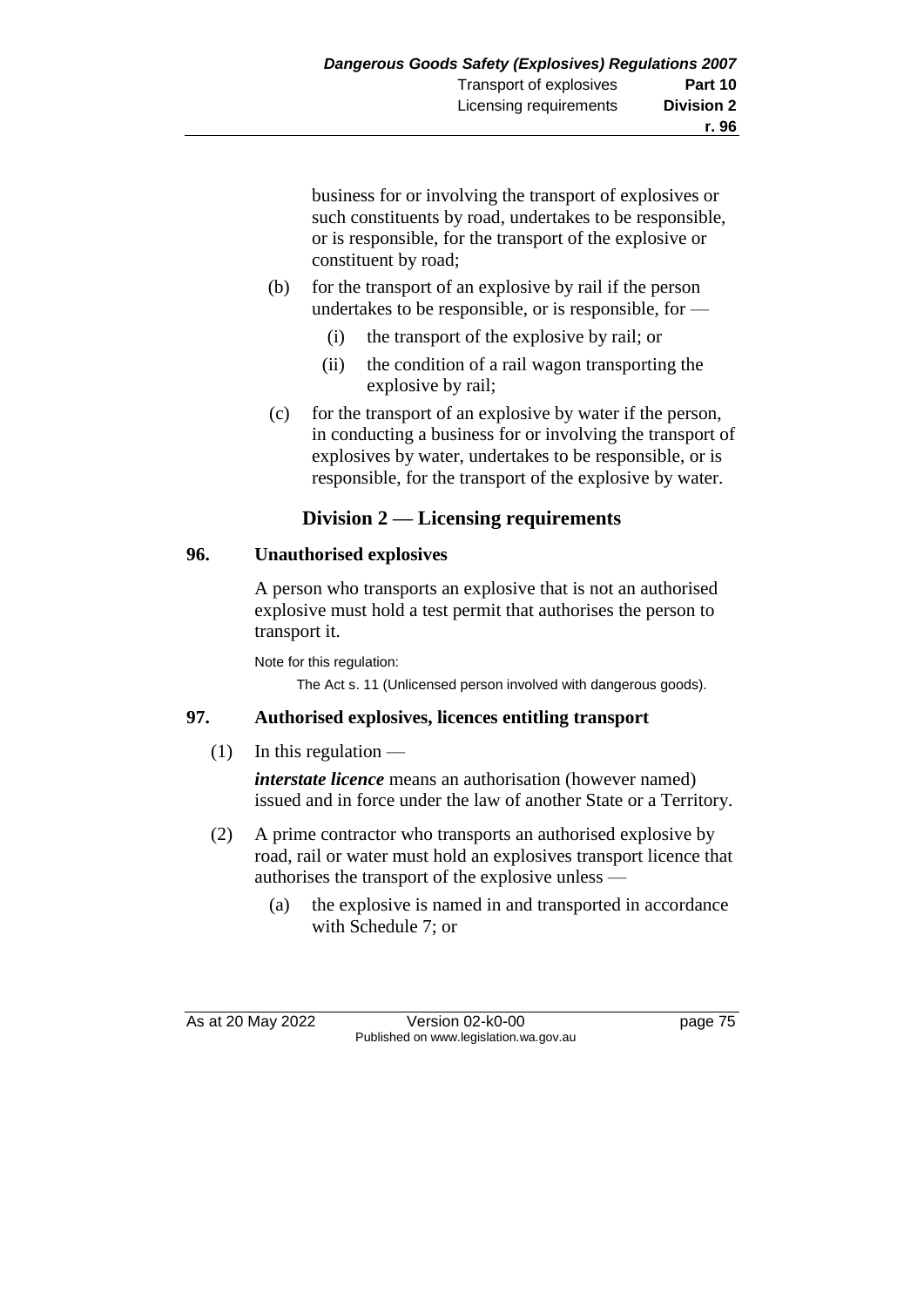business for or involving the transport of explosives or such constituents by road, undertakes to be responsible, or is responsible, for the transport of the explosive or constituent by road;

(b) for the transport of an explosive by rail if the person undertakes to be responsible, or is responsible, for —

(i) the transport of the explosive by rail; or

(ii) the condition of a rail wagon transporting the explosive by rail;

(c) for the transport of an explosive by water if the person, in conducting a business for or involving the transport of explosives by water, undertakes to be responsible, or is responsible, for the transport of the explosive by water.

## Division 2 — Licensing requirements

### 96. Unauthorised explosives

A person who transports an explosive that is not an authorised explosive must hold a test permit that authorises the person to transport it.

Note for this regulation:

The Act s. 11 (Unlicensed person involved with dangerous goods).

### 97. Authorised explosives, licences entitling transport

(1) In this regulation —

***interstate licence*** means an authorisation (however named) issued and in force under the law of another State or a Territory.

(2) A prime contractor who transports an authorised explosive by road, rail or water must hold an explosives transport licence that authorises the transport of the explosive unless —

(a) the explosive is named in and transported in accordance with Schedule 7; or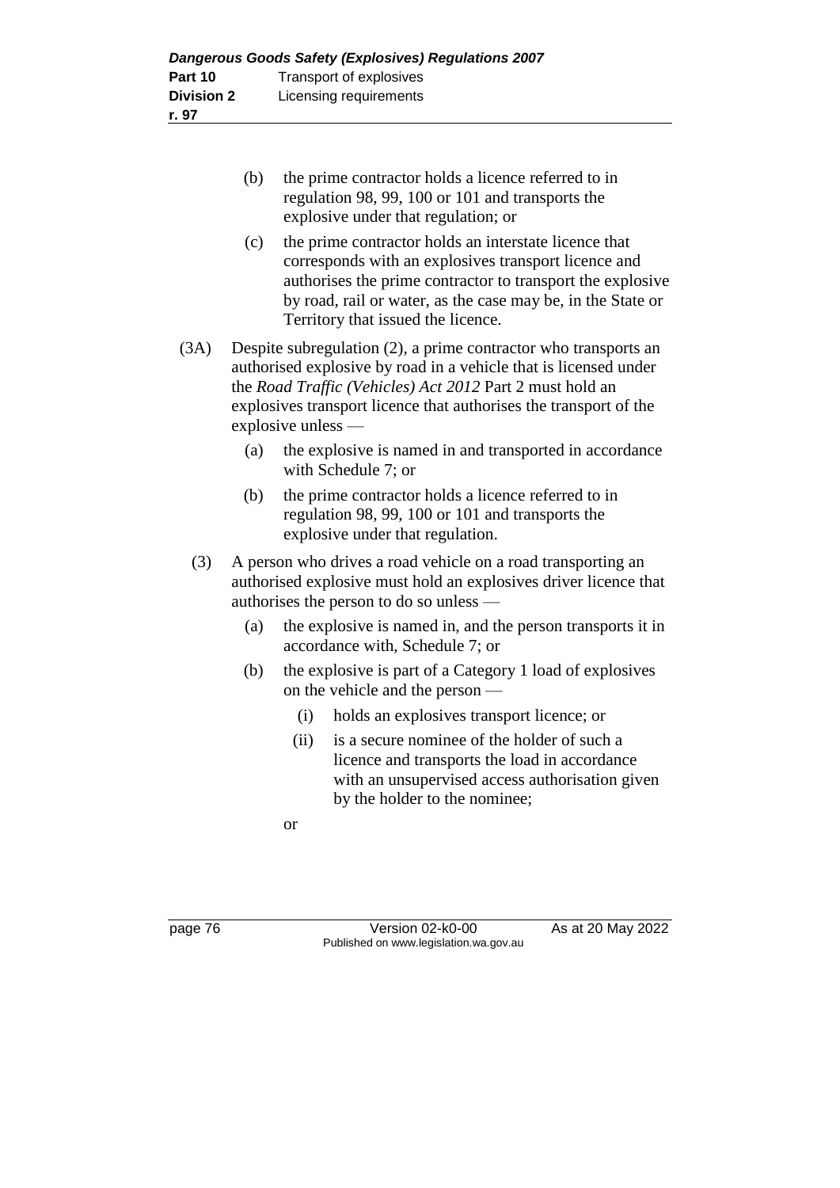(b) the prime contractor holds a licence referred to in regulation 98, 99, 100 or 101 and transports the explosive under that regulation; or

(c) the prime contractor holds an interstate licence that corresponds with an explosives transport licence and authorises the prime contractor to transport the explosive by road, rail or water, as the case may be, in the State or Territory that issued the licence.

(3A) Despite subregulation (2), a prime contractor who transports an authorised explosive by road in a vehicle that is licensed under the *Road Traffic (Vehicles) Act 2012* Part 2 must hold an explosives transport licence that authorises the transport of the explosive unless —

(a) the explosive is named in and transported in accordance with Schedule 7; or

(b) the prime contractor holds a licence referred to in regulation 98, 99, 100 or 101 and transports the explosive under that regulation.

(3) A person who drives a road vehicle on a road transporting an authorised explosive must hold an explosives driver licence that authorises the person to do so unless —

(a) the explosive is named in, and the person transports it in accordance with, Schedule 7; or

(b) the explosive is part of a Category 1 load of explosives on the vehicle and the person —

(i) holds an explosives transport licence; or

(ii) is a secure nominee of the holder of such a licence and transports the load in accordance with an unsupervised access authorisation given by the holder to the nominee;

or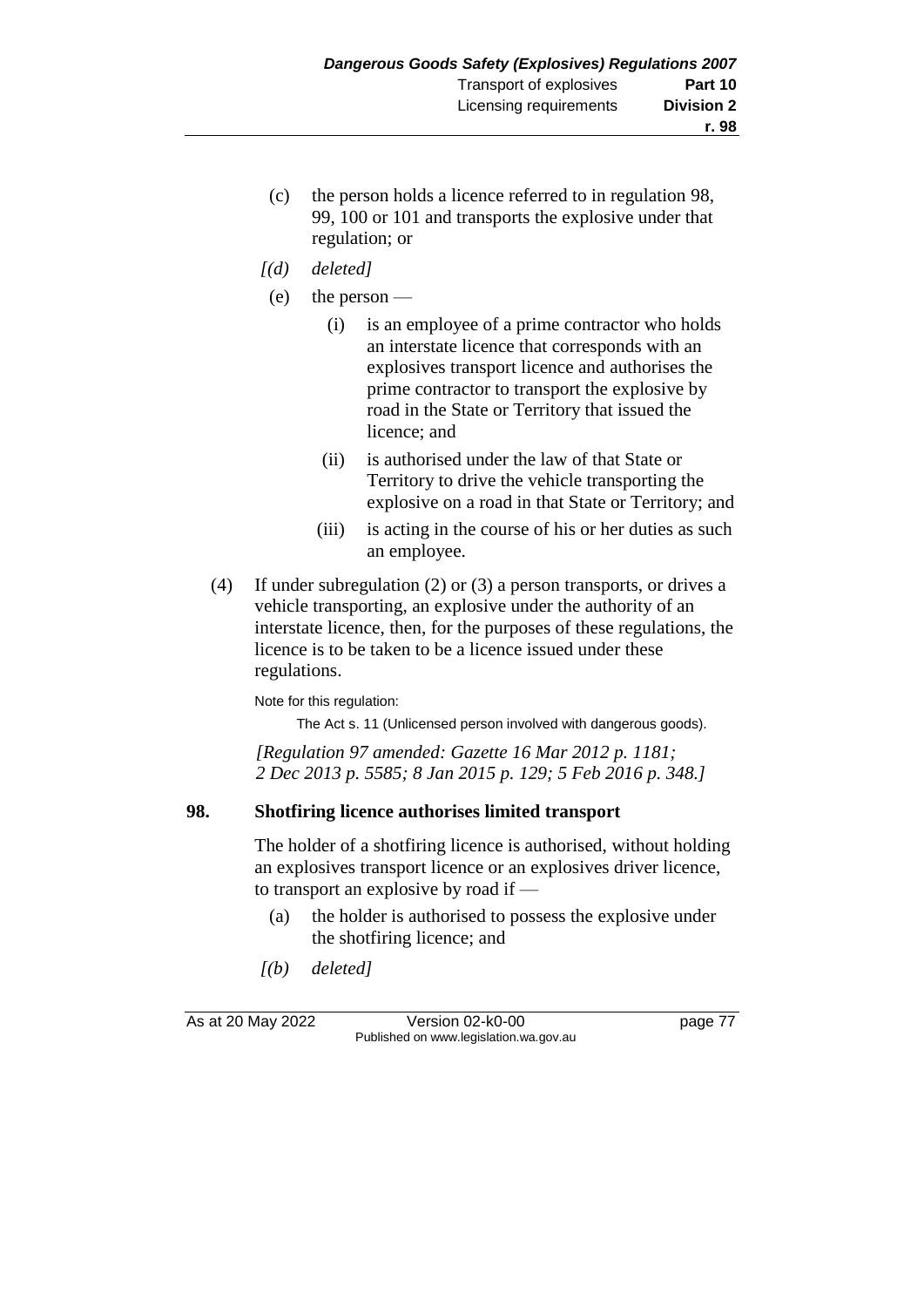(c) the person holds a licence referred to in regulation 98, 99, 100 or 101 and transports the explosive under that regulation; or

*[(d) deleted]*

(e) the person —

  (i) is an employee of a prime contractor who holds an interstate licence that corresponds with an explosives transport licence and authorises the prime contractor to transport the explosive by road in the State or Territory that issued the licence; and

  (ii) is authorised under the law of that State or Territory to drive the vehicle transporting the explosive on a road in that State or Territory; and

  (iii) is acting in the course of his or her duties as such an employee.

(4) If under subregulation (2) or (3) a person transports, or drives a vehicle transporting, an explosive under the authority of an interstate licence, then, for the purposes of these regulations, the licence is to be taken to be a licence issued under these regulations.

Note for this regulation:

The Act s. 11 (Unlicensed person involved with dangerous goods).

*[Regulation 97 amended: Gazette 16 Mar 2012 p. 1181; 2 Dec 2013 p. 5585; 8 Jan 2015 p. 129; 5 Feb 2016 p. 348.]*

## 98. Shotfiring licence authorises limited transport

The holder of a shotfiring licence is authorised, without holding an explosives transport licence or an explosives driver licence, to transport an explosive by road if —

(a) the holder is authorised to possess the explosive under the shotfiring licence; and

*[(b) deleted]*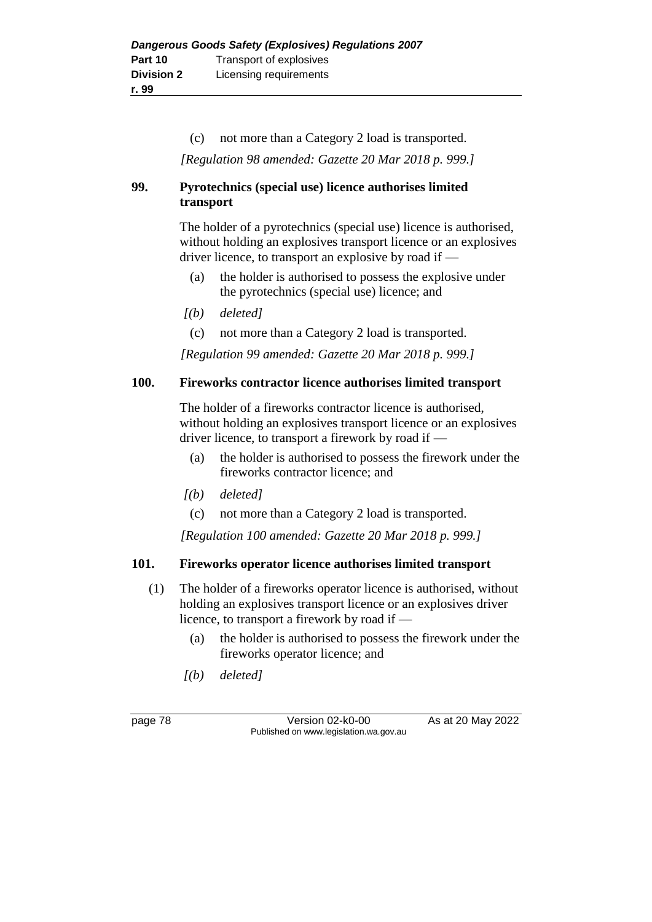(c) not more than a Category 2 load is transported.

*[Regulation 98 amended: Gazette 20 Mar 2018 p. 999.]*

### 99. Pyrotechnics (special use) licence authorises limited transport

The holder of a pyrotechnics (special use) licence is authorised, without holding an explosives transport licence or an explosives driver licence, to transport an explosive by road if —

(a) the holder is authorised to possess the explosive under the pyrotechnics (special use) licence; and

*[(b) deleted]*

(c) not more than a Category 2 load is transported.

*[Regulation 99 amended: Gazette 20 Mar 2018 p. 999.]*

### 100. Fireworks contractor licence authorises limited transport

The holder of a fireworks contractor licence is authorised, without holding an explosives transport licence or an explosives driver licence, to transport a firework by road if —

(a) the holder is authorised to possess the firework under the fireworks contractor licence; and

*[(b) deleted]*

(c) not more than a Category 2 load is transported.

*[Regulation 100 amended: Gazette 20 Mar 2018 p. 999.]*

### 101. Fireworks operator licence authorises limited transport

(1) The holder of a fireworks operator licence is authorised, without holding an explosives transport licence or an explosives driver licence, to transport a firework by road if —

(a) the holder is authorised to possess the firework under the fireworks operator licence; and

*[(b) deleted]*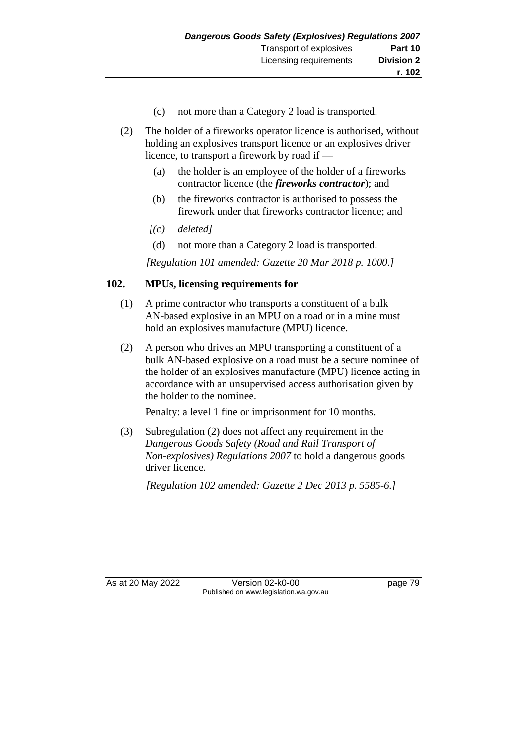(c) not more than a Category 2 load is transported.

(2) The holder of a fireworks operator licence is authorised, without holding an explosives transport licence or an explosives driver licence, to transport a firework by road if —

(a) the holder is an employee of the holder of a fireworks contractor licence (the ***fireworks contractor***); and

(b) the fireworks contractor is authorised to possess the firework under that fireworks contractor licence; and

*[(c) deleted]*

(d) not more than a Category 2 load is transported.

*[Regulation 101 amended: Gazette 20 Mar 2018 p. 1000.]*

### 102. MPUs, licensing requirements for

(1) A prime contractor who transports a constituent of a bulk AN-based explosive in an MPU on a road or in a mine must hold an explosives manufacture (MPU) licence.

(2) A person who drives an MPU transporting a constituent of a bulk AN-based explosive on a road must be a secure nominee of the holder of an explosives manufacture (MPU) licence acting in accordance with an unsupervised access authorisation given by the holder to the nominee.

Penalty: a level 1 fine or imprisonment for 10 months.

(3) Subregulation (2) does not affect any requirement in the *Dangerous Goods Safety (Road and Rail Transport of Non-explosives) Regulations 2007* to hold a dangerous goods driver licence.

*[Regulation 102 amended: Gazette 2 Dec 2013 p. 5585-6.]*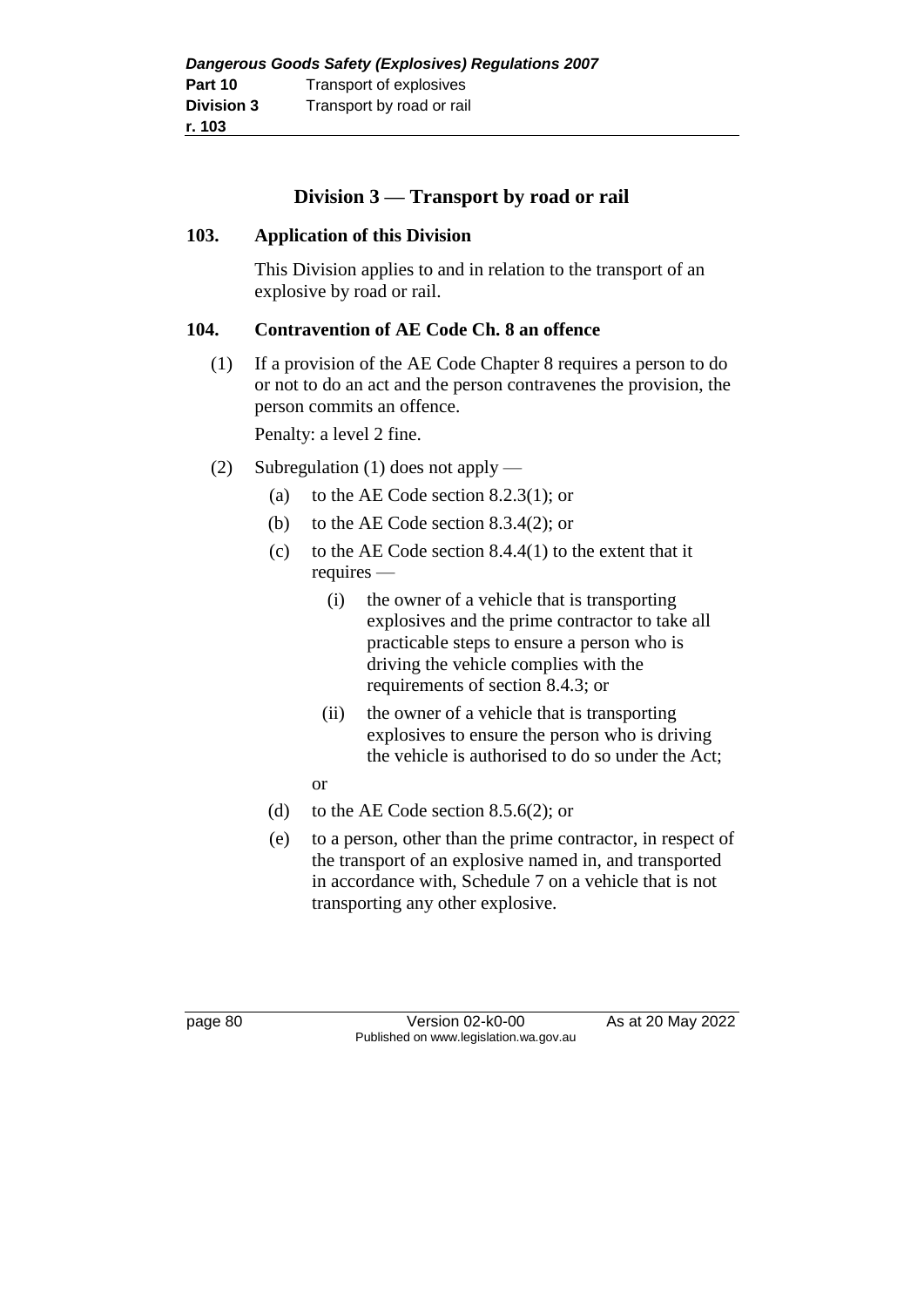## Division 3 — Transport by road or rail

### 103. Application of this Division

This Division applies to and in relation to the transport of an explosive by road or rail.

### 104. Contravention of AE Code Ch. 8 an offence

(1) If a provision of the AE Code Chapter 8 requires a person to do or not to do an act and the person contravenes the provision, the person commits an offence.

Penalty: a level 2 fine.

(2) Subregulation (1) does not apply —

- (a) to the AE Code section 8.2.3(1); or
- (b) to the AE Code section 8.3.4(2); or
- (c) to the AE Code section 8.4.4(1) to the extent that it requires —
  - (i) the owner of a vehicle that is transporting explosives and the prime contractor to take all practicable steps to ensure a person who is driving the vehicle complies with the requirements of section 8.4.3; or
  - (ii) the owner of a vehicle that is transporting explosives to ensure the person who is driving the vehicle is authorised to do so under the Act;

  or
- (d) to the AE Code section 8.5.6(2); or
- (e) to a person, other than the prime contractor, in respect of the transport of an explosive named in, and transported in accordance with, Schedule 7 on a vehicle that is not transporting any other explosive.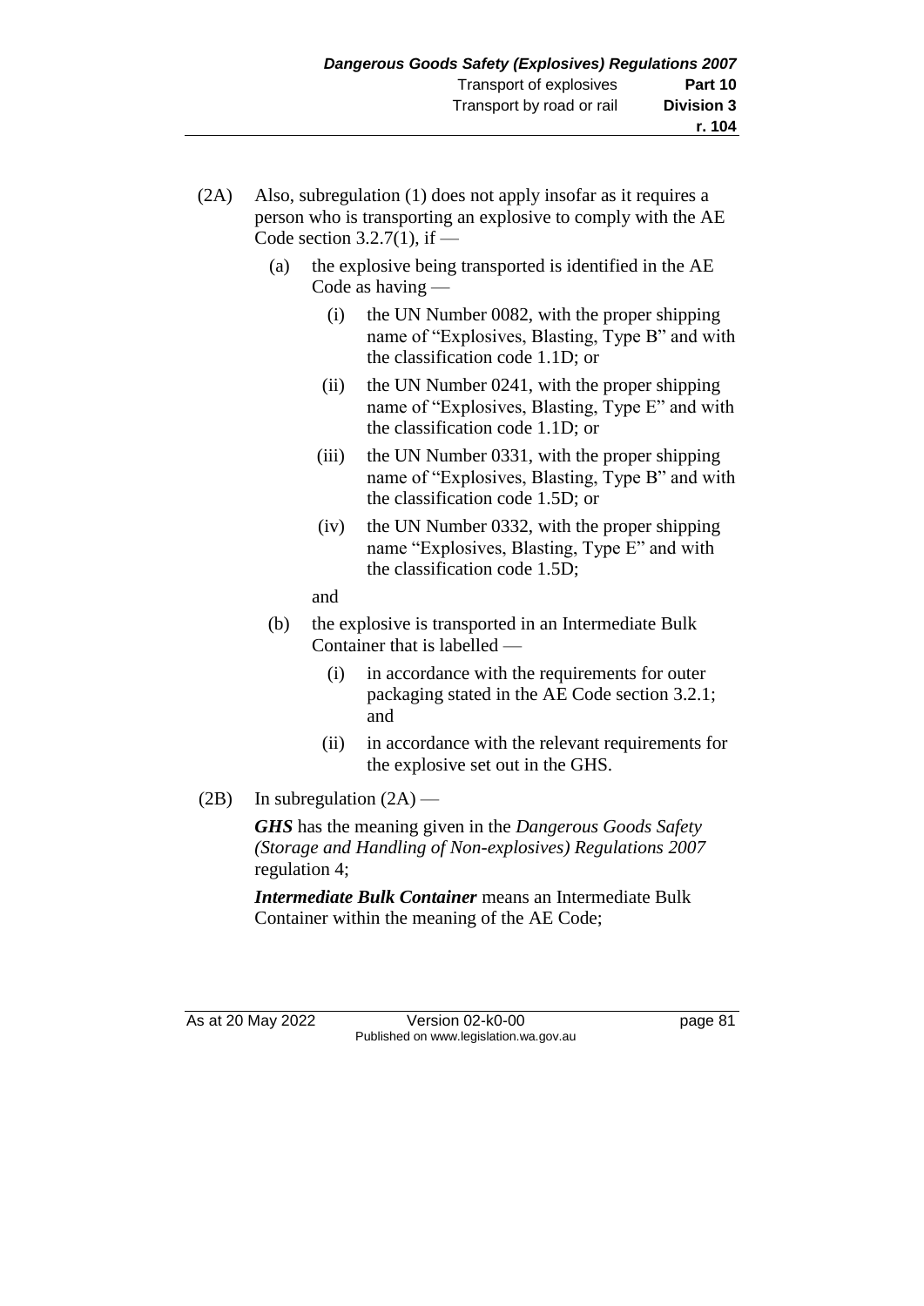(2A) Also, subregulation (1) does not apply insofar as it requires a person who is transporting an explosive to comply with the AE Code section 3.2.7(1), if —

(a) the explosive being transported is identified in the AE Code as having —

(i) the UN Number 0082, with the proper shipping name of "Explosives, Blasting, Type B" and with the classification code 1.1D; or

(ii) the UN Number 0241, with the proper shipping name of "Explosives, Blasting, Type E" and with the classification code 1.1D; or

(iii) the UN Number 0331, with the proper shipping name of "Explosives, Blasting, Type B" and with the classification code 1.5D; or

(iv) the UN Number 0332, with the proper shipping name "Explosives, Blasting, Type E" and with the classification code 1.5D;

and

(b) the explosive is transported in an Intermediate Bulk Container that is labelled —

(i) in accordance with the requirements for outer packaging stated in the AE Code section 3.2.1; and

(ii) in accordance with the relevant requirements for the explosive set out in the GHS.

(2B) In subregulation (2A) —

***GHS*** has the meaning given in the *Dangerous Goods Safety (Storage and Handling of Non-explosives) Regulations 2007* regulation 4;

***Intermediate Bulk Container*** means an Intermediate Bulk Container within the meaning of the AE Code;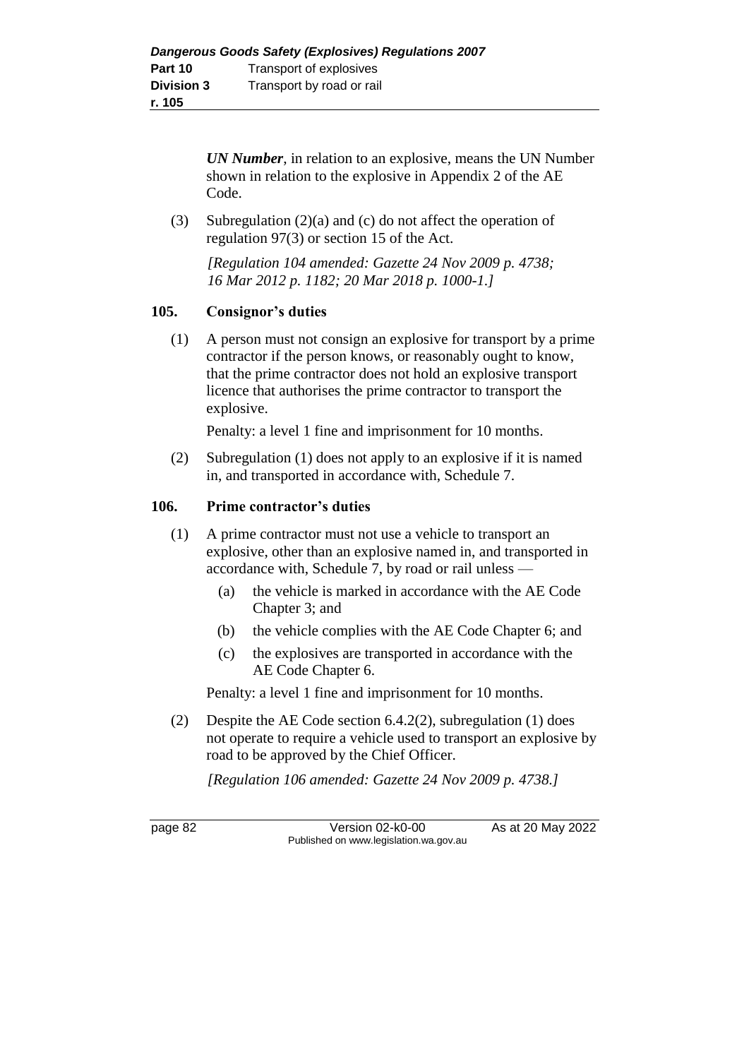***UN Number***, in relation to an explosive, means the UN Number shown in relation to the explosive in Appendix 2 of the AE Code.

(3) Subregulation (2)(a) and (c) do not affect the operation of regulation 97(3) or section 15 of the Act.

*[Regulation 104 amended: Gazette 24 Nov 2009 p. 4738; 16 Mar 2012 p. 1182; 20 Mar 2018 p. 1000-1.]*

### 105. Consignor's duties

(1) A person must not consign an explosive for transport by a prime contractor if the person knows, or reasonably ought to know, that the prime contractor does not hold an explosive transport licence that authorises the prime contractor to transport the explosive.

Penalty: a level 1 fine and imprisonment for 10 months.

(2) Subregulation (1) does not apply to an explosive if it is named in, and transported in accordance with, Schedule 7.

### 106. Prime contractor's duties

(1) A prime contractor must not use a vehicle to transport an explosive, other than an explosive named in, and transported in accordance with, Schedule 7, by road or rail unless —

- (a) the vehicle is marked in accordance with the AE Code Chapter 3; and
- (b) the vehicle complies with the AE Code Chapter 6; and
- (c) the explosives are transported in accordance with the AE Code Chapter 6.

Penalty: a level 1 fine and imprisonment for 10 months.

(2) Despite the AE Code section 6.4.2(2), subregulation (1) does not operate to require a vehicle used to transport an explosive by road to be approved by the Chief Officer.

*[Regulation 106 amended: Gazette 24 Nov 2009 p. 4738.]*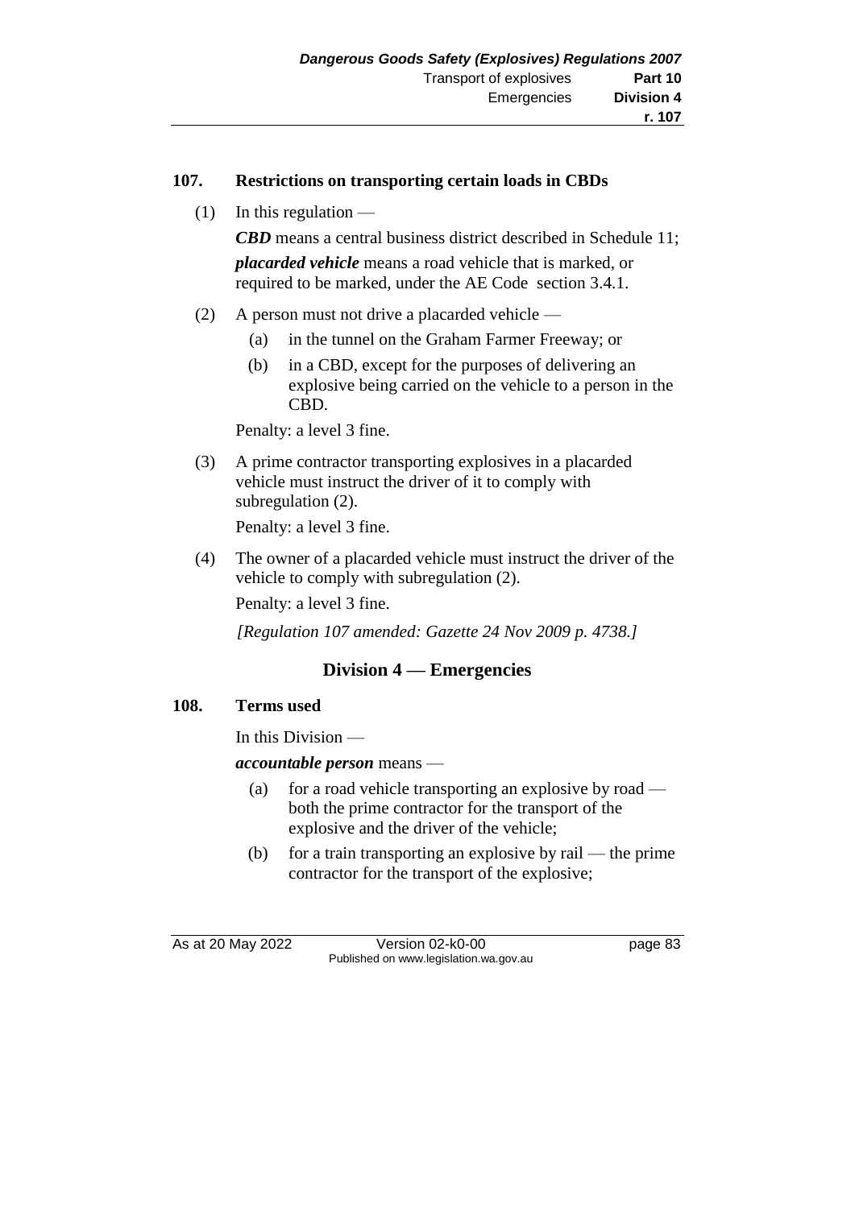### 107. Restrictions on transporting certain loads in CBDs

(1) In this regulation —

***CBD*** means a central business district described in Schedule 11;

***placarded vehicle*** means a road vehicle that is marked, or required to be marked, under the AE Code section 3.4.1.

(2) A person must not drive a placarded vehicle —

(a) in the tunnel on the Graham Farmer Freeway; or

(b) in a CBD, except for the purposes of delivering an explosive being carried on the vehicle to a person in the CBD.

Penalty: a level 3 fine.

(3) A prime contractor transporting explosives in a placarded vehicle must instruct the driver of it to comply with subregulation (2).

Penalty: a level 3 fine.

(4) The owner of a placarded vehicle must instruct the driver of the vehicle to comply with subregulation (2).

Penalty: a level 3 fine.

*[Regulation 107 amended: Gazette 24 Nov 2009 p. 4738.]*

## Division 4 — Emergencies

### 108. Terms used

In this Division —

***accountable person*** means —

(a) for a road vehicle transporting an explosive by road — both the prime contractor for the transport of the explosive and the driver of the vehicle;

(b) for a train transporting an explosive by rail — the prime contractor for the transport of the explosive;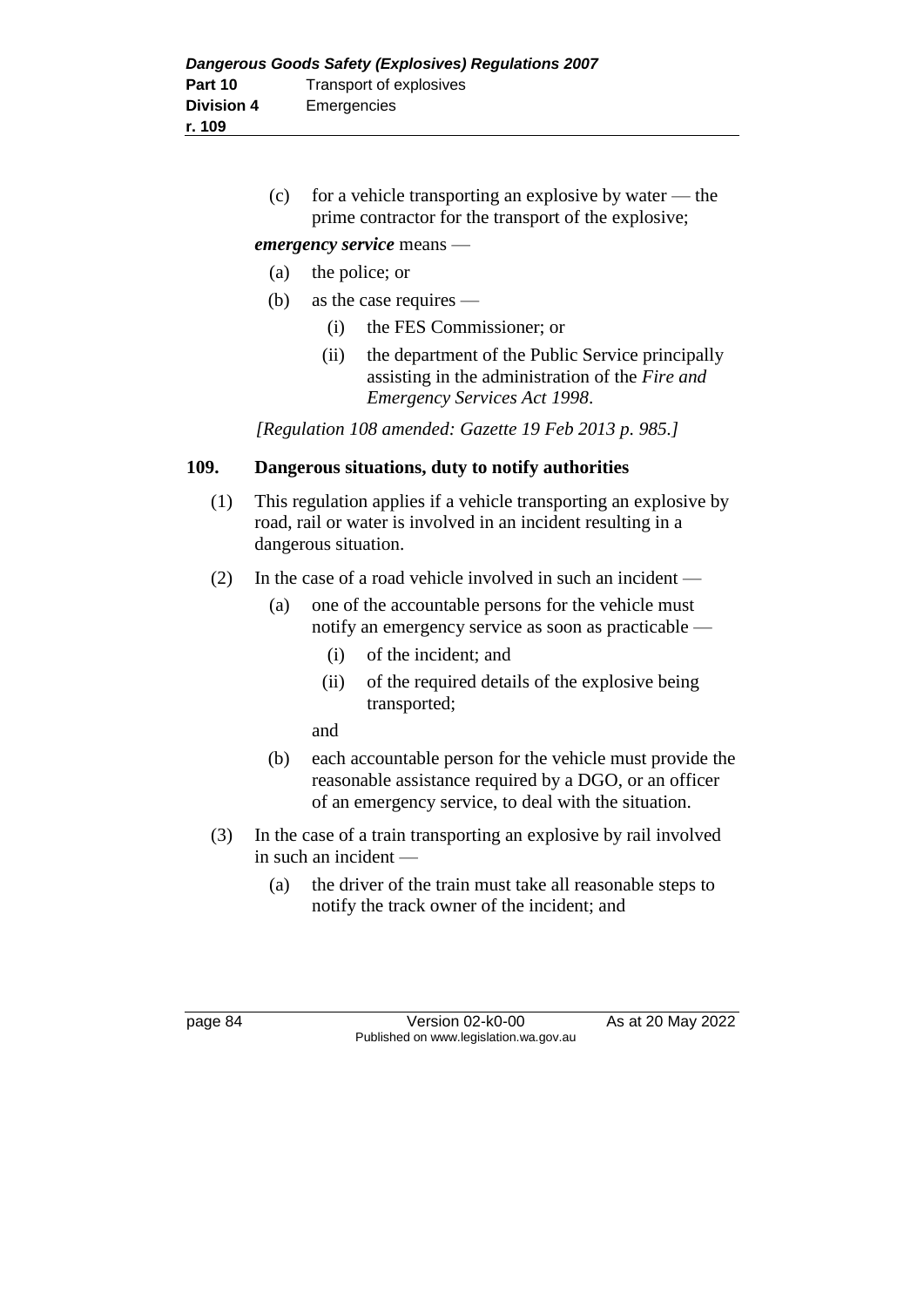(c) for a vehicle transporting an explosive by water — the prime contractor for the transport of the explosive;

***emergency service*** means —

(a) the police; or

(b) as the case requires —

(i) the FES Commissioner; or

(ii) the department of the Public Service principally assisting in the administration of the *Fire and Emergency Services Act 1998*.

*[Regulation 108 amended: Gazette 19 Feb 2013 p. 985.]*

### 109. Dangerous situations, duty to notify authorities

(1) This regulation applies if a vehicle transporting an explosive by road, rail or water is involved in an incident resulting in a dangerous situation.

(2) In the case of a road vehicle involved in such an incident —

(a) one of the accountable persons for the vehicle must notify an emergency service as soon as practicable —

(i) of the incident; and

(ii) of the required details of the explosive being transported;

and

(b) each accountable person for the vehicle must provide the reasonable assistance required by a DGO, or an officer of an emergency service, to deal with the situation.

(3) In the case of a train transporting an explosive by rail involved in such an incident —

(a) the driver of the train must take all reasonable steps to notify the track owner of the incident; and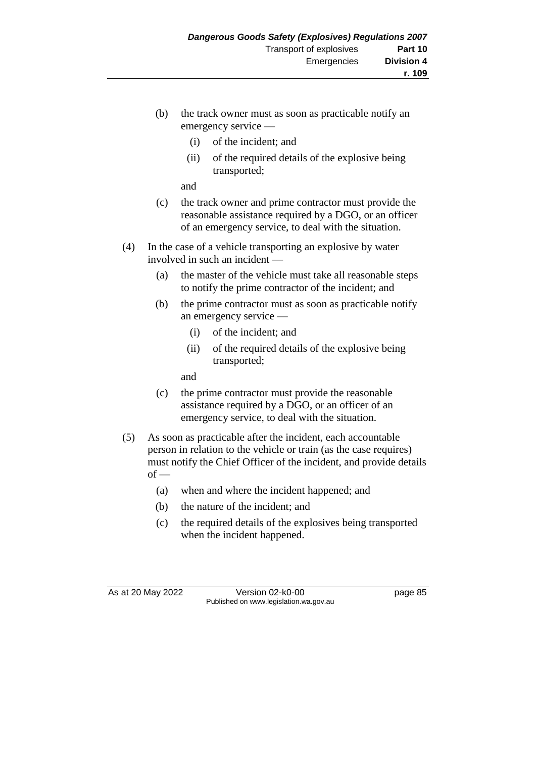(b) the track owner must as soon as practicable notify an emergency service —

  (i) of the incident; and

  (ii) of the required details of the explosive being transported;

  and

(c) the track owner and prime contractor must provide the reasonable assistance required by a DGO, or an officer of an emergency service, to deal with the situation.

(4) In the case of a vehicle transporting an explosive by water involved in such an incident —

  (a) the master of the vehicle must take all reasonable steps to notify the prime contractor of the incident; and

  (b) the prime contractor must as soon as practicable notify an emergency service —

    (i) of the incident; and

    (ii) of the required details of the explosive being transported;

    and

  (c) the prime contractor must provide the reasonable assistance required by a DGO, or an officer of an emergency service, to deal with the situation.

(5) As soon as practicable after the incident, each accountable person in relation to the vehicle or train (as the case requires) must notify the Chief Officer of the incident, and provide details of —

  (a) when and where the incident happened; and

  (b) the nature of the incident; and

  (c) the required details of the explosives being transported when the incident happened.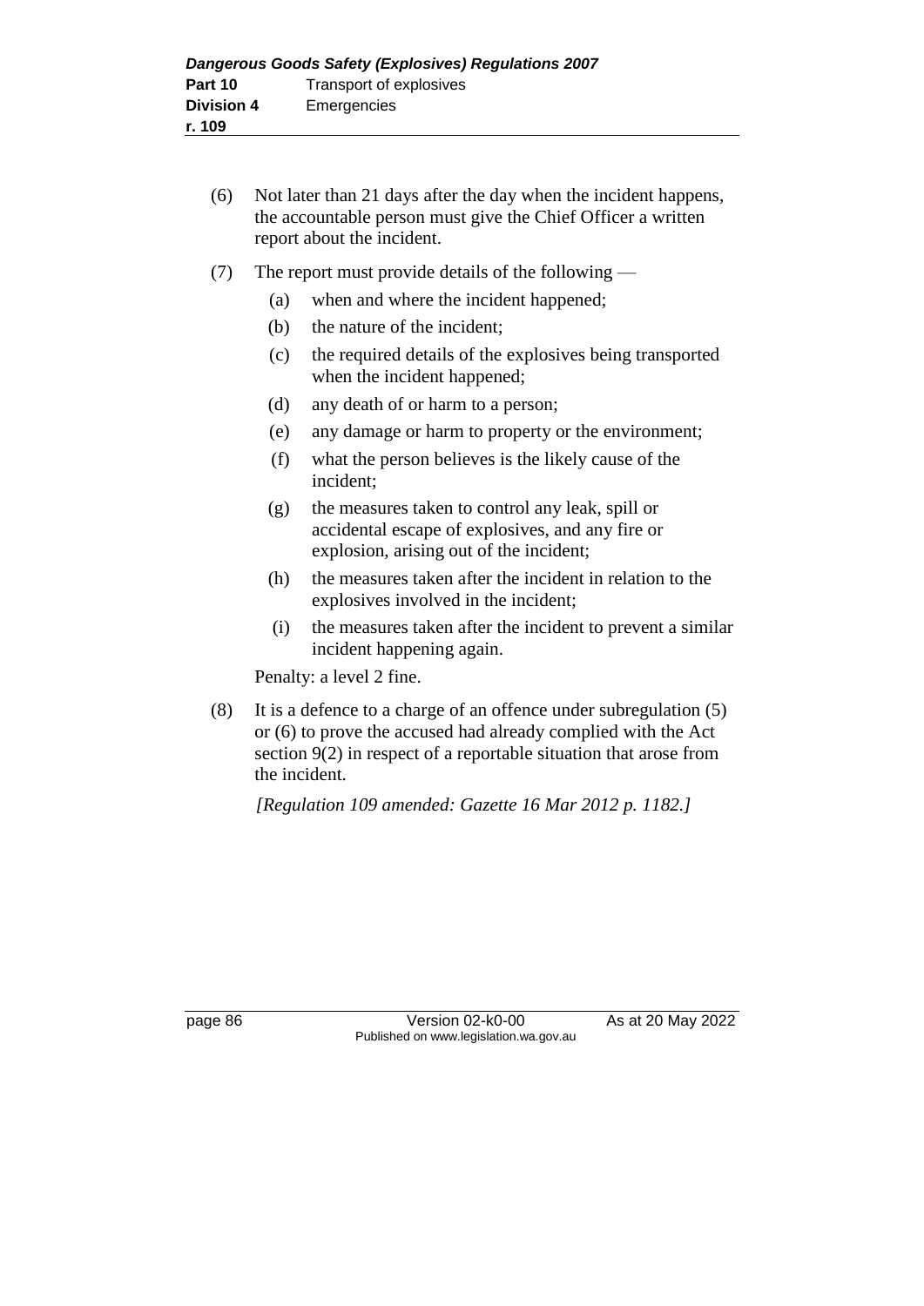(6) Not later than 21 days after the day when the incident happens, the accountable person must give the Chief Officer a written report about the incident.

(7) The report must provide details of the following —

  (a) when and where the incident happened;

  (b) the nature of the incident;

  (c) the required details of the explosives being transported when the incident happened;

  (d) any death of or harm to a person;

  (e) any damage or harm to property or the environment;

  (f) what the person believes is the likely cause of the incident;

  (g) the measures taken to control any leak, spill or accidental escape of explosives, and any fire or explosion, arising out of the incident;

  (h) the measures taken after the incident in relation to the explosives involved in the incident;

  (i) the measures taken after the incident to prevent a similar incident happening again.

Penalty: a level 2 fine.

(8) It is a defence to a charge of an offence under subregulation (5) or (6) to prove the accused had already complied with the Act section 9(2) in respect of a reportable situation that arose from the incident.

*[Regulation 109 amended: Gazette 16 Mar 2012 p. 1182.]*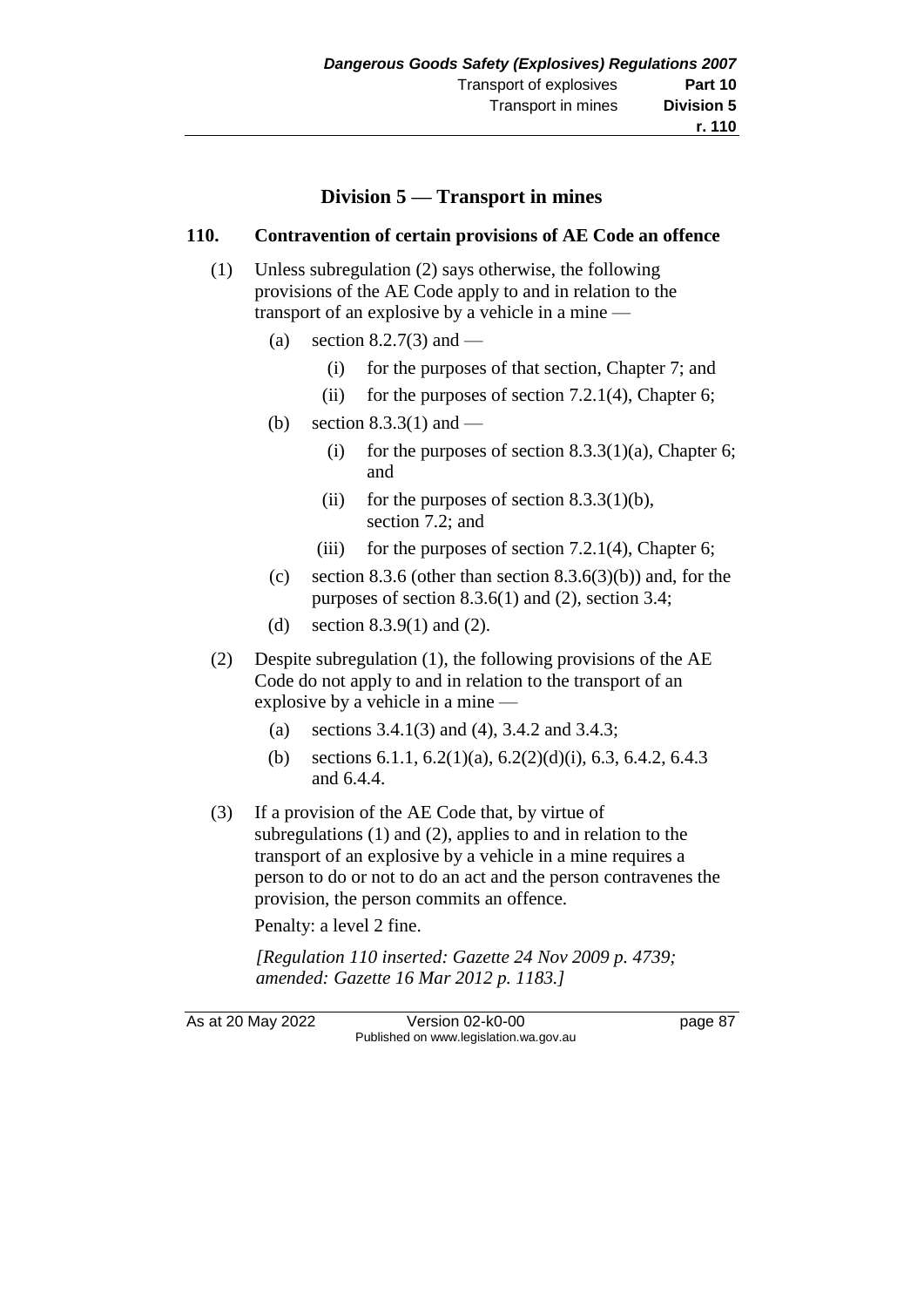## Division 5 — Transport in mines

### 110. Contravention of certain provisions of AE Code an offence

(1) Unless subregulation (2) says otherwise, the following provisions of the AE Code apply to and in relation to the transport of an explosive by a vehicle in a mine —

- (a) section 8.2.7(3) and —
  - (i) for the purposes of that section, Chapter 7; and
  - (ii) for the purposes of section 7.2.1(4), Chapter 6;
- (b) section 8.3.3(1) and —
  - (i) for the purposes of section 8.3.3(1)(a), Chapter 6; and
  - (ii) for the purposes of section 8.3.3(1)(b), section 7.2; and
  - (iii) for the purposes of section 7.2.1(4), Chapter 6;
- (c) section 8.3.6 (other than section 8.3.6(3)(b)) and, for the purposes of section 8.3.6(1) and (2), section 3.4;
- (d) section 8.3.9(1) and (2).

(2) Despite subregulation (1), the following provisions of the AE Code do not apply to and in relation to the transport of an explosive by a vehicle in a mine —

- (a) sections 3.4.1(3) and (4), 3.4.2 and 3.4.3;
- (b) sections 6.1.1, 6.2(1)(a), 6.2(2)(d)(i), 6.3, 6.4.2, 6.4.3 and 6.4.4.

(3) If a provision of the AE Code that, by virtue of subregulations (1) and (2), applies to and in relation to the transport of an explosive by a vehicle in a mine requires a person to do or not to do an act and the person contravenes the provision, the person commits an offence.

Penalty: a level 2 fine.

*[Regulation 110 inserted: Gazette 24 Nov 2009 p. 4739; amended: Gazette 16 Mar 2012 p. 1183.]*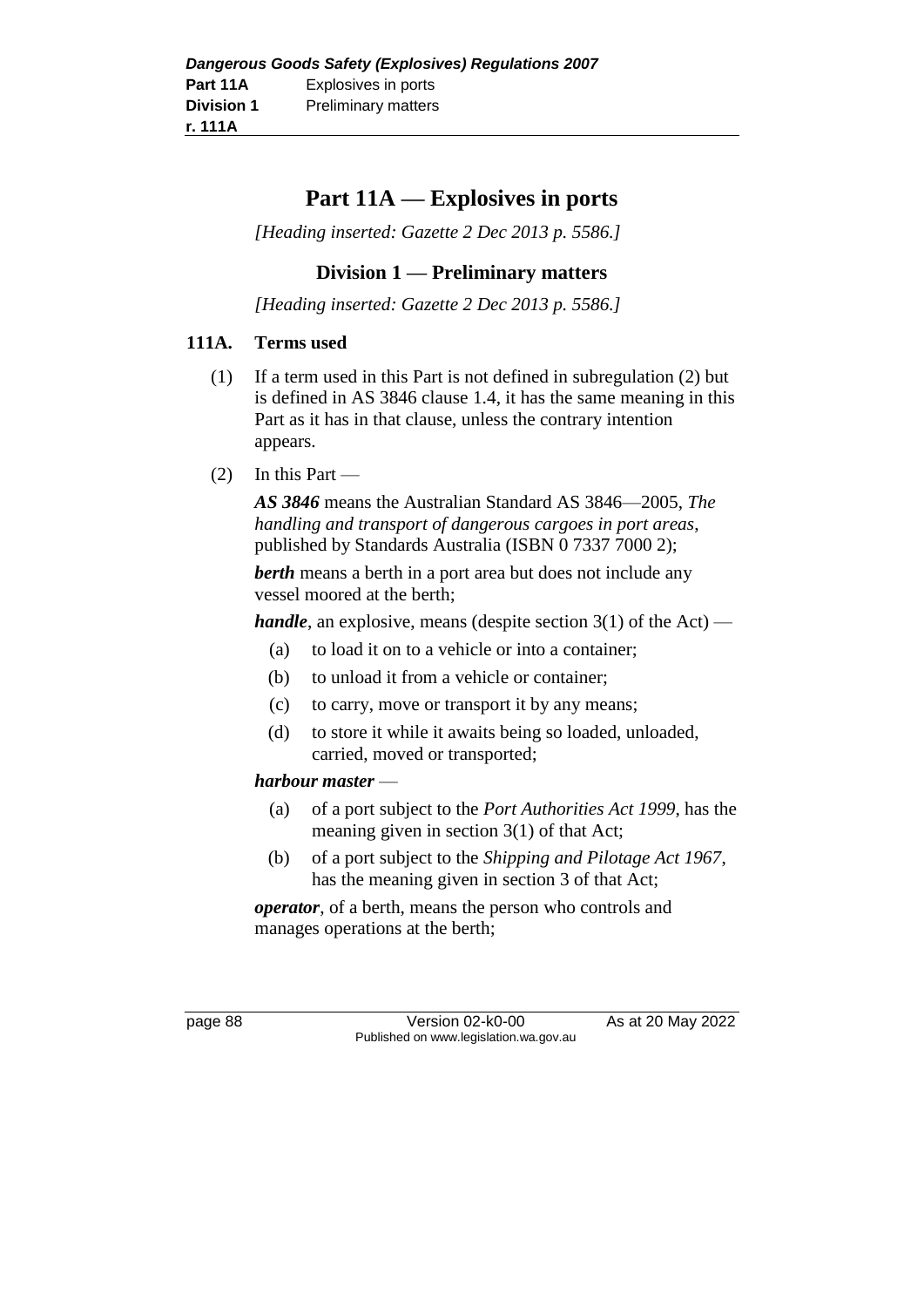# Part 11A — Explosives in ports

*[Heading inserted: Gazette 2 Dec 2013 p. 5586.]*

## Division 1 — Preliminary matters

*[Heading inserted: Gazette 2 Dec 2013 p. 5586.]*

### 111A. Terms used

(1) If a term used in this Part is not defined in subregulation (2) but is defined in AS 3846 clause 1.4, it has the same meaning in this Part as it has in that clause, unless the contrary intention appears.

(2) In this Part —

***AS 3846*** means the Australian Standard AS 3846—2005, *The handling and transport of dangerous cargoes in port areas*, published by Standards Australia (ISBN 0 7337 7000 2);

***berth*** means a berth in a port area but does not include any vessel moored at the berth;

***handle***, an explosive, means (despite section 3(1) of the Act) —

- (a) to load it on to a vehicle or into a container;
- (b) to unload it from a vehicle or container;
- (c) to carry, move or transport it by any means;
- (d) to store it while it awaits being so loaded, unloaded, carried, moved or transported;

***harbour master*** —

- (a) of a port subject to the *Port Authorities Act 1999*, has the meaning given in section 3(1) of that Act;
- (b) of a port subject to the *Shipping and Pilotage Act 1967*, has the meaning given in section 3 of that Act;

***operator***, of a berth, means the person who controls and manages operations at the berth;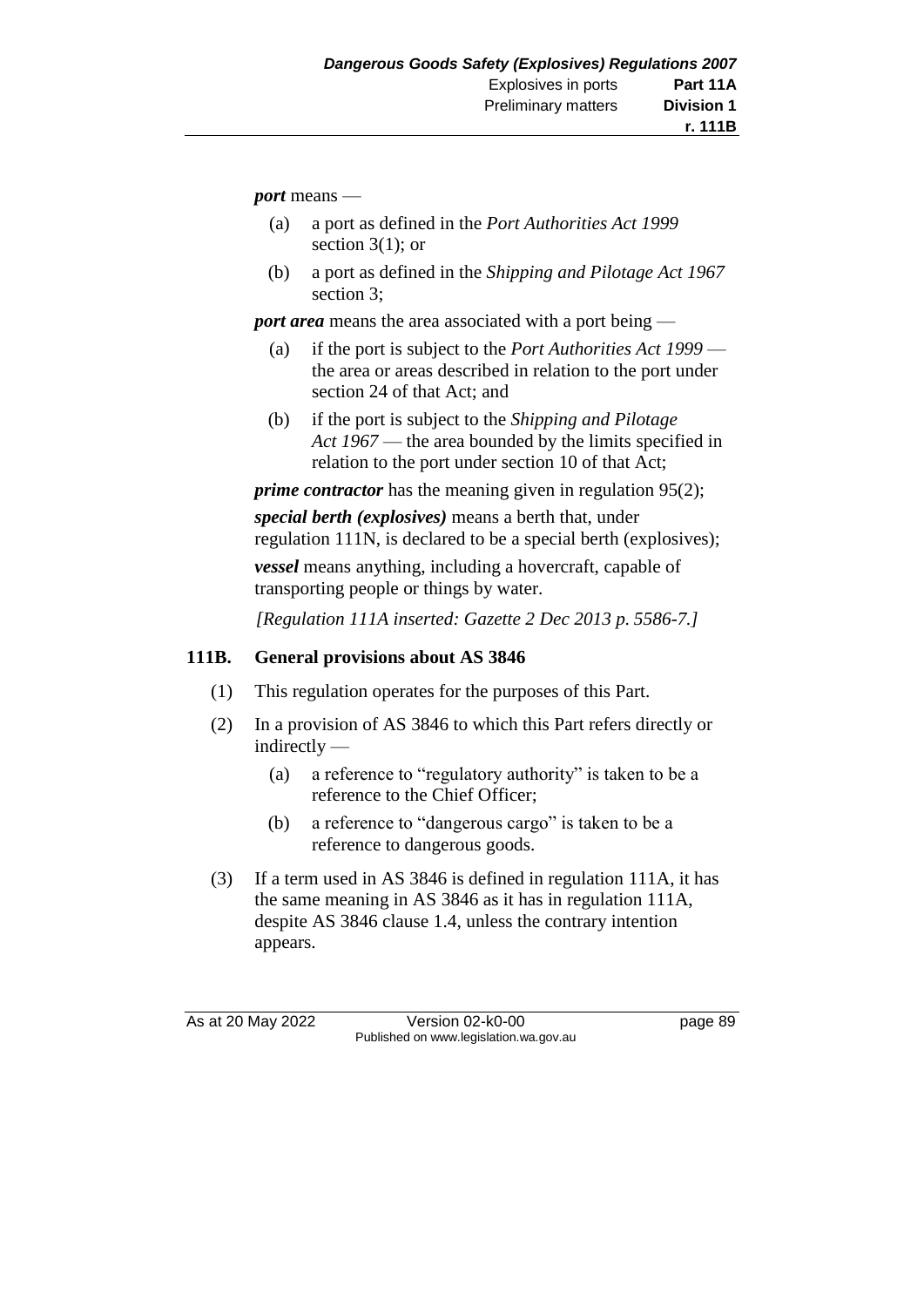***port*** means —

(a) a port as defined in the *Port Authorities Act 1999* section 3(1); or

(b) a port as defined in the *Shipping and Pilotage Act 1967* section 3;

***port area*** means the area associated with a port being —

(a) if the port is subject to the *Port Authorities Act 1999* — the area or areas described in relation to the port under section 24 of that Act; and

(b) if the port is subject to the *Shipping and Pilotage Act 1967* — the area bounded by the limits specified in relation to the port under section 10 of that Act;

***prime contractor*** has the meaning given in regulation 95(2);

***special berth (explosives)*** means a berth that, under regulation 111N, is declared to be a special berth (explosives);

***vessel*** means anything, including a hovercraft, capable of transporting people or things by water.

*[Regulation 111A inserted: Gazette 2 Dec 2013 p. 5586-7.]*

## 111B. General provisions about AS 3846

(1) This regulation operates for the purposes of this Part.

(2) In a provision of AS 3846 to which this Part refers directly or indirectly —

  (a) a reference to "regulatory authority" is taken to be a reference to the Chief Officer;

  (b) a reference to "dangerous cargo" is taken to be a reference to dangerous goods.

(3) If a term used in AS 3846 is defined in regulation 111A, it has the same meaning in AS 3846 as it has in regulation 111A, despite AS 3846 clause 1.4, unless the contrary intention appears.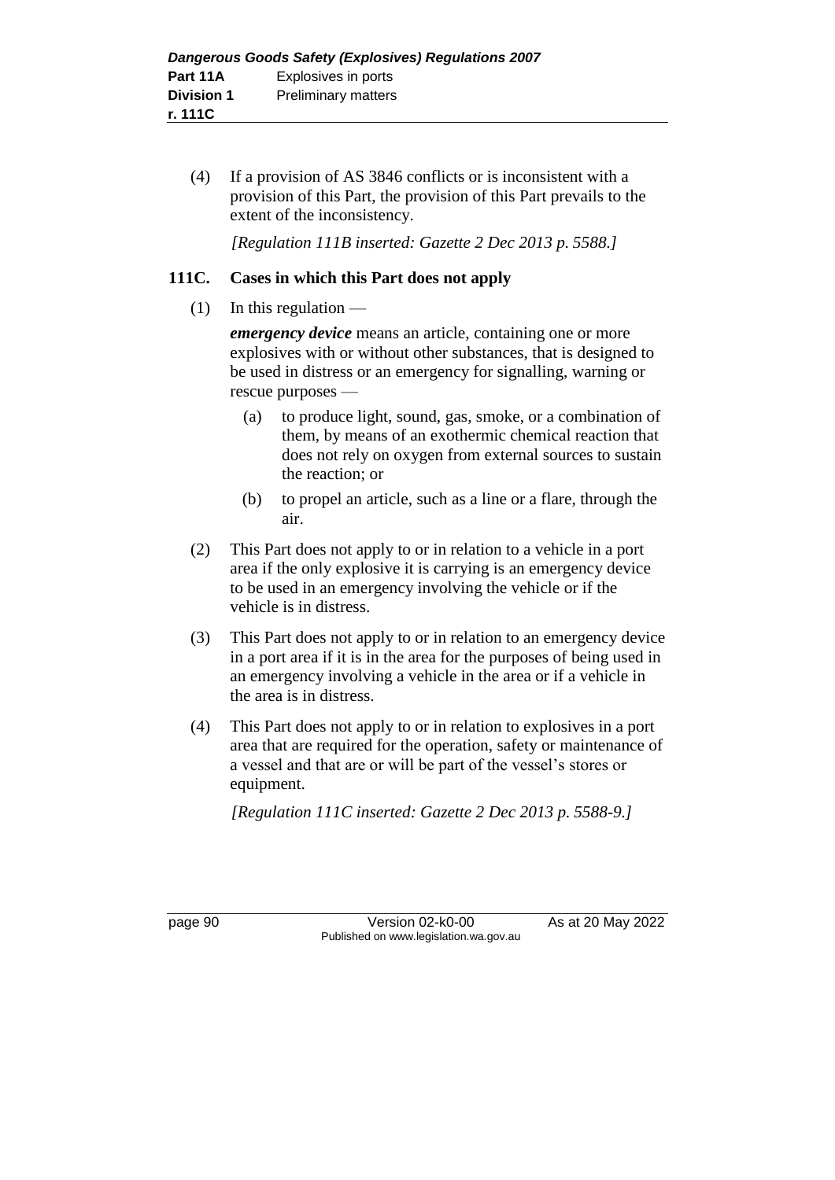(4) If a provision of AS 3846 conflicts or is inconsistent with a provision of this Part, the provision of this Part prevails to the extent of the inconsistency.

*[Regulation 111B inserted: Gazette 2 Dec 2013 p. 5588.]*

### 111C. Cases in which this Part does not apply

(1) In this regulation —

***emergency device*** means an article, containing one or more explosives with or without other substances, that is designed to be used in distress or an emergency for signalling, warning or rescue purposes —

- (a) to produce light, sound, gas, smoke, or a combination of them, by means of an exothermic chemical reaction that does not rely on oxygen from external sources to sustain the reaction; or
- (b) to propel an article, such as a line or a flare, through the air.

(2) This Part does not apply to or in relation to a vehicle in a port area if the only explosive it is carrying is an emergency device to be used in an emergency involving the vehicle or if the vehicle is in distress.

(3) This Part does not apply to or in relation to an emergency device in a port area if it is in the area for the purposes of being used in an emergency involving a vehicle in the area or if a vehicle in the area is in distress.

(4) This Part does not apply to or in relation to explosives in a port area that are required for the operation, safety or maintenance of a vessel and that are or will be part of the vessel's stores or equipment.

*[Regulation 111C inserted: Gazette 2 Dec 2013 p. 5588-9.]*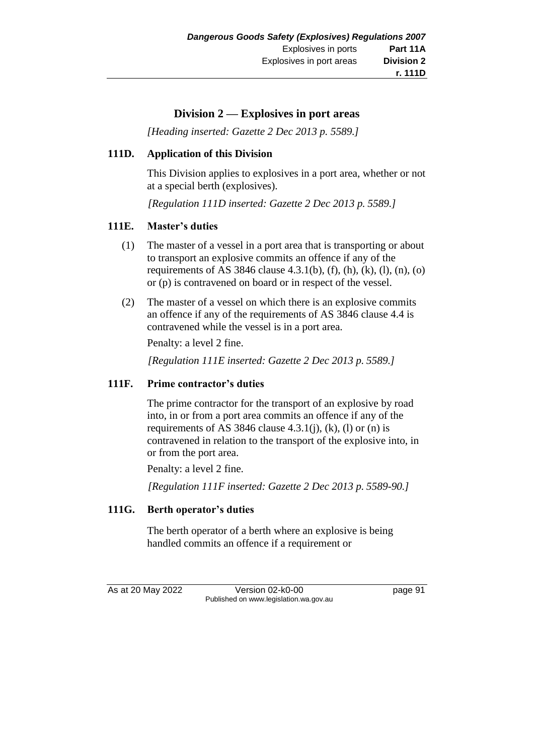## Division 2 — Explosives in port areas

*[Heading inserted: Gazette 2 Dec 2013 p. 5589.]*

### 111D. Application of this Division

This Division applies to explosives in a port area, whether or not at a special berth (explosives).

*[Regulation 111D inserted: Gazette 2 Dec 2013 p. 5589.]*

### 111E. Master's duties

(1) The master of a vessel in a port area that is transporting or about to transport an explosive commits an offence if any of the requirements of AS 3846 clause 4.3.1(b), (f), (h), (k), (l), (n), (o) or (p) is contravened on board or in respect of the vessel.

(2) The master of a vessel on which there is an explosive commits an offence if any of the requirements of AS 3846 clause 4.4 is contravened while the vessel is in a port area.

Penalty: a level 2 fine.

*[Regulation 111E inserted: Gazette 2 Dec 2013 p. 5589.]*

### 111F. Prime contractor's duties

The prime contractor for the transport of an explosive by road into, in or from a port area commits an offence if any of the requirements of AS 3846 clause 4.3.1(j), (k), (l) or (n) is contravened in relation to the transport of the explosive into, in or from the port area.

Penalty: a level 2 fine.

*[Regulation 111F inserted: Gazette 2 Dec 2013 p. 5589-90.]*

### 111G. Berth operator's duties

The berth operator of a berth where an explosive is being handled commits an offence if a requirement or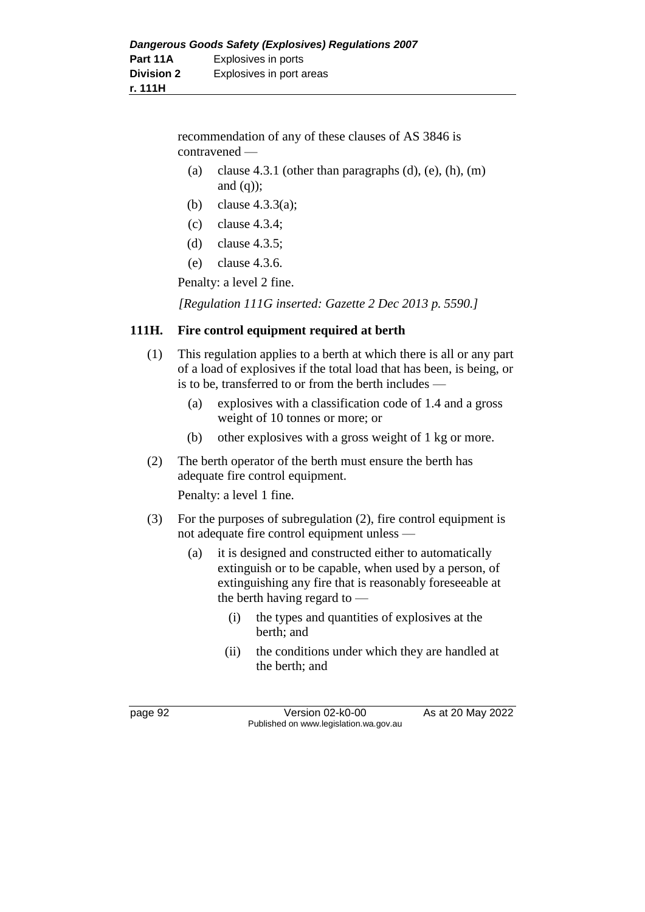recommendation of any of these clauses of AS 3846 is contravened —

(a) clause 4.3.1 (other than paragraphs (d), (e), (h), (m) and (q));

(b) clause 4.3.3(a);

(c) clause 4.3.4;

(d) clause 4.3.5;

(e) clause 4.3.6.

Penalty: a level 2 fine.

*[Regulation 111G inserted: Gazette 2 Dec 2013 p. 5590.]*

### 111H. Fire control equipment required at berth

(1) This regulation applies to a berth at which there is all or any part of a load of explosives if the total load that has been, is being, or is to be, transferred to or from the berth includes —

(a) explosives with a classification code of 1.4 and a gross weight of 10 tonnes or more; or

(b) other explosives with a gross weight of 1 kg or more.

(2) The berth operator of the berth must ensure the berth has adequate fire control equipment.

Penalty: a level 1 fine.

(3) For the purposes of subregulation (2), fire control equipment is not adequate fire control equipment unless —

(a) it is designed and constructed either to automatically extinguish or to be capable, when used by a person, of extinguishing any fire that is reasonably foreseeable at the berth having regard to —

(i) the types and quantities of explosives at the berth; and

(ii) the conditions under which they are handled at the berth; and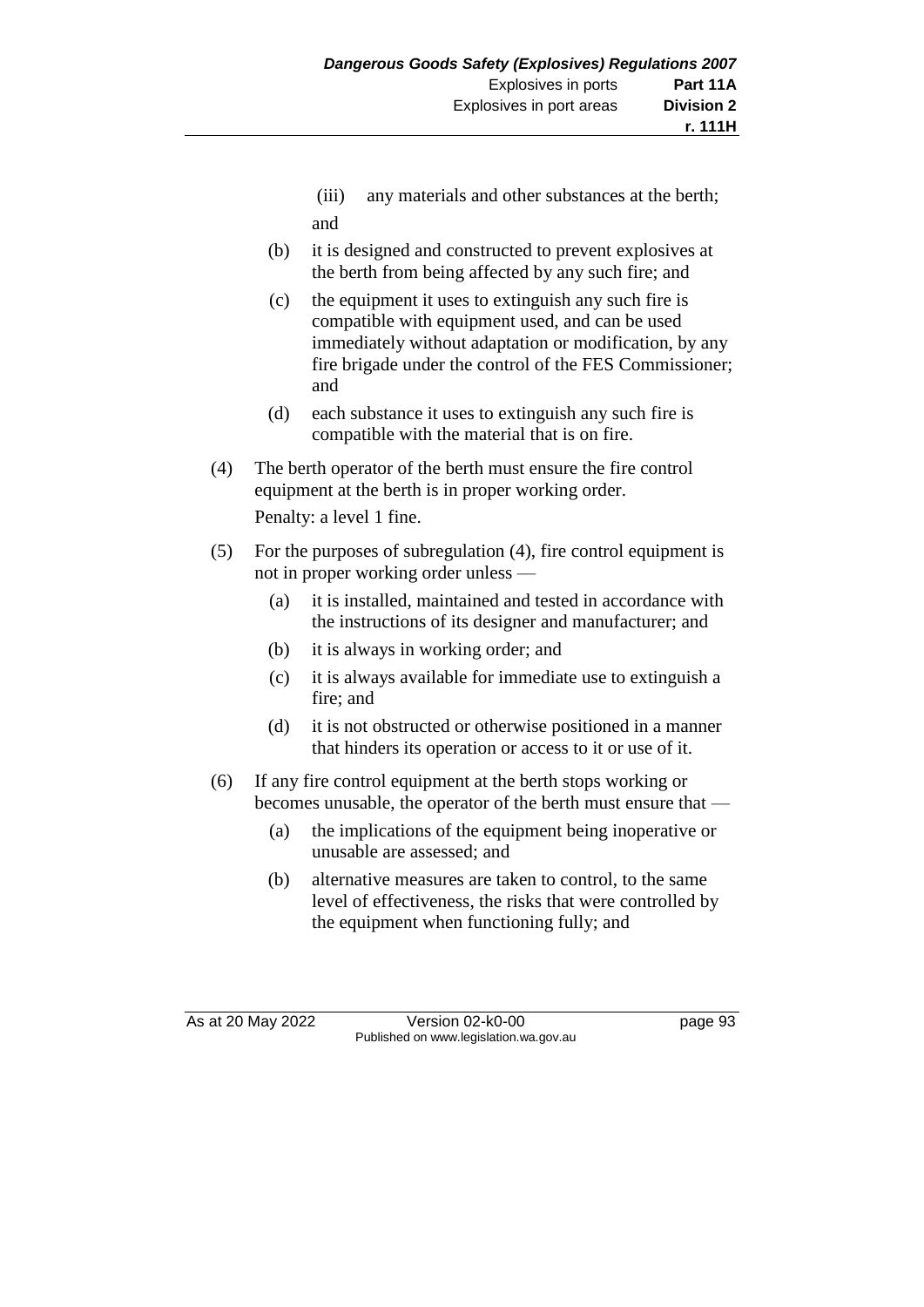(iii) any materials and other substances at the berth; and

(b) it is designed and constructed to prevent explosives at the berth from being affected by any such fire; and

(c) the equipment it uses to extinguish any such fire is compatible with equipment used, and can be used immediately without adaptation or modification, by any fire brigade under the control of the FES Commissioner; and

(d) each substance it uses to extinguish any such fire is compatible with the material that is on fire.

(4) The berth operator of the berth must ensure the fire control equipment at the berth is in proper working order.

Penalty: a level 1 fine.

(5) For the purposes of subregulation (4), fire control equipment is not in proper working order unless —

(a) it is installed, maintained and tested in accordance with the instructions of its designer and manufacturer; and

(b) it is always in working order; and

(c) it is always available for immediate use to extinguish a fire; and

(d) it is not obstructed or otherwise positioned in a manner that hinders its operation or access to it or use of it.

(6) If any fire control equipment at the berth stops working or becomes unusable, the operator of the berth must ensure that —

(a) the implications of the equipment being inoperative or unusable are assessed; and

(b) alternative measures are taken to control, to the same level of effectiveness, the risks that were controlled by the equipment when functioning fully; and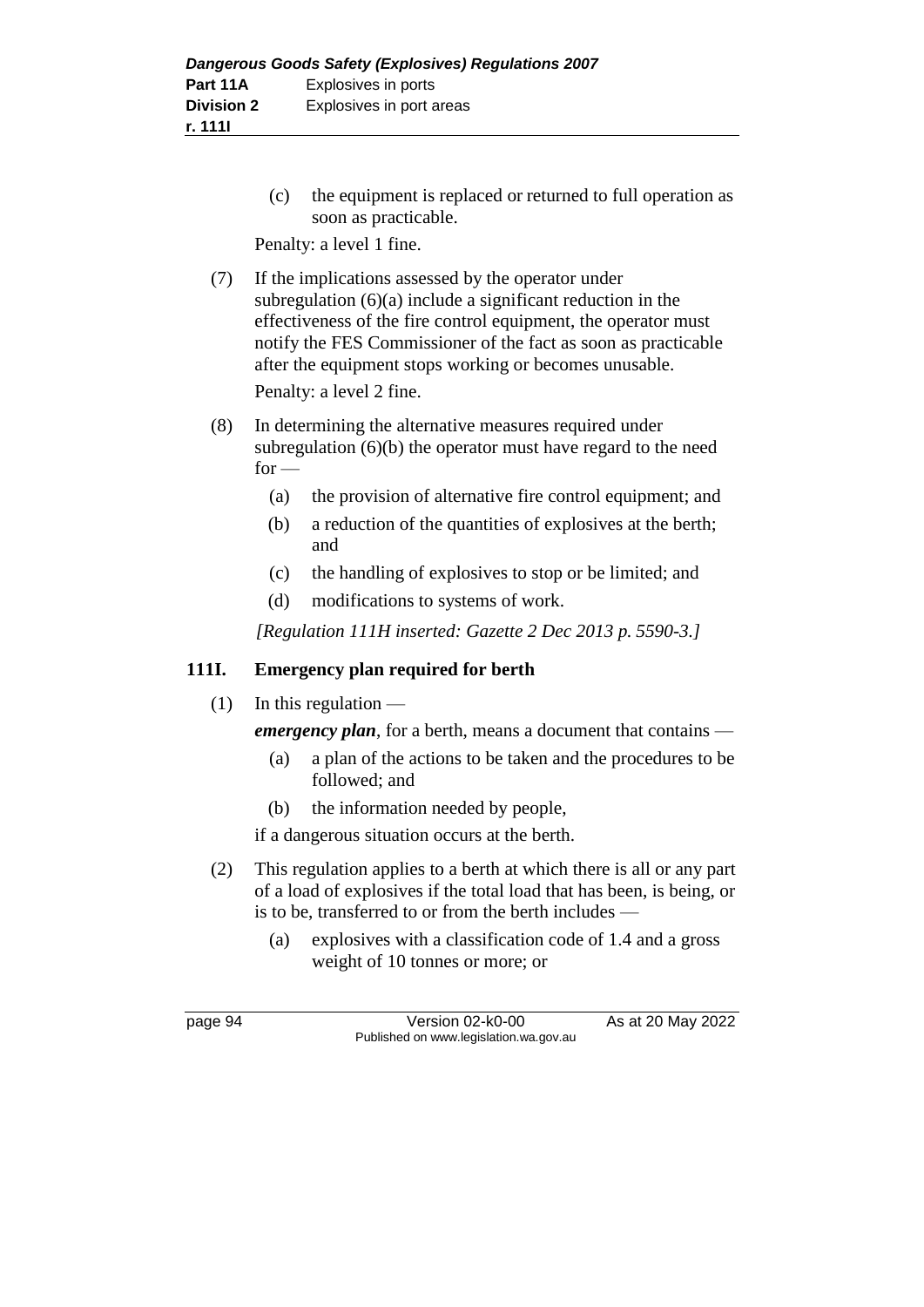(c) the equipment is replaced or returned to full operation as soon as practicable.

Penalty: a level 1 fine.

(7) If the implications assessed by the operator under subregulation (6)(a) include a significant reduction in the effectiveness of the fire control equipment, the operator must notify the FES Commissioner of the fact as soon as practicable after the equipment stops working or becomes unusable.

Penalty: a level 2 fine.

(8) In determining the alternative measures required under subregulation (6)(b) the operator must have regard to the need for —

(a) the provision of alternative fire control equipment; and

(b) a reduction of the quantities of explosives at the berth; and

(c) the handling of explosives to stop or be limited; and

(d) modifications to systems of work.

*[Regulation 111H inserted: Gazette 2 Dec 2013 p. 5590-3.]*

## 111I. Emergency plan required for berth

(1) In this regulation —

***emergency plan***, for a berth, means a document that contains —

(a) a plan of the actions to be taken and the procedures to be followed; and

(b) the information needed by people,

if a dangerous situation occurs at the berth.

(2) This regulation applies to a berth at which there is all or any part of a load of explosives if the total load that has been, is being, or is to be, transferred to or from the berth includes —

(a) explosives with a classification code of 1.4 and a gross weight of 10 tonnes or more; or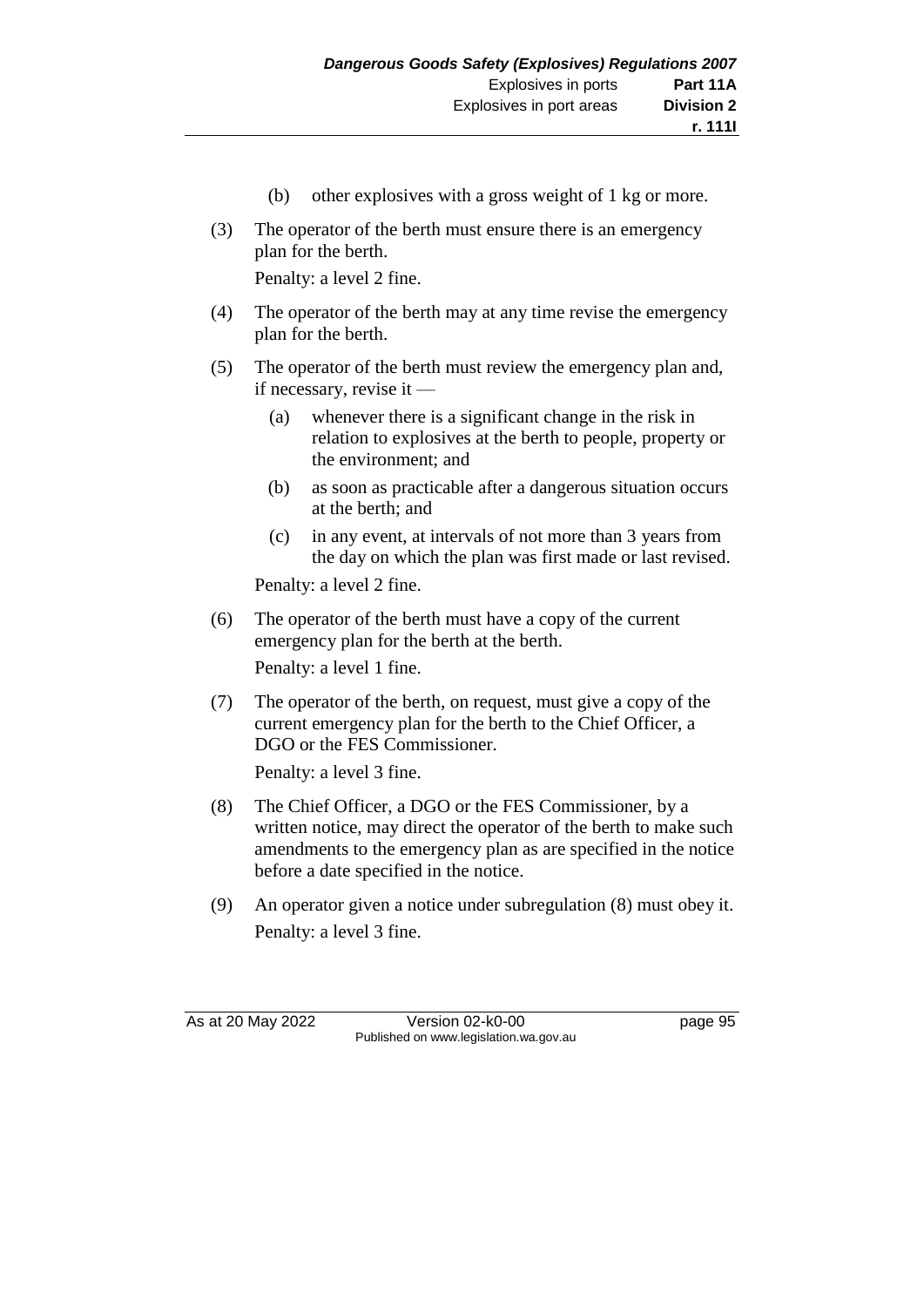(b) other explosives with a gross weight of 1 kg or more.

(3) The operator of the berth must ensure there is an emergency plan for the berth.

Penalty: a level 2 fine.

(4) The operator of the berth may at any time revise the emergency plan for the berth.

(5) The operator of the berth must review the emergency plan and, if necessary, revise it —

(a) whenever there is a significant change in the risk in relation to explosives at the berth to people, property or the environment; and

(b) as soon as practicable after a dangerous situation occurs at the berth; and

(c) in any event, at intervals of not more than 3 years from the day on which the plan was first made or last revised.

Penalty: a level 2 fine.

(6) The operator of the berth must have a copy of the current emergency plan for the berth at the berth.

Penalty: a level 1 fine.

(7) The operator of the berth, on request, must give a copy of the current emergency plan for the berth to the Chief Officer, a DGO or the FES Commissioner.

Penalty: a level 3 fine.

(8) The Chief Officer, a DGO or the FES Commissioner, by a written notice, may direct the operator of the berth to make such amendments to the emergency plan as are specified in the notice before a date specified in the notice.

(9) An operator given a notice under subregulation (8) must obey it.

Penalty: a level 3 fine.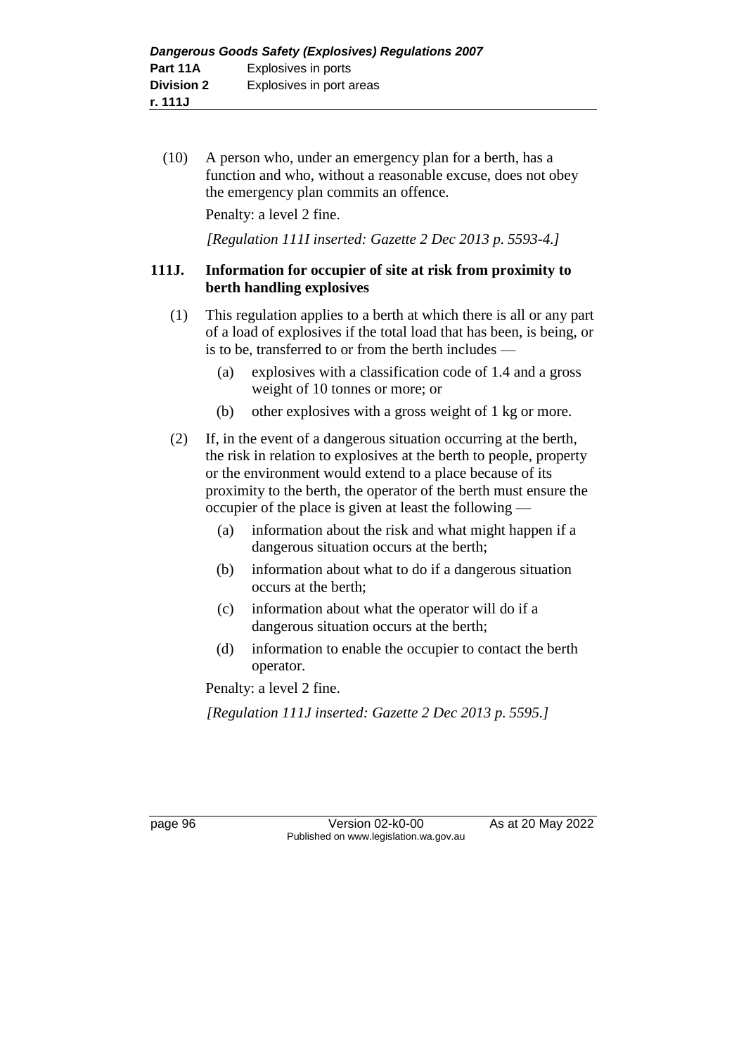(10) A person who, under an emergency plan for a berth, has a function and who, without a reasonable excuse, does not obey the emergency plan commits an offence.

Penalty: a level 2 fine.

*[Regulation 111I inserted: Gazette 2 Dec 2013 p. 5593-4.]*

### 111J. Information for occupier of site at risk from proximity to berth handling explosives

(1) This regulation applies to a berth at which there is all or any part of a load of explosives if the total load that has been, is being, or is to be, transferred to or from the berth includes —

- (a) explosives with a classification code of 1.4 and a gross weight of 10 tonnes or more; or
- (b) other explosives with a gross weight of 1 kg or more.

(2) If, in the event of a dangerous situation occurring at the berth, the risk in relation to explosives at the berth to people, property or the environment would extend to a place because of its proximity to the berth, the operator of the berth must ensure the occupier of the place is given at least the following —

- (a) information about the risk and what might happen if a dangerous situation occurs at the berth;
- (b) information about what to do if a dangerous situation occurs at the berth;
- (c) information about what the operator will do if a dangerous situation occurs at the berth;
- (d) information to enable the occupier to contact the berth operator.

Penalty: a level 2 fine.

*[Regulation 111J inserted: Gazette 2 Dec 2013 p. 5595.]*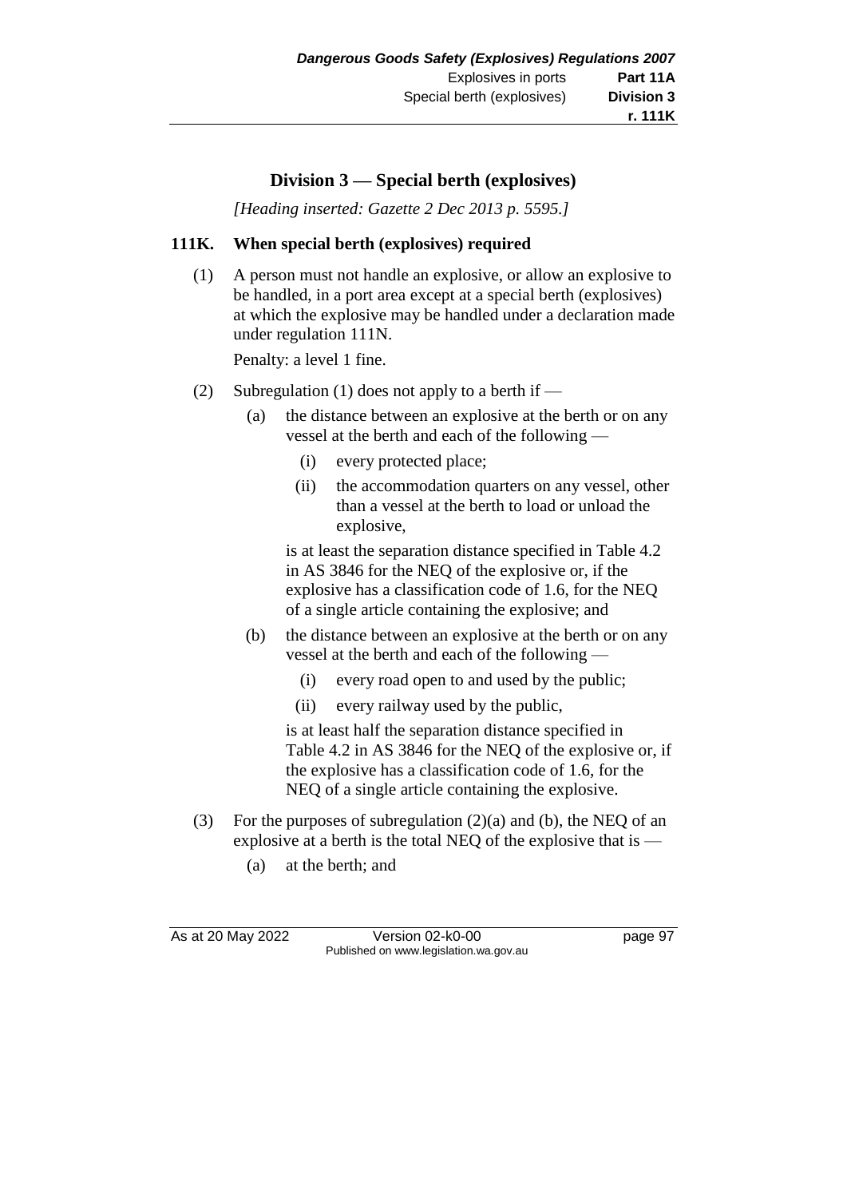## Division 3 — Special berth (explosives)

*[Heading inserted: Gazette 2 Dec 2013 p. 5595.]*

### 111K. When special berth (explosives) required

(1) A person must not handle an explosive, or allow an explosive to be handled, in a port area except at a special berth (explosives) at which the explosive may be handled under a declaration made under regulation 111N.

Penalty: a level 1 fine.

(2) Subregulation (1) does not apply to a berth if —

- (a) the distance between an explosive at the berth or on any vessel at the berth and each of the following —
  - (i) every protected place;
  - (ii) the accommodation quarters on any vessel, other than a vessel at the berth to load or unload the explosive,

  is at least the separation distance specified in Table 4.2 in AS 3846 for the NEQ of the explosive or, if the explosive has a classification code of 1.6, for the NEQ of a single article containing the explosive; and
- (b) the distance between an explosive at the berth or on any vessel at the berth and each of the following —
  - (i) every road open to and used by the public;
  - (ii) every railway used by the public,

  is at least half the separation distance specified in Table 4.2 in AS 3846 for the NEQ of the explosive or, if the explosive has a classification code of 1.6, for the NEQ of a single article containing the explosive.

(3) For the purposes of subregulation (2)(a) and (b), the NEQ of an explosive at a berth is the total NEQ of the explosive that is —

- (a) at the berth; and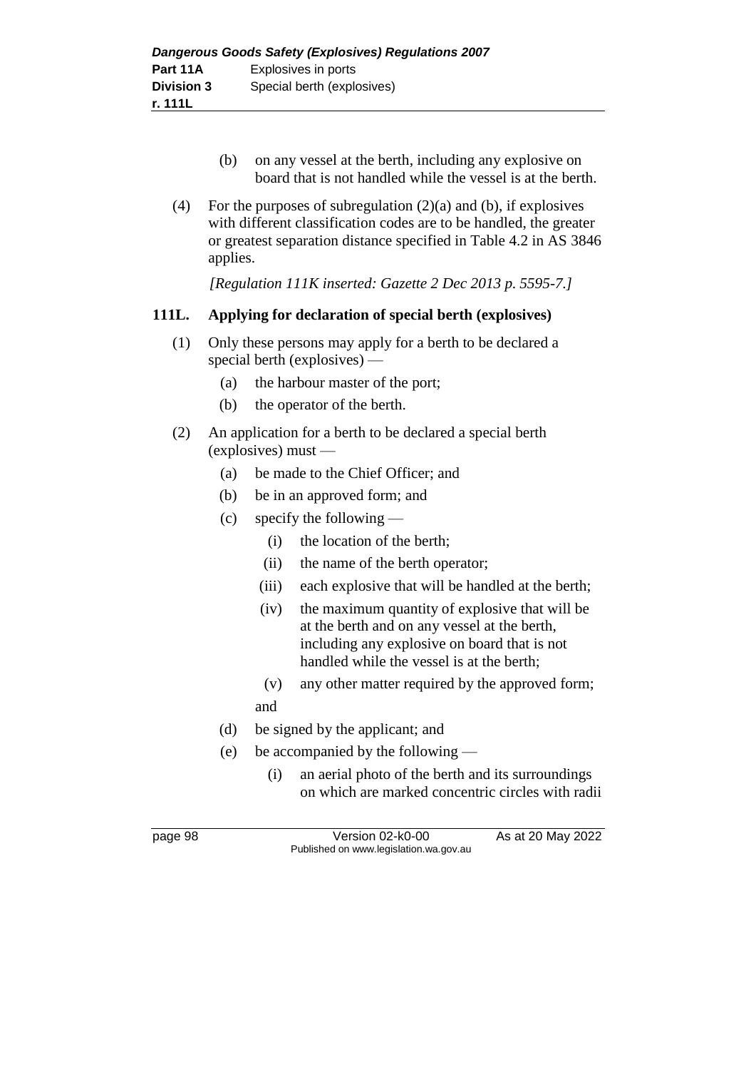(b) on any vessel at the berth, including any explosive on board that is not handled while the vessel is at the berth.

(4) For the purposes of subregulation (2)(a) and (b), if explosives with different classification codes are to be handled, the greater or greatest separation distance specified in Table 4.2 in AS 3846 applies.

*[Regulation 111K inserted: Gazette 2 Dec 2013 p. 5595-7.]*

### 111L. Applying for declaration of special berth (explosives)

(1) Only these persons may apply for a berth to be declared a special berth (explosives) —

   (a) the harbour master of the port;

   (b) the operator of the berth.

(2) An application for a berth to be declared a special berth (explosives) must —

   (a) be made to the Chief Officer; and

   (b) be in an approved form; and

   (c) specify the following —

      (i) the location of the berth;

      (ii) the name of the berth operator;

      (iii) each explosive that will be handled at the berth;

      (iv) the maximum quantity of explosive that will be at the berth and on any vessel at the berth, including any explosive on board that is not handled while the vessel is at the berth;

      (v) any other matter required by the approved form;

   and

   (d) be signed by the applicant; and

   (e) be accompanied by the following —

      (i) an aerial photo of the berth and its surroundings on which are marked concentric circles with radii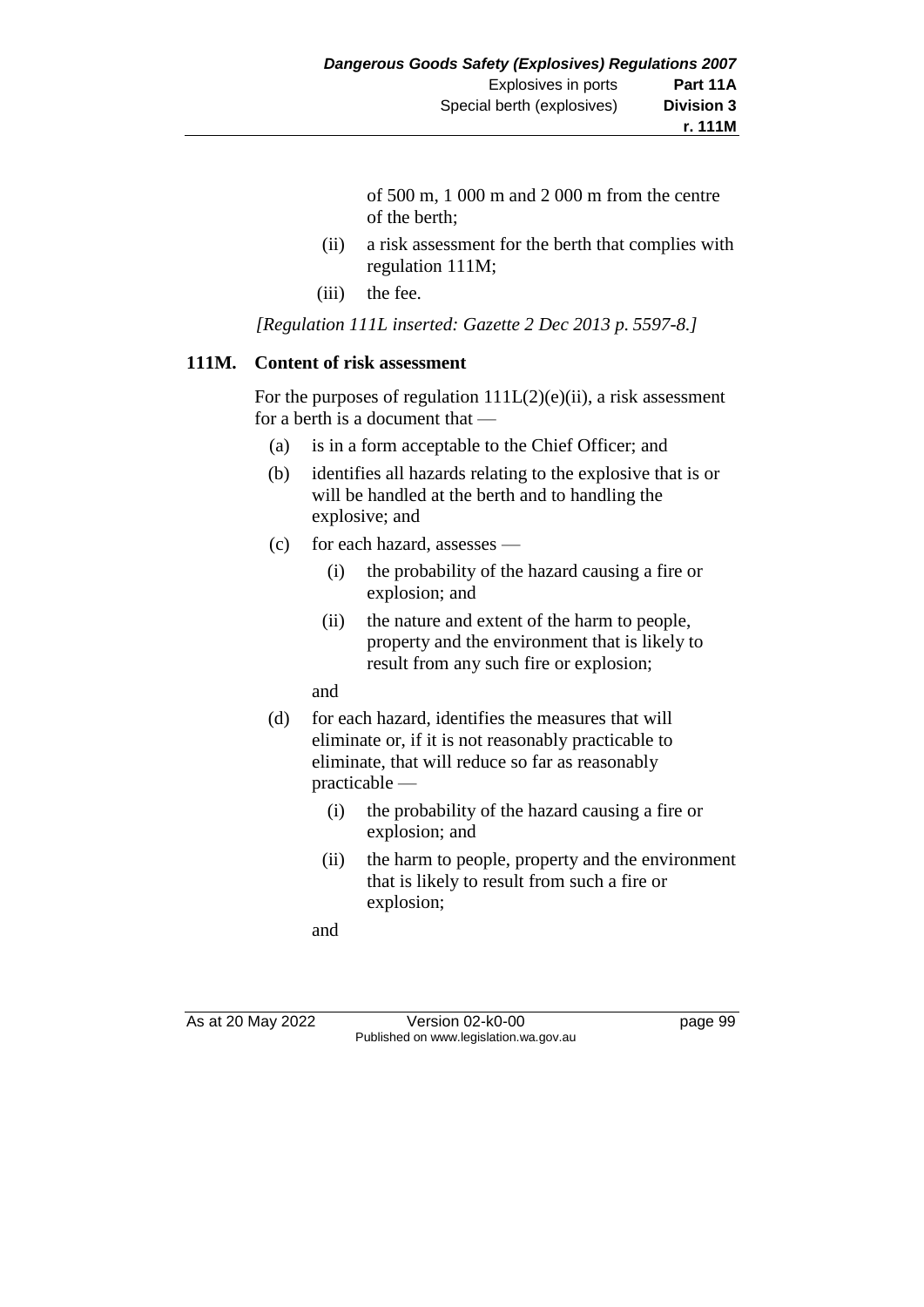of 500 m, 1 000 m and 2 000 m from the centre of the berth;

(ii) a risk assessment for the berth that complies with regulation 111M;

(iii) the fee.

*[Regulation 111L inserted: Gazette 2 Dec 2013 p. 5597-8.]*

### 111M. Content of risk assessment

For the purposes of regulation 111L(2)(e)(ii), a risk assessment for a berth is a document that —

(a) is in a form acceptable to the Chief Officer; and

(b) identifies all hazards relating to the explosive that is or will be handled at the berth and to handling the explosive; and

(c) for each hazard, assesses —

(i) the probability of the hazard causing a fire or explosion; and

(ii) the nature and extent of the harm to people, property and the environment that is likely to result from any such fire or explosion;

and

(d) for each hazard, identifies the measures that will eliminate or, if it is not reasonably practicable to eliminate, that will reduce so far as reasonably practicable —

(i) the probability of the hazard causing a fire or explosion; and

(ii) the harm to people, property and the environment that is likely to result from such a fire or explosion;

and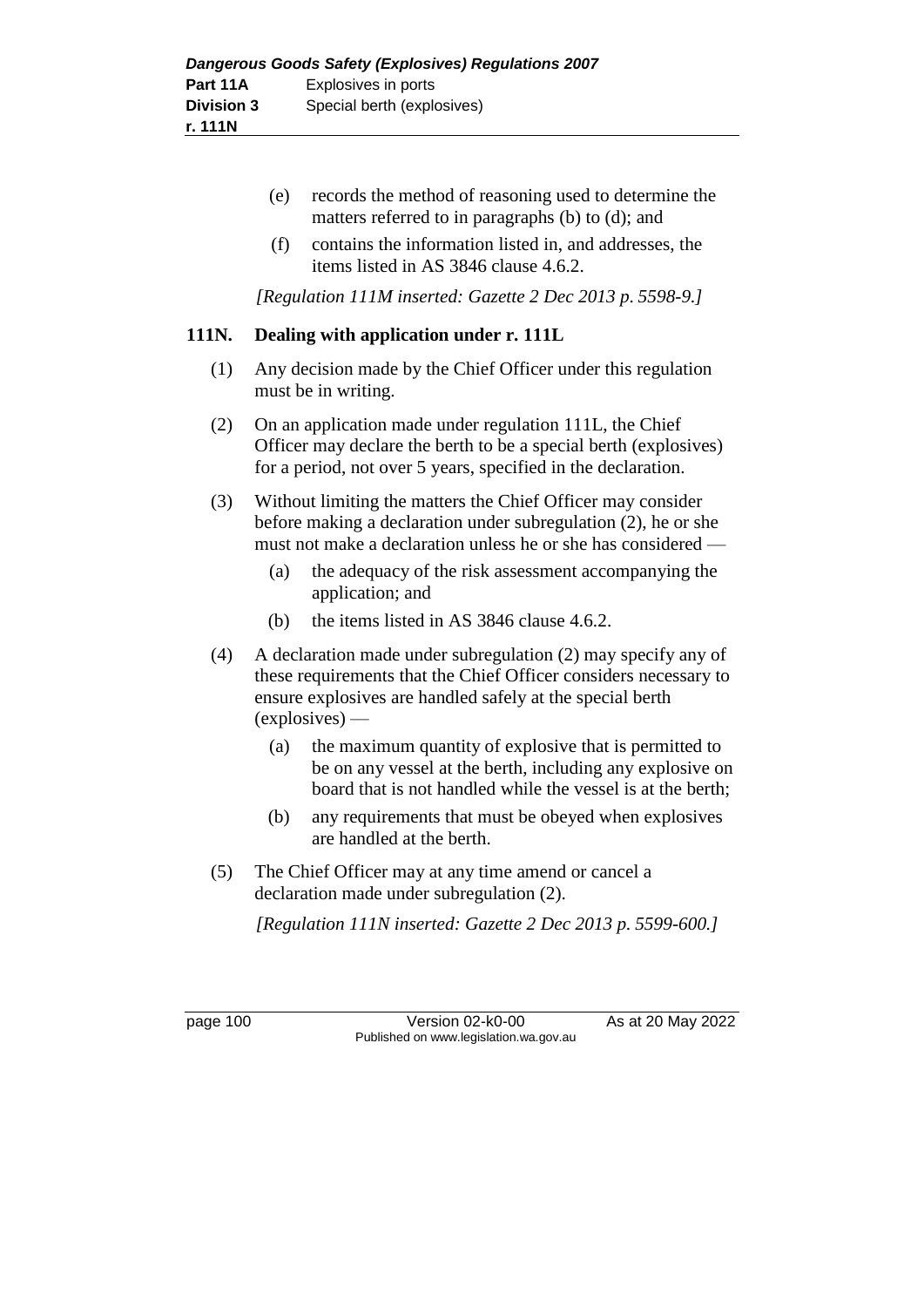(e) records the method of reasoning used to determine the matters referred to in paragraphs (b) to (d); and

(f) contains the information listed in, and addresses, the items listed in AS 3846 clause 4.6.2.

*[Regulation 111M inserted: Gazette 2 Dec 2013 p. 5598-9.]*

### 111N. Dealing with application under r. 111L

(1) Any decision made by the Chief Officer under this regulation must be in writing.

(2) On an application made under regulation 111L, the Chief Officer may declare the berth to be a special berth (explosives) for a period, not over 5 years, specified in the declaration.

(3) Without limiting the matters the Chief Officer may consider before making a declaration under subregulation (2), he or she must not make a declaration unless he or she has considered —

(a) the adequacy of the risk assessment accompanying the application; and

(b) the items listed in AS 3846 clause 4.6.2.

(4) A declaration made under subregulation (2) may specify any of these requirements that the Chief Officer considers necessary to ensure explosives are handled safely at the special berth (explosives) —

(a) the maximum quantity of explosive that is permitted to be on any vessel at the berth, including any explosive on board that is not handled while the vessel is at the berth;

(b) any requirements that must be obeyed when explosives are handled at the berth.

(5) The Chief Officer may at any time amend or cancel a declaration made under subregulation (2).

*[Regulation 111N inserted: Gazette 2 Dec 2013 p. 5599-600.]*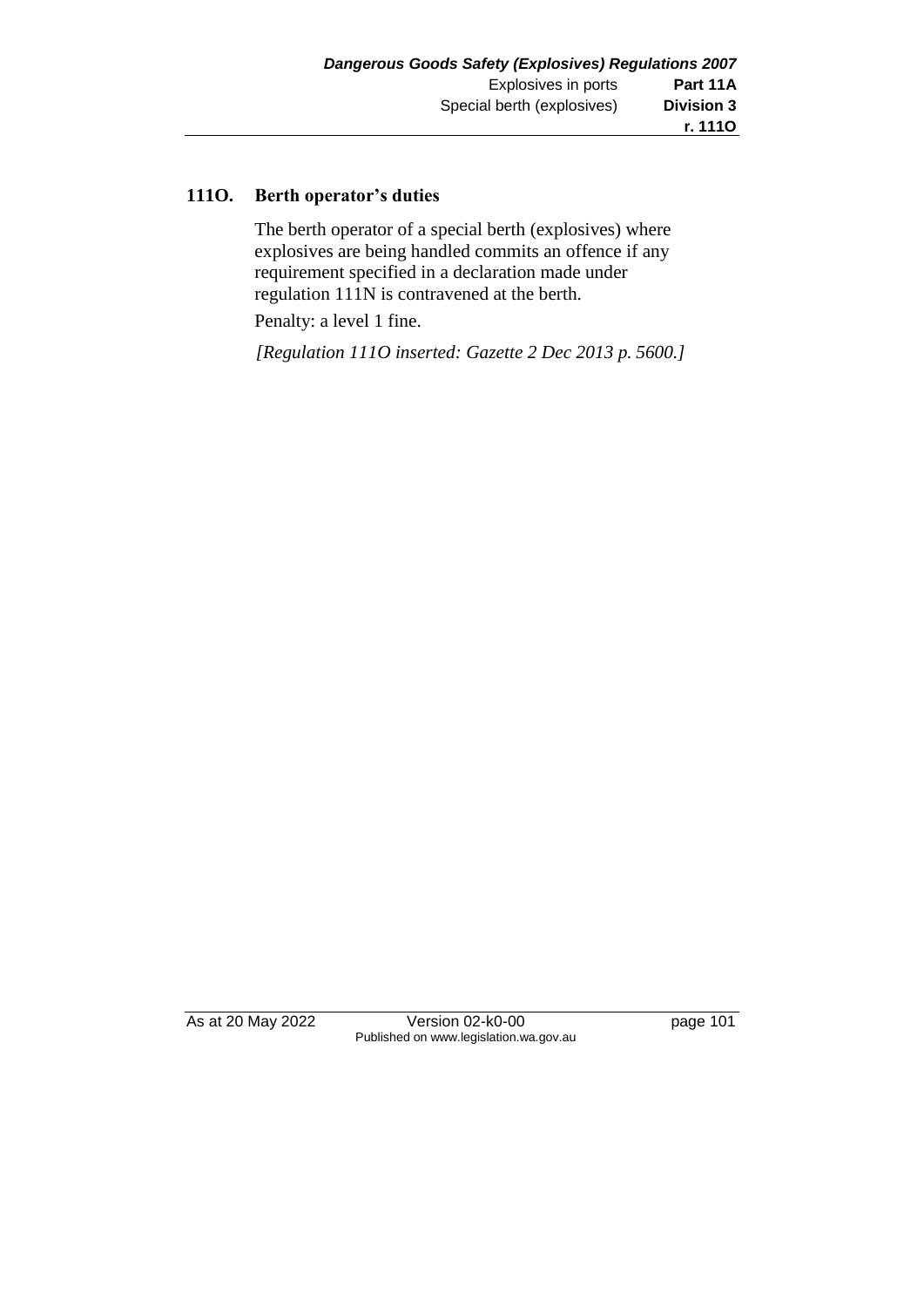## 111O. Berth operator's duties

The berth operator of a special berth (explosives) where explosives are being handled commits an offence if any requirement specified in a declaration made under regulation 111N is contravened at the berth.

Penalty: a level 1 fine.

*[Regulation 111O inserted: Gazette 2 Dec 2013 p. 5600.]*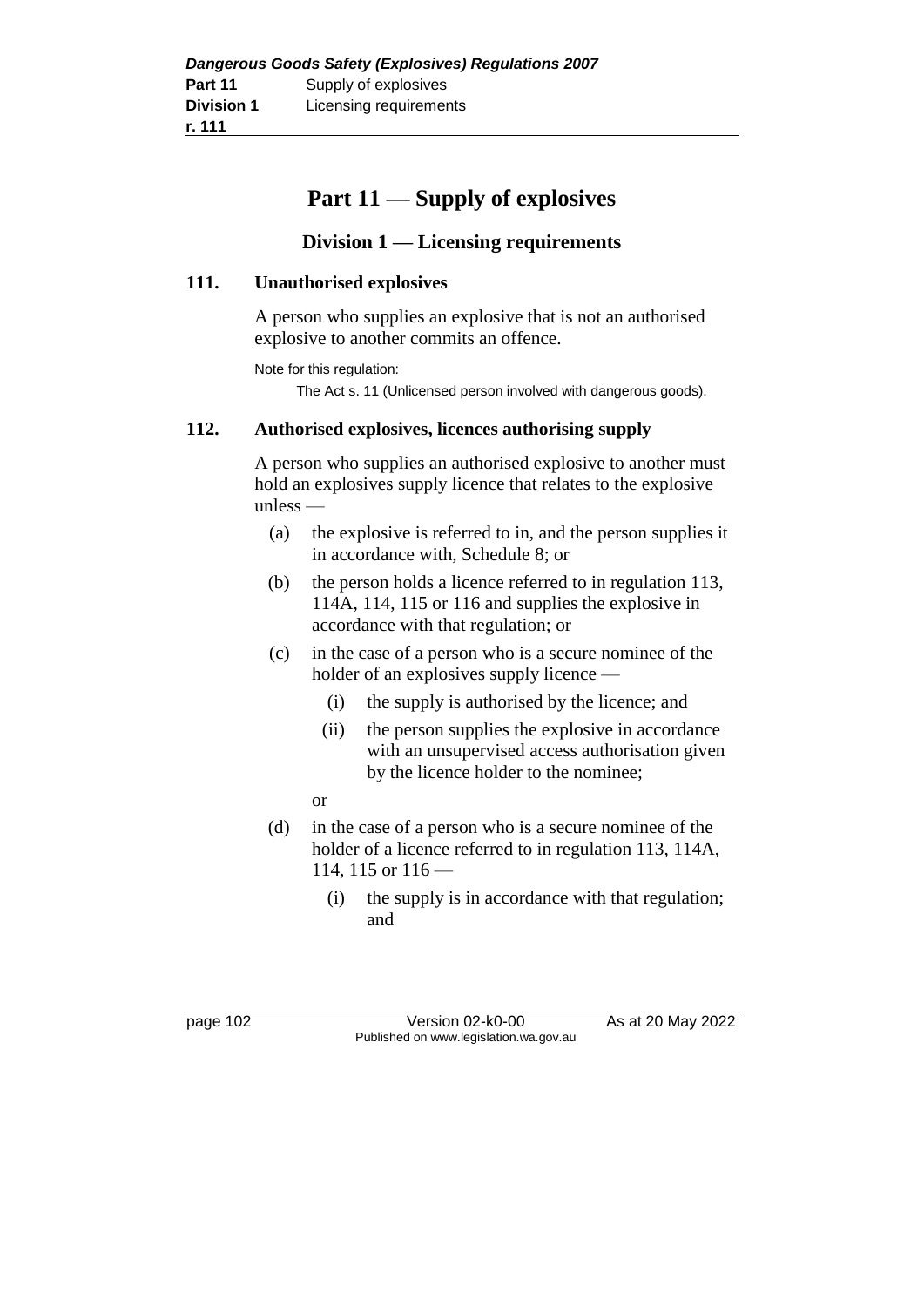# Part 11 — Supply of explosives

## Division 1 — Licensing requirements

### 111. Unauthorised explosives

A person who supplies an explosive that is not an authorised explosive to another commits an offence.

Note for this regulation:

The Act s. 11 (Unlicensed person involved with dangerous goods).

### 112. Authorised explosives, licences authorising supply

A person who supplies an authorised explosive to another must hold an explosives supply licence that relates to the explosive unless —

(a) the explosive is referred to in, and the person supplies it in accordance with, Schedule 8; or

(b) the person holds a licence referred to in regulation 113, 114A, 114, 115 or 116 and supplies the explosive in accordance with that regulation; or

(c) in the case of a person who is a secure nominee of the holder of an explosives supply licence —

  (i) the supply is authorised by the licence; and

  (ii) the person supplies the explosive in accordance with an unsupervised access authorisation given by the licence holder to the nominee;

  or

(d) in the case of a person who is a secure nominee of the holder of a licence referred to in regulation 113, 114A, 114, 115 or 116 —

  (i) the supply is in accordance with that regulation; and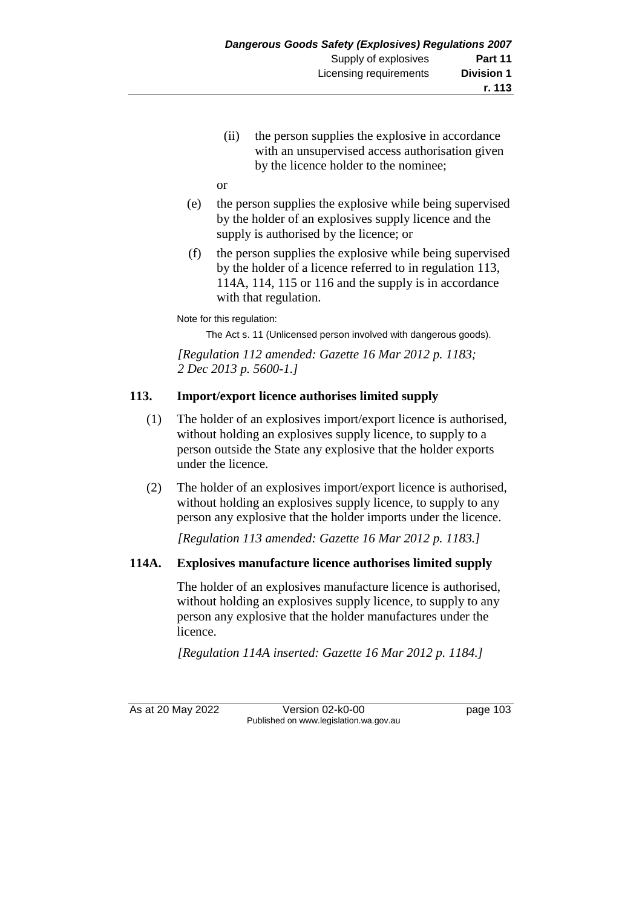(ii) the person supplies the explosive in accordance with an unsupervised access authorisation given by the licence holder to the nominee;

or

(e) the person supplies the explosive while being supervised by the holder of an explosives supply licence and the supply is authorised by the licence; or

(f) the person supplies the explosive while being supervised by the holder of a licence referred to in regulation 113, 114A, 114, 115 or 116 and the supply is in accordance with that regulation.

Note for this regulation:

The Act s. 11 (Unlicensed person involved with dangerous goods).

*[Regulation 112 amended: Gazette 16 Mar 2012 p. 1183; 2 Dec 2013 p. 5600-1.]*

## 113. Import/export licence authorises limited supply

(1) The holder of an explosives import/export licence is authorised, without holding an explosives supply licence, to supply to a person outside the State any explosive that the holder exports under the licence.

(2) The holder of an explosives import/export licence is authorised, without holding an explosives supply licence, to supply to any person any explosive that the holder imports under the licence.

*[Regulation 113 amended: Gazette 16 Mar 2012 p. 1183.]*

## 114A. Explosives manufacture licence authorises limited supply

The holder of an explosives manufacture licence is authorised, without holding an explosives supply licence, to supply to any person any explosive that the holder manufactures under the licence.

*[Regulation 114A inserted: Gazette 16 Mar 2012 p. 1184.]*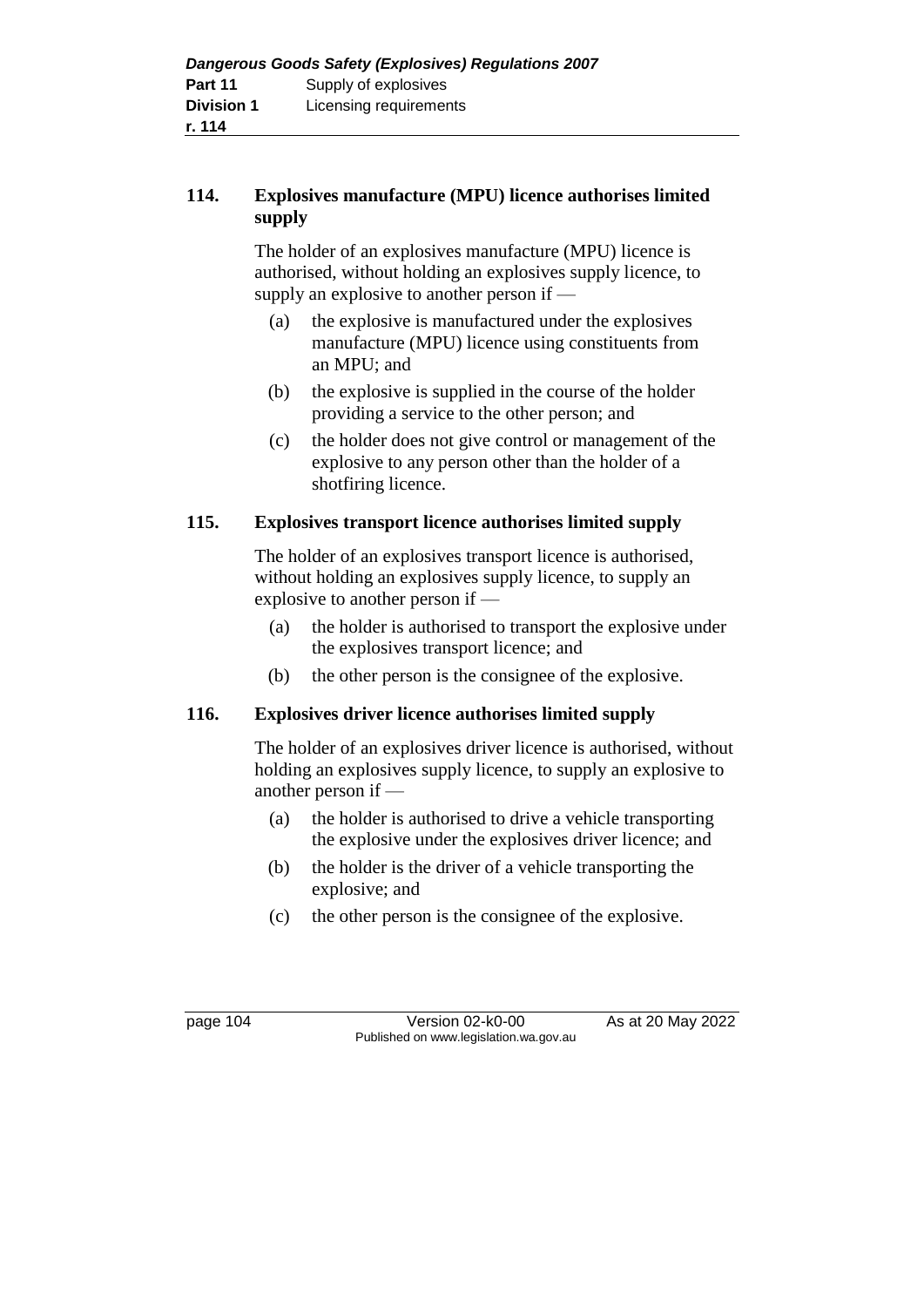### 114. Explosives manufacture (MPU) licence authorises limited supply

The holder of an explosives manufacture (MPU) licence is authorised, without holding an explosives supply licence, to supply an explosive to another person if —

(a) the explosive is manufactured under the explosives manufacture (MPU) licence using constituents from an MPU; and

(b) the explosive is supplied in the course of the holder providing a service to the other person; and

(c) the holder does not give control or management of the explosive to any person other than the holder of a shotfiring licence.

### 115. Explosives transport licence authorises limited supply

The holder of an explosives transport licence is authorised, without holding an explosives supply licence, to supply an explosive to another person if —

(a) the holder is authorised to transport the explosive under the explosives transport licence; and

(b) the other person is the consignee of the explosive.

### 116. Explosives driver licence authorises limited supply

The holder of an explosives driver licence is authorised, without holding an explosives supply licence, to supply an explosive to another person if —

(a) the holder is authorised to drive a vehicle transporting the explosive under the explosives driver licence; and

(b) the holder is the driver of a vehicle transporting the explosive; and

(c) the other person is the consignee of the explosive.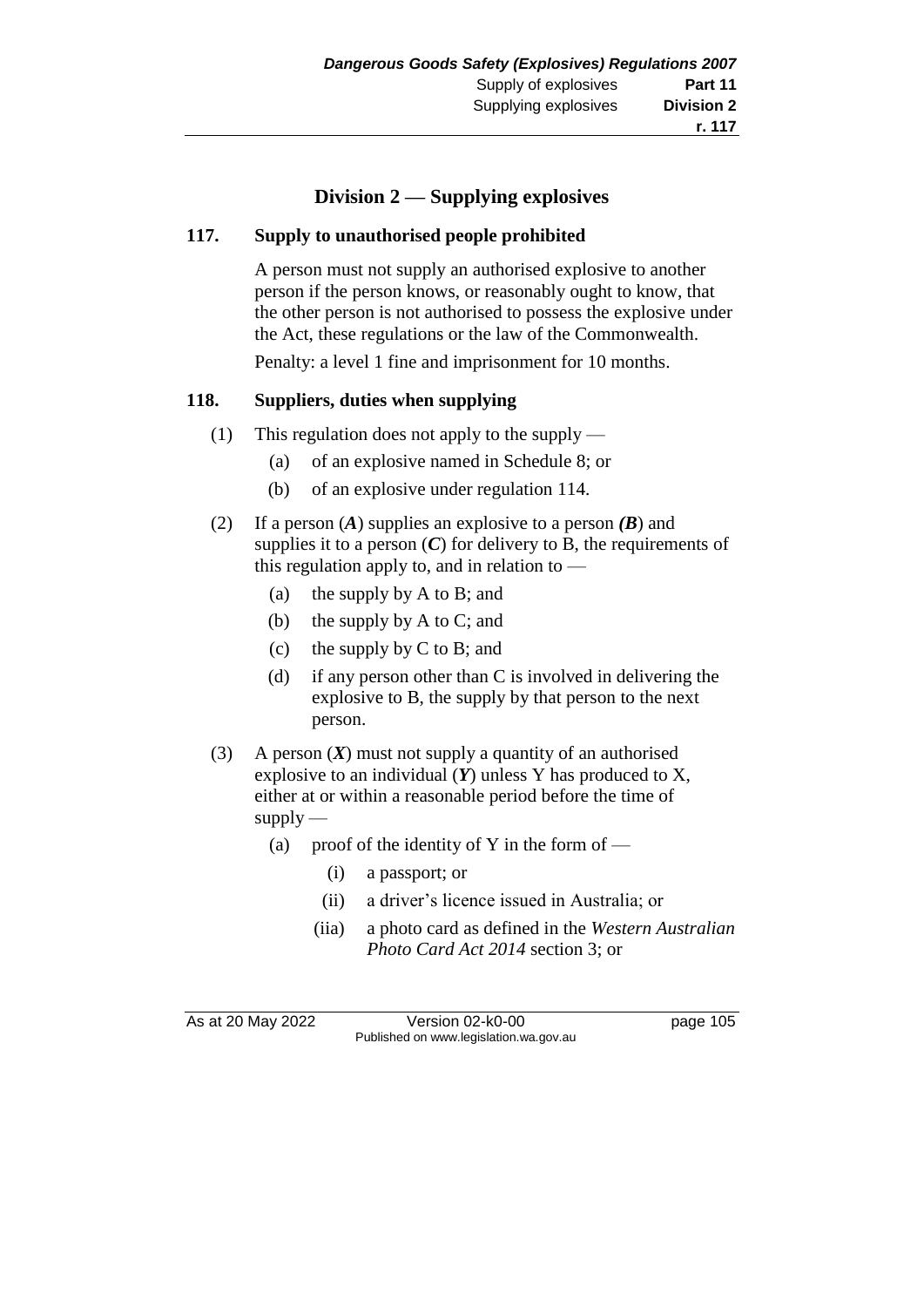## Division 2 — Supplying explosives

### 117. Supply to unauthorised people prohibited

A person must not supply an authorised explosive to another person if the person knows, or reasonably ought to know, that the other person is not authorised to possess the explosive under the Act, these regulations or the law of the Commonwealth.

Penalty: a level 1 fine and imprisonment for 10 months.

### 118. Suppliers, duties when supplying

(1) This regulation does not apply to the supply —

- (a) of an explosive named in Schedule 8; or
- (b) of an explosive under regulation 114.

(2) If a person (***A***) supplies an explosive to a person ***(B***) and supplies it to a person (***C***) for delivery to B, the requirements of this regulation apply to, and in relation to —

- (a) the supply by A to B; and
- (b) the supply by A to C; and
- (c) the supply by C to B; and
- (d) if any person other than C is involved in delivering the explosive to B, the supply by that person to the next person.

(3) A person (***X***) must not supply a quantity of an authorised explosive to an individual (***Y***) unless Y has produced to X, either at or within a reasonable period before the time of supply —

- (a) proof of the identity of Y in the form of —
  - (i) a passport; or
  - (ii) a driver's licence issued in Australia; or
  - (iia) a photo card as defined in the *Western Australian Photo Card Act 2014* section 3; or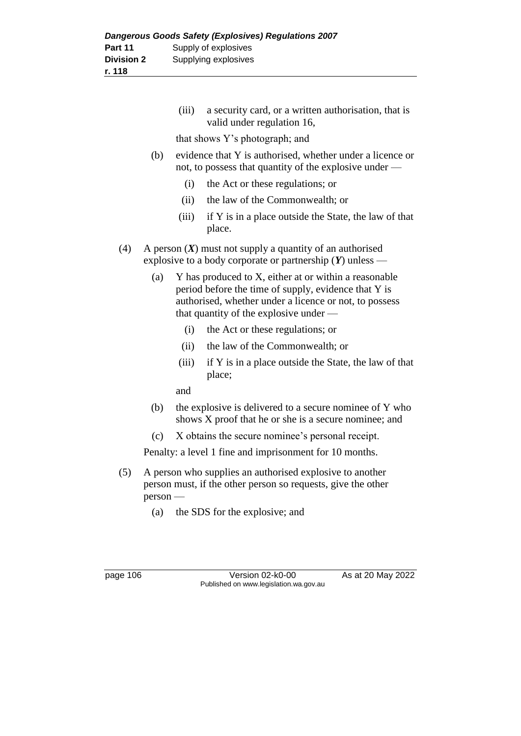(iii) a security card, or a written authorisation, that is valid under regulation 16,

that shows Y's photograph; and

(b) evidence that Y is authorised, whether under a licence or not, to possess that quantity of the explosive under —

(i) the Act or these regulations; or

(ii) the law of the Commonwealth; or

(iii) if Y is in a place outside the State, the law of that place.

(4) A person (***X***) must not supply a quantity of an authorised explosive to a body corporate or partnership (***Y***) unless —

(a) Y has produced to X, either at or within a reasonable period before the time of supply, evidence that Y is authorised, whether under a licence or not, to possess that quantity of the explosive under —

(i) the Act or these regulations; or

(ii) the law of the Commonwealth; or

(iii) if Y is in a place outside the State, the law of that place;

and

(b) the explosive is delivered to a secure nominee of Y who shows X proof that he or she is a secure nominee; and

(c) X obtains the secure nominee's personal receipt.

Penalty: a level 1 fine and imprisonment for 10 months.

(5) A person who supplies an authorised explosive to another person must, if the other person so requests, give the other person —

(a) the SDS for the explosive; and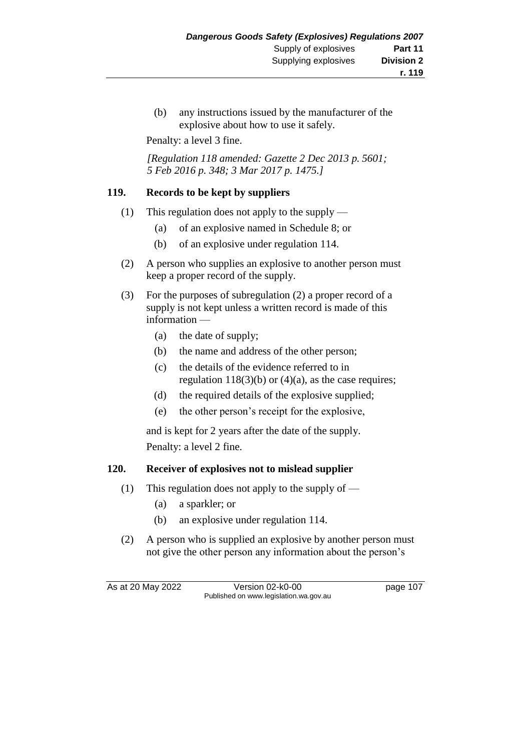(b) any instructions issued by the manufacturer of the explosive about how to use it safely.

Penalty: a level 3 fine.

*[Regulation 118 amended: Gazette 2 Dec 2013 p. 5601; 5 Feb 2016 p. 348; 3 Mar 2017 p. 1475.]*

## 119. Records to be kept by suppliers

(1) This regulation does not apply to the supply —

(a) of an explosive named in Schedule 8; or

(b) of an explosive under regulation 114.

(2) A person who supplies an explosive to another person must keep a proper record of the supply.

(3) For the purposes of subregulation (2) a proper record of a supply is not kept unless a written record is made of this information —

(a) the date of supply;

(b) the name and address of the other person;

(c) the details of the evidence referred to in regulation 118(3)(b) or (4)(a), as the case requires;

(d) the required details of the explosive supplied;

(e) the other person's receipt for the explosive,

and is kept for 2 years after the date of the supply.

Penalty: a level 2 fine.

## 120. Receiver of explosives not to mislead supplier

(1) This regulation does not apply to the supply of —

(a) a sparkler; or

(b) an explosive under regulation 114.

(2) A person who is supplied an explosive by another person must not give the other person any information about the person's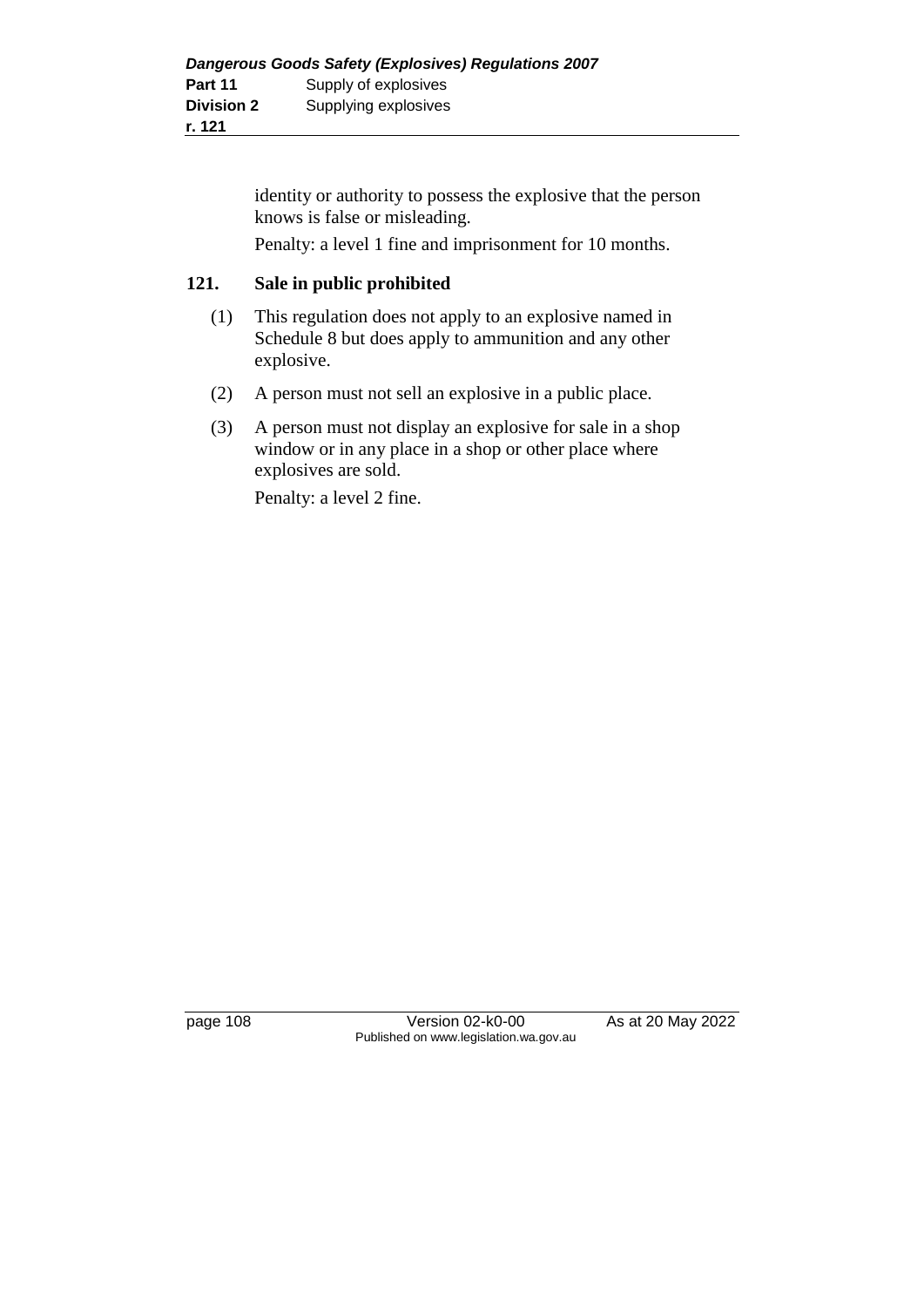identity or authority to possess the explosive that the person knows is false or misleading.

Penalty: a level 1 fine and imprisonment for 10 months.

## 121. Sale in public prohibited

(1) This regulation does not apply to an explosive named in Schedule 8 but does apply to ammunition and any other explosive.

(2) A person must not sell an explosive in a public place.

(3) A person must not display an explosive for sale in a shop window or in any place in a shop or other place where explosives are sold.

Penalty: a level 2 fine.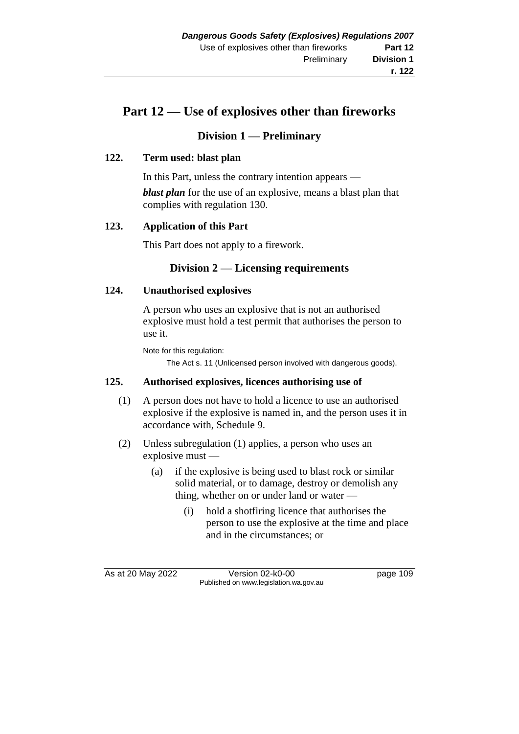# Part 12 — Use of explosives other than fireworks

## Division 1 — Preliminary

### 122. Term used: blast plan

In this Part, unless the contrary intention appears —

***blast plan*** for the use of an explosive, means a blast plan that complies with regulation 130.

### 123. Application of this Part

This Part does not apply to a firework.

## Division 2 — Licensing requirements

### 124. Unauthorised explosives

A person who uses an explosive that is not an authorised explosive must hold a test permit that authorises the person to use it.

Note for this regulation:

The Act s. 11 (Unlicensed person involved with dangerous goods).

### 125. Authorised explosives, licences authorising use of

(1) A person does not have to hold a licence to use an authorised explosive if the explosive is named in, and the person uses it in accordance with, Schedule 9.

(2) Unless subregulation (1) applies, a person who uses an explosive must —

(a) if the explosive is being used to blast rock or similar solid material, or to damage, destroy or demolish any thing, whether on or under land or water —

(i) hold a shotfiring licence that authorises the person to use the explosive at the time and place and in the circumstances; or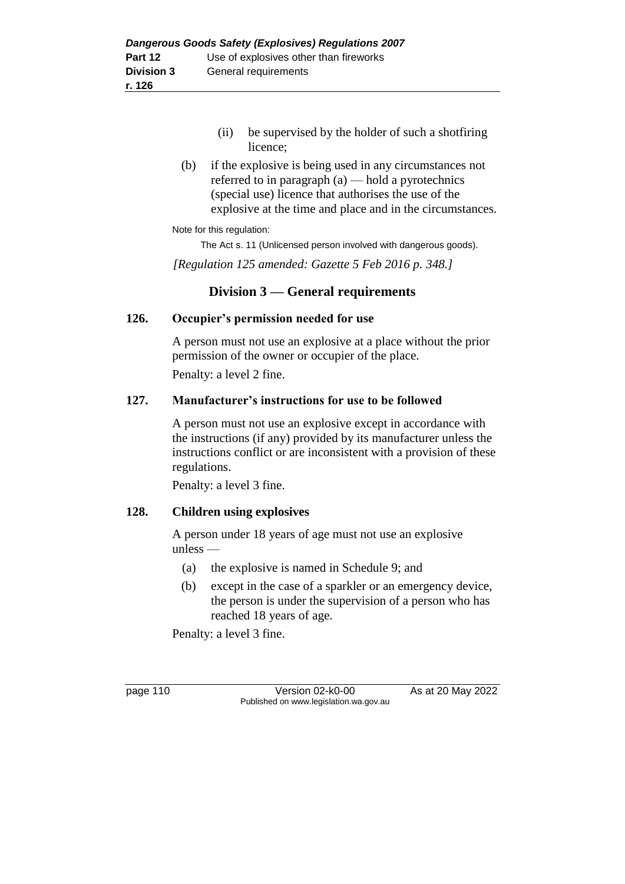(ii) be supervised by the holder of such a shotfiring licence;

(b) if the explosive is being used in any circumstances not referred to in paragraph (a) — hold a pyrotechnics (special use) licence that authorises the use of the explosive at the time and place and in the circumstances.

Note for this regulation:

The Act s. 11 (Unlicensed person involved with dangerous goods).

*[Regulation 125 amended: Gazette 5 Feb 2016 p. 348.]*

## Division 3 — General requirements

### 126. Occupier's permission needed for use

A person must not use an explosive at a place without the prior permission of the owner or occupier of the place.

Penalty: a level 2 fine.

### 127. Manufacturer's instructions for use to be followed

A person must not use an explosive except in accordance with the instructions (if any) provided by its manufacturer unless the instructions conflict or are inconsistent with a provision of these regulations.

Penalty: a level 3 fine.

### 128. Children using explosives

A person under 18 years of age must not use an explosive unless —

(a) the explosive is named in Schedule 9; and

(b) except in the case of a sparkler or an emergency device, the person is under the supervision of a person who has reached 18 years of age.

Penalty: a level 3 fine.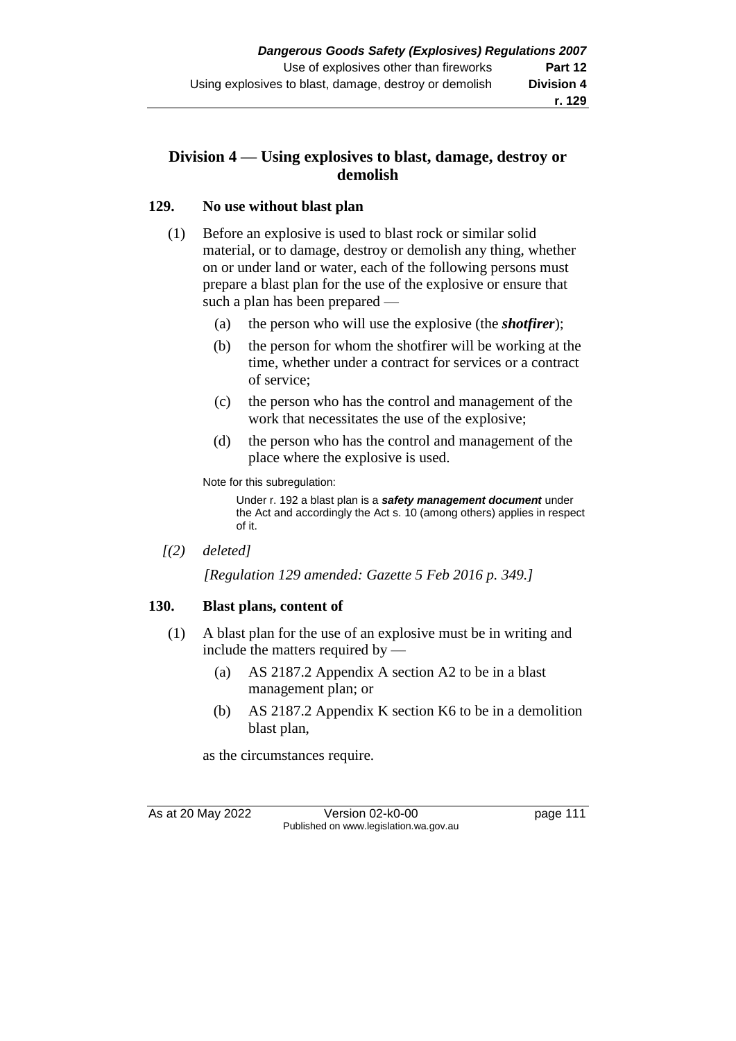## Division 4 — Using explosives to blast, damage, destroy or demolish

### 129. No use without blast plan

(1) Before an explosive is used to blast rock or similar solid material, or to damage, destroy or demolish any thing, whether on or under land or water, each of the following persons must prepare a blast plan for the use of the explosive or ensure that such a plan has been prepared —

(a) the person who will use the explosive (the ***shotfirer***);

(b) the person for whom the shotfirer will be working at the time, whether under a contract for services or a contract of service;

(c) the person who has the control and management of the work that necessitates the use of the explosive;

(d) the person who has the control and management of the place where the explosive is used.

Note for this subregulation:

Under r. 192 a blast plan is a ***safety management document*** under the Act and accordingly the Act s. 10 (among others) applies in respect of it.

*[(2) deleted]*

*[Regulation 129 amended: Gazette 5 Feb 2016 p. 349.]*

### 130. Blast plans, content of

(1) A blast plan for the use of an explosive must be in writing and include the matters required by —

(a) AS 2187.2 Appendix A section A2 to be in a blast management plan; or

(b) AS 2187.2 Appendix K section K6 to be in a demolition blast plan,

as the circumstances require.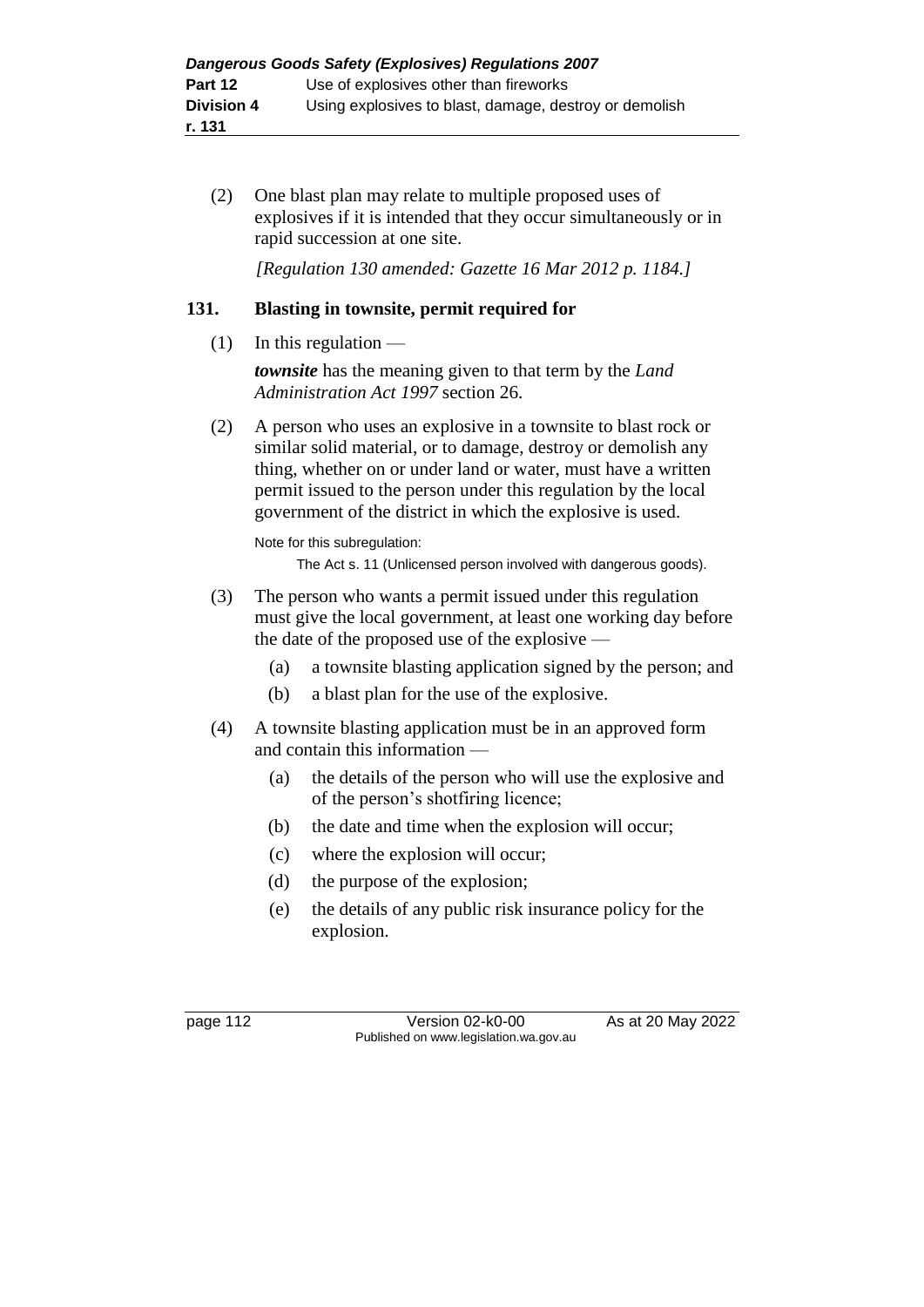(2) One blast plan may relate to multiple proposed uses of explosives if it is intended that they occur simultaneously or in rapid succession at one site.

*[Regulation 130 amended: Gazette 16 Mar 2012 p. 1184.]*

### 131. Blasting in townsite, permit required for

(1) In this regulation —

***townsite*** has the meaning given to that term by the *Land Administration Act 1997* section 26.

(2) A person who uses an explosive in a townsite to blast rock or similar solid material, or to damage, destroy or demolish any thing, whether on or under land or water, must have a written permit issued to the person under this regulation by the local government of the district in which the explosive is used.

Note for this subregulation:

The Act s. 11 (Unlicensed person involved with dangerous goods).

(3) The person who wants a permit issued under this regulation must give the local government, at least one working day before the date of the proposed use of the explosive —

(a) a townsite blasting application signed by the person; and

(b) a blast plan for the use of the explosive.

(4) A townsite blasting application must be in an approved form and contain this information —

(a) the details of the person who will use the explosive and of the person's shotfiring licence;

(b) the date and time when the explosion will occur;

(c) where the explosion will occur;

(d) the purpose of the explosion;

(e) the details of any public risk insurance policy for the explosion.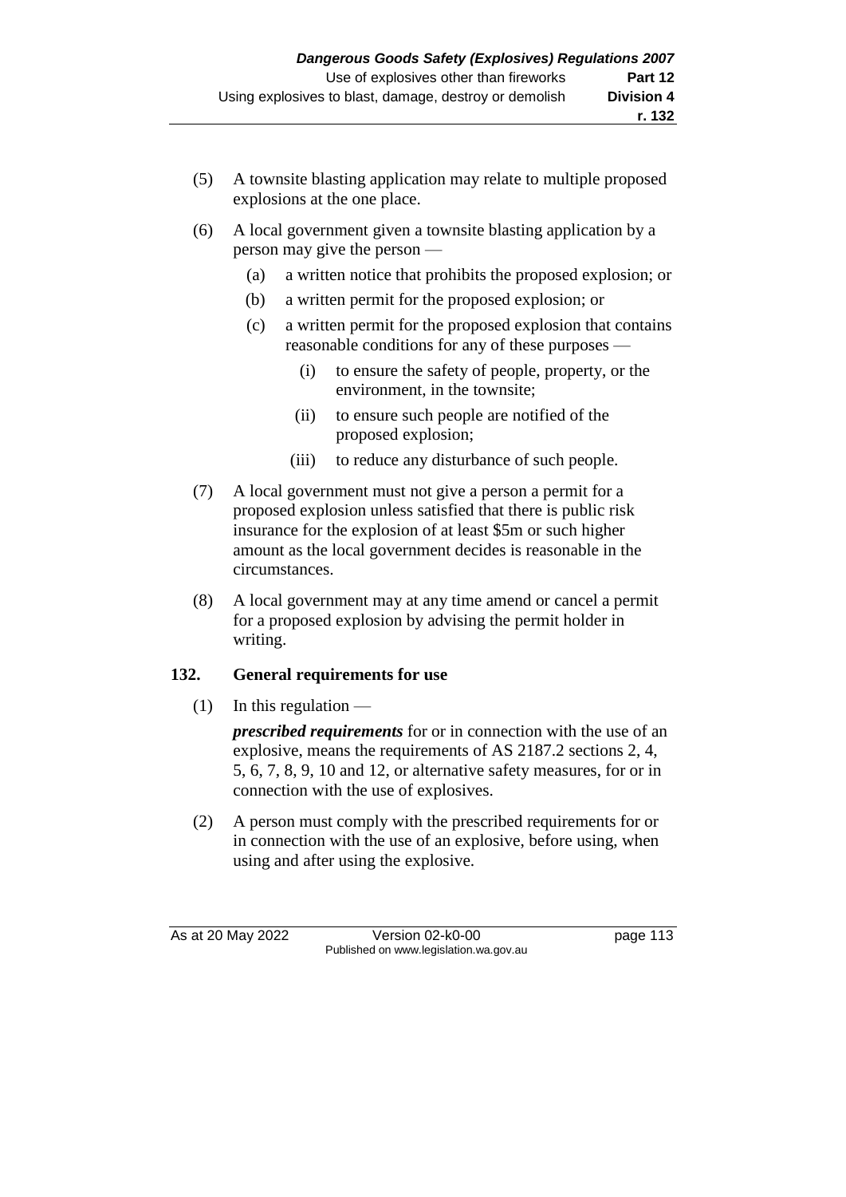(5) A townsite blasting application may relate to multiple proposed explosions at the one place.

(6) A local government given a townsite blasting application by a person may give the person —

(a) a written notice that prohibits the proposed explosion; or

(b) a written permit for the proposed explosion; or

(c) a written permit for the proposed explosion that contains reasonable conditions for any of these purposes —

(i) to ensure the safety of people, property, or the environment, in the townsite;

(ii) to ensure such people are notified of the proposed explosion;

(iii) to reduce any disturbance of such people.

(7) A local government must not give a person a permit for a proposed explosion unless satisfied that there is public risk insurance for the explosion of at least $5m or such higher amount as the local government decides is reasonable in the circumstances.

(8) A local government may at any time amend or cancel a permit for a proposed explosion by advising the permit holder in writing.

## 132. General requirements for use

(1) In this regulation —

***prescribed requirements*** for or in connection with the use of an explosive, means the requirements of AS 2187.2 sections 2, 4, 5, 6, 7, 8, 9, 10 and 12, or alternative safety measures, for or in connection with the use of explosives.

(2) A person must comply with the prescribed requirements for or in connection with the use of an explosive, before using, when using and after using the explosive.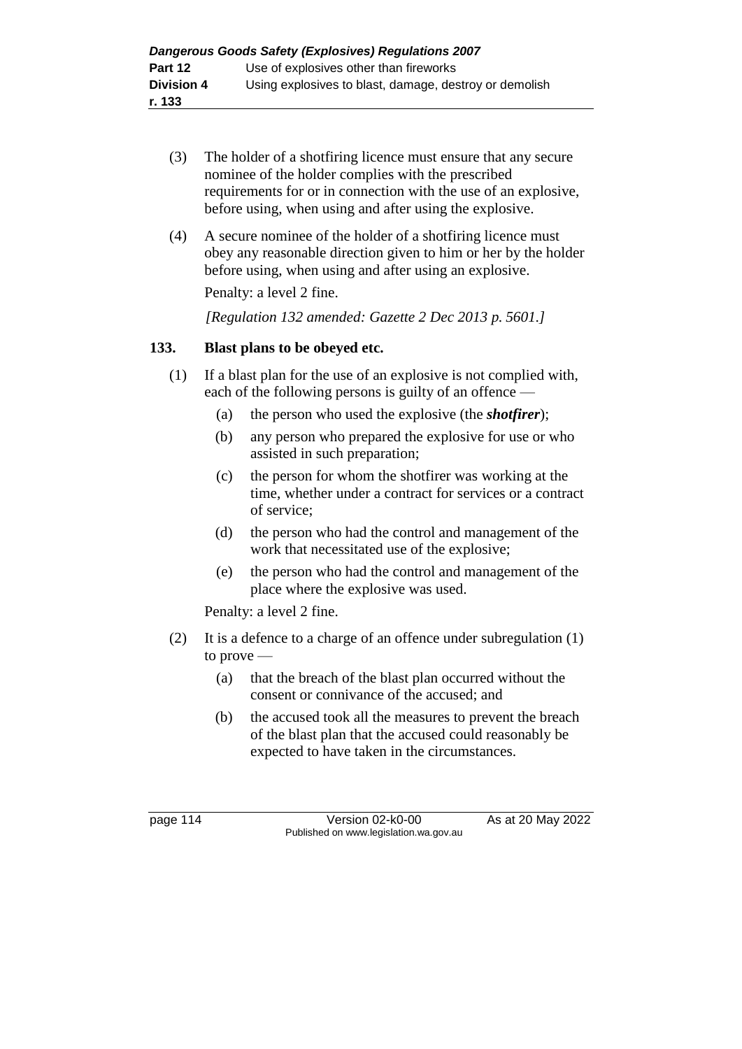(3) The holder of a shotfiring licence must ensure that any secure nominee of the holder complies with the prescribed requirements for or in connection with the use of an explosive, before using, when using and after using the explosive.

(4) A secure nominee of the holder of a shotfiring licence must obey any reasonable direction given to him or her by the holder before using, when using and after using an explosive.

Penalty: a level 2 fine.

*[Regulation 132 amended: Gazette 2 Dec 2013 p. 5601.]*

## 133. Blast plans to be obeyed etc.

(1) If a blast plan for the use of an explosive is not complied with, each of the following persons is guilty of an offence —

- (a) the person who used the explosive (the ***shotfirer***);
- (b) any person who prepared the explosive for use or who assisted in such preparation;
- (c) the person for whom the shotfirer was working at the time, whether under a contract for services or a contract of service;
- (d) the person who had the control and management of the work that necessitated use of the explosive;
- (e) the person who had the control and management of the place where the explosive was used.

Penalty: a level 2 fine.

(2) It is a defence to a charge of an offence under subregulation (1) to prove —

- (a) that the breach of the blast plan occurred without the consent or connivance of the accused; and
- (b) the accused took all the measures to prevent the breach of the blast plan that the accused could reasonably be expected to have taken in the circumstances.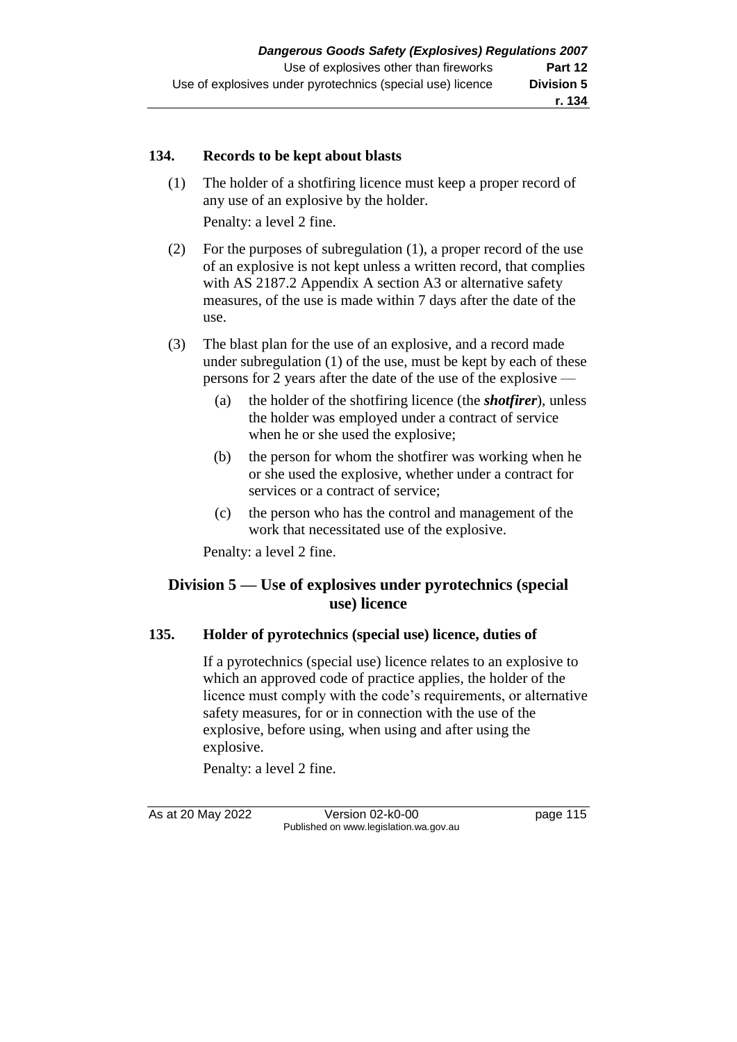### 134. Records to be kept about blasts

(1) The holder of a shotfiring licence must keep a proper record of any use of an explosive by the holder.

Penalty: a level 2 fine.

(2) For the purposes of subregulation (1), a proper record of the use of an explosive is not kept unless a written record, that complies with AS 2187.2 Appendix A section A3 or alternative safety measures, of the use is made within 7 days after the date of the use.

(3) The blast plan for the use of an explosive, and a record made under subregulation (1) of the use, must be kept by each of these persons for 2 years after the date of the use of the explosive —

(a) the holder of the shotfiring licence (the ***shotfirer***), unless the holder was employed under a contract of service when he or she used the explosive;

(b) the person for whom the shotfirer was working when he or she used the explosive, whether under a contract for services or a contract of service;

(c) the person who has the control and management of the work that necessitated use of the explosive.

Penalty: a level 2 fine.

## Division 5 — Use of explosives under pyrotechnics (special use) licence

### 135. Holder of pyrotechnics (special use) licence, duties of

If a pyrotechnics (special use) licence relates to an explosive to which an approved code of practice applies, the holder of the licence must comply with the code's requirements, or alternative safety measures, for or in connection with the use of the explosive, before using, when using and after using the explosive.

Penalty: a level 2 fine.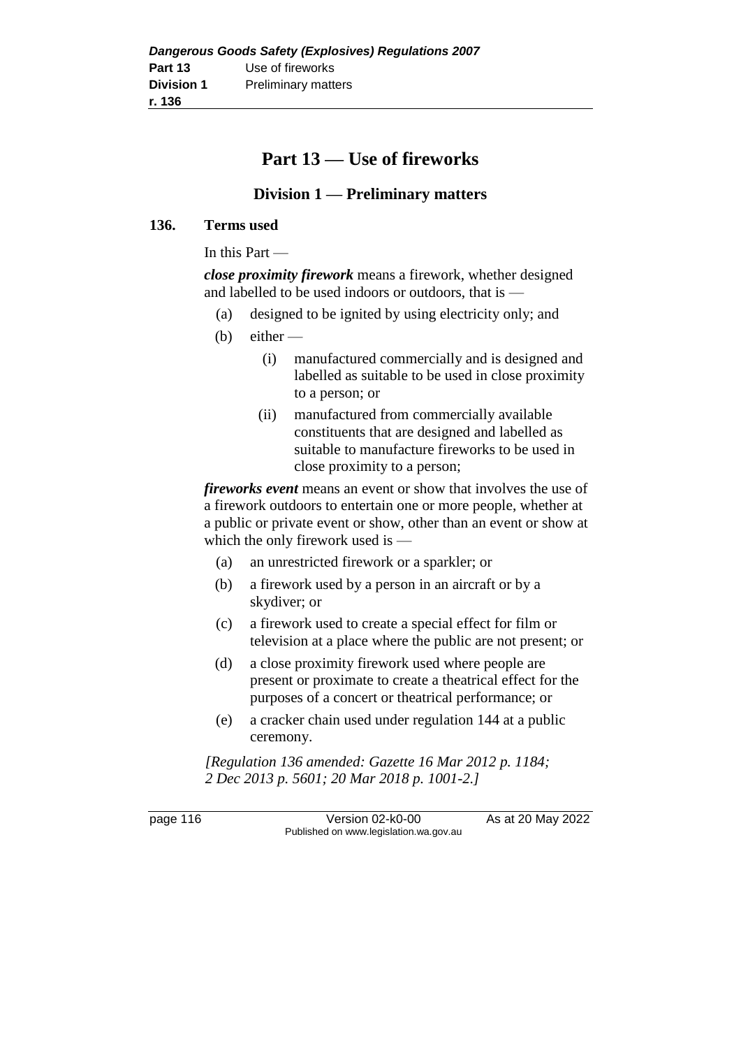# Part 13 — Use of fireworks

## Division 1 — Preliminary matters

### 136. Terms used

In this Part —

***close proximity firework*** means a firework, whether designed and labelled to be used indoors or outdoors, that is —

- (a) designed to be ignited by using electricity only; and
- (b) either —
  - (i) manufactured commercially and is designed and labelled as suitable to be used in close proximity to a person; or
  - (ii) manufactured from commercially available constituents that are designed and labelled as suitable to manufacture fireworks to be used in close proximity to a person;

***fireworks event*** means an event or show that involves the use of a firework outdoors to entertain one or more people, whether at a public or private event or show, other than an event or show at which the only firework used is —

- (a) an unrestricted firework or a sparkler; or
- (b) a firework used by a person in an aircraft or by a skydiver; or
- (c) a firework used to create a special effect for film or television at a place where the public are not present; or
- (d) a close proximity firework used where people are present or proximate to create a theatrical effect for the purposes of a concert or theatrical performance; or
- (e) a cracker chain used under regulation 144 at a public ceremony.

*[Regulation 136 amended: Gazette 16 Mar 2012 p. 1184; 2 Dec 2013 p. 5601; 20 Mar 2018 p. 1001-2.]*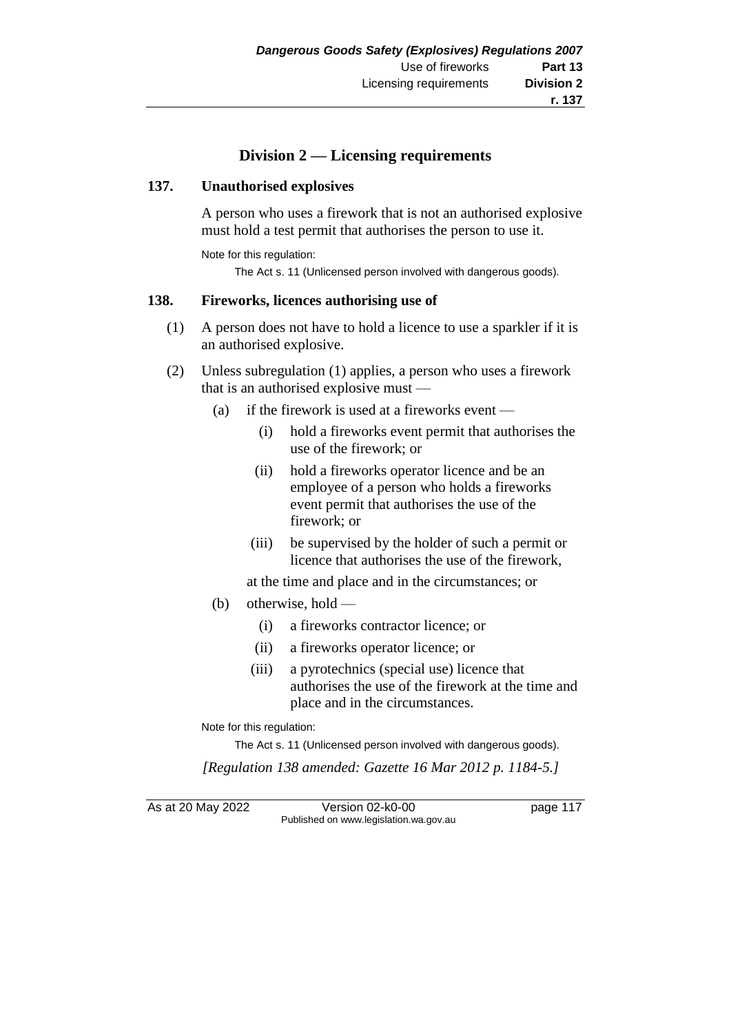## Division 2 — Licensing requirements

### 137. Unauthorised explosives

A person who uses a firework that is not an authorised explosive must hold a test permit that authorises the person to use it.

Note for this regulation:

The Act s. 11 (Unlicensed person involved with dangerous goods).

### 138. Fireworks, licences authorising use of

(1) A person does not have to hold a licence to use a sparkler if it is an authorised explosive.

(2) Unless subregulation (1) applies, a person who uses a firework that is an authorised explosive must —

- (a) if the firework is used at a fireworks event —
  - (i) hold a fireworks event permit that authorises the use of the firework; or
  - (ii) hold a fireworks operator licence and be an employee of a person who holds a fireworks event permit that authorises the use of the firework; or
  - (iii) be supervised by the holder of such a permit or licence that authorises the use of the firework,

  at the time and place and in the circumstances; or
- (b) otherwise, hold —
  - (i) a fireworks contractor licence; or
  - (ii) a fireworks operator licence; or
  - (iii) a pyrotechnics (special use) licence that authorises the use of the firework at the time and place and in the circumstances.

Note for this regulation:

The Act s. 11 (Unlicensed person involved with dangerous goods).

*[Regulation 138 amended: Gazette 16 Mar 2012 p. 1184-5.]*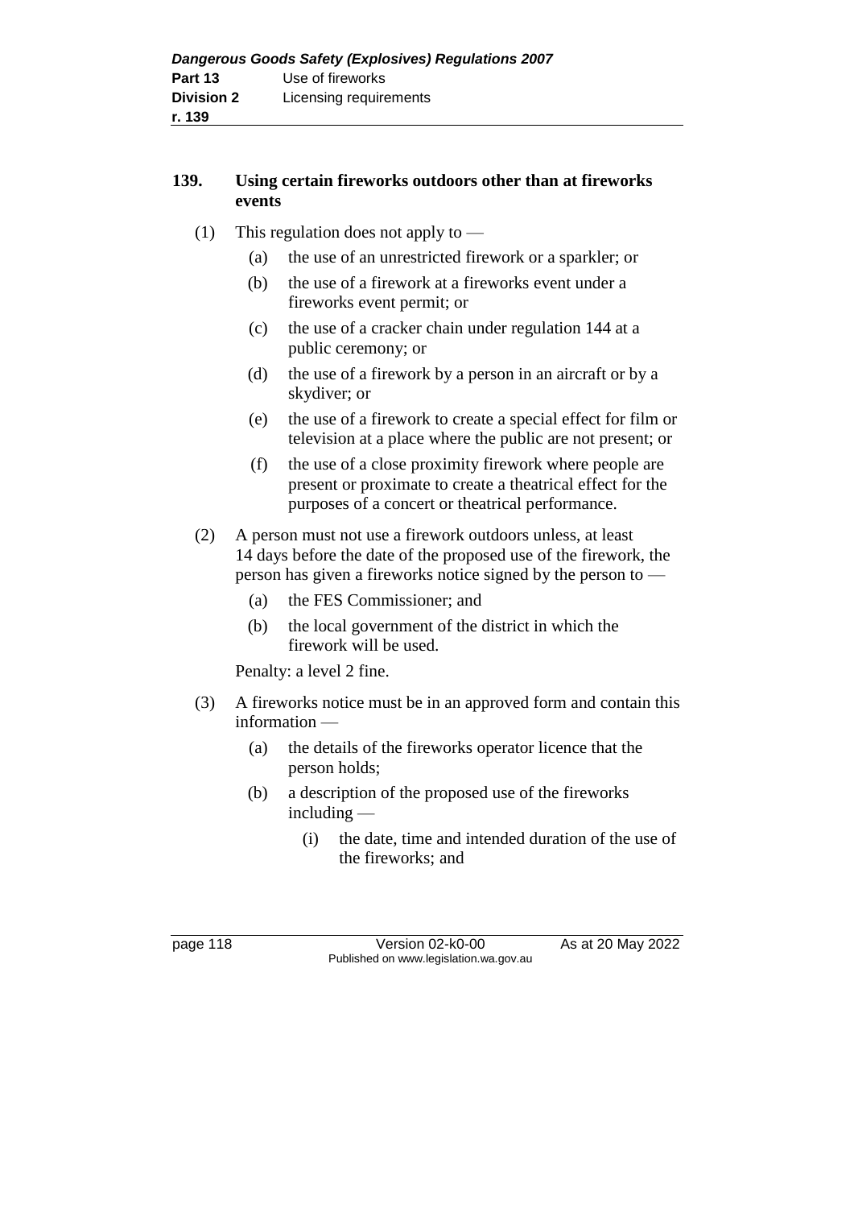### 139. Using certain fireworks outdoors other than at fireworks events

(1) This regulation does not apply to —

- (a) the use of an unrestricted firework or a sparkler; or
- (b) the use of a firework at a fireworks event under a fireworks event permit; or
- (c) the use of a cracker chain under regulation 144 at a public ceremony; or
- (d) the use of a firework by a person in an aircraft or by a skydiver; or
- (e) the use of a firework to create a special effect for film or television at a place where the public are not present; or
- (f) the use of a close proximity firework where people are present or proximate to create a theatrical effect for the purposes of a concert or theatrical performance.

(2) A person must not use a firework outdoors unless, at least 14 days before the date of the proposed use of the firework, the person has given a fireworks notice signed by the person to —

- (a) the FES Commissioner; and
- (b) the local government of the district in which the firework will be used.

Penalty: a level 2 fine.

(3) A fireworks notice must be in an approved form and contain this information —

- (a) the details of the fireworks operator licence that the person holds;
- (b) a description of the proposed use of the fireworks including —
  - (i) the date, time and intended duration of the use of the fireworks; and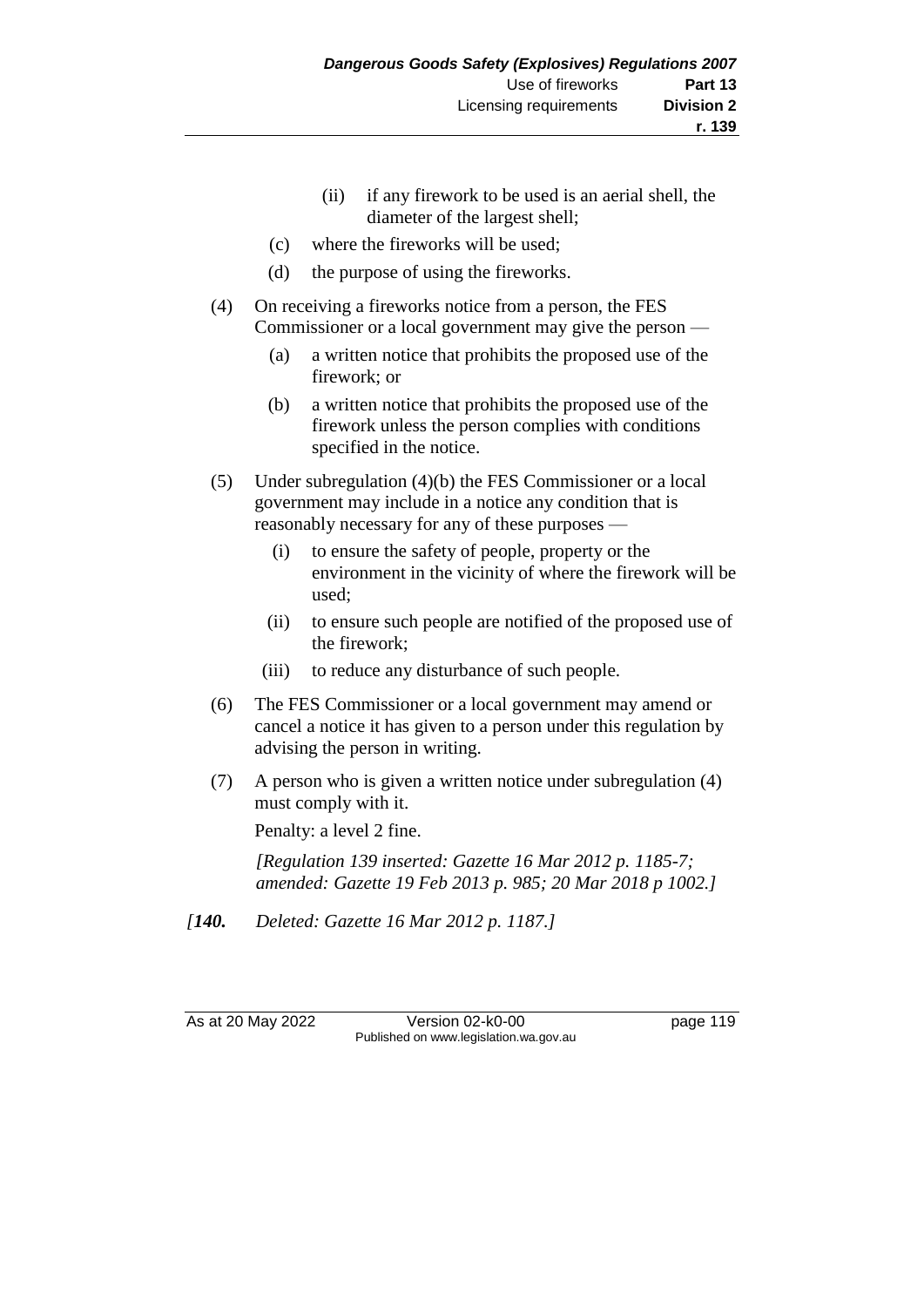(ii) if any firework to be used is an aerial shell, the diameter of the largest shell;

(c) where the fireworks will be used;

(d) the purpose of using the fireworks.

(4) On receiving a fireworks notice from a person, the FES Commissioner or a local government may give the person —

(a) a written notice that prohibits the proposed use of the firework; or

(b) a written notice that prohibits the proposed use of the firework unless the person complies with conditions specified in the notice.

(5) Under subregulation (4)(b) the FES Commissioner or a local government may include in a notice any condition that is reasonably necessary for any of these purposes —

(i) to ensure the safety of people, property or the environment in the vicinity of where the firework will be used;

(ii) to ensure such people are notified of the proposed use of the firework;

(iii) to reduce any disturbance of such people.

(6) The FES Commissioner or a local government may amend or cancel a notice it has given to a person under this regulation by advising the person in writing.

(7) A person who is given a written notice under subregulation (4) must comply with it.

Penalty: a level 2 fine.

*[Regulation 139 inserted: Gazette 16 Mar 2012 p. 1185-7; amended: Gazette 19 Feb 2013 p. 985; 20 Mar 2018 p 1002.]*

*[**140.** Deleted: Gazette 16 Mar 2012 p. 1187.]*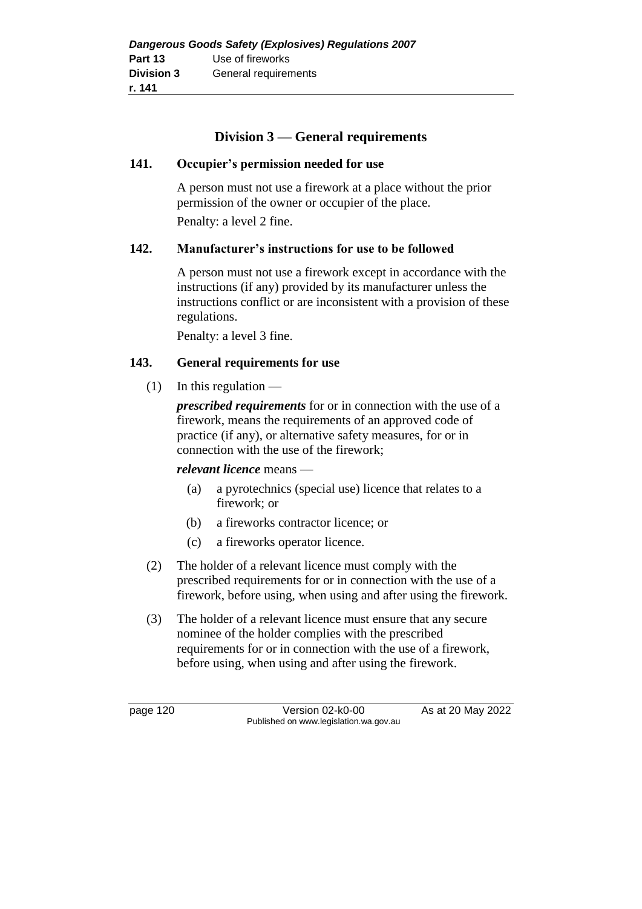## Division 3 — General requirements

### 141. Occupier's permission needed for use

A person must not use a firework at a place without the prior permission of the owner or occupier of the place.

Penalty: a level 2 fine.

### 142. Manufacturer's instructions for use to be followed

A person must not use a firework except in accordance with the instructions (if any) provided by its manufacturer unless the instructions conflict or are inconsistent with a provision of these regulations.

Penalty: a level 3 fine.

### 143. General requirements for use

(1) In this regulation —

***prescribed requirements*** for or in connection with the use of a firework, means the requirements of an approved code of practice (if any), or alternative safety measures, for or in connection with the use of the firework;

***relevant licence*** means —

(a) a pyrotechnics (special use) licence that relates to a firework; or

(b) a fireworks contractor licence; or

(c) a fireworks operator licence.

(2) The holder of a relevant licence must comply with the prescribed requirements for or in connection with the use of a firework, before using, when using and after using the firework.

(3) The holder of a relevant licence must ensure that any secure nominee of the holder complies with the prescribed requirements for or in connection with the use of a firework, before using, when using and after using the firework.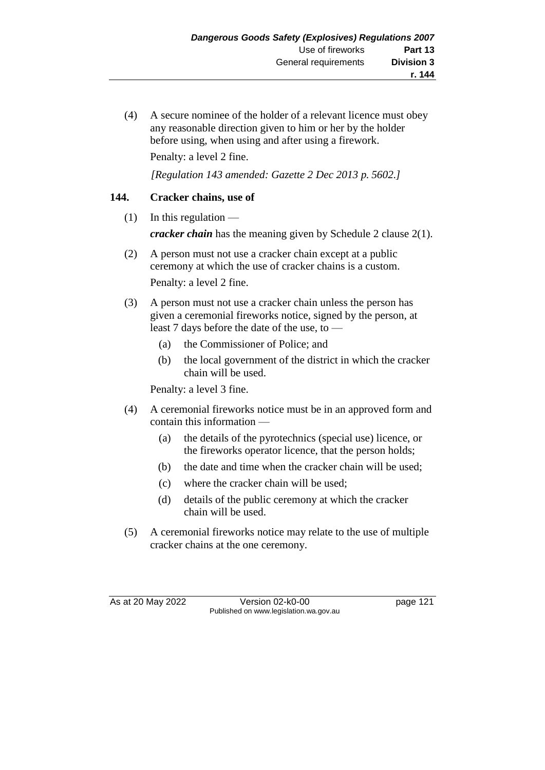(4) A secure nominee of the holder of a relevant licence must obey any reasonable direction given to him or her by the holder before using, when using and after using a firework.

Penalty: a level 2 fine.

*[Regulation 143 amended: Gazette 2 Dec 2013 p. 5602.]*

## 144. Cracker chains, use of

(1) In this regulation —

***cracker chain*** has the meaning given by Schedule 2 clause 2(1).

(2) A person must not use a cracker chain except at a public ceremony at which the use of cracker chains is a custom.

Penalty: a level 2 fine.

(3) A person must not use a cracker chain unless the person has given a ceremonial fireworks notice, signed by the person, at least 7 days before the date of the use, to —

- (a) the Commissioner of Police; and
- (b) the local government of the district in which the cracker chain will be used.

Penalty: a level 3 fine.

(4) A ceremonial fireworks notice must be in an approved form and contain this information —

- (a) the details of the pyrotechnics (special use) licence, or the fireworks operator licence, that the person holds;
- (b) the date and time when the cracker chain will be used;
- (c) where the cracker chain will be used;
- (d) details of the public ceremony at which the cracker chain will be used.

(5) A ceremonial fireworks notice may relate to the use of multiple cracker chains at the one ceremony.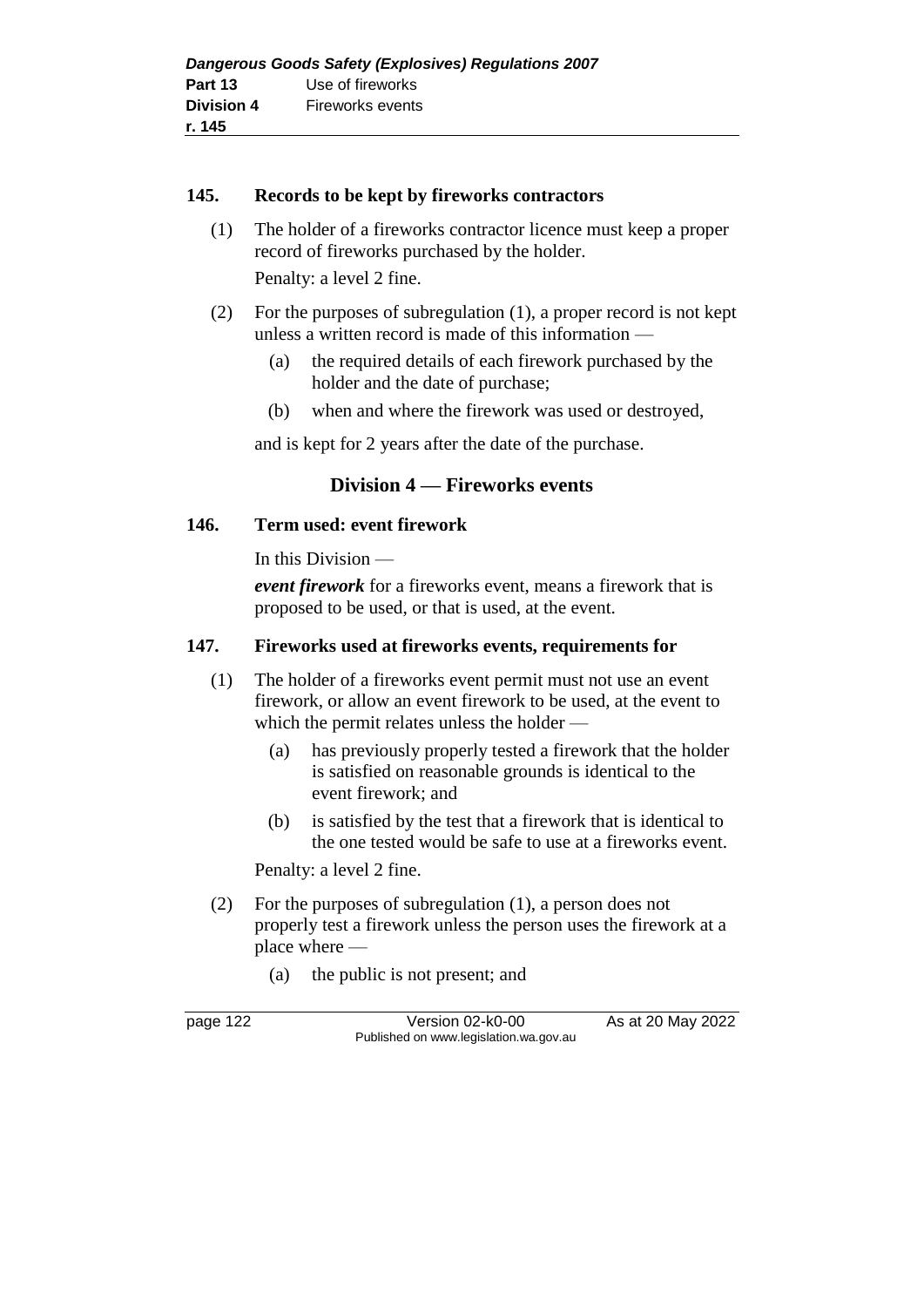**145. Records to be kept by fireworks contractors**

(1) The holder of a fireworks contractor licence must keep a proper record of fireworks purchased by the holder.

Penalty: a level 2 fine.

(2) For the purposes of subregulation (1), a proper record is not kept unless a written record is made of this information —

(a) the required details of each firework purchased by the holder and the date of purchase;

(b) when and where the firework was used or destroyed,

and is kept for 2 years after the date of the purchase.

## Division 4 — Fireworks events

**146. Term used: event firework**

In this Division —

***event firework*** for a fireworks event, means a firework that is proposed to be used, or that is used, at the event.

**147. Fireworks used at fireworks events, requirements for**

(1) The holder of a fireworks event permit must not use an event firework, or allow an event firework to be used, at the event to which the permit relates unless the holder —

(a) has previously properly tested a firework that the holder is satisfied on reasonable grounds is identical to the event firework; and

(b) is satisfied by the test that a firework that is identical to the one tested would be safe to use at a fireworks event.

Penalty: a level 2 fine.

(2) For the purposes of subregulation (1), a person does not properly test a firework unless the person uses the firework at a place where —

(a) the public is not present; and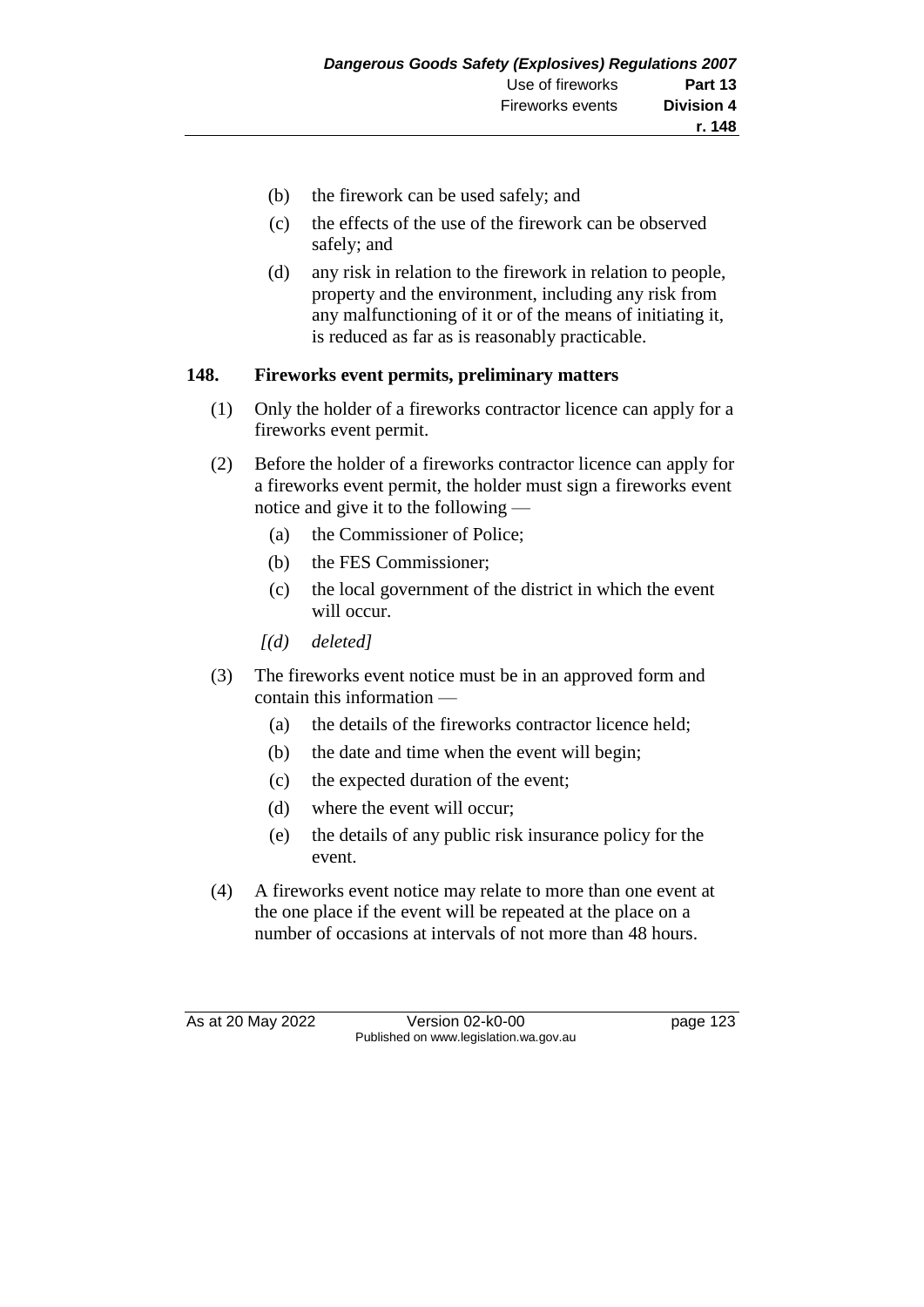(b) the firework can be used safely; and

(c) the effects of the use of the firework can be observed safely; and

(d) any risk in relation to the firework in relation to people, property and the environment, including any risk from any malfunctioning of it or of the means of initiating it, is reduced as far as is reasonably practicable.

## 148. Fireworks event permits, preliminary matters

(1) Only the holder of a fireworks contractor licence can apply for a fireworks event permit.

(2) Before the holder of a fireworks contractor licence can apply for a fireworks event permit, the holder must sign a fireworks event notice and give it to the following —

(a) the Commissioner of Police;

(b) the FES Commissioner;

(c) the local government of the district in which the event will occur.

*[(d) deleted]*

(3) The fireworks event notice must be in an approved form and contain this information —

(a) the details of the fireworks contractor licence held;

(b) the date and time when the event will begin;

(c) the expected duration of the event;

(d) where the event will occur;

(e) the details of any public risk insurance policy for the event.

(4) A fireworks event notice may relate to more than one event at the one place if the event will be repeated at the place on a number of occasions at intervals of not more than 48 hours.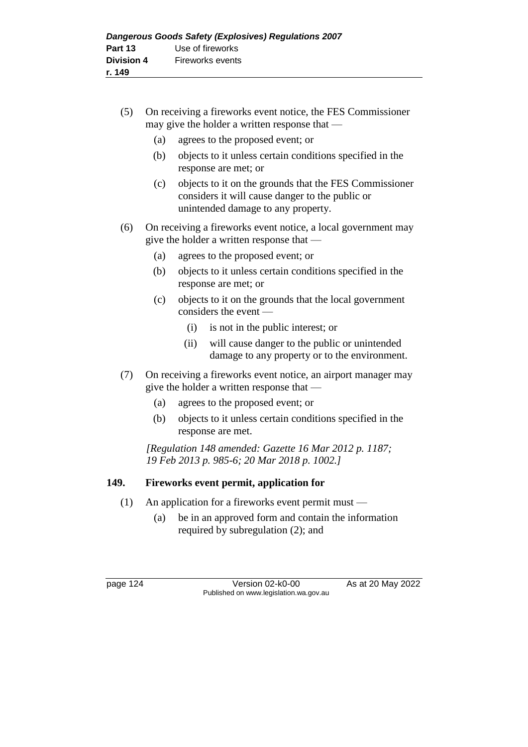(5) On receiving a fireworks event notice, the FES Commissioner may give the holder a written response that —

(a) agrees to the proposed event; or

(b) objects to it unless certain conditions specified in the response are met; or

(c) objects to it on the grounds that the FES Commissioner considers it will cause danger to the public or unintended damage to any property.

(6) On receiving a fireworks event notice, a local government may give the holder a written response that —

(a) agrees to the proposed event; or

(b) objects to it unless certain conditions specified in the response are met; or

(c) objects to it on the grounds that the local government considers the event —

(i) is not in the public interest; or

(ii) will cause danger to the public or unintended damage to any property or to the environment.

(7) On receiving a fireworks event notice, an airport manager may give the holder a written response that —

(a) agrees to the proposed event; or

(b) objects to it unless certain conditions specified in the response are met.

*[Regulation 148 amended: Gazette 16 Mar 2012 p. 1187; 19 Feb 2013 p. 985-6; 20 Mar 2018 p. 1002.]*

## 149. Fireworks event permit, application for

(1) An application for a fireworks event permit must —

(a) be in an approved form and contain the information required by subregulation (2); and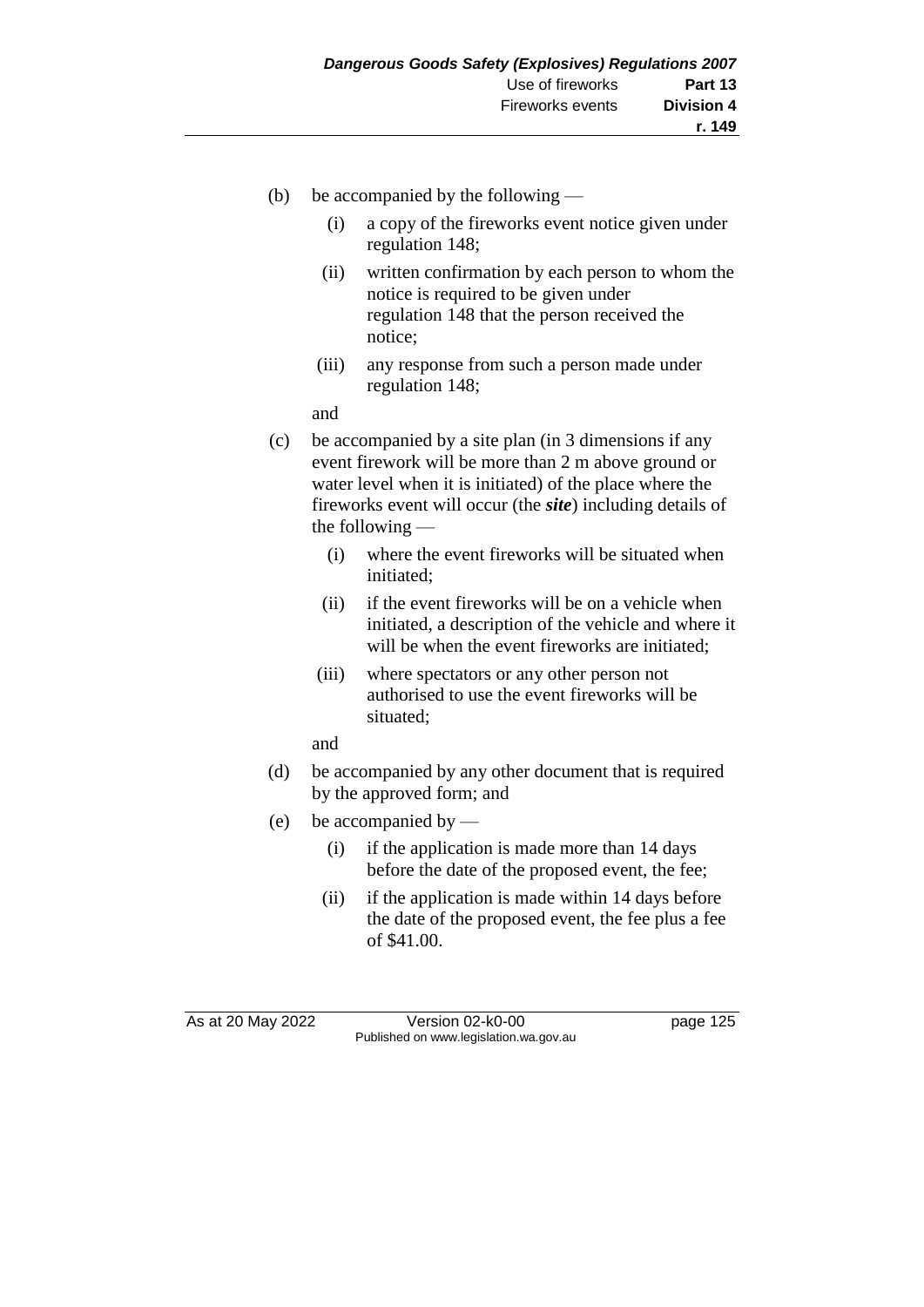(b) be accompanied by the following —

   (i) a copy of the fireworks event notice given under regulation 148;

   (ii) written confirmation by each person to whom the notice is required to be given under regulation 148 that the person received the notice;

   (iii) any response from such a person made under regulation 148;

   and

(c) be accompanied by a site plan (in 3 dimensions if any event firework will be more than 2 m above ground or water level when it is initiated) of the place where the fireworks event will occur (the ***site***) including details of the following —

   (i) where the event fireworks will be situated when initiated;

   (ii) if the event fireworks will be on a vehicle when initiated, a description of the vehicle and where it will be when the event fireworks are initiated;

   (iii) where spectators or any other person not authorised to use the event fireworks will be situated;

   and

(d) be accompanied by any other document that is required by the approved form; and

(e) be accompanied by —

   (i) if the application is made more than 14 days before the date of the proposed event, the fee;

   (ii) if the application is made within 14 days before the date of the proposed event, the fee plus a fee of $41.00.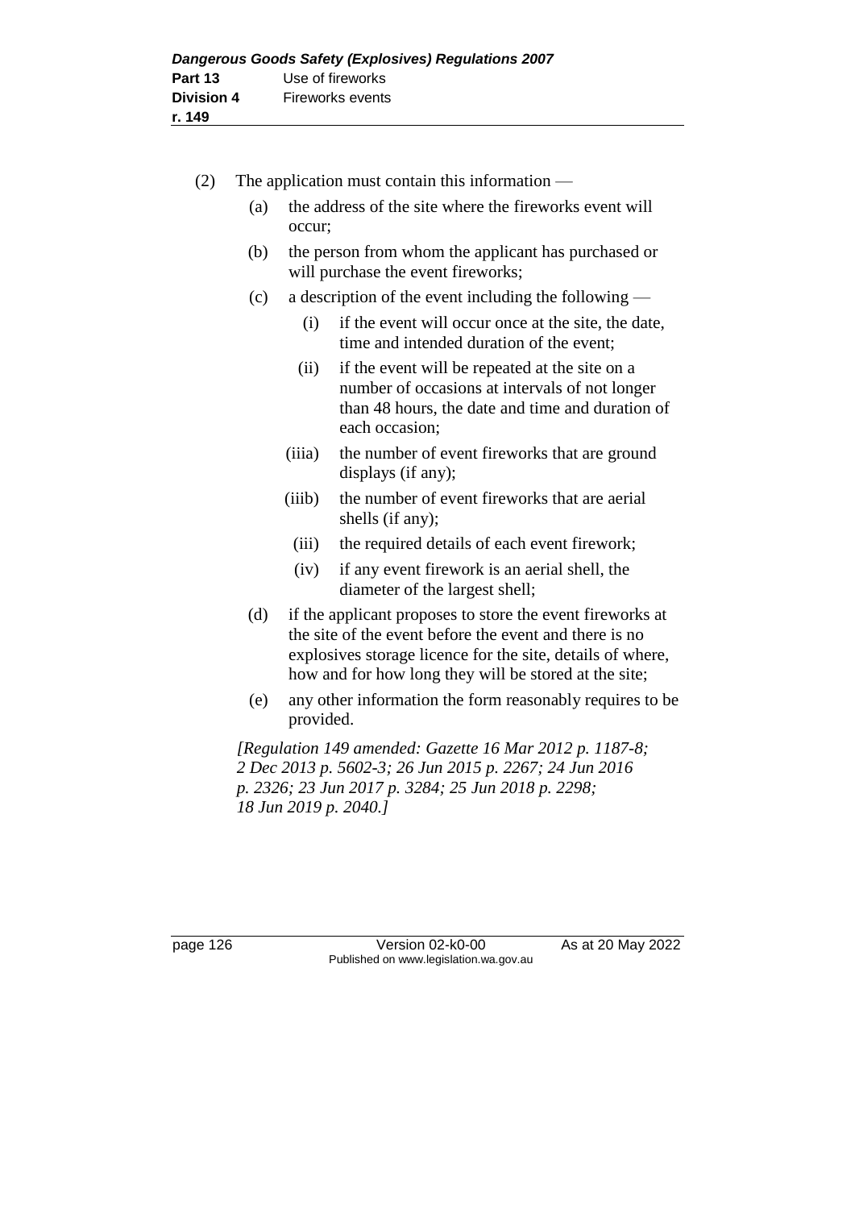(2) The application must contain this information —

(a) the address of the site where the fireworks event will occur;

(b) the person from whom the applicant has purchased or will purchase the event fireworks;

(c) a description of the event including the following —

(i) if the event will occur once at the site, the date, time and intended duration of the event;

(ii) if the event will be repeated at the site on a number of occasions at intervals of not longer than 48 hours, the date and time and duration of each occasion;

(iiia) the number of event fireworks that are ground displays (if any);

(iiib) the number of event fireworks that are aerial shells (if any);

(iii) the required details of each event firework;

(iv) if any event firework is an aerial shell, the diameter of the largest shell;

(d) if the applicant proposes to store the event fireworks at the site of the event before the event and there is no explosives storage licence for the site, details of where, how and for how long they will be stored at the site;

(e) any other information the form reasonably requires to be provided.

*[Regulation 149 amended: Gazette 16 Mar 2012 p. 1187-8; 2 Dec 2013 p. 5602-3; 26 Jun 2015 p. 2267; 24 Jun 2016 p. 2326; 23 Jun 2017 p. 3284; 25 Jun 2018 p. 2298; 18 Jun 2019 p. 2040.]*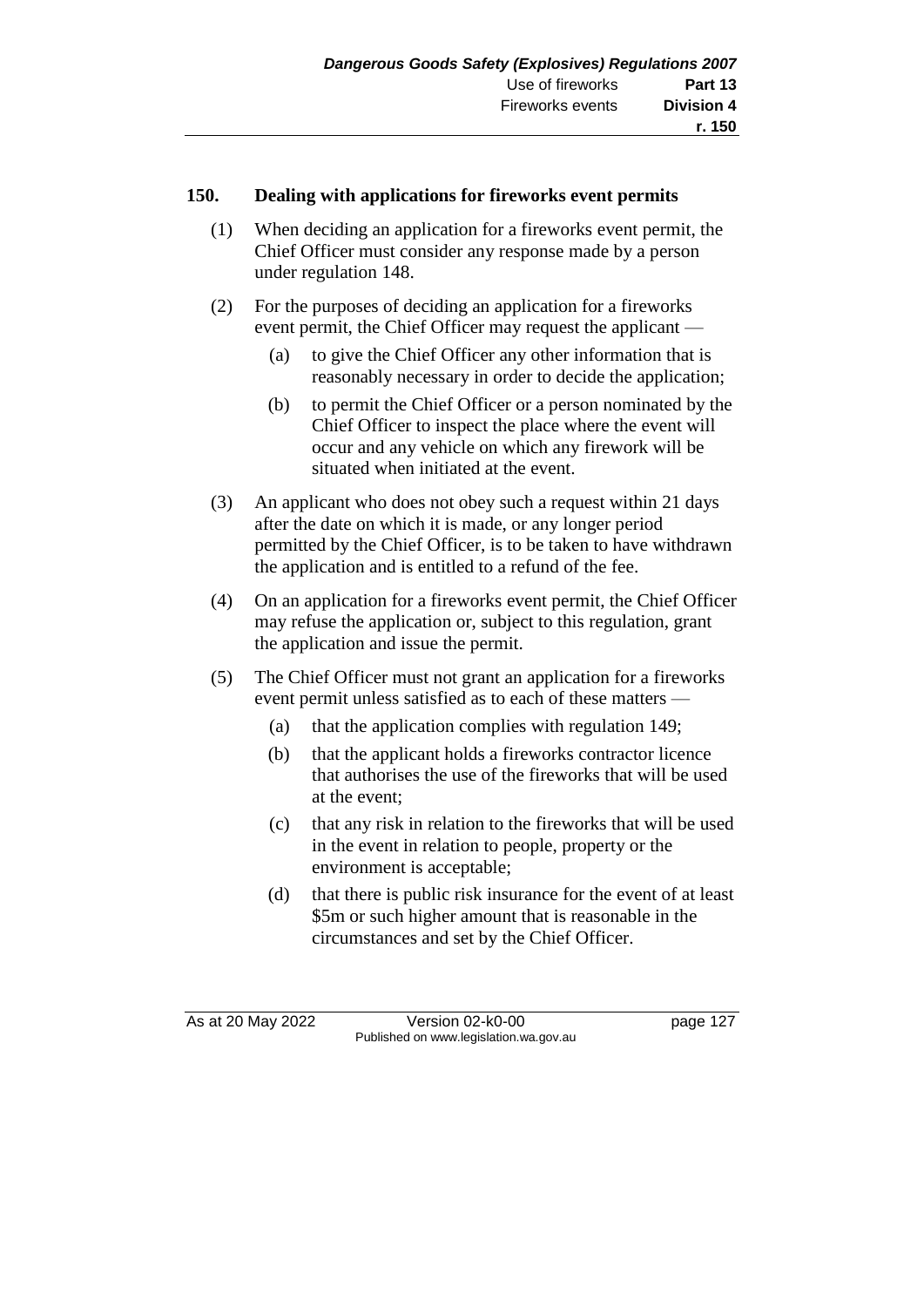## 150. Dealing with applications for fireworks event permits

(1) When deciding an application for a fireworks event permit, the Chief Officer must consider any response made by a person under regulation 148.

(2) For the purposes of deciding an application for a fireworks event permit, the Chief Officer may request the applicant —

(a) to give the Chief Officer any other information that is reasonably necessary in order to decide the application;

(b) to permit the Chief Officer or a person nominated by the Chief Officer to inspect the place where the event will occur and any vehicle on which any firework will be situated when initiated at the event.

(3) An applicant who does not obey such a request within 21 days after the date on which it is made, or any longer period permitted by the Chief Officer, is to be taken to have withdrawn the application and is entitled to a refund of the fee.

(4) On an application for a fireworks event permit, the Chief Officer may refuse the application or, subject to this regulation, grant the application and issue the permit.

(5) The Chief Officer must not grant an application for a fireworks event permit unless satisfied as to each of these matters —

(a) that the application complies with regulation 149;

(b) that the applicant holds a fireworks contractor licence that authorises the use of the fireworks that will be used at the event;

(c) that any risk in relation to the fireworks that will be used in the event in relation to people, property or the environment is acceptable;

(d) that there is public risk insurance for the event of at least $5m or such higher amount that is reasonable in the circumstances and set by the Chief Officer.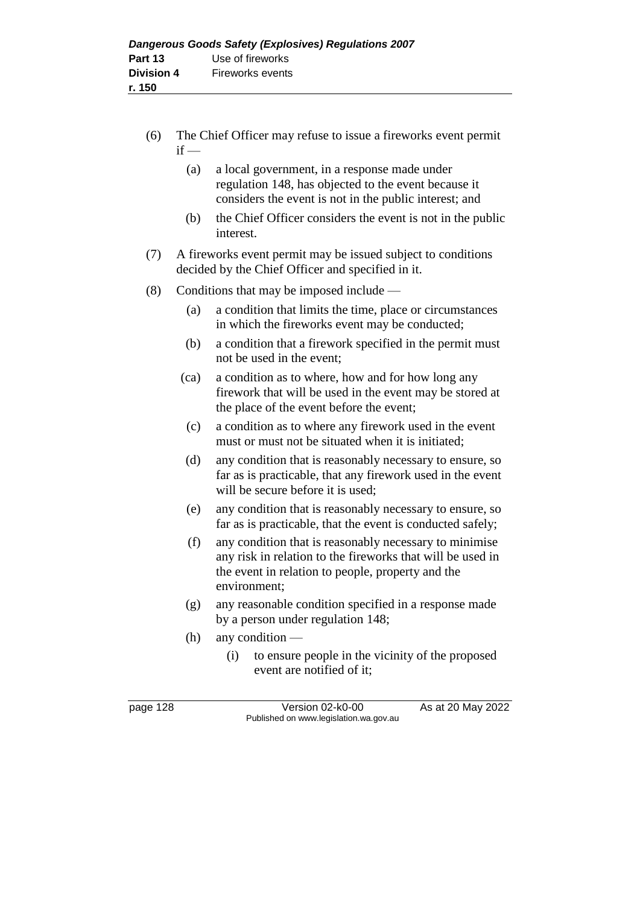(6) The Chief Officer may refuse to issue a fireworks event permit if —

  (a) a local government, in a response made under regulation 148, has objected to the event because it considers the event is not in the public interest; and

  (b) the Chief Officer considers the event is not in the public interest.

(7) A fireworks event permit may be issued subject to conditions decided by the Chief Officer and specified in it.

(8) Conditions that may be imposed include —

  (a) a condition that limits the time, place or circumstances in which the fireworks event may be conducted;

  (b) a condition that a firework specified in the permit must not be used in the event;

  (ca) a condition as to where, how and for how long any firework that will be used in the event may be stored at the place of the event before the event;

  (c) a condition as to where any firework used in the event must or must not be situated when it is initiated;

  (d) any condition that is reasonably necessary to ensure, so far as is practicable, that any firework used in the event will be secure before it is used;

  (e) any condition that is reasonably necessary to ensure, so far as is practicable, that the event is conducted safely;

  (f) any condition that is reasonably necessary to minimise any risk in relation to the fireworks that will be used in the event in relation to people, property and the environment;

  (g) any reasonable condition specified in a response made by a person under regulation 148;

  (h) any condition —

    (i) to ensure people in the vicinity of the proposed event are notified of it;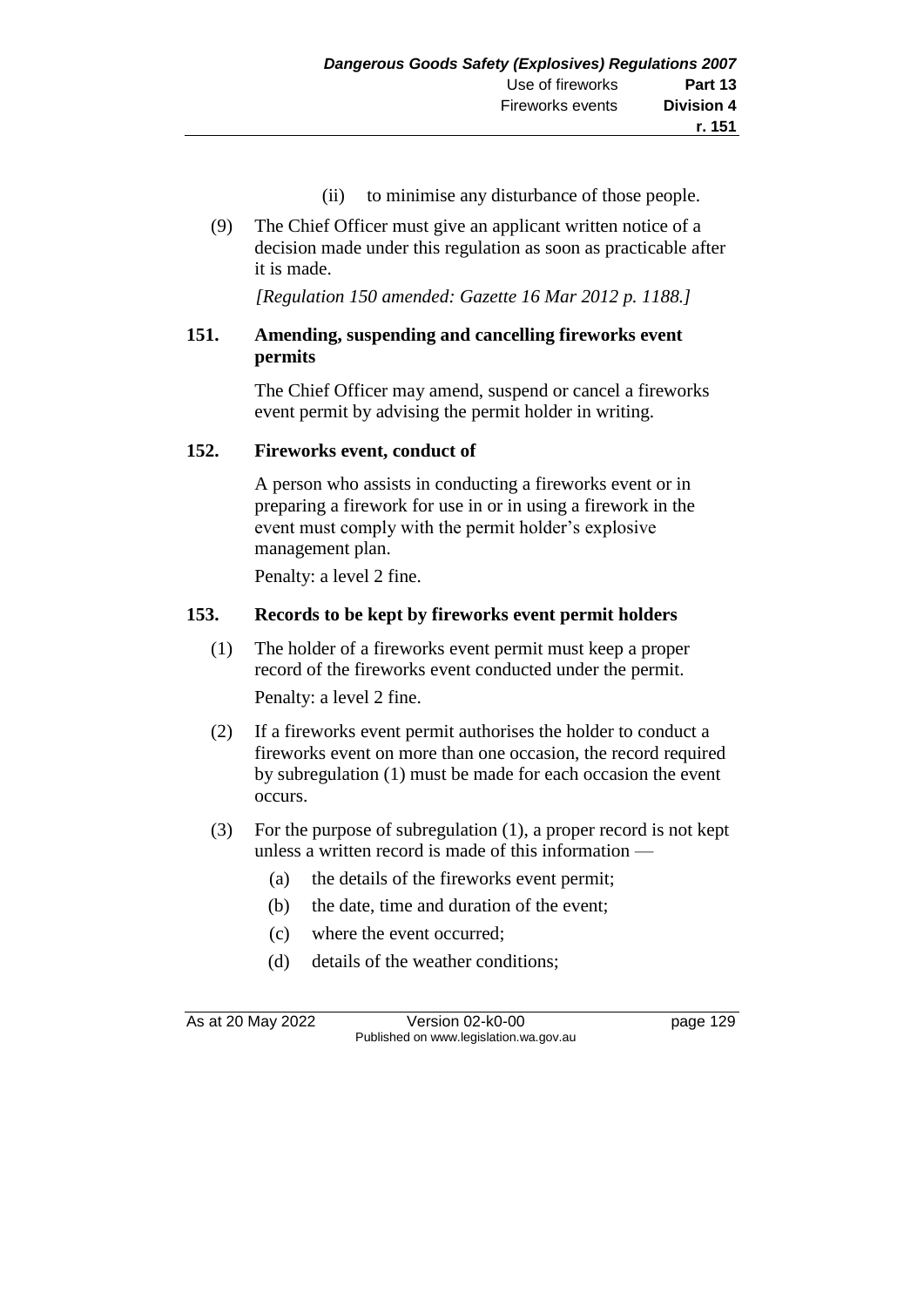(ii) to minimise any disturbance of those people.

(9) The Chief Officer must give an applicant written notice of a decision made under this regulation as soon as practicable after it is made.

*[Regulation 150 amended: Gazette 16 Mar 2012 p. 1188.]*

### 151. Amending, suspending and cancelling fireworks event permits

The Chief Officer may amend, suspend or cancel a fireworks event permit by advising the permit holder in writing.

### 152. Fireworks event, conduct of

A person who assists in conducting a fireworks event or in preparing a firework for use in or in using a firework in the event must comply with the permit holder's explosive management plan.

Penalty: a level 2 fine.

### 153. Records to be kept by fireworks event permit holders

(1) The holder of a fireworks event permit must keep a proper record of the fireworks event conducted under the permit.

Penalty: a level 2 fine.

(2) If a fireworks event permit authorises the holder to conduct a fireworks event on more than one occasion, the record required by subregulation (1) must be made for each occasion the event occurs.

(3) For the purpose of subregulation (1), a proper record is not kept unless a written record is made of this information —

(a) the details of the fireworks event permit;

(b) the date, time and duration of the event;

(c) where the event occurred;

(d) details of the weather conditions;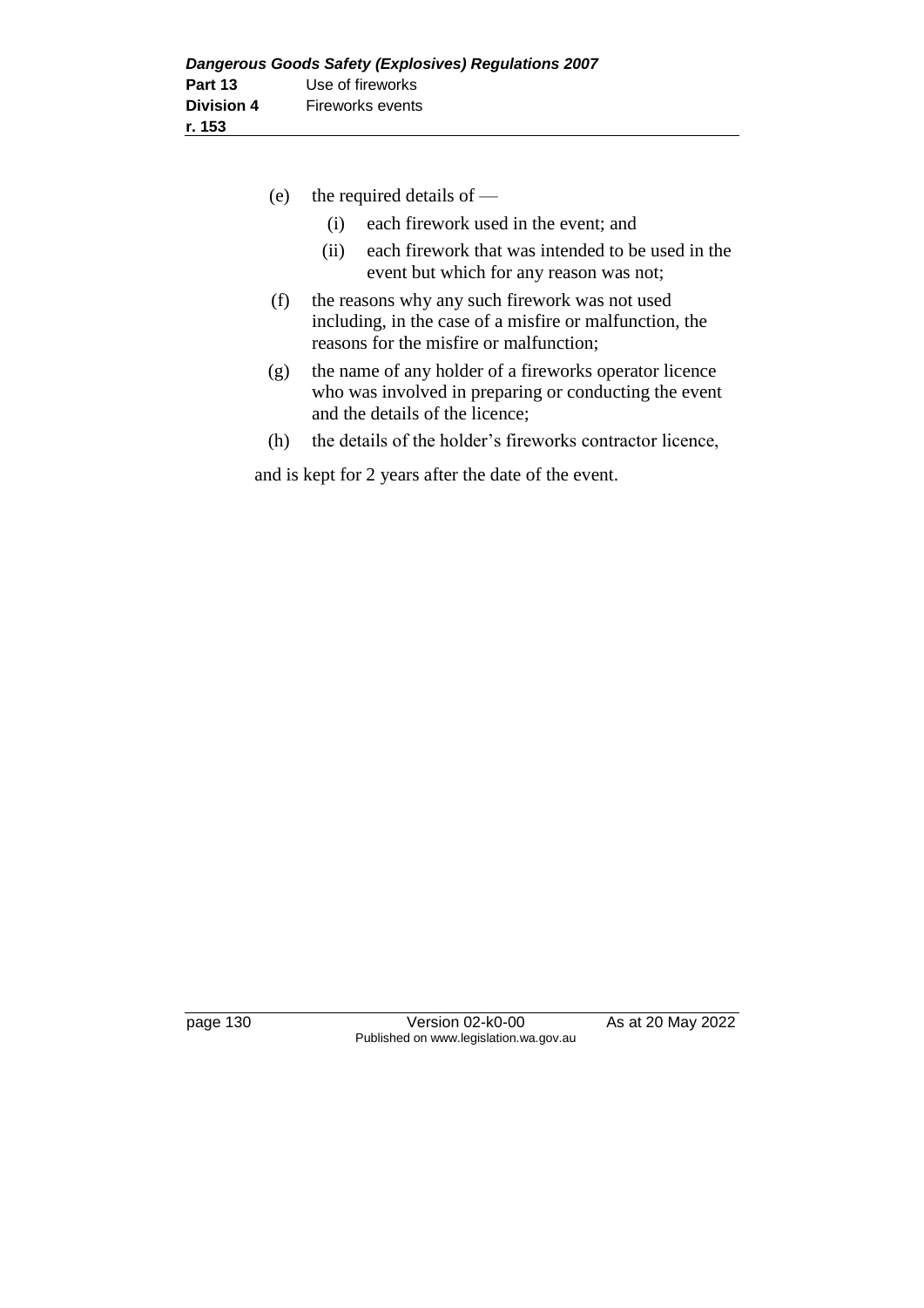(e) the required details of —

  (i) each firework used in the event; and

  (ii) each firework that was intended to be used in the event but which for any reason was not;

(f) the reasons why any such firework was not used including, in the case of a misfire or malfunction, the reasons for the misfire or malfunction;

(g) the name of any holder of a fireworks operator licence who was involved in preparing or conducting the event and the details of the licence;

(h) the details of the holder's fireworks contractor licence,

and is kept for 2 years after the date of the event.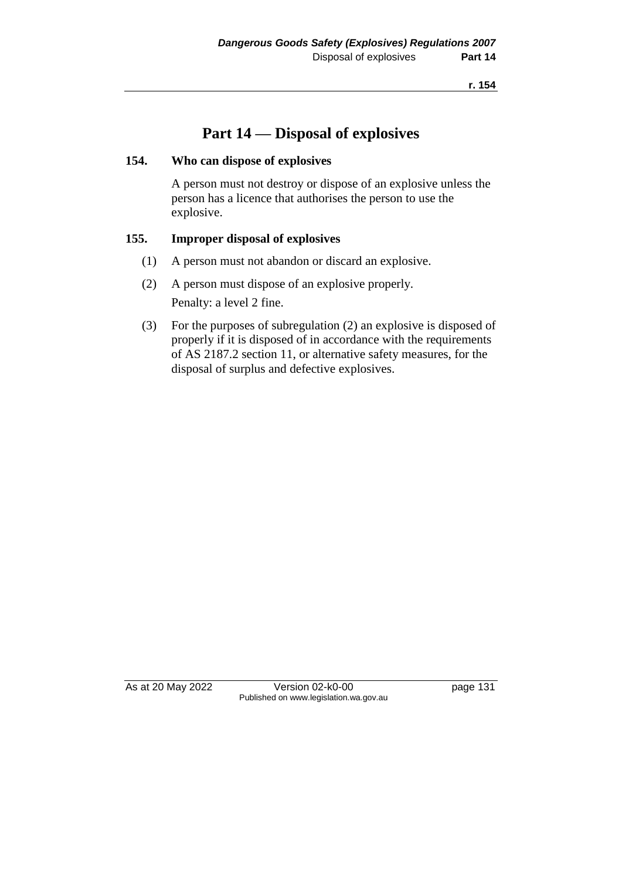# Part 14 — Disposal of explosives

## 154. Who can dispose of explosives

A person must not destroy or dispose of an explosive unless the person has a licence that authorises the person to use the explosive.

## 155. Improper disposal of explosives

(1) A person must not abandon or discard an explosive.

(2) A person must dispose of an explosive properly.

Penalty: a level 2 fine.

(3) For the purposes of subregulation (2) an explosive is disposed of properly if it is disposed of in accordance with the requirements of AS 2187.2 section 11, or alternative safety measures, for the disposal of surplus and defective explosives.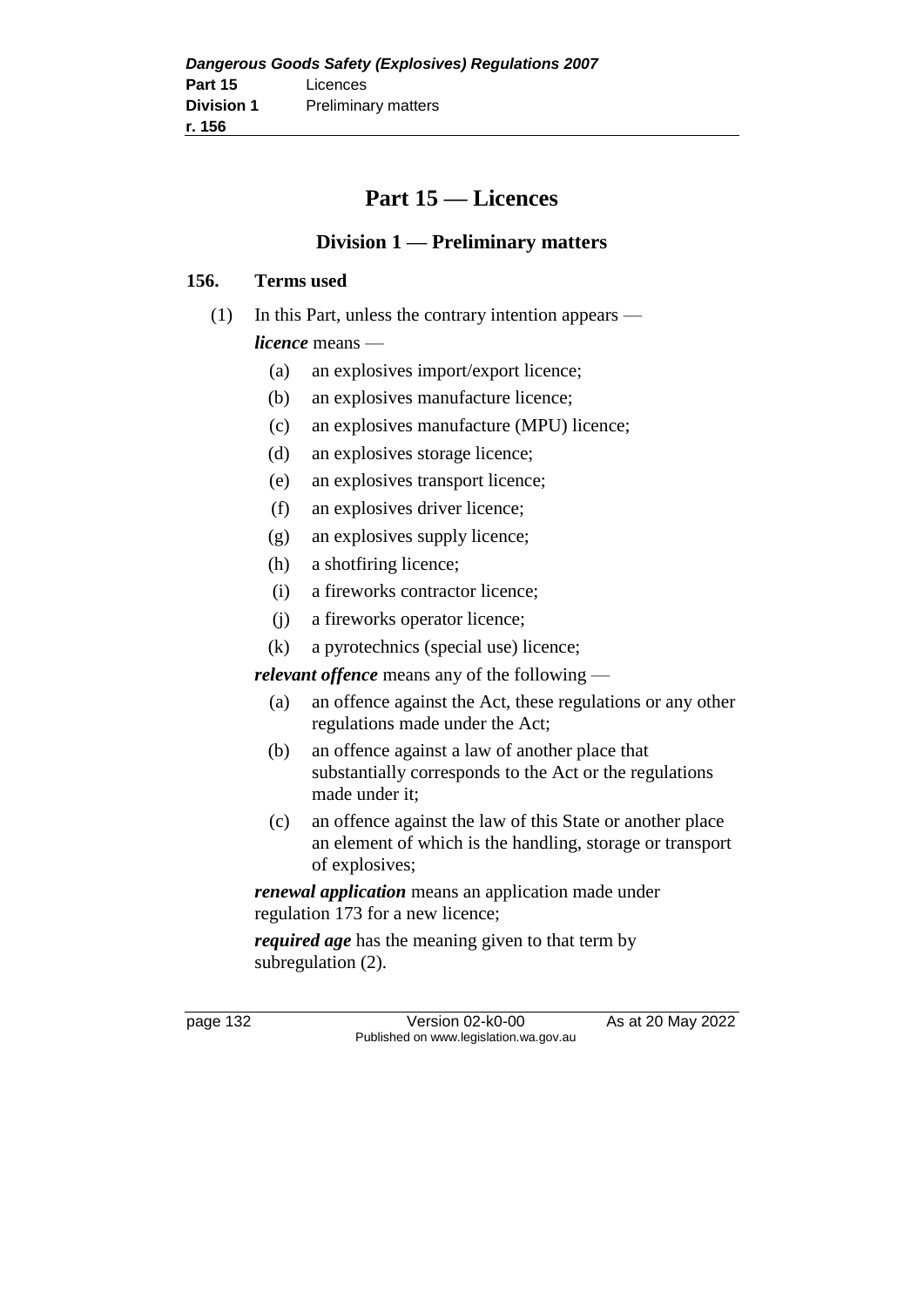# Part 15 — Licences

## Division 1 — Preliminary matters

### 156. Terms used

(1) In this Part, unless the contrary intention appears —

***licence*** means —

- (a) an explosives import/export licence;
- (b) an explosives manufacture licence;
- (c) an explosives manufacture (MPU) licence;
- (d) an explosives storage licence;
- (e) an explosives transport licence;
- (f) an explosives driver licence;
- (g) an explosives supply licence;
- (h) a shotfiring licence;
- (i) a fireworks contractor licence;
- (j) a fireworks operator licence;
- (k) a pyrotechnics (special use) licence;

***relevant offence*** means any of the following —

- (a) an offence against the Act, these regulations or any other regulations made under the Act;
- (b) an offence against a law of another place that substantially corresponds to the Act or the regulations made under it;
- (c) an offence against the law of this State or another place an element of which is the handling, storage or transport of explosives;

***renewal application*** means an application made under regulation 173 for a new licence;

***required age*** has the meaning given to that term by subregulation (2).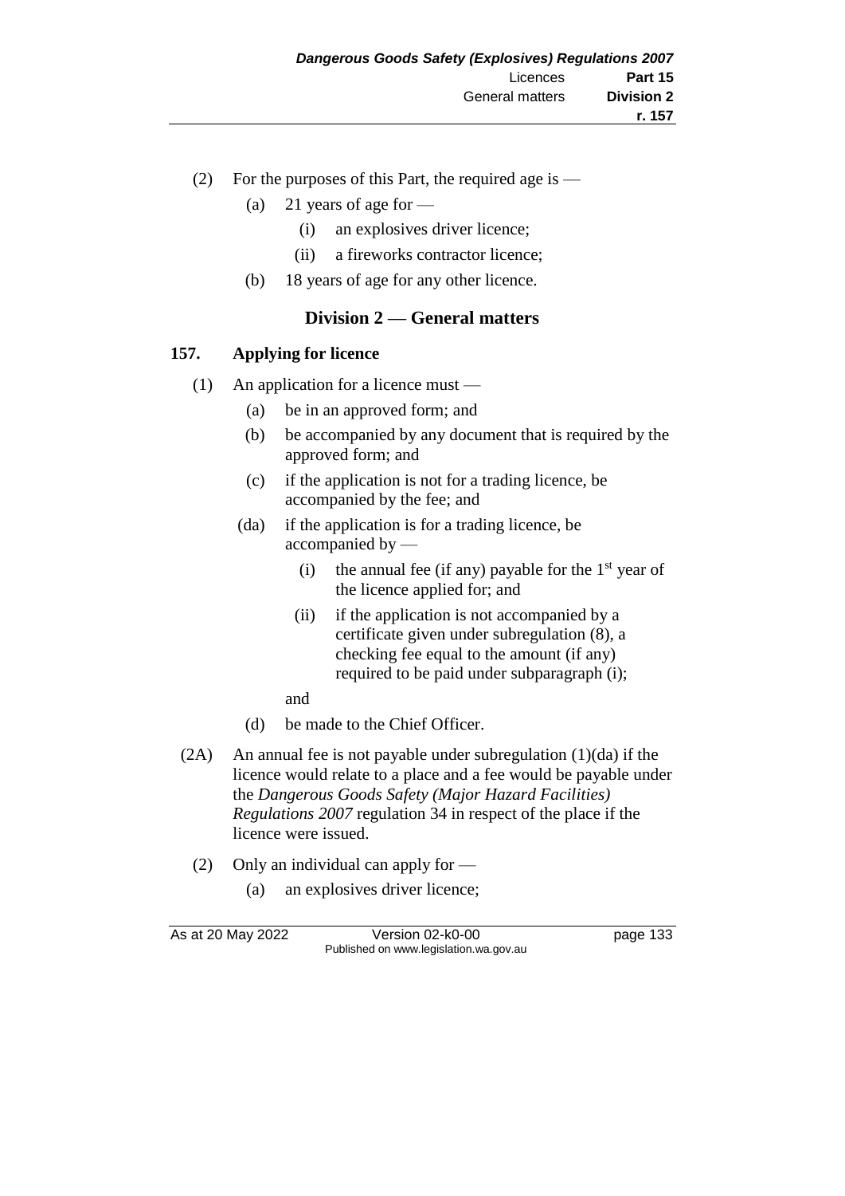(2) For the purposes of this Part, the required age is —

(a) 21 years of age for —

(i) an explosives driver licence;

(ii) a fireworks contractor licence;

(b) 18 years of age for any other licence.

## Division 2 — General matters

### 157. Applying for licence

(1) An application for a licence must —

(a) be in an approved form; and

(b) be accompanied by any document that is required by the approved form; and

(c) if the application is not for a trading licence, be accompanied by the fee; and

(da) if the application is for a trading licence, be accompanied by —

(i) the annual fee (if any) payable for the 1st year of the licence applied for; and

(ii) if the application is not accompanied by a certificate given under subregulation (8), a checking fee equal to the amount (if any) required to be paid under subparagraph (i);

and

(d) be made to the Chief Officer.

(2A) An annual fee is not payable under subregulation (1)(da) if the licence would relate to a place and a fee would be payable under the *Dangerous Goods Safety (Major Hazard Facilities) Regulations 2007* regulation 34 in respect of the place if the licence were issued.

(2) Only an individual can apply for —

(a) an explosives driver licence;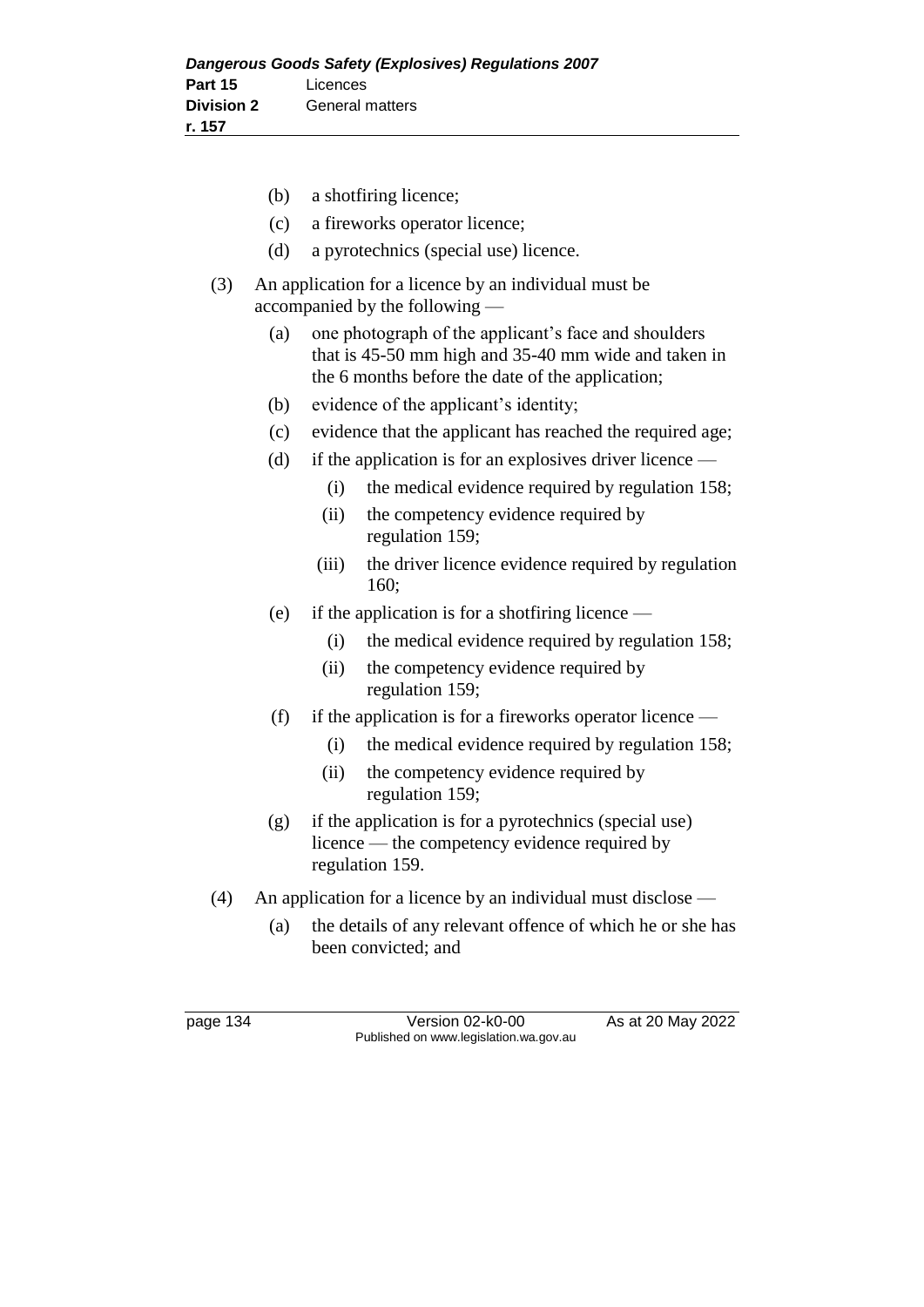(b) a shotfiring licence;

(c) a fireworks operator licence;

(d) a pyrotechnics (special use) licence.

(3) An application for a licence by an individual must be accompanied by the following —

(a) one photograph of the applicant's face and shoulders that is 45-50 mm high and 35-40 mm wide and taken in the 6 months before the date of the application;

(b) evidence of the applicant's identity;

(c) evidence that the applicant has reached the required age;

(d) if the application is for an explosives driver licence —

(i) the medical evidence required by regulation 158;

(ii) the competency evidence required by regulation 159;

(iii) the driver licence evidence required by regulation 160;

(e) if the application is for a shotfiring licence —

(i) the medical evidence required by regulation 158;

(ii) the competency evidence required by regulation 159;

(f) if the application is for a fireworks operator licence —

(i) the medical evidence required by regulation 158;

(ii) the competency evidence required by regulation 159;

(g) if the application is for a pyrotechnics (special use) licence — the competency evidence required by regulation 159.

(4) An application for a licence by an individual must disclose —

(a) the details of any relevant offence of which he or she has been convicted; and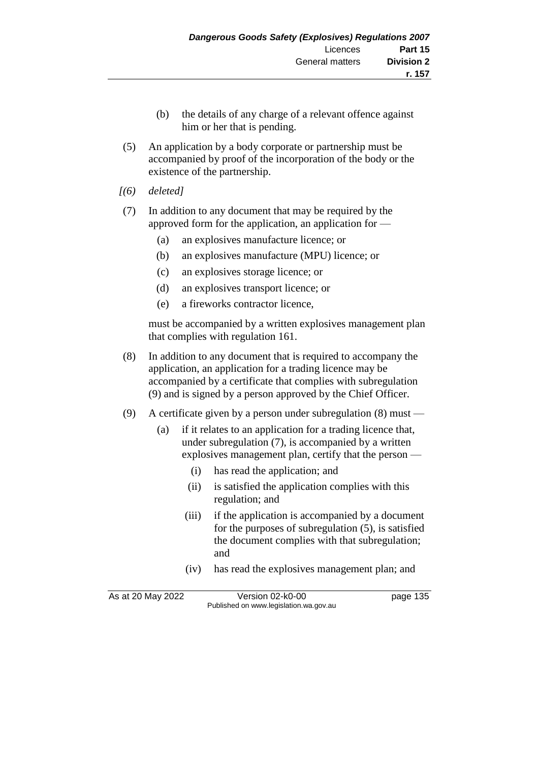(b) the details of any charge of a relevant offence against him or her that is pending.

(5) An application by a body corporate or partnership must be accompanied by proof of the incorporation of the body or the existence of the partnership.

*[(6) deleted]*

(7) In addition to any document that may be required by the approved form for the application, an application for —

(a) an explosives manufacture licence; or

(b) an explosives manufacture (MPU) licence; or

(c) an explosives storage licence; or

(d) an explosives transport licence; or

(e) a fireworks contractor licence,

must be accompanied by a written explosives management plan that complies with regulation 161.

(8) In addition to any document that is required to accompany the application, an application for a trading licence may be accompanied by a certificate that complies with subregulation (9) and is signed by a person approved by the Chief Officer.

(9) A certificate given by a person under subregulation (8) must —

(a) if it relates to an application for a trading licence that, under subregulation (7), is accompanied by a written explosives management plan, certify that the person —

(i) has read the application; and

(ii) is satisfied the application complies with this regulation; and

(iii) if the application is accompanied by a document for the purposes of subregulation (5), is satisfied the document complies with that subregulation; and

(iv) has read the explosives management plan; and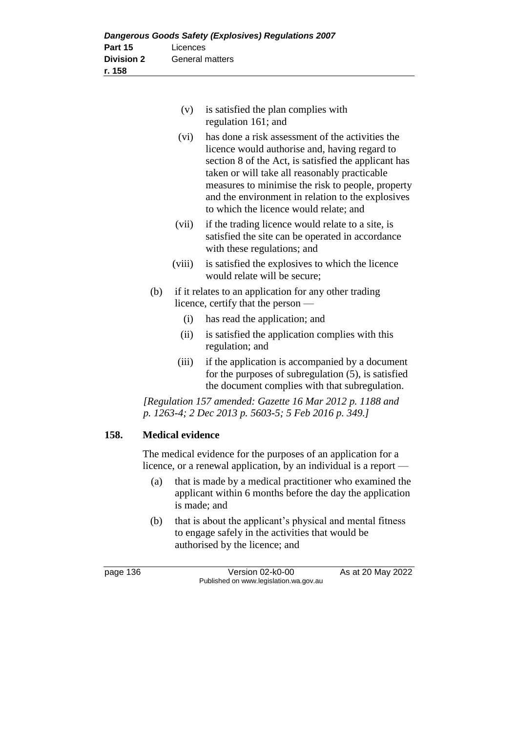(v) is satisfied the plan complies with regulation 161; and

(vi) has done a risk assessment of the activities the licence would authorise and, having regard to section 8 of the Act, is satisfied the applicant has taken or will take all reasonably practicable measures to minimise the risk to people, property and the environment in relation to the explosives to which the licence would relate; and

(vii) if the trading licence would relate to a site, is satisfied the site can be operated in accordance with these regulations; and

(viii) is satisfied the explosives to which the licence would relate will be secure;

(b) if it relates to an application for any other trading licence, certify that the person —

(i) has read the application; and

(ii) is satisfied the application complies with this regulation; and

(iii) if the application is accompanied by a document for the purposes of subregulation (5), is satisfied the document complies with that subregulation.

*[Regulation 157 amended: Gazette 16 Mar 2012 p. 1188 and p. 1263-4; 2 Dec 2013 p. 5603-5; 5 Feb 2016 p. 349.]*

## 158. Medical evidence

The medical evidence for the purposes of an application for a licence, or a renewal application, by an individual is a report —

(a) that is made by a medical practitioner who examined the applicant within 6 months before the day the application is made; and

(b) that is about the applicant's physical and mental fitness to engage safely in the activities that would be authorised by the licence; and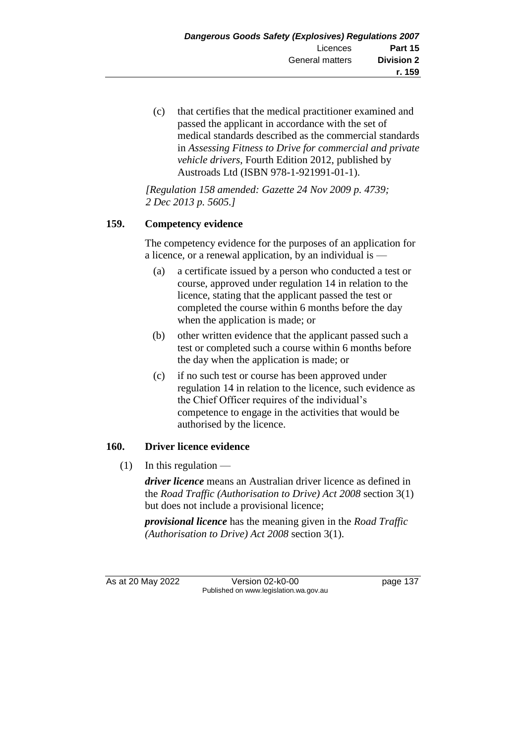(c) that certifies that the medical practitioner examined and passed the applicant in accordance with the set of medical standards described as the commercial standards in *Assessing Fitness to Drive for commercial and private vehicle drivers*, Fourth Edition 2012, published by Austroads Ltd (ISBN 978-1-921991-01-1).

*[Regulation 158 amended: Gazette 24 Nov 2009 p. 4739; 2 Dec 2013 p. 5605.]*

### 159. Competency evidence

The competency evidence for the purposes of an application for a licence, or a renewal application, by an individual is —

(a) a certificate issued by a person who conducted a test or course, approved under regulation 14 in relation to the licence, stating that the applicant passed the test or completed the course within 6 months before the day when the application is made; or

(b) other written evidence that the applicant passed such a test or completed such a course within 6 months before the day when the application is made; or

(c) if no such test or course has been approved under regulation 14 in relation to the licence, such evidence as the Chief Officer requires of the individual's competence to engage in the activities that would be authorised by the licence.

### 160. Driver licence evidence

(1) In this regulation —

***driver licence*** means an Australian driver licence as defined in the *Road Traffic (Authorisation to Drive) Act 2008* section 3(1) but does not include a provisional licence;

***provisional licence*** has the meaning given in the *Road Traffic (Authorisation to Drive) Act 2008* section 3(1).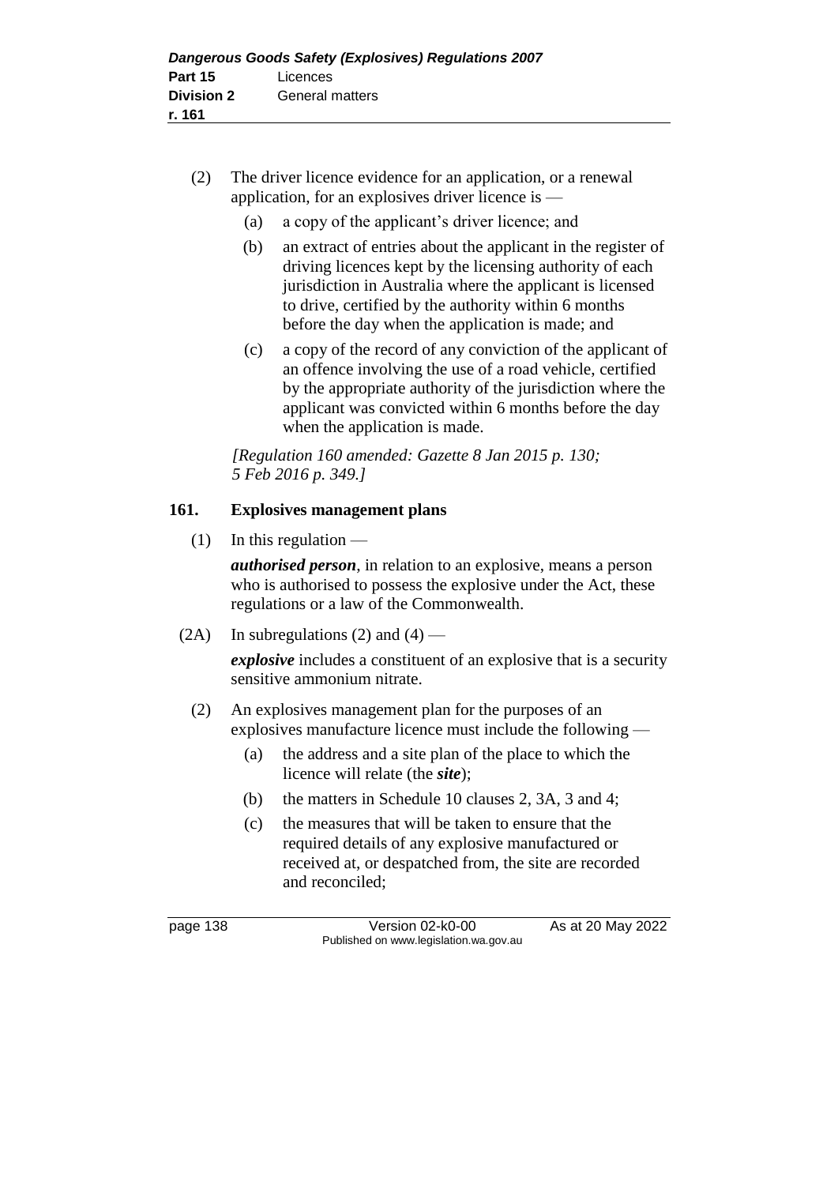(2) The driver licence evidence for an application, or a renewal application, for an explosives driver licence is —

  (a) a copy of the applicant's driver licence; and

  (b) an extract of entries about the applicant in the register of driving licences kept by the licensing authority of each jurisdiction in Australia where the applicant is licensed to drive, certified by the authority within 6 months before the day when the application is made; and

  (c) a copy of the record of any conviction of the applicant of an offence involving the use of a road vehicle, certified by the appropriate authority of the jurisdiction where the applicant was convicted within 6 months before the day when the application is made.

*[Regulation 160 amended: Gazette 8 Jan 2015 p. 130; 5 Feb 2016 p. 349.]*

### 161. Explosives management plans

(1) In this regulation —

***authorised person***, in relation to an explosive, means a person who is authorised to possess the explosive under the Act, these regulations or a law of the Commonwealth.

(2A) In subregulations (2) and (4) —

***explosive*** includes a constituent of an explosive that is a security sensitive ammonium nitrate.

(2) An explosives management plan for the purposes of an explosives manufacture licence must include the following —

  (a) the address and a site plan of the place to which the licence will relate (the ***site***);

  (b) the matters in Schedule 10 clauses 2, 3A, 3 and 4;

  (c) the measures that will be taken to ensure that the required details of any explosive manufactured or received at, or despatched from, the site are recorded and reconciled;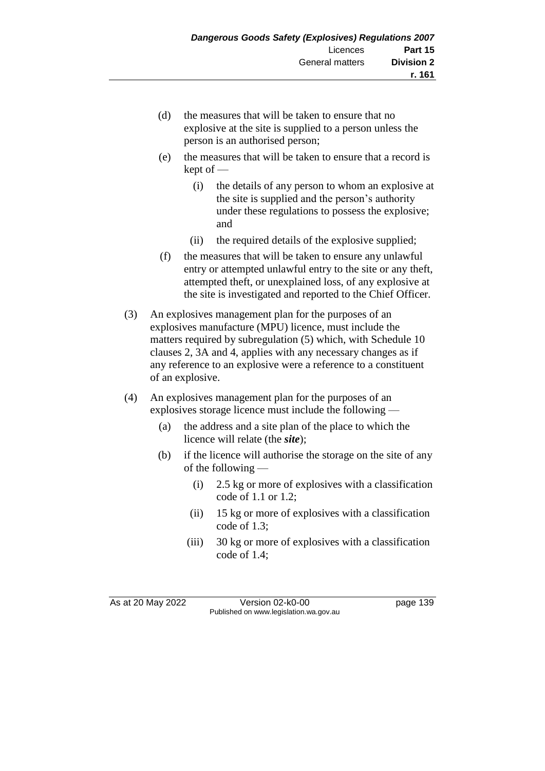(d) the measures that will be taken to ensure that no explosive at the site is supplied to a person unless the person is an authorised person;

(e) the measures that will be taken to ensure that a record is kept of —

(i) the details of any person to whom an explosive at the site is supplied and the person's authority under these regulations to possess the explosive; and

(ii) the required details of the explosive supplied;

(f) the measures that will be taken to ensure any unlawful entry or attempted unlawful entry to the site or any theft, attempted theft, or unexplained loss, of any explosive at the site is investigated and reported to the Chief Officer.

(3) An explosives management plan for the purposes of an explosives manufacture (MPU) licence, must include the matters required by subregulation (5) which, with Schedule 10 clauses 2, 3A and 4, applies with any necessary changes as if any reference to an explosive were a reference to a constituent of an explosive.

(4) An explosives management plan for the purposes of an explosives storage licence must include the following —

(a) the address and a site plan of the place to which the licence will relate (the ***site***);

(b) if the licence will authorise the storage on the site of any of the following —

(i) 2.5 kg or more of explosives with a classification code of 1.1 or 1.2;

(ii) 15 kg or more of explosives with a classification code of 1.3;

(iii) 30 kg or more of explosives with a classification code of 1.4;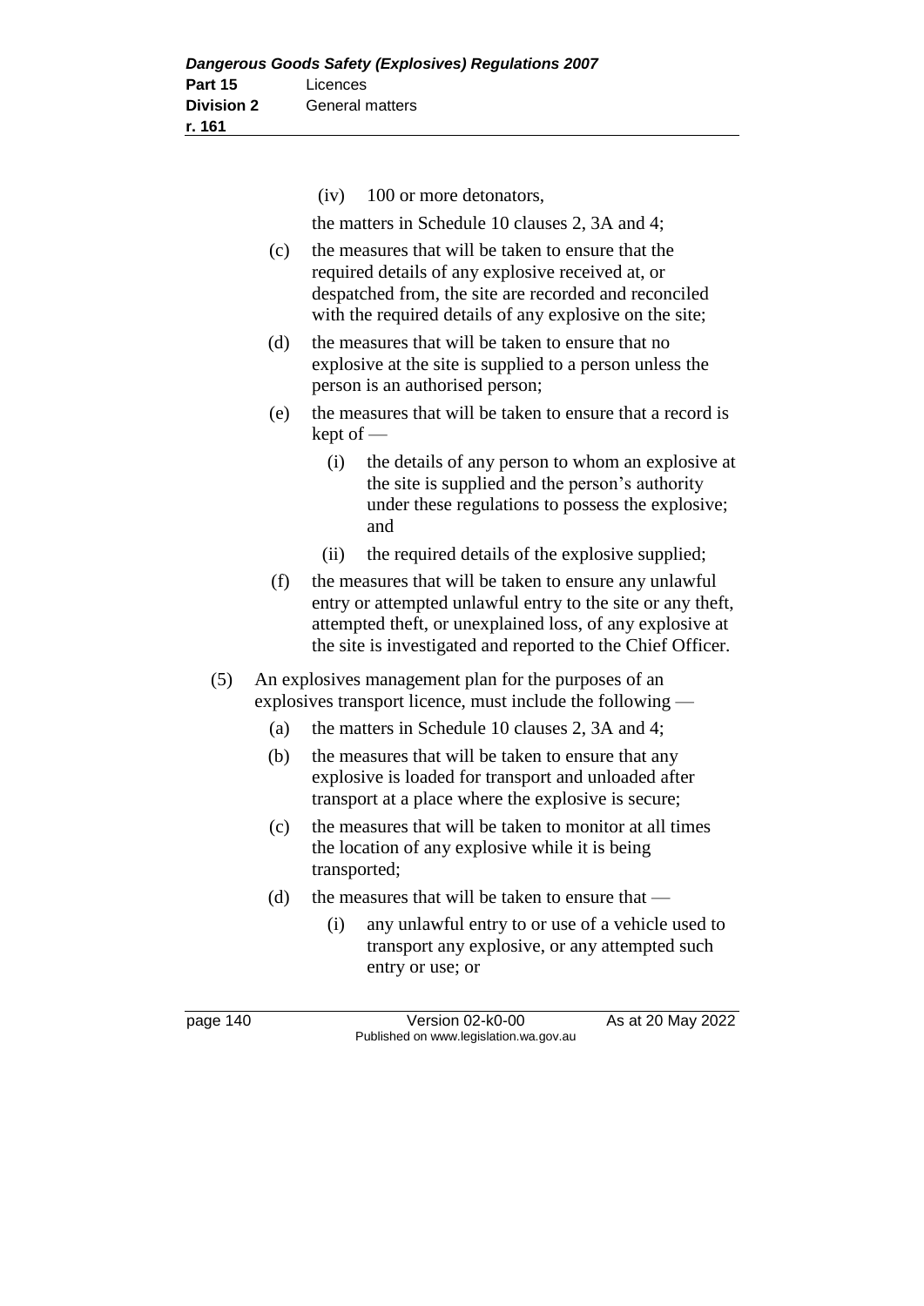(iv) 100 or more detonators,

the matters in Schedule 10 clauses 2, 3A and 4;

(c) the measures that will be taken to ensure that the required details of any explosive received at, or despatched from, the site are recorded and reconciled with the required details of any explosive on the site;

(d) the measures that will be taken to ensure that no explosive at the site is supplied to a person unless the person is an authorised person;

(e) the measures that will be taken to ensure that a record is kept of —

(i) the details of any person to whom an explosive at the site is supplied and the person's authority under these regulations to possess the explosive; and

(ii) the required details of the explosive supplied;

(f) the measures that will be taken to ensure any unlawful entry or attempted unlawful entry to the site or any theft, attempted theft, or unexplained loss, of any explosive at the site is investigated and reported to the Chief Officer.

(5) An explosives management plan for the purposes of an explosives transport licence, must include the following —

(a) the matters in Schedule 10 clauses 2, 3A and 4;

(b) the measures that will be taken to ensure that any explosive is loaded for transport and unloaded after transport at a place where the explosive is secure;

(c) the measures that will be taken to monitor at all times the location of any explosive while it is being transported;

(d) the measures that will be taken to ensure that —

(i) any unlawful entry to or use of a vehicle used to transport any explosive, or any attempted such entry or use; or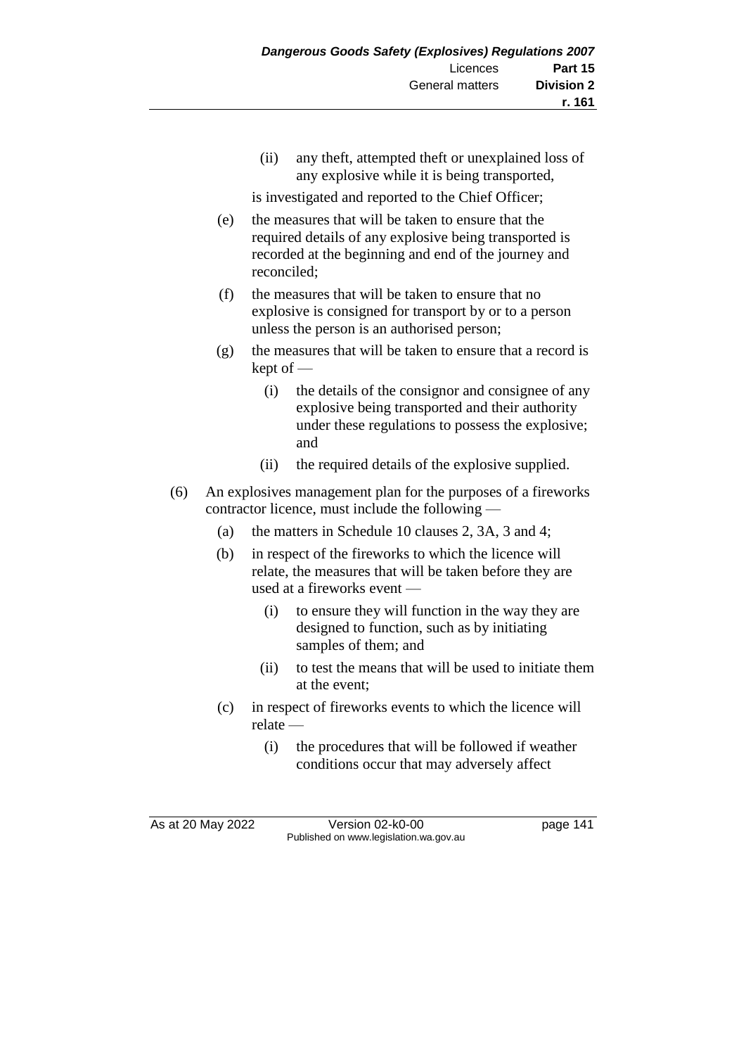(ii) any theft, attempted theft or unexplained loss of any explosive while it is being transported,

is investigated and reported to the Chief Officer;

(e) the measures that will be taken to ensure that the required details of any explosive being transported is recorded at the beginning and end of the journey and reconciled;

(f) the measures that will be taken to ensure that no explosive is consigned for transport by or to a person unless the person is an authorised person;

(g) the measures that will be taken to ensure that a record is kept of —

(i) the details of the consignor and consignee of any explosive being transported and their authority under these regulations to possess the explosive; and

(ii) the required details of the explosive supplied.

(6) An explosives management plan for the purposes of a fireworks contractor licence, must include the following —

(a) the matters in Schedule 10 clauses 2, 3A, 3 and 4;

(b) in respect of the fireworks to which the licence will relate, the measures that will be taken before they are used at a fireworks event —

(i) to ensure they will function in the way they are designed to function, such as by initiating samples of them; and

(ii) to test the means that will be used to initiate them at the event;

(c) in respect of fireworks events to which the licence will relate —

(i) the procedures that will be followed if weather conditions occur that may adversely affect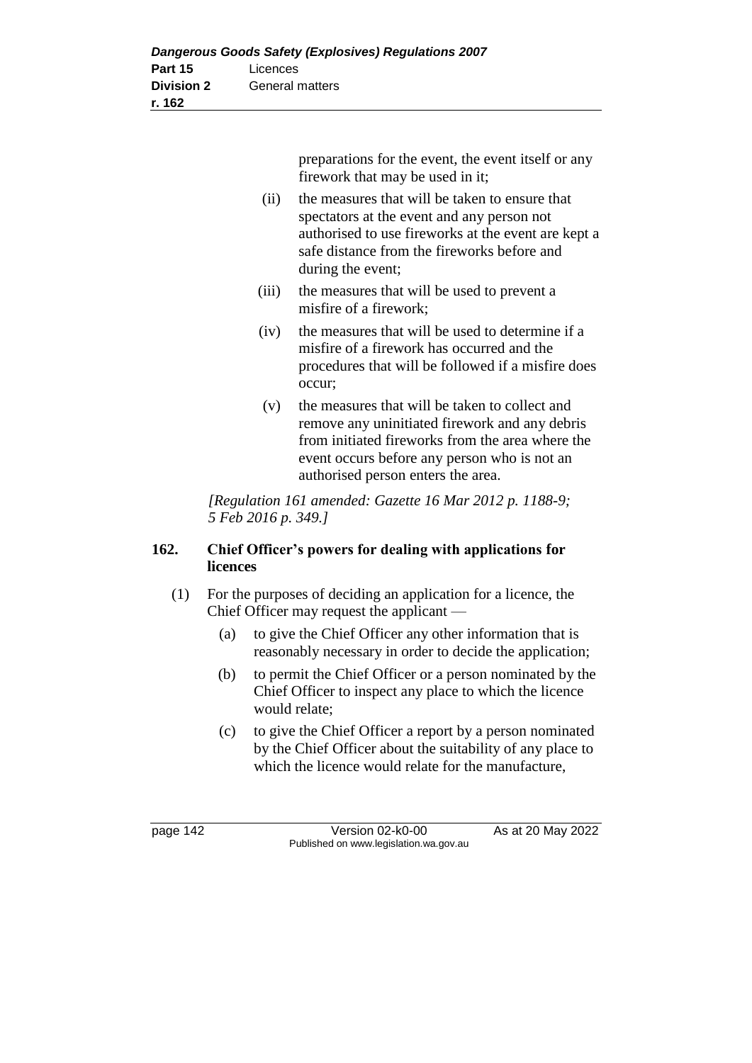preparations for the event, the event itself or any firework that may be used in it;

(ii) the measures that will be taken to ensure that spectators at the event and any person not authorised to use fireworks at the event are kept a safe distance from the fireworks before and during the event;

(iii) the measures that will be used to prevent a misfire of a firework;

(iv) the measures that will be used to determine if a misfire of a firework has occurred and the procedures that will be followed if a misfire does occur;

(v) the measures that will be taken to collect and remove any uninitiated firework and any debris from initiated fireworks from the area where the event occurs before any person who is not an authorised person enters the area.

*[Regulation 161 amended: Gazette 16 Mar 2012 p. 1188-9; 5 Feb 2016 p. 349.]*

### 162. Chief Officer's powers for dealing with applications for licences

(1) For the purposes of deciding an application for a licence, the Chief Officer may request the applicant —

(a) to give the Chief Officer any other information that is reasonably necessary in order to decide the application;

(b) to permit the Chief Officer or a person nominated by the Chief Officer to inspect any place to which the licence would relate;

(c) to give the Chief Officer a report by a person nominated by the Chief Officer about the suitability of any place to which the licence would relate for the manufacture,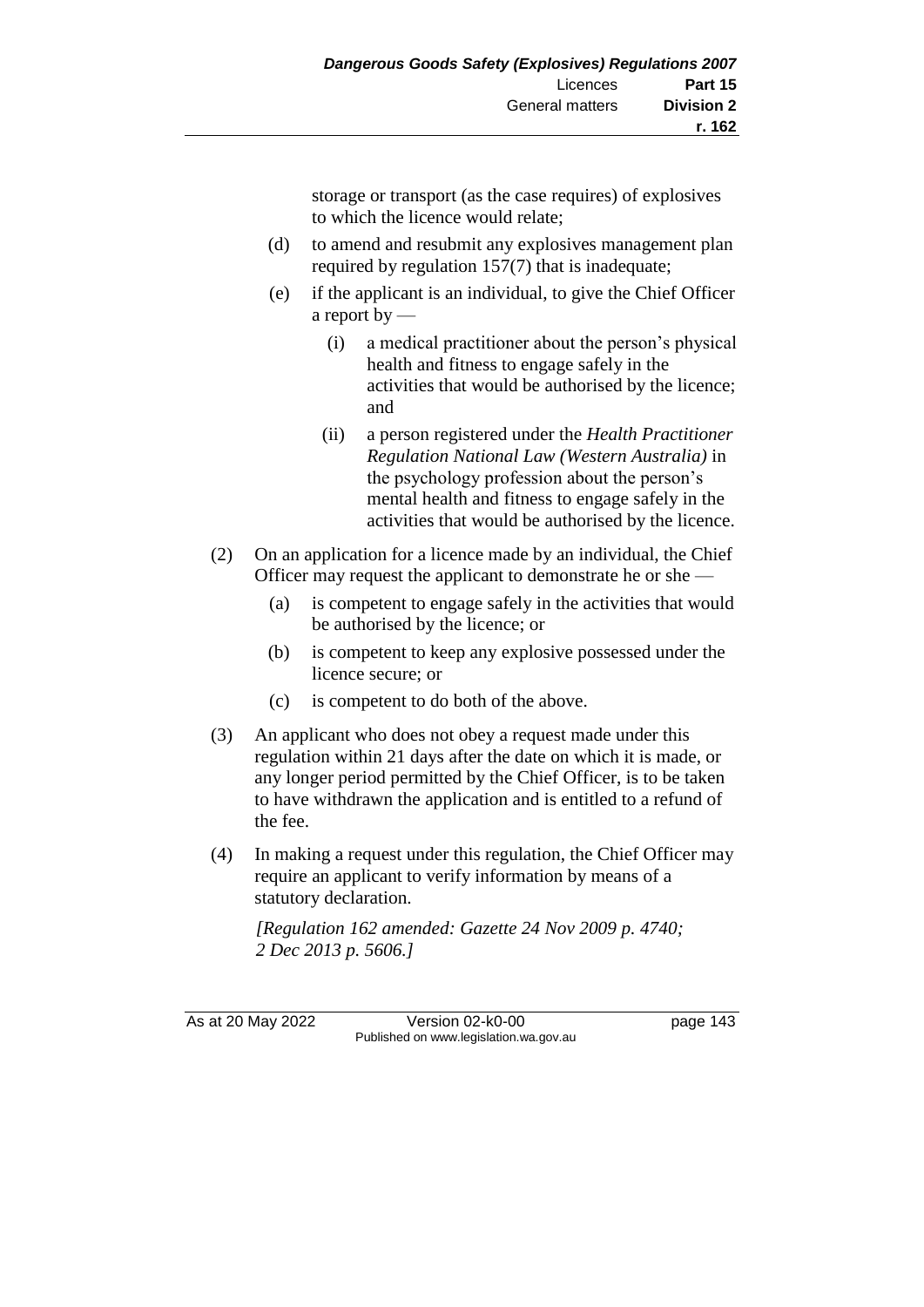storage or transport (as the case requires) of explosives to which the licence would relate;

(d) to amend and resubmit any explosives management plan required by regulation 157(7) that is inadequate;

(e) if the applicant is an individual, to give the Chief Officer a report by —

(i) a medical practitioner about the person's physical health and fitness to engage safely in the activities that would be authorised by the licence; and

(ii) a person registered under the *Health Practitioner Regulation National Law (Western Australia)* in the psychology profession about the person's mental health and fitness to engage safely in the activities that would be authorised by the licence.

(2) On an application for a licence made by an individual, the Chief Officer may request the applicant to demonstrate he or she —

(a) is competent to engage safely in the activities that would be authorised by the licence; or

(b) is competent to keep any explosive possessed under the licence secure; or

(c) is competent to do both of the above.

(3) An applicant who does not obey a request made under this regulation within 21 days after the date on which it is made, or any longer period permitted by the Chief Officer, is to be taken to have withdrawn the application and is entitled to a refund of the fee.

(4) In making a request under this regulation, the Chief Officer may require an applicant to verify information by means of a statutory declaration.

*[Regulation 162 amended: Gazette 24 Nov 2009 p. 4740; 2 Dec 2013 p. 5606.]*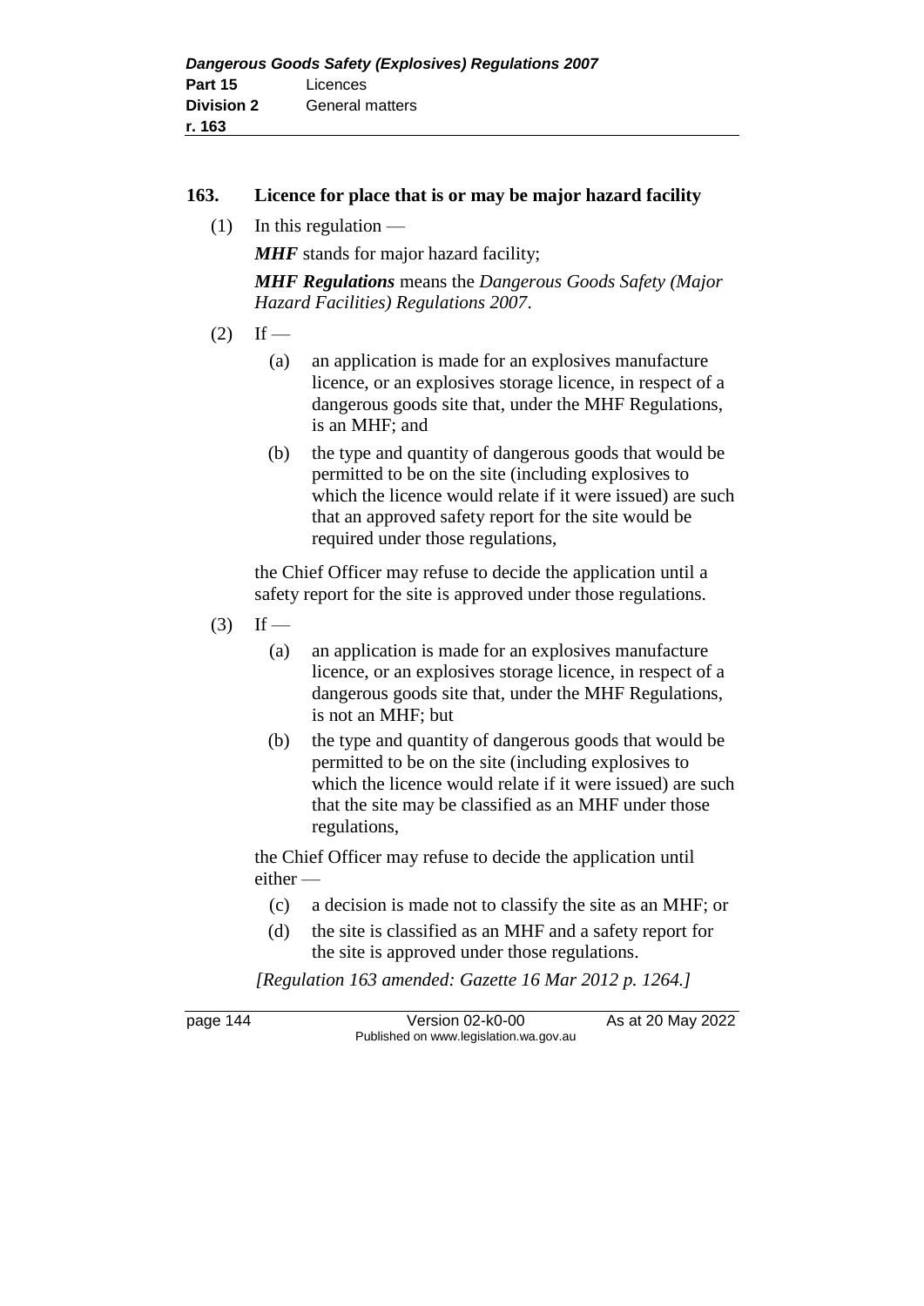**163. Licence for place that is or may be major hazard facility**

(1) In this regulation —

***MHF*** stands for major hazard facility;

***MHF Regulations*** means the *Dangerous Goods Safety (Major Hazard Facilities) Regulations 2007*.

(2) If —

(a) an application is made for an explosives manufacture licence, or an explosives storage licence, in respect of a dangerous goods site that, under the MHF Regulations, is an MHF; and

(b) the type and quantity of dangerous goods that would be permitted to be on the site (including explosives to which the licence would relate if it were issued) are such that an approved safety report for the site would be required under those regulations,

the Chief Officer may refuse to decide the application until a safety report for the site is approved under those regulations.

(3) If —

(a) an application is made for an explosives manufacture licence, or an explosives storage licence, in respect of a dangerous goods site that, under the MHF Regulations, is not an MHF; but

(b) the type and quantity of dangerous goods that would be permitted to be on the site (including explosives to which the licence would relate if it were issued) are such that the site may be classified as an MHF under those regulations,

the Chief Officer may refuse to decide the application until either —

(c) a decision is made not to classify the site as an MHF; or

(d) the site is classified as an MHF and a safety report for the site is approved under those regulations.

*[Regulation 163 amended: Gazette 16 Mar 2012 p. 1264.]*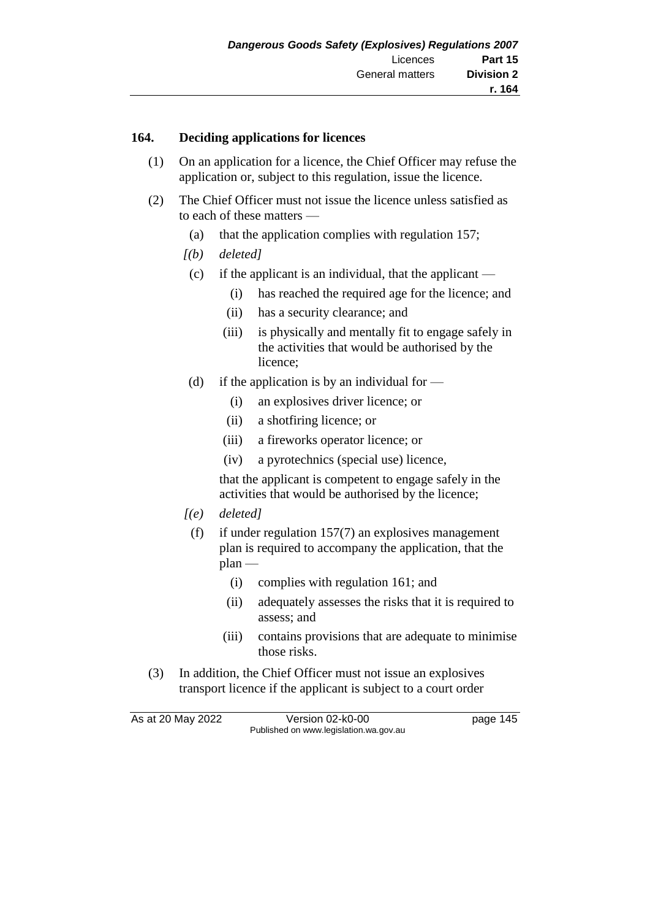### 164. Deciding applications for licences

(1) On an application for a licence, the Chief Officer may refuse the application or, subject to this regulation, issue the licence.

(2) The Chief Officer must not issue the licence unless satisfied as to each of these matters —

(a) that the application complies with regulation 157;

*[(b) deleted]*

(c) if the applicant is an individual, that the applicant —

(i) has reached the required age for the licence; and

(ii) has a security clearance; and

(iii) is physically and mentally fit to engage safely in the activities that would be authorised by the licence;

(d) if the application is by an individual for —

(i) an explosives driver licence; or

(ii) a shotfiring licence; or

(iii) a fireworks operator licence; or

(iv) a pyrotechnics (special use) licence,

that the applicant is competent to engage safely in the activities that would be authorised by the licence;

*[(e) deleted]*

(f) if under regulation 157(7) an explosives management plan is required to accompany the application, that the plan —

(i) complies with regulation 161; and

(ii) adequately assesses the risks that it is required to assess; and

(iii) contains provisions that are adequate to minimise those risks.

(3) In addition, the Chief Officer must not issue an explosives transport licence if the applicant is subject to a court order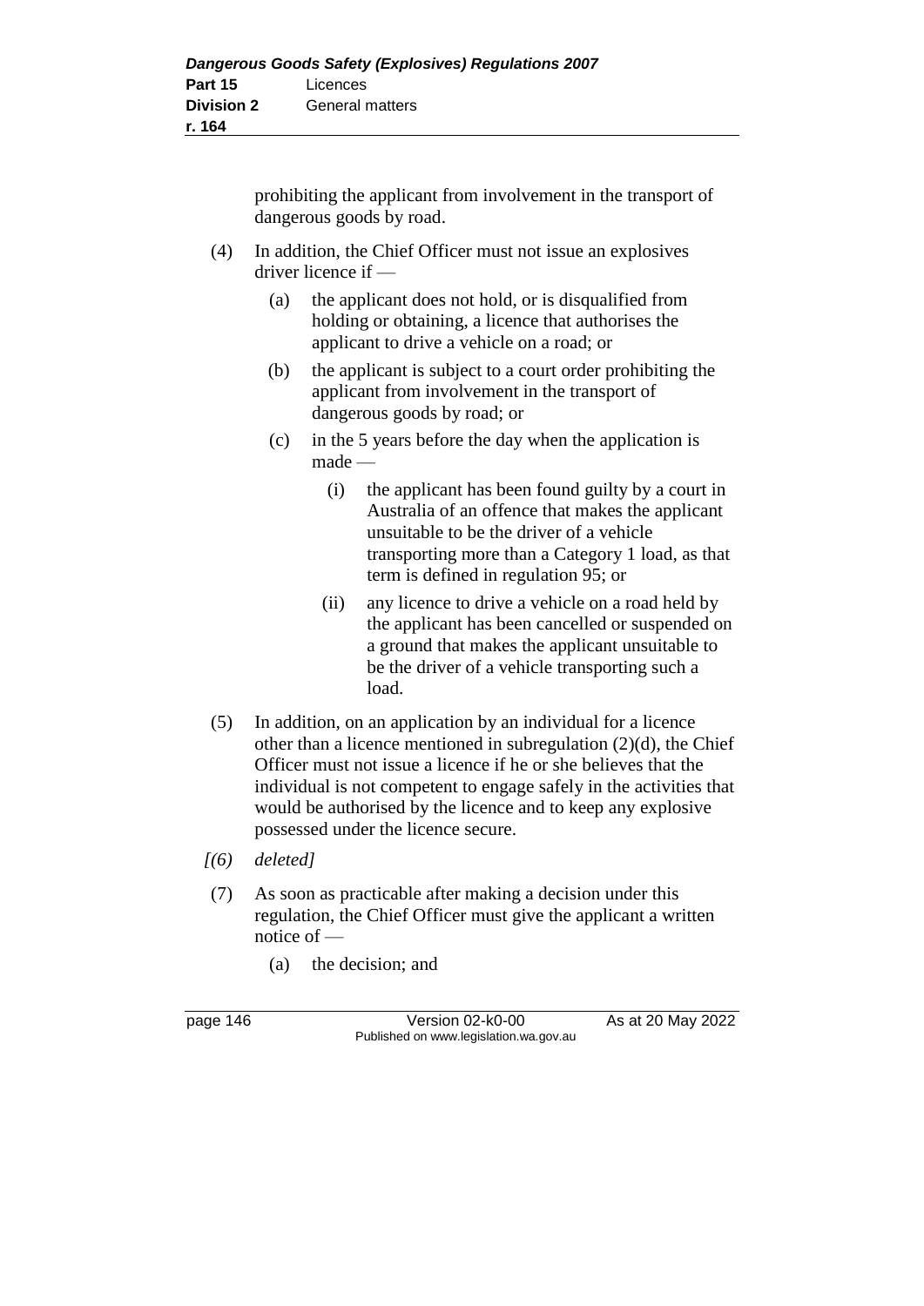prohibiting the applicant from involvement in the transport of dangerous goods by road.

(4) In addition, the Chief Officer must not issue an explosives driver licence if —

(a) the applicant does not hold, or is disqualified from holding or obtaining, a licence that authorises the applicant to drive a vehicle on a road; or

(b) the applicant is subject to a court order prohibiting the applicant from involvement in the transport of dangerous goods by road; or

(c) in the 5 years before the day when the application is made —

(i) the applicant has been found guilty by a court in Australia of an offence that makes the applicant unsuitable to be the driver of a vehicle transporting more than a Category 1 load, as that term is defined in regulation 95; or

(ii) any licence to drive a vehicle on a road held by the applicant has been cancelled or suspended on a ground that makes the applicant unsuitable to be the driver of a vehicle transporting such a load.

(5) In addition, on an application by an individual for a licence other than a licence mentioned in subregulation (2)(d), the Chief Officer must not issue a licence if he or she believes that the individual is not competent to engage safely in the activities that would be authorised by the licence and to keep any explosive possessed under the licence secure.

*[(6) deleted]*

(7) As soon as practicable after making a decision under this regulation, the Chief Officer must give the applicant a written notice of —

(a) the decision; and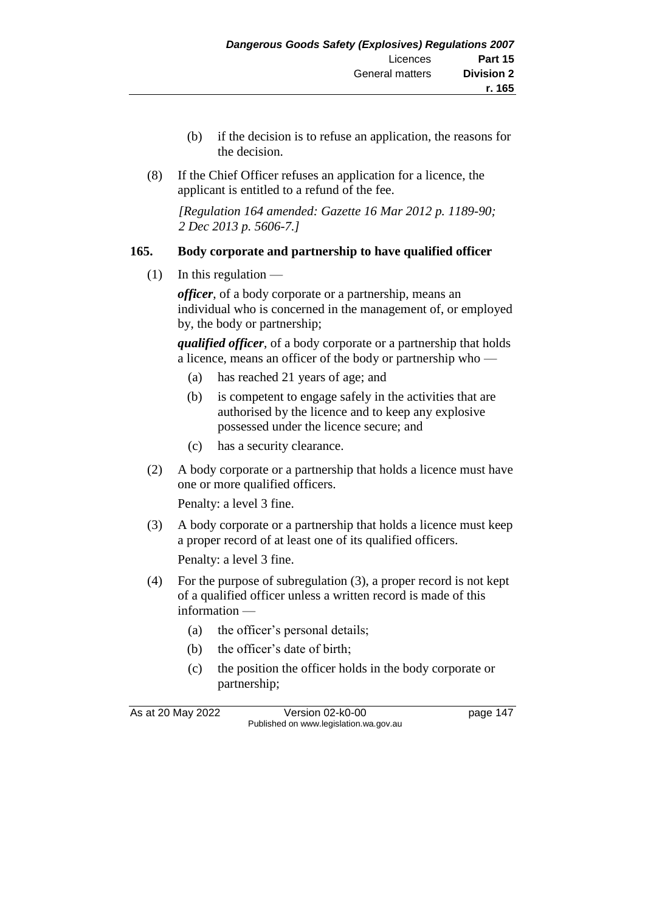(b) if the decision is to refuse an application, the reasons for the decision.

(8) If the Chief Officer refuses an application for a licence, the applicant is entitled to a refund of the fee.

*[Regulation 164 amended: Gazette 16 Mar 2012 p. 1189-90; 2 Dec 2013 p. 5606-7.]*

## 165. Body corporate and partnership to have qualified officer

(1) In this regulation —

***officer***, of a body corporate or a partnership, means an individual who is concerned in the management of, or employed by, the body or partnership;

***qualified officer***, of a body corporate or a partnership that holds a licence, means an officer of the body or partnership who —

(a) has reached 21 years of age; and

(b) is competent to engage safely in the activities that are authorised by the licence and to keep any explosive possessed under the licence secure; and

(c) has a security clearance.

(2) A body corporate or a partnership that holds a licence must have one or more qualified officers.

Penalty: a level 3 fine.

(3) A body corporate or a partnership that holds a licence must keep a proper record of at least one of its qualified officers.

Penalty: a level 3 fine.

(4) For the purpose of subregulation (3), a proper record is not kept of a qualified officer unless a written record is made of this information —

(a) the officer's personal details;

(b) the officer's date of birth;

(c) the position the officer holds in the body corporate or partnership;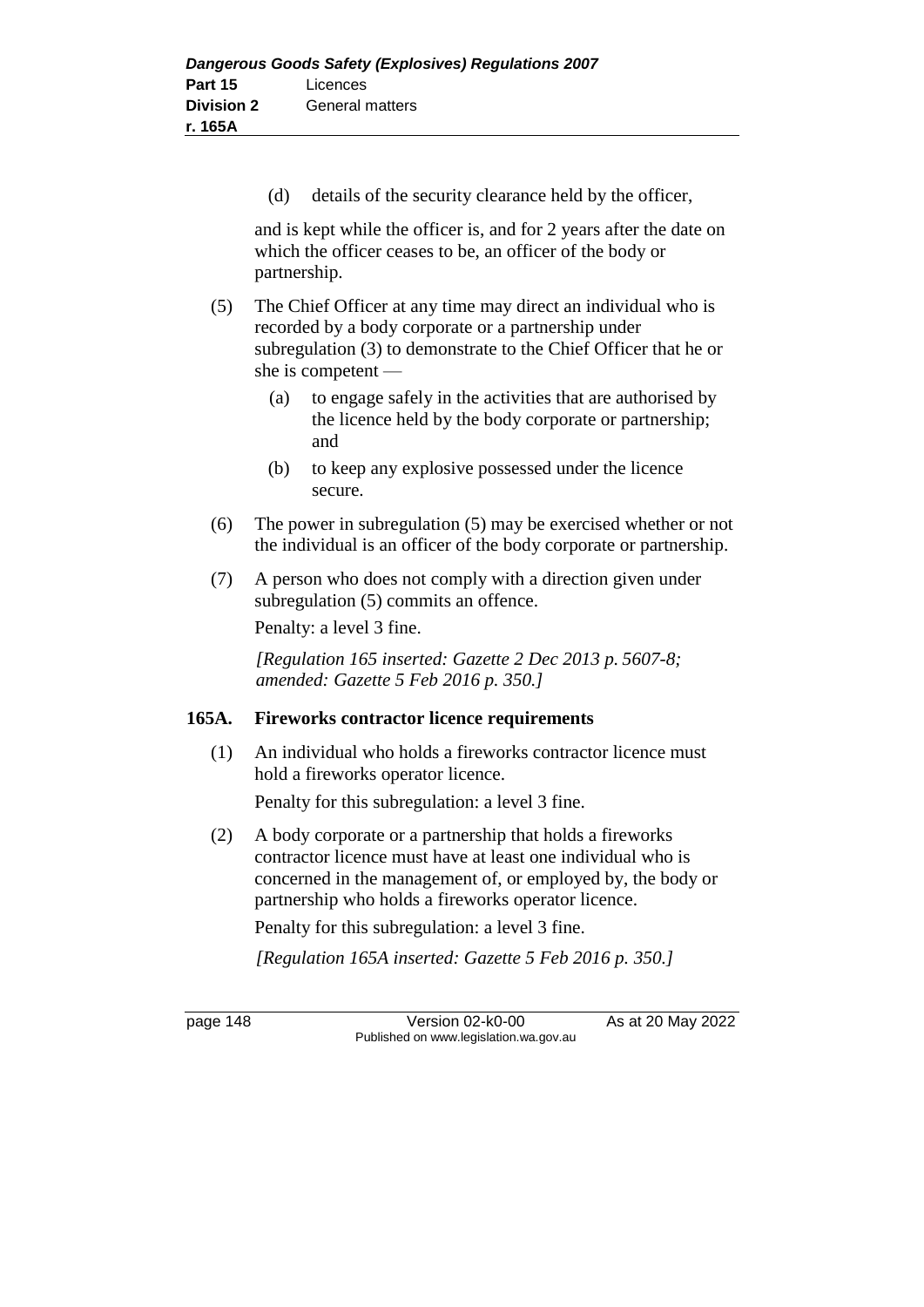(d) details of the security clearance held by the officer,

and is kept while the officer is, and for 2 years after the date on which the officer ceases to be, an officer of the body or partnership.

(5) The Chief Officer at any time may direct an individual who is recorded by a body corporate or a partnership under subregulation (3) to demonstrate to the Chief Officer that he or she is competent —

(a) to engage safely in the activities that are authorised by the licence held by the body corporate or partnership; and

(b) to keep any explosive possessed under the licence secure.

(6) The power in subregulation (5) may be exercised whether or not the individual is an officer of the body corporate or partnership.

(7) A person who does not comply with a direction given under subregulation (5) commits an offence.

Penalty: a level 3 fine.

*[Regulation 165 inserted: Gazette 2 Dec 2013 p. 5607-8; amended: Gazette 5 Feb 2016 p. 350.]*

**165A. Fireworks contractor licence requirements**

(1) An individual who holds a fireworks contractor licence must hold a fireworks operator licence.

Penalty for this subregulation: a level 3 fine.

(2) A body corporate or a partnership that holds a fireworks contractor licence must have at least one individual who is concerned in the management of, or employed by, the body or partnership who holds a fireworks operator licence.

Penalty for this subregulation: a level 3 fine.

*[Regulation 165A inserted: Gazette 5 Feb 2016 p. 350.]*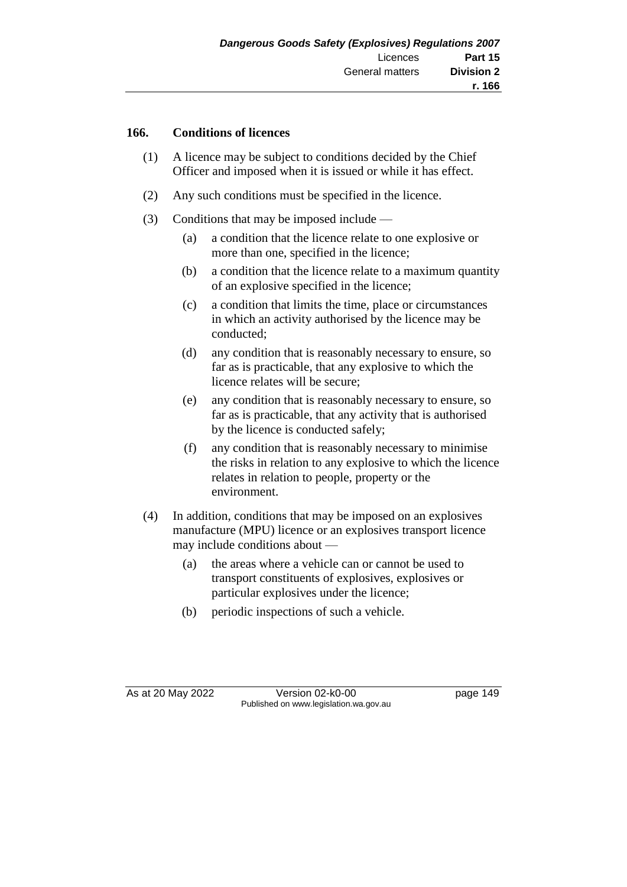## 166. Conditions of licences

(1) A licence may be subject to conditions decided by the Chief Officer and imposed when it is issued or while it has effect.

(2) Any such conditions must be specified in the licence.

(3) Conditions that may be imposed include —

- (a) a condition that the licence relate to one explosive or more than one, specified in the licence;
- (b) a condition that the licence relate to a maximum quantity of an explosive specified in the licence;
- (c) a condition that limits the time, place or circumstances in which an activity authorised by the licence may be conducted;
- (d) any condition that is reasonably necessary to ensure, so far as is practicable, that any explosive to which the licence relates will be secure;
- (e) any condition that is reasonably necessary to ensure, so far as is practicable, that any activity that is authorised by the licence is conducted safely;
- (f) any condition that is reasonably necessary to minimise the risks in relation to any explosive to which the licence relates in relation to people, property or the environment.

(4) In addition, conditions that may be imposed on an explosives manufacture (MPU) licence or an explosives transport licence may include conditions about —

- (a) the areas where a vehicle can or cannot be used to transport constituents of explosives, explosives or particular explosives under the licence;
- (b) periodic inspections of such a vehicle.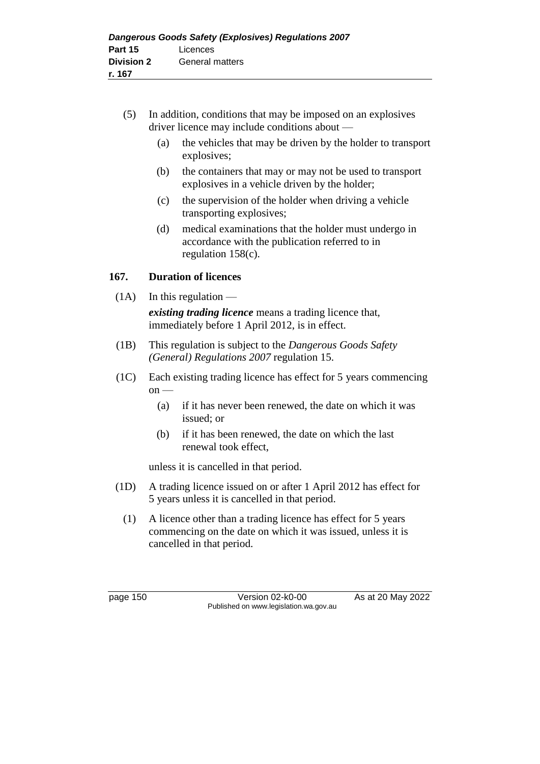(5) In addition, conditions that may be imposed on an explosives driver licence may include conditions about —

(a) the vehicles that may be driven by the holder to transport explosives;

(b) the containers that may or may not be used to transport explosives in a vehicle driven by the holder;

(c) the supervision of the holder when driving a vehicle transporting explosives;

(d) medical examinations that the holder must undergo in accordance with the publication referred to in regulation 158(c).

### 167. Duration of licences

(1A) In this regulation —

***existing trading licence*** means a trading licence that, immediately before 1 April 2012, is in effect.

(1B) This regulation is subject to the *Dangerous Goods Safety (General) Regulations 2007* regulation 15.

(1C) Each existing trading licence has effect for 5 years commencing on —

(a) if it has never been renewed, the date on which it was issued; or

(b) if it has been renewed, the date on which the last renewal took effect,

unless it is cancelled in that period.

(1D) A trading licence issued on or after 1 April 2012 has effect for 5 years unless it is cancelled in that period.

(1) A licence other than a trading licence has effect for 5 years commencing on the date on which it was issued, unless it is cancelled in that period.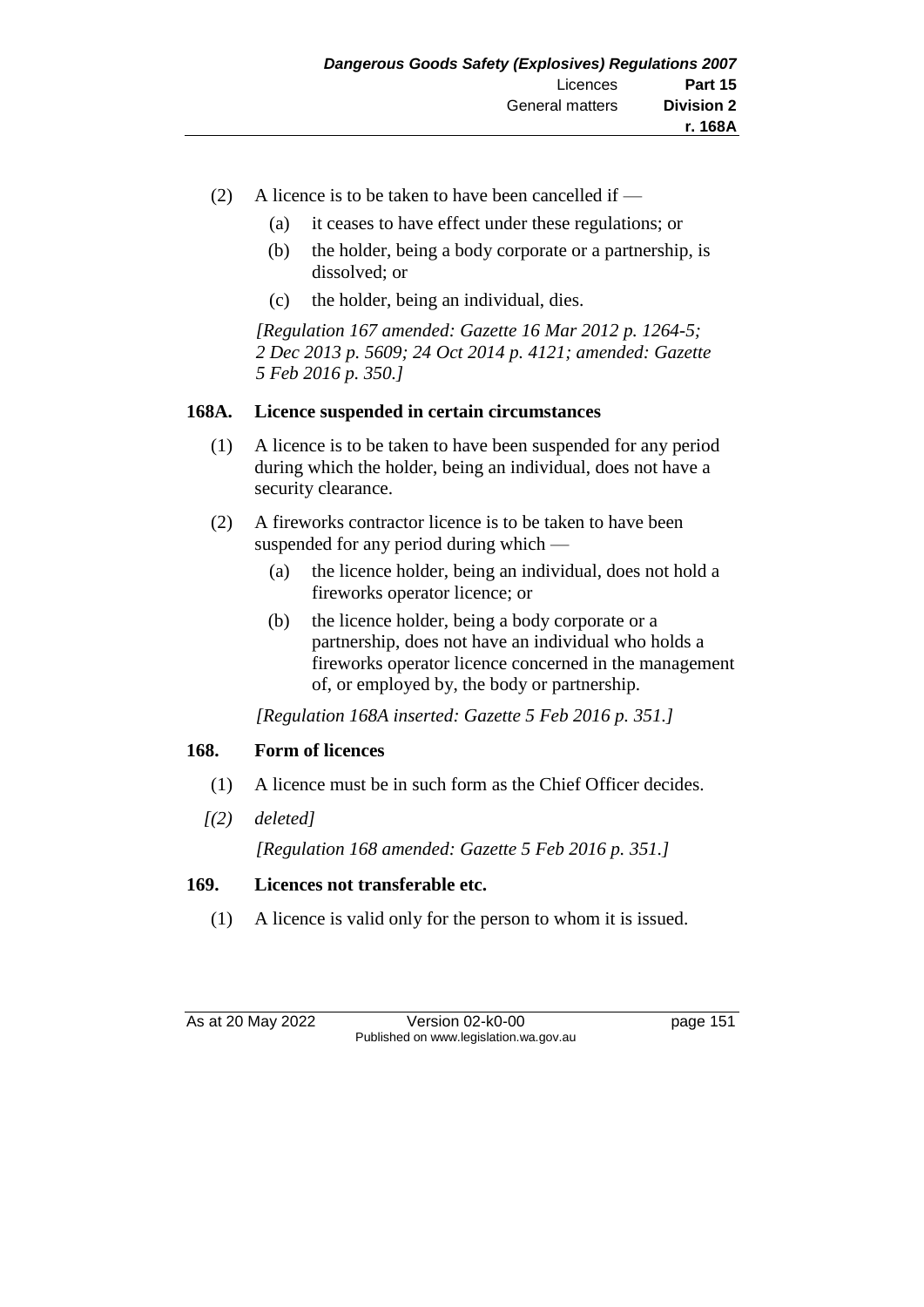(2) A licence is to be taken to have been cancelled if —

(a) it ceases to have effect under these regulations; or

(b) the holder, being a body corporate or a partnership, is dissolved; or

(c) the holder, being an individual, dies.

*[Regulation 167 amended: Gazette 16 Mar 2012 p. 1264-5; 2 Dec 2013 p. 5609; 24 Oct 2014 p. 4121; amended: Gazette 5 Feb 2016 p. 350.]*

### 168A. Licence suspended in certain circumstances

(1) A licence is to be taken to have been suspended for any period during which the holder, being an individual, does not have a security clearance.

(2) A fireworks contractor licence is to be taken to have been suspended for any period during which —

(a) the licence holder, being an individual, does not hold a fireworks operator licence; or

(b) the licence holder, being a body corporate or a partnership, does not have an individual who holds a fireworks operator licence concerned in the management of, or employed by, the body or partnership.

*[Regulation 168A inserted: Gazette 5 Feb 2016 p. 351.]*

### 168. Form of licences

(1) A licence must be in such form as the Chief Officer decides.

*[(2) deleted]*

*[Regulation 168 amended: Gazette 5 Feb 2016 p. 351.]*

### 169. Licences not transferable etc.

(1) A licence is valid only for the person to whom it is issued.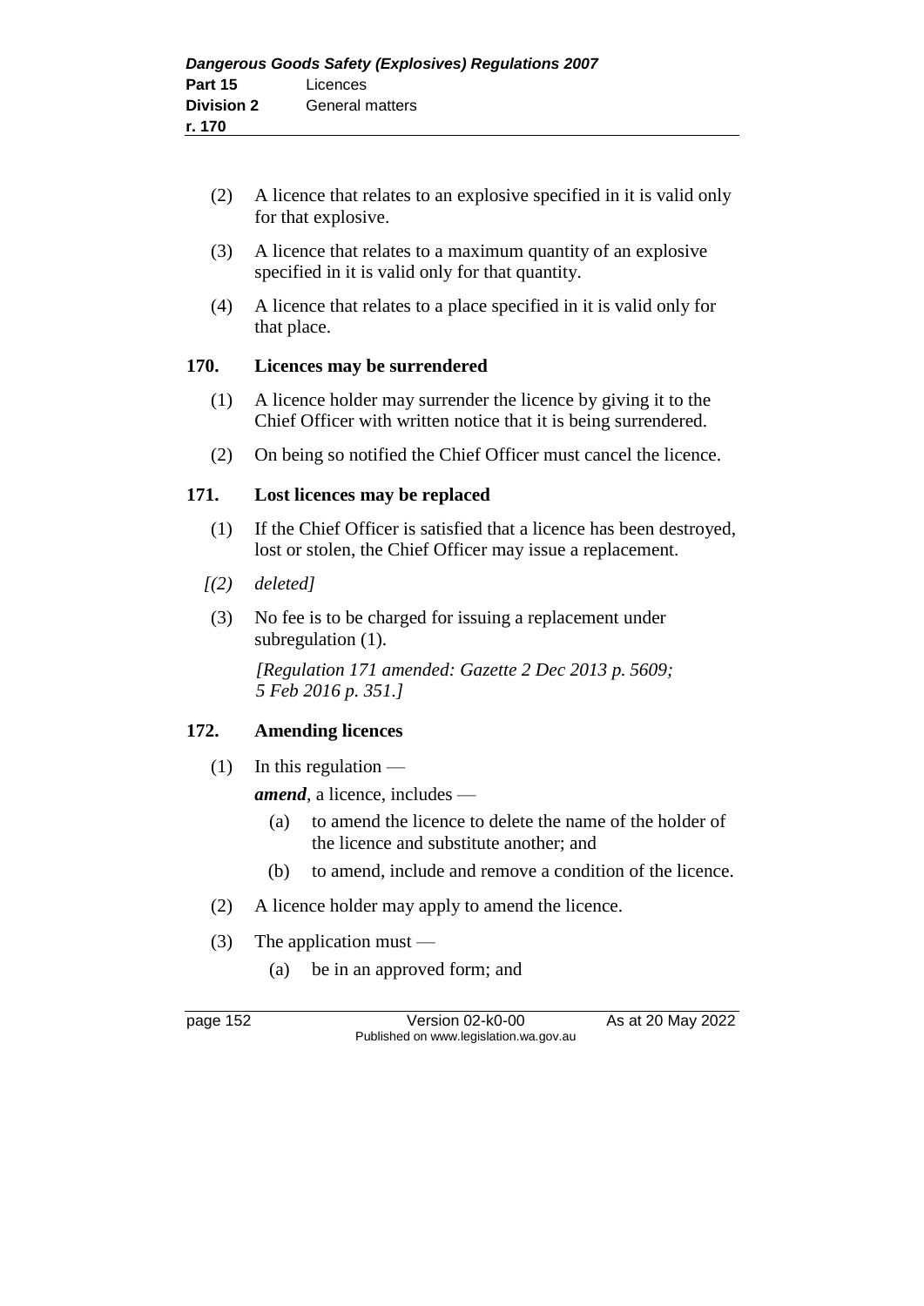(2) A licence that relates to an explosive specified in it is valid only for that explosive.

(3) A licence that relates to a maximum quantity of an explosive specified in it is valid only for that quantity.

(4) A licence that relates to a place specified in it is valid only for that place.

### 170. Licences may be surrendered

(1) A licence holder may surrender the licence by giving it to the Chief Officer with written notice that it is being surrendered.

(2) On being so notified the Chief Officer must cancel the licence.

### 171. Lost licences may be replaced

(1) If the Chief Officer is satisfied that a licence has been destroyed, lost or stolen, the Chief Officer may issue a replacement.

*[(2) deleted]*

(3) No fee is to be charged for issuing a replacement under subregulation (1).

*[Regulation 171 amended: Gazette 2 Dec 2013 p. 5609; 5 Feb 2016 p. 351.]*

### 172. Amending licences

(1) In this regulation —

***amend***, a licence, includes —

(a) to amend the licence to delete the name of the holder of the licence and substitute another; and

(b) to amend, include and remove a condition of the licence.

(2) A licence holder may apply to amend the licence.

(3) The application must —

(a) be in an approved form; and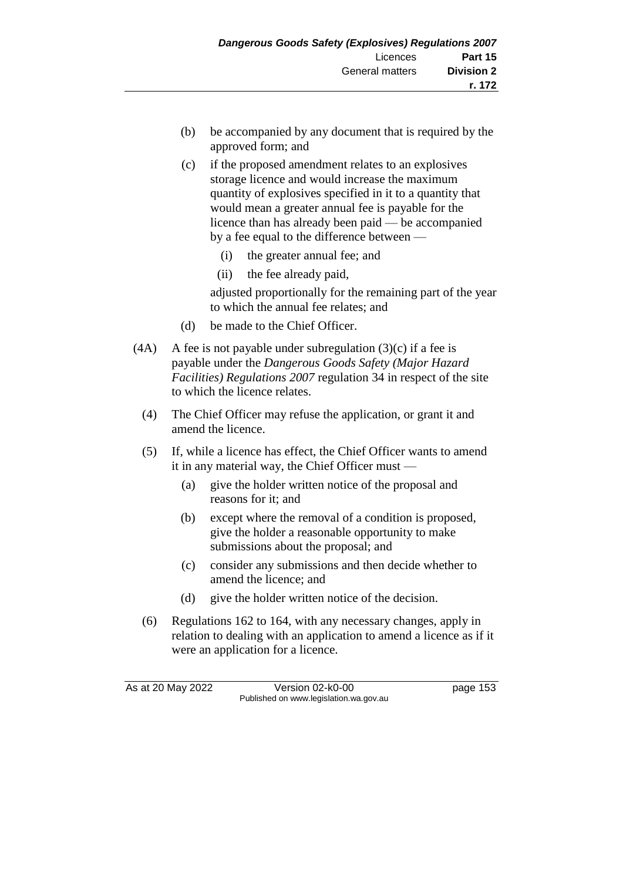(b) be accompanied by any document that is required by the approved form; and

(c) if the proposed amendment relates to an explosives storage licence and would increase the maximum quantity of explosives specified in it to a quantity that would mean a greater annual fee is payable for the licence than has already been paid — be accompanied by a fee equal to the difference between —

  (i) the greater annual fee; and

  (ii) the fee already paid,

adjusted proportionally for the remaining part of the year to which the annual fee relates; and

(d) be made to the Chief Officer.

(4A) A fee is not payable under subregulation (3)(c) if a fee is payable under the *Dangerous Goods Safety (Major Hazard Facilities) Regulations 2007* regulation 34 in respect of the site to which the licence relates.

(4) The Chief Officer may refuse the application, or grant it and amend the licence.

(5) If, while a licence has effect, the Chief Officer wants to amend it in any material way, the Chief Officer must —

(a) give the holder written notice of the proposal and reasons for it; and

(b) except where the removal of a condition is proposed, give the holder a reasonable opportunity to make submissions about the proposal; and

(c) consider any submissions and then decide whether to amend the licence; and

(d) give the holder written notice of the decision.

(6) Regulations 162 to 164, with any necessary changes, apply in relation to dealing with an application to amend a licence as if it were an application for a licence.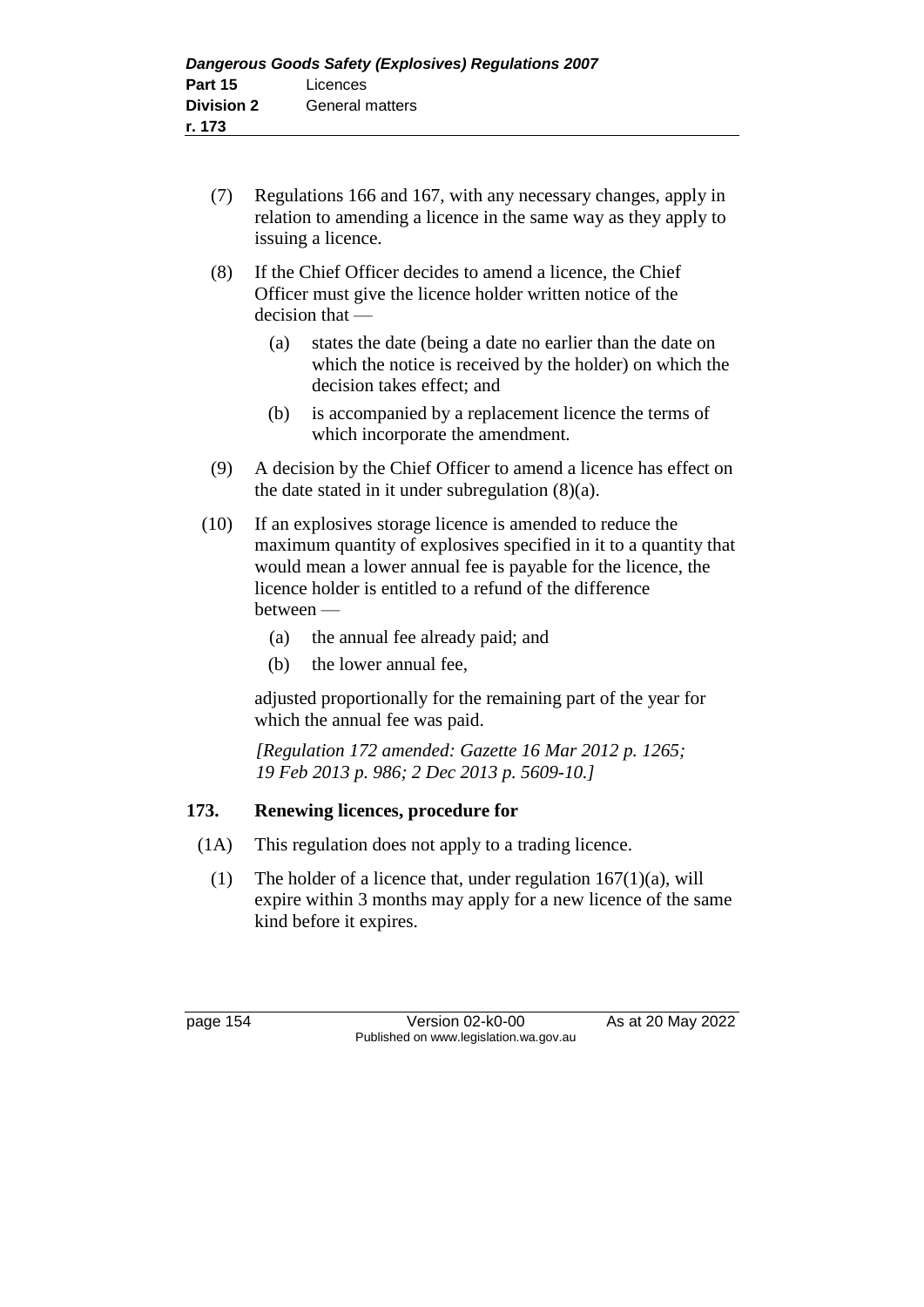(7) Regulations 166 and 167, with any necessary changes, apply in relation to amending a licence in the same way as they apply to issuing a licence.

(8) If the Chief Officer decides to amend a licence, the Chief Officer must give the licence holder written notice of the decision that —

(a) states the date (being a date no earlier than the date on which the notice is received by the holder) on which the decision takes effect; and

(b) is accompanied by a replacement licence the terms of which incorporate the amendment.

(9) A decision by the Chief Officer to amend a licence has effect on the date stated in it under subregulation (8)(a).

(10) If an explosives storage licence is amended to reduce the maximum quantity of explosives specified in it to a quantity that would mean a lower annual fee is payable for the licence, the licence holder is entitled to a refund of the difference between —

(a) the annual fee already paid; and

(b) the lower annual fee,

adjusted proportionally for the remaining part of the year for which the annual fee was paid.

*[Regulation 172 amended: Gazette 16 Mar 2012 p. 1265; 19 Feb 2013 p. 986; 2 Dec 2013 p. 5609-10.]*

**173. Renewing licences, procedure for**

(1A) This regulation does not apply to a trading licence.

(1) The holder of a licence that, under regulation 167(1)(a), will expire within 3 months may apply for a new licence of the same kind before it expires.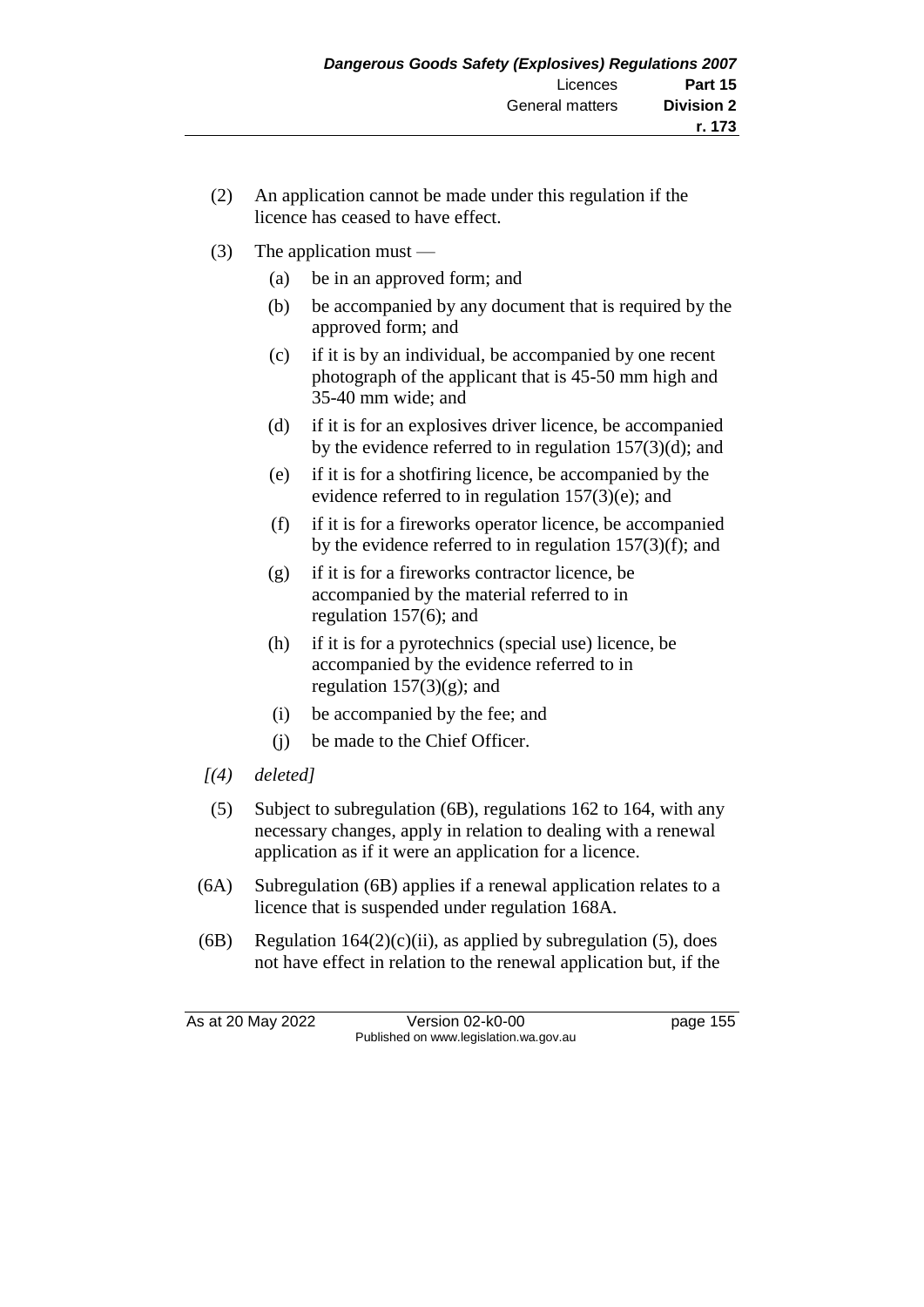(2) An application cannot be made under this regulation if the licence has ceased to have effect.

(3) The application must —

   (a) be in an approved form; and

   (b) be accompanied by any document that is required by the approved form; and

   (c) if it is by an individual, be accompanied by one recent photograph of the applicant that is 45-50 mm high and 35-40 mm wide; and

   (d) if it is for an explosives driver licence, be accompanied by the evidence referred to in regulation 157(3)(d); and

   (e) if it is for a shotfiring licence, be accompanied by the evidence referred to in regulation 157(3)(e); and

   (f) if it is for a fireworks operator licence, be accompanied by the evidence referred to in regulation 157(3)(f); and

   (g) if it is for a fireworks contractor licence, be accompanied by the material referred to in regulation 157(6); and

   (h) if it is for a pyrotechnics (special use) licence, be accompanied by the evidence referred to in regulation 157(3)(g); and

   (i) be accompanied by the fee; and

   (j) be made to the Chief Officer.

*[(4) deleted]*

(5) Subject to subregulation (6B), regulations 162 to 164, with any necessary changes, apply in relation to dealing with a renewal application as if it were an application for a licence.

(6A) Subregulation (6B) applies if a renewal application relates to a licence that is suspended under regulation 168A.

(6B) Regulation 164(2)(c)(ii), as applied by subregulation (5), does not have effect in relation to the renewal application but, if the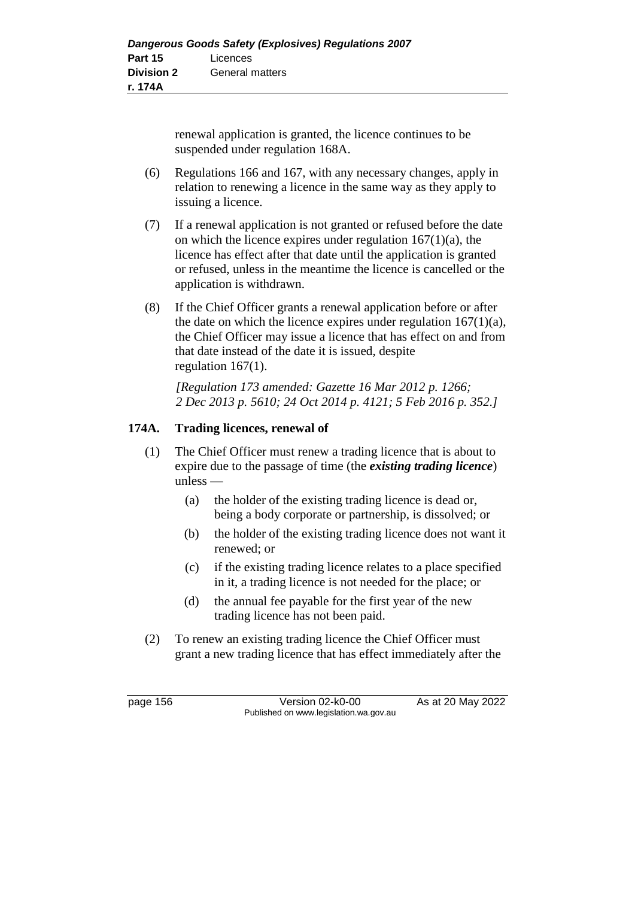renewal application is granted, the licence continues to be suspended under regulation 168A.

(6) Regulations 166 and 167, with any necessary changes, apply in relation to renewing a licence in the same way as they apply to issuing a licence.

(7) If a renewal application is not granted or refused before the date on which the licence expires under regulation 167(1)(a), the licence has effect after that date until the application is granted or refused, unless in the meantime the licence is cancelled or the application is withdrawn.

(8) If the Chief Officer grants a renewal application before or after the date on which the licence expires under regulation 167(1)(a), the Chief Officer may issue a licence that has effect on and from that date instead of the date it is issued, despite regulation 167(1).

*[Regulation 173 amended: Gazette 16 Mar 2012 p. 1266; 2 Dec 2013 p. 5610; 24 Oct 2014 p. 4121; 5 Feb 2016 p. 352.]*

## 174A. Trading licences, renewal of

(1) The Chief Officer must renew a trading licence that is about to expire due to the passage of time (the ***existing trading licence***) unless —

- (a) the holder of the existing trading licence is dead or, being a body corporate or partnership, is dissolved; or
- (b) the holder of the existing trading licence does not want it renewed; or
- (c) if the existing trading licence relates to a place specified in it, a trading licence is not needed for the place; or
- (d) the annual fee payable for the first year of the new trading licence has not been paid.

(2) To renew an existing trading licence the Chief Officer must grant a new trading licence that has effect immediately after the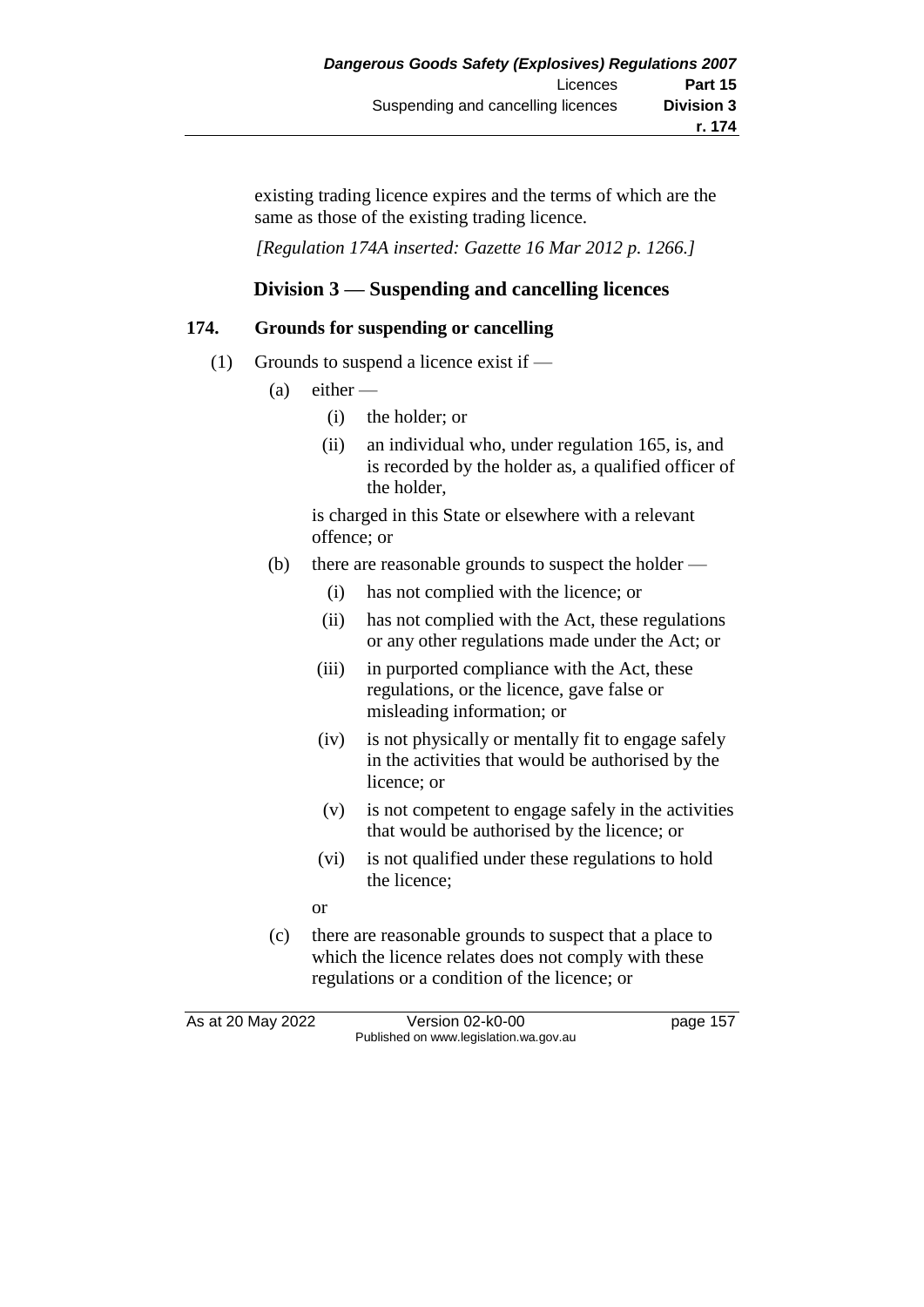existing trading licence expires and the terms of which are the same as those of the existing trading licence.

*[Regulation 174A inserted: Gazette 16 Mar 2012 p. 1266.]*

## Division 3 — Suspending and cancelling licences

### 174. Grounds for suspending or cancelling

(1) Grounds to suspend a licence exist if —

(a) either —

(i) the holder; or

(ii) an individual who, under regulation 165, is, and is recorded by the holder as, a qualified officer of the holder,

is charged in this State or elsewhere with a relevant offence; or

(b) there are reasonable grounds to suspect the holder —

(i) has not complied with the licence; or

(ii) has not complied with the Act, these regulations or any other regulations made under the Act; or

(iii) in purported compliance with the Act, these regulations, or the licence, gave false or misleading information; or

(iv) is not physically or mentally fit to engage safely in the activities that would be authorised by the licence; or

(v) is not competent to engage safely in the activities that would be authorised by the licence; or

(vi) is not qualified under these regulations to hold the licence;

or

(c) there are reasonable grounds to suspect that a place to which the licence relates does not comply with these regulations or a condition of the licence; or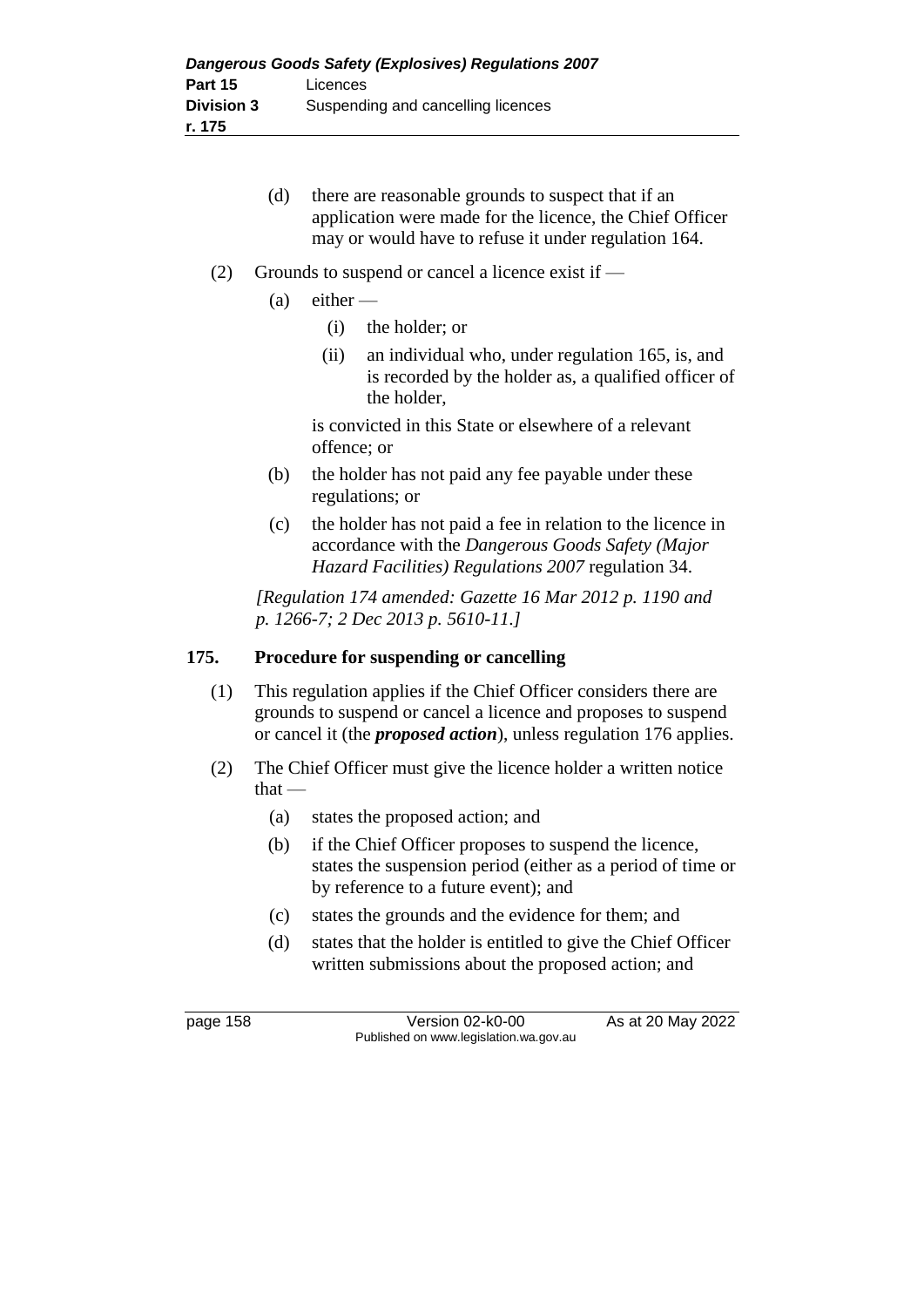(d) there are reasonable grounds to suspect that if an application were made for the licence, the Chief Officer may or would have to refuse it under regulation 164.

(2) Grounds to suspend or cancel a licence exist if —

(a) either —

(i) the holder; or

(ii) an individual who, under regulation 165, is, and is recorded by the holder as, a qualified officer of the holder,

is convicted in this State or elsewhere of a relevant offence; or

(b) the holder has not paid any fee payable under these regulations; or

(c) the holder has not paid a fee in relation to the licence in accordance with the *Dangerous Goods Safety (Major Hazard Facilities) Regulations 2007* regulation 34.

*[Regulation 174 amended: Gazette 16 Mar 2012 p. 1190 and p. 1266-7; 2 Dec 2013 p. 5610-11.]*

## 175. Procedure for suspending or cancelling

(1) This regulation applies if the Chief Officer considers there are grounds to suspend or cancel a licence and proposes to suspend or cancel it (the ***proposed action***), unless regulation 176 applies.

(2) The Chief Officer must give the licence holder a written notice that —

(a) states the proposed action; and

(b) if the Chief Officer proposes to suspend the licence, states the suspension period (either as a period of time or by reference to a future event); and

(c) states the grounds and the evidence for them; and

(d) states that the holder is entitled to give the Chief Officer written submissions about the proposed action; and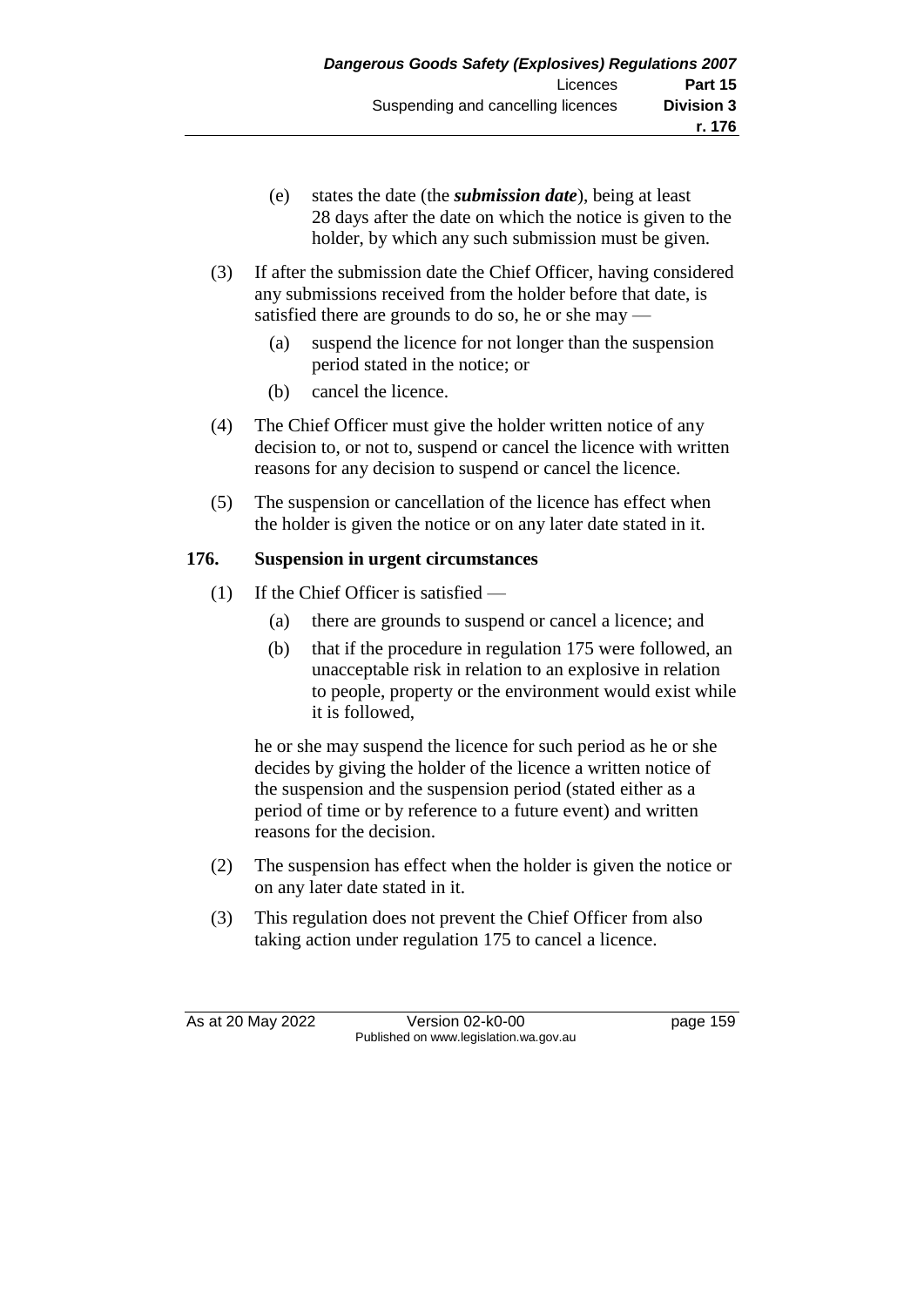(e) states the date (the ***submission date***), being at least 28 days after the date on which the notice is given to the holder, by which any such submission must be given.

(3) If after the submission date the Chief Officer, having considered any submissions received from the holder before that date, is satisfied there are grounds to do so, he or she may —

(a) suspend the licence for not longer than the suspension period stated in the notice; or

(b) cancel the licence.

(4) The Chief Officer must give the holder written notice of any decision to, or not to, suspend or cancel the licence with written reasons for any decision to suspend or cancel the licence.

(5) The suspension or cancellation of the licence has effect when the holder is given the notice or on any later date stated in it.

**176. Suspension in urgent circumstances**

(1) If the Chief Officer is satisfied —

(a) there are grounds to suspend or cancel a licence; and

(b) that if the procedure in regulation 175 were followed, an unacceptable risk in relation to an explosive in relation to people, property or the environment would exist while it is followed,

he or she may suspend the licence for such period as he or she decides by giving the holder of the licence a written notice of the suspension and the suspension period (stated either as a period of time or by reference to a future event) and written reasons for the decision.

(2) The suspension has effect when the holder is given the notice or on any later date stated in it.

(3) This regulation does not prevent the Chief Officer from also taking action under regulation 175 to cancel a licence.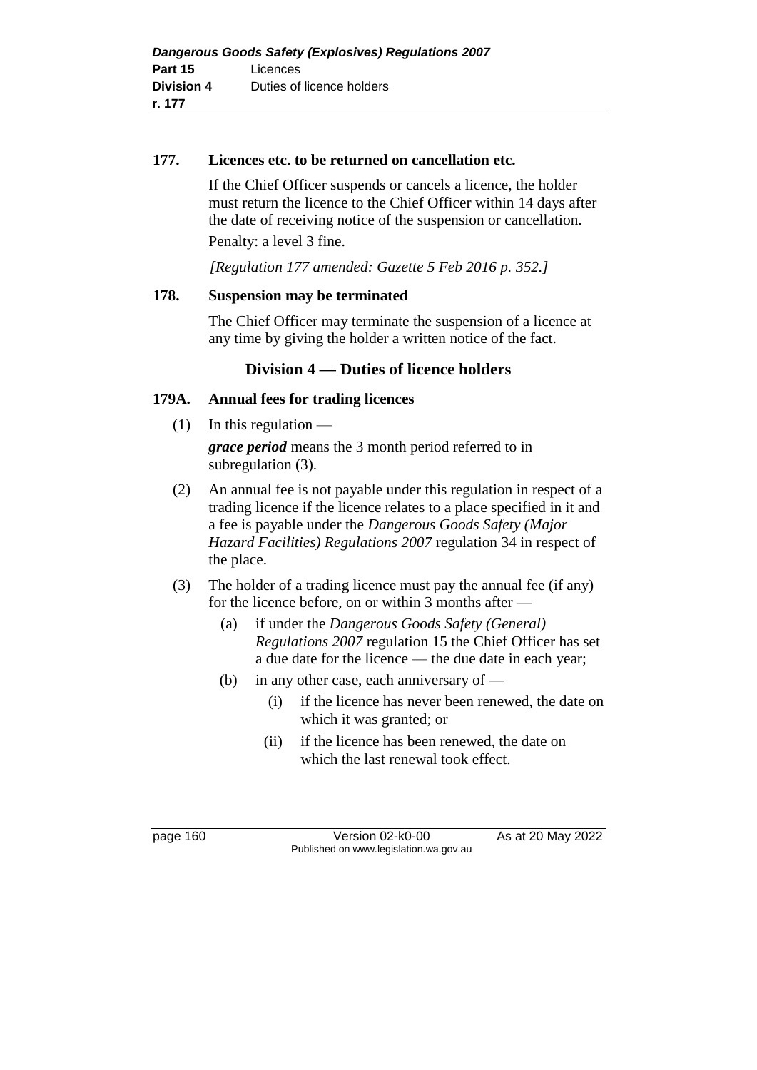**177. Licences etc. to be returned on cancellation etc.**

If the Chief Officer suspends or cancels a licence, the holder must return the licence to the Chief Officer within 14 days after the date of receiving notice of the suspension or cancellation.

Penalty: a level 3 fine.

*[Regulation 177 amended: Gazette 5 Feb 2016 p. 352.]*

**178. Suspension may be terminated**

The Chief Officer may terminate the suspension of a licence at any time by giving the holder a written notice of the fact.

## Division 4 — Duties of licence holders

**179A. Annual fees for trading licences**

(1) In this regulation —

***grace period*** means the 3 month period referred to in subregulation (3).

(2) An annual fee is not payable under this regulation in respect of a trading licence if the licence relates to a place specified in it and a fee is payable under the *Dangerous Goods Safety (Major Hazard Facilities) Regulations 2007* regulation 34 in respect of the place.

(3) The holder of a trading licence must pay the annual fee (if any) for the licence before, on or within 3 months after —

(a) if under the *Dangerous Goods Safety (General) Regulations 2007* regulation 15 the Chief Officer has set a due date for the licence — the due date in each year;

(b) in any other case, each anniversary of —

(i) if the licence has never been renewed, the date on which it was granted; or

(ii) if the licence has been renewed, the date on which the last renewal took effect.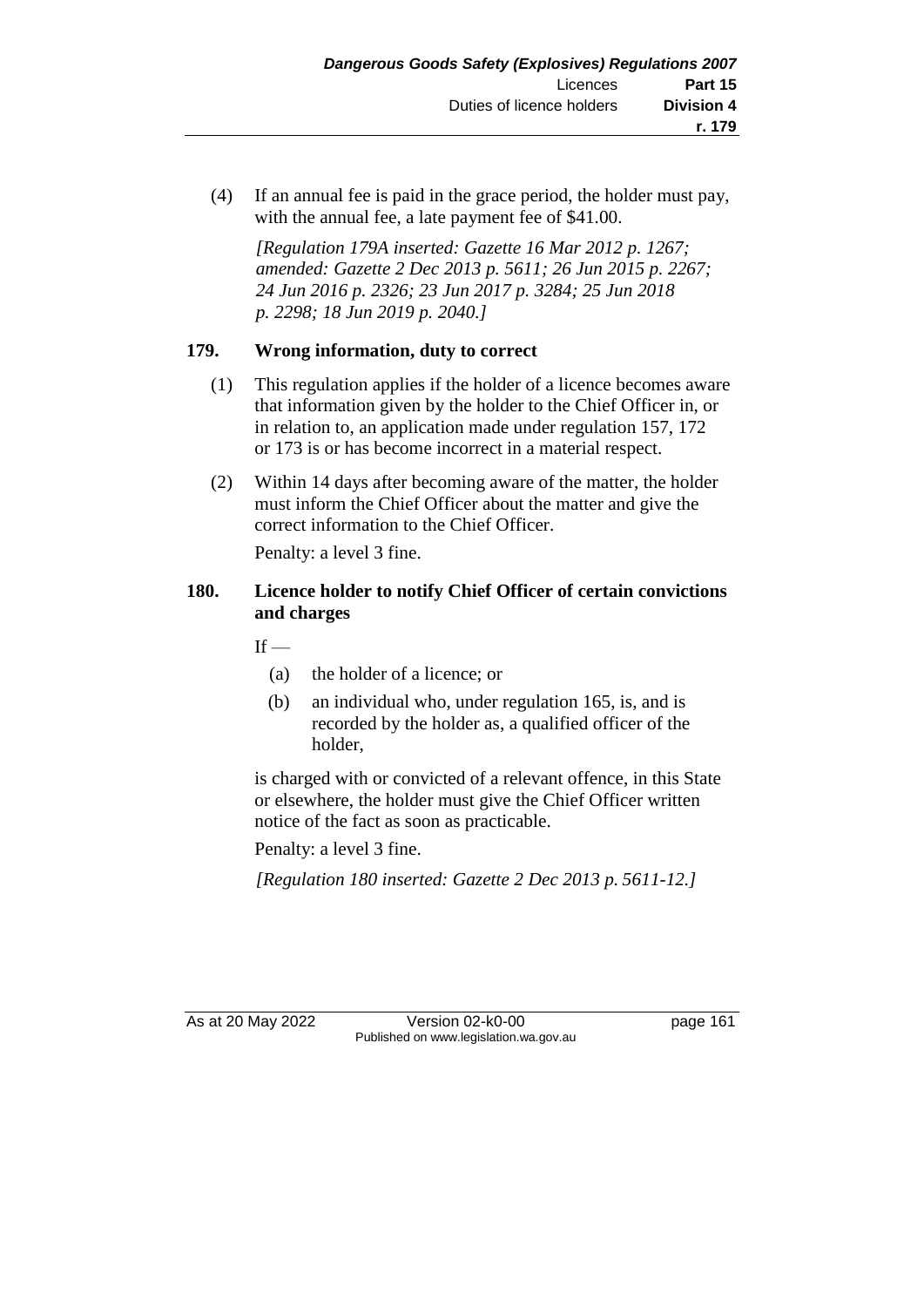(4) If an annual fee is paid in the grace period, the holder must pay, with the annual fee, a late payment fee of $41.00.

*[Regulation 179A inserted: Gazette 16 Mar 2012 p. 1267; amended: Gazette 2 Dec 2013 p. 5611; 26 Jun 2015 p. 2267; 24 Jun 2016 p. 2326; 23 Jun 2017 p. 3284; 25 Jun 2018 p. 2298; 18 Jun 2019 p. 2040.]*

### 179. Wrong information, duty to correct

(1) This regulation applies if the holder of a licence becomes aware that information given by the holder to the Chief Officer in, or in relation to, an application made under regulation 157, 172 or 173 is or has become incorrect in a material respect.

(2) Within 14 days after becoming aware of the matter, the holder must inform the Chief Officer about the matter and give the correct information to the Chief Officer.

Penalty: a level 3 fine.

### 180. Licence holder to notify Chief Officer of certain convictions and charges

If —

(a) the holder of a licence; or

(b) an individual who, under regulation 165, is, and is recorded by the holder as, a qualified officer of the holder,

is charged with or convicted of a relevant offence, in this State or elsewhere, the holder must give the Chief Officer written notice of the fact as soon as practicable.

Penalty: a level 3 fine.

*[Regulation 180 inserted: Gazette 2 Dec 2013 p. 5611-12.]*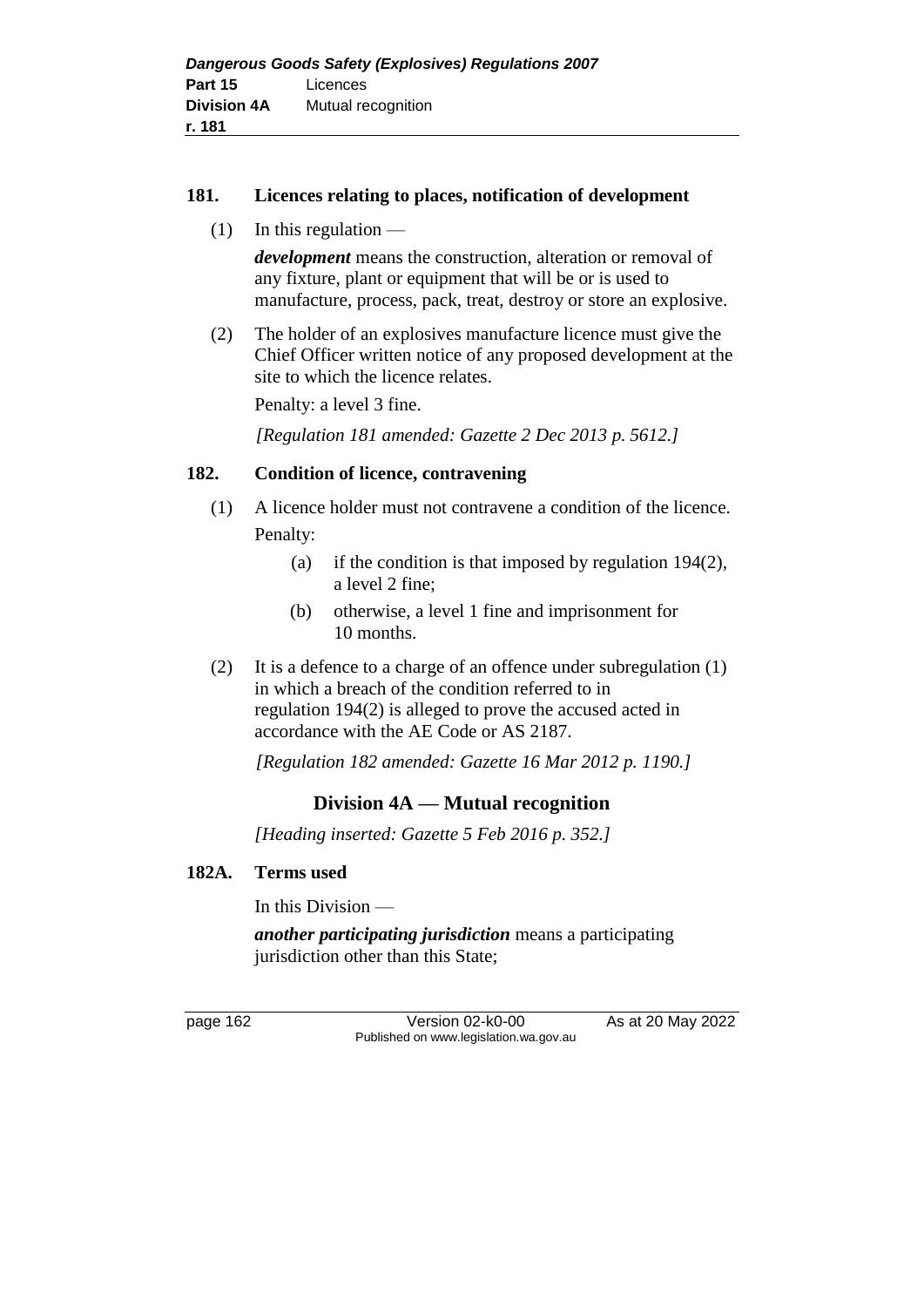### 181. Licences relating to places, notification of development

(1) In this regulation —

***development*** means the construction, alteration or removal of any fixture, plant or equipment that will be or is used to manufacture, process, pack, treat, destroy or store an explosive.

(2) The holder of an explosives manufacture licence must give the Chief Officer written notice of any proposed development at the site to which the licence relates.

Penalty: a level 3 fine.

*[Regulation 181 amended: Gazette 2 Dec 2013 p. 5612.]*

### 182. Condition of licence, contravening

(1) A licence holder must not contravene a condition of the licence.

Penalty:

- (a) if the condition is that imposed by regulation 194(2), a level 2 fine;
- (b) otherwise, a level 1 fine and imprisonment for 10 months.

(2) It is a defence to a charge of an offence under subregulation (1) in which a breach of the condition referred to in regulation 194(2) is alleged to prove the accused acted in accordance with the AE Code or AS 2187.

*[Regulation 182 amended: Gazette 16 Mar 2012 p. 1190.]*

## Division 4A — Mutual recognition

*[Heading inserted: Gazette 5 Feb 2016 p. 352.]*

### 182A. Terms used

In this Division —

***another participating jurisdiction*** means a participating jurisdiction other than this State;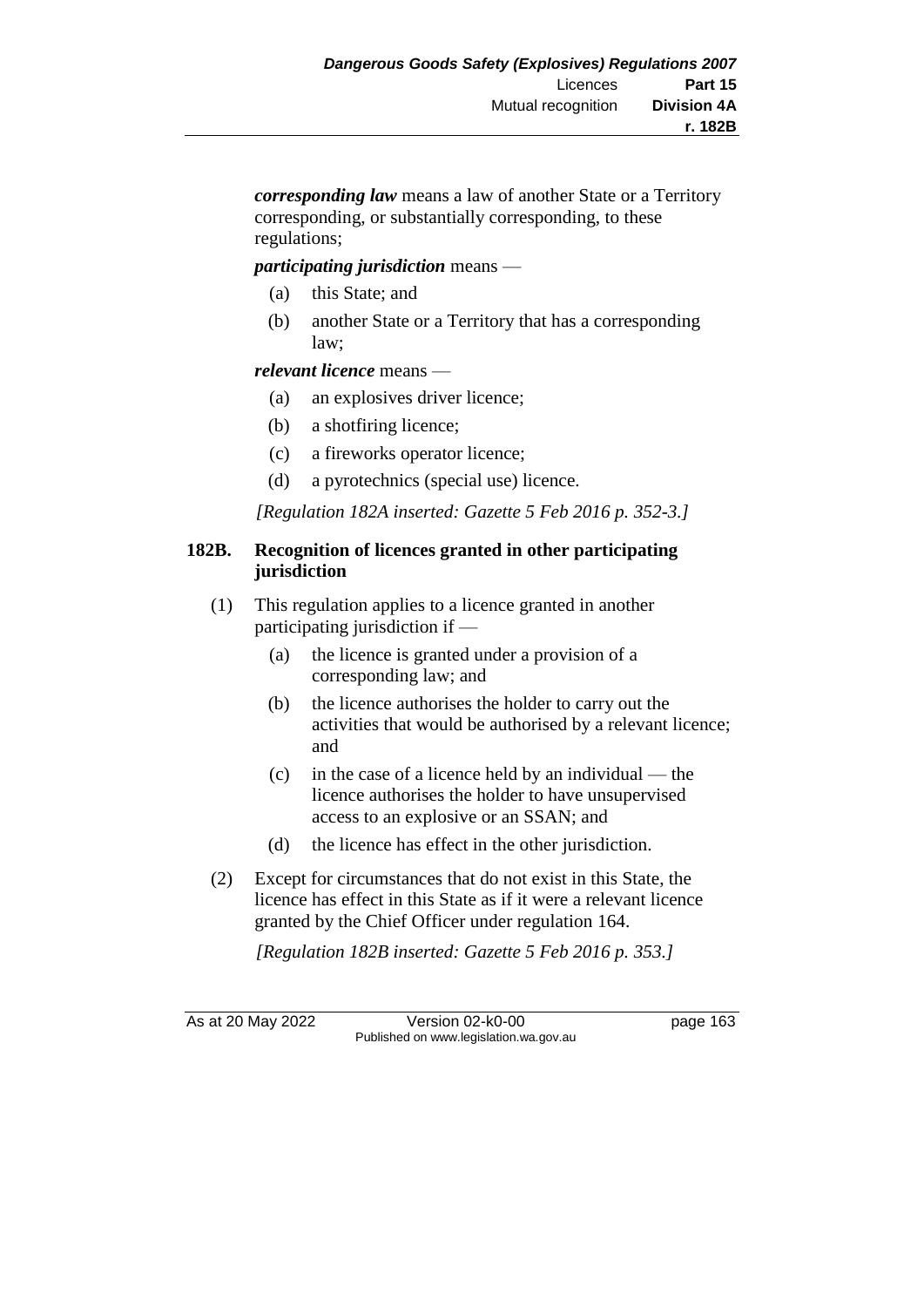***corresponding law*** means a law of another State or a Territory corresponding, or substantially corresponding, to these regulations;

***participating jurisdiction*** means —

(a) this State; and

(b) another State or a Territory that has a corresponding law;

***relevant licence*** means —

(a) an explosives driver licence;

(b) a shotfiring licence;

(c) a fireworks operator licence;

(d) a pyrotechnics (special use) licence.

*[Regulation 182A inserted: Gazette 5 Feb 2016 p. 352-3.]*

### 182B. Recognition of licences granted in other participating jurisdiction

(1) This regulation applies to a licence granted in another participating jurisdiction if —

(a) the licence is granted under a provision of a corresponding law; and

(b) the licence authorises the holder to carry out the activities that would be authorised by a relevant licence; and

(c) in the case of a licence held by an individual — the licence authorises the holder to have unsupervised access to an explosive or an SSAN; and

(d) the licence has effect in the other jurisdiction.

(2) Except for circumstances that do not exist in this State, the licence has effect in this State as if it were a relevant licence granted by the Chief Officer under regulation 164.

*[Regulation 182B inserted: Gazette 5 Feb 2016 p. 353.]*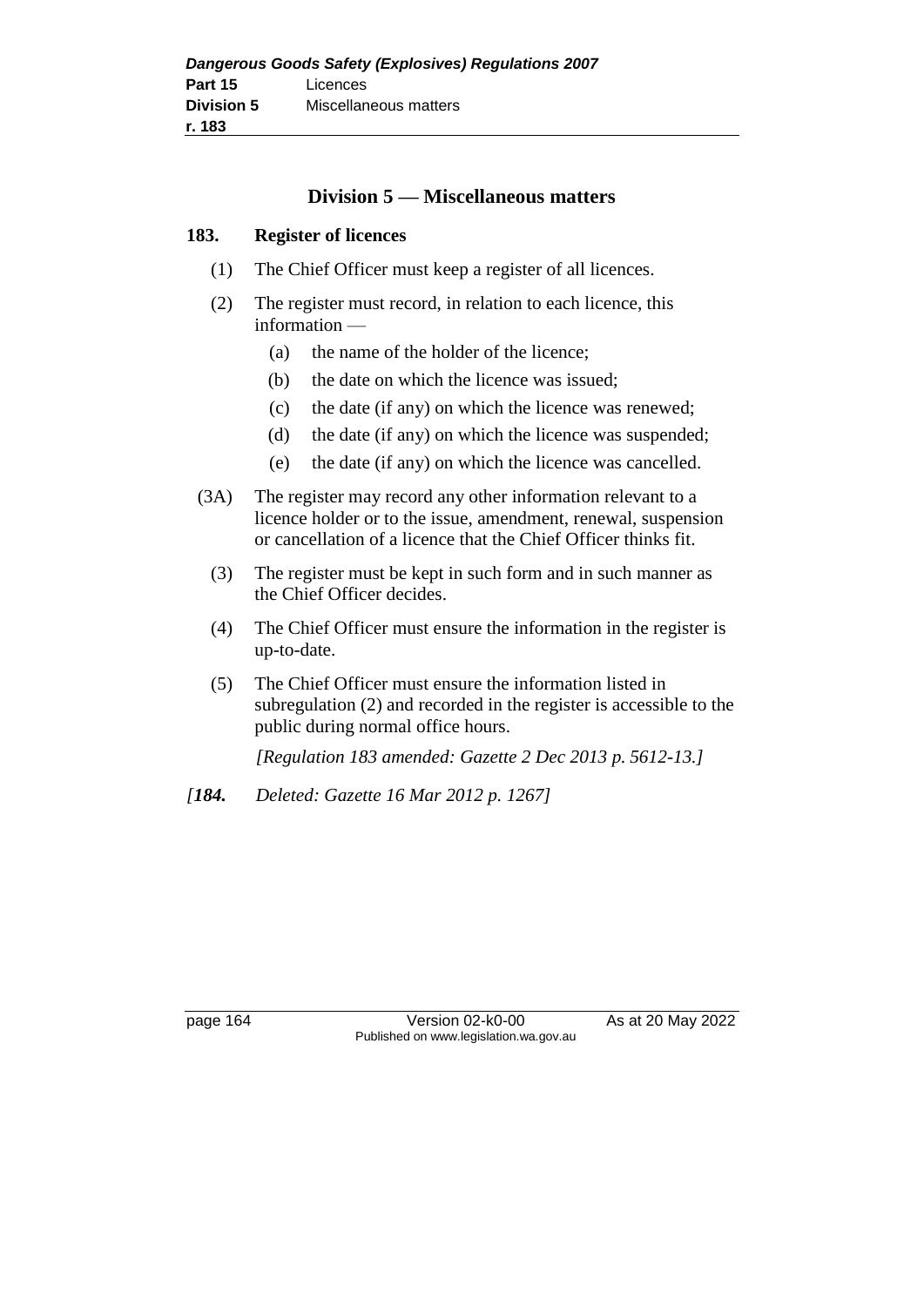## Division 5 — Miscellaneous matters

### 183. Register of licences

(1) The Chief Officer must keep a register of all licences.

(2) The register must record, in relation to each licence, this information —

- (a) the name of the holder of the licence;
- (b) the date on which the licence was issued;
- (c) the date (if any) on which the licence was renewed;
- (d) the date (if any) on which the licence was suspended;
- (e) the date (if any) on which the licence was cancelled.

(3A) The register may record any other information relevant to a licence holder or to the issue, amendment, renewal, suspension or cancellation of a licence that the Chief Officer thinks fit.

(3) The register must be kept in such form and in such manner as the Chief Officer decides.

(4) The Chief Officer must ensure the information in the register is up-to-date.

(5) The Chief Officer must ensure the information listed in subregulation (2) and recorded in the register is accessible to the public during normal office hours.

*[Regulation 183 amended: Gazette 2 Dec 2013 p. 5612-13.]*

*[**184.** Deleted: Gazette 16 Mar 2012 p. 1267]*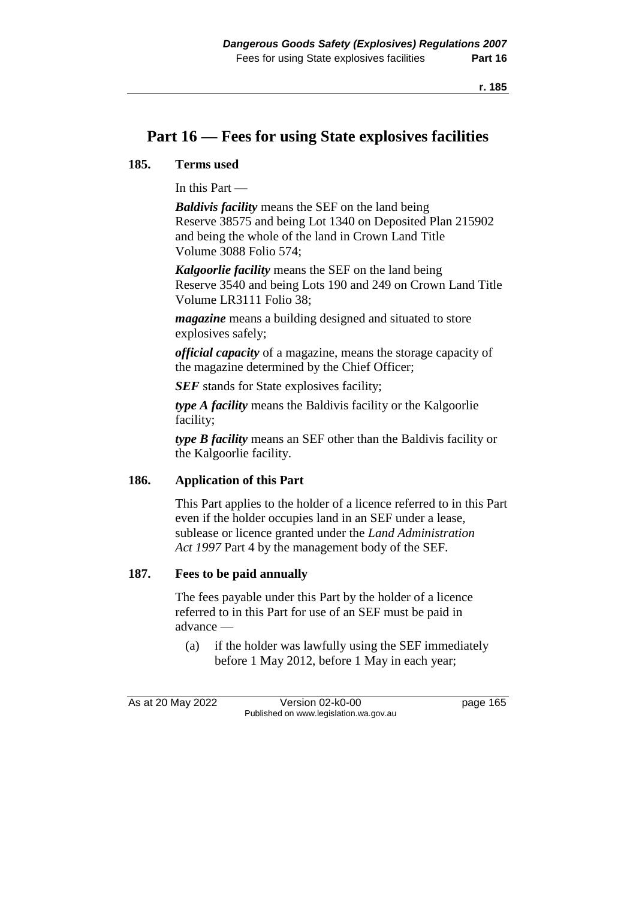# Part 16 — Fees for using State explosives facilities

**185. Terms used**

In this Part —

***Baldivis facility*** means the SEF on the land being Reserve 38575 and being Lot 1340 on Deposited Plan 215902 and being the whole of the land in Crown Land Title Volume 3088 Folio 574;

***Kalgoorlie facility*** means the SEF on the land being Reserve 3540 and being Lots 190 and 249 on Crown Land Title Volume LR3111 Folio 38;

***magazine*** means a building designed and situated to store explosives safely;

***official capacity*** of a magazine, means the storage capacity of the magazine determined by the Chief Officer;

***SEF*** stands for State explosives facility;

***type A facility*** means the Baldivis facility or the Kalgoorlie facility;

***type B facility*** means an SEF other than the Baldivis facility or the Kalgoorlie facility.

**186. Application of this Part**

This Part applies to the holder of a licence referred to in this Part even if the holder occupies land in an SEF under a lease, sublease or licence granted under the *Land Administration Act 1997* Part 4 by the management body of the SEF.

**187. Fees to be paid annually**

The fees payable under this Part by the holder of a licence referred to in this Part for use of an SEF must be paid in advance —

(a) if the holder was lawfully using the SEF immediately before 1 May 2012, before 1 May in each year;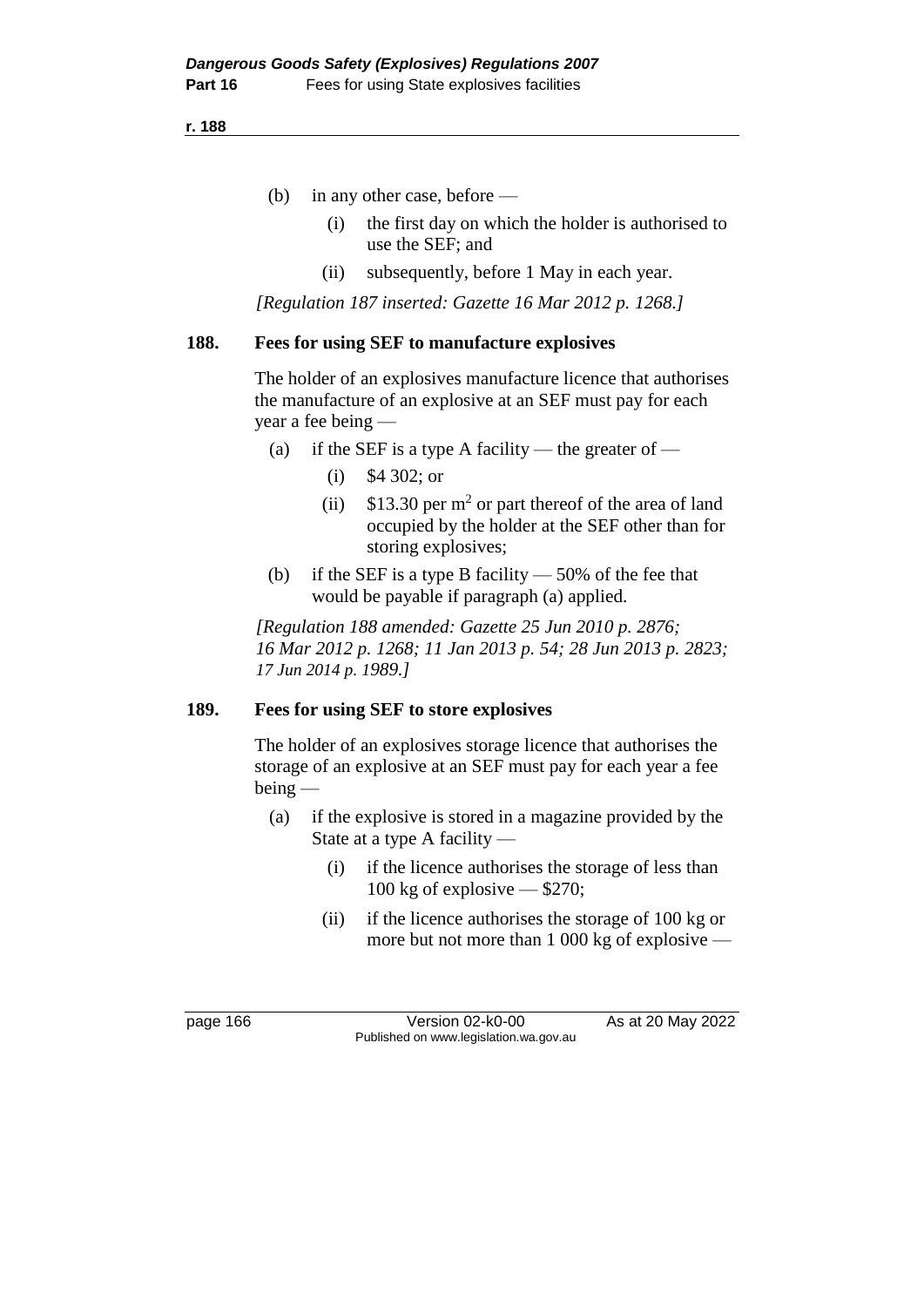(b) in any other case, before —

  (i) the first day on which the holder is authorised to use the SEF; and

  (ii) subsequently, before 1 May in each year.

*[Regulation 187 inserted: Gazette 16 Mar 2012 p. 1268.]*

## 188. Fees for using SEF to manufacture explosives

The holder of an explosives manufacture licence that authorises the manufacture of an explosive at an SEF must pay for each year a fee being —

(a) if the SEF is a type A facility — the greater of —

  (i) $4 302; or

  (ii) $13.30 per $m^2$ or part thereof of the area of land occupied by the holder at the SEF other than for storing explosives;

(b) if the SEF is a type B facility — 50% of the fee that would be payable if paragraph (a) applied.

*[Regulation 188 amended: Gazette 25 Jun 2010 p. 2876; 16 Mar 2012 p. 1268; 11 Jan 2013 p. 54; 28 Jun 2013 p. 2823; 17 Jun 2014 p. 1989.]*

## 189. Fees for using SEF to store explosives

The holder of an explosives storage licence that authorises the storage of an explosive at an SEF must pay for each year a fee being —

(a) if the explosive is stored in a magazine provided by the State at a type A facility —

  (i) if the licence authorises the storage of less than 100 kg of explosive — $270;

  (ii) if the licence authorises the storage of 100 kg or more but not more than 1 000 kg of explosive —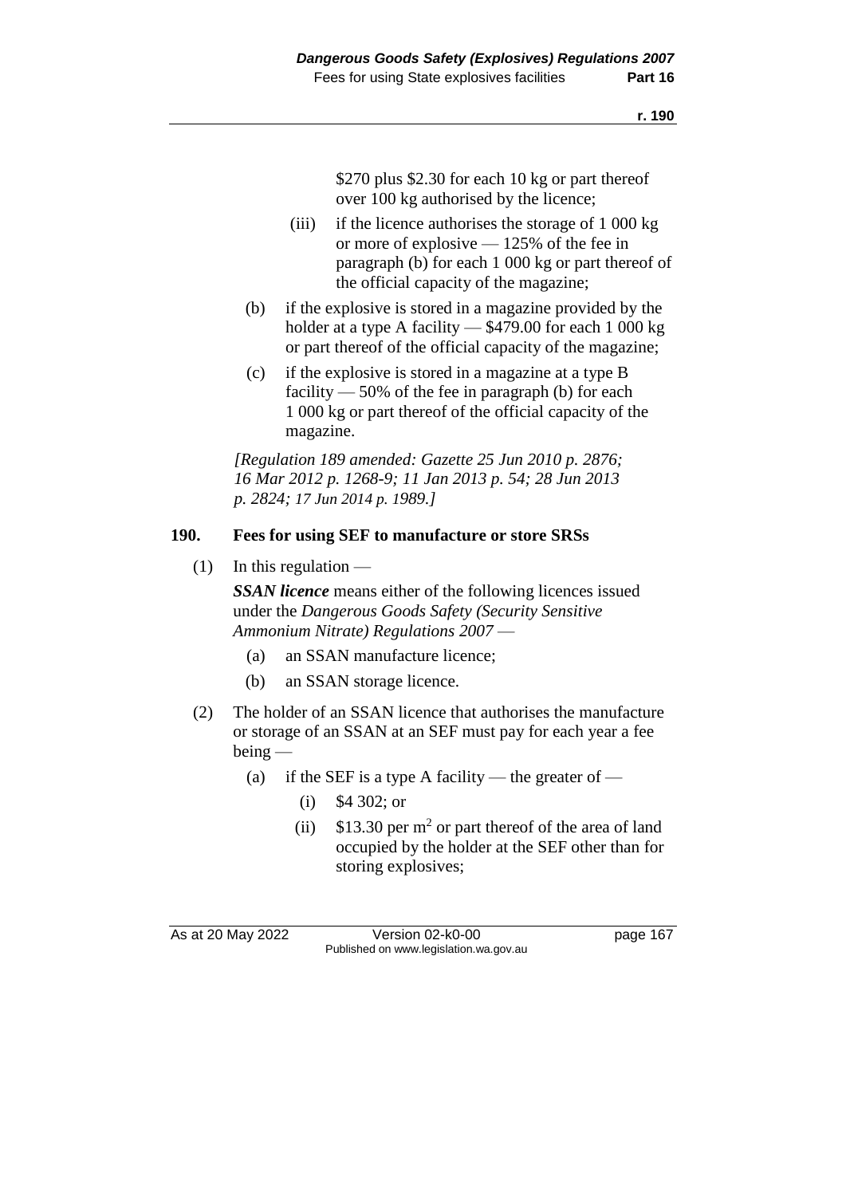$270 plus $2.30 for each 10 kg or part thereof over 100 kg authorised by the licence;

(iii) if the licence authorises the storage of 1 000 kg or more of explosive — 125% of the fee in paragraph (b) for each 1 000 kg or part thereof of the official capacity of the magazine;

(b) if the explosive is stored in a magazine provided by the holder at a type A facility — $479.00 for each 1 000 kg or part thereof of the official capacity of the magazine;

(c) if the explosive is stored in a magazine at a type B facility — 50% of the fee in paragraph (b) for each 1 000 kg or part thereof of the official capacity of the magazine.

*[Regulation 189 amended: Gazette 25 Jun 2010 p. 2876; 16 Mar 2012 p. 1268-9; 11 Jan 2013 p. 54; 28 Jun 2013 p. 2824; 17 Jun 2014 p. 1989.]*

**190. Fees for using SEF to manufacture or store SRSs**

(1) In this regulation —

***SSAN licence*** means either of the following licences issued under the *Dangerous Goods Safety (Security Sensitive Ammonium Nitrate) Regulations 2007* —

(a) an SSAN manufacture licence;

(b) an SSAN storage licence.

(2) The holder of an SSAN licence that authorises the manufacture or storage of an SSAN at an SEF must pay for each year a fee being —

(a) if the SEF is a type A facility — the greater of —

(i) $4 302; or

(ii) $13.30 per $m^2$ or part thereof of the area of land occupied by the holder at the SEF other than for storing explosives;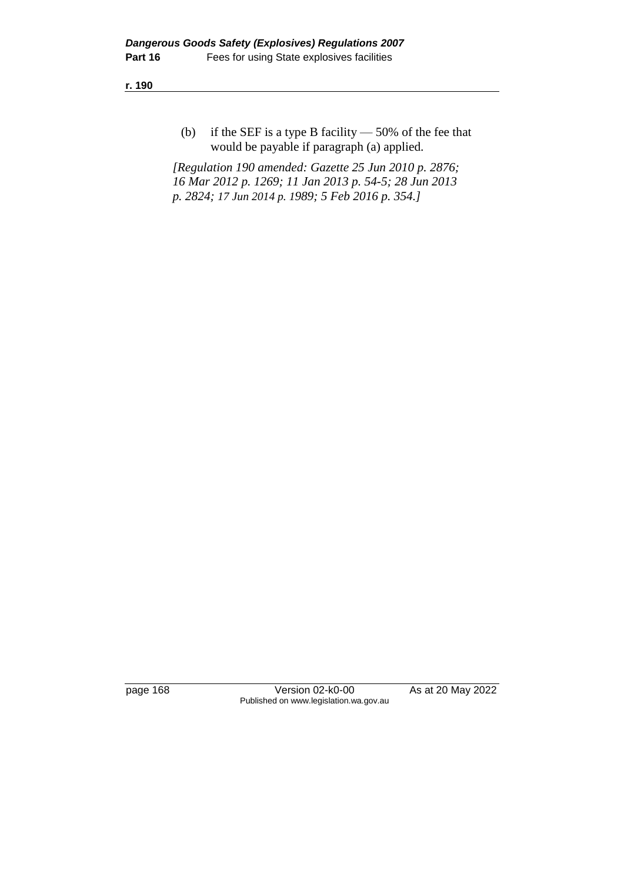(b) if the SEF is a type B facility — 50% of the fee that would be payable if paragraph (a) applied.

*[Regulation 190 amended: Gazette 25 Jun 2010 p. 2876; 16 Mar 2012 p. 1269; 11 Jan 2013 p. 54-5; 28 Jun 2013 p. 2824; 17 Jun 2014 p. 1989; 5 Feb 2016 p. 354.]*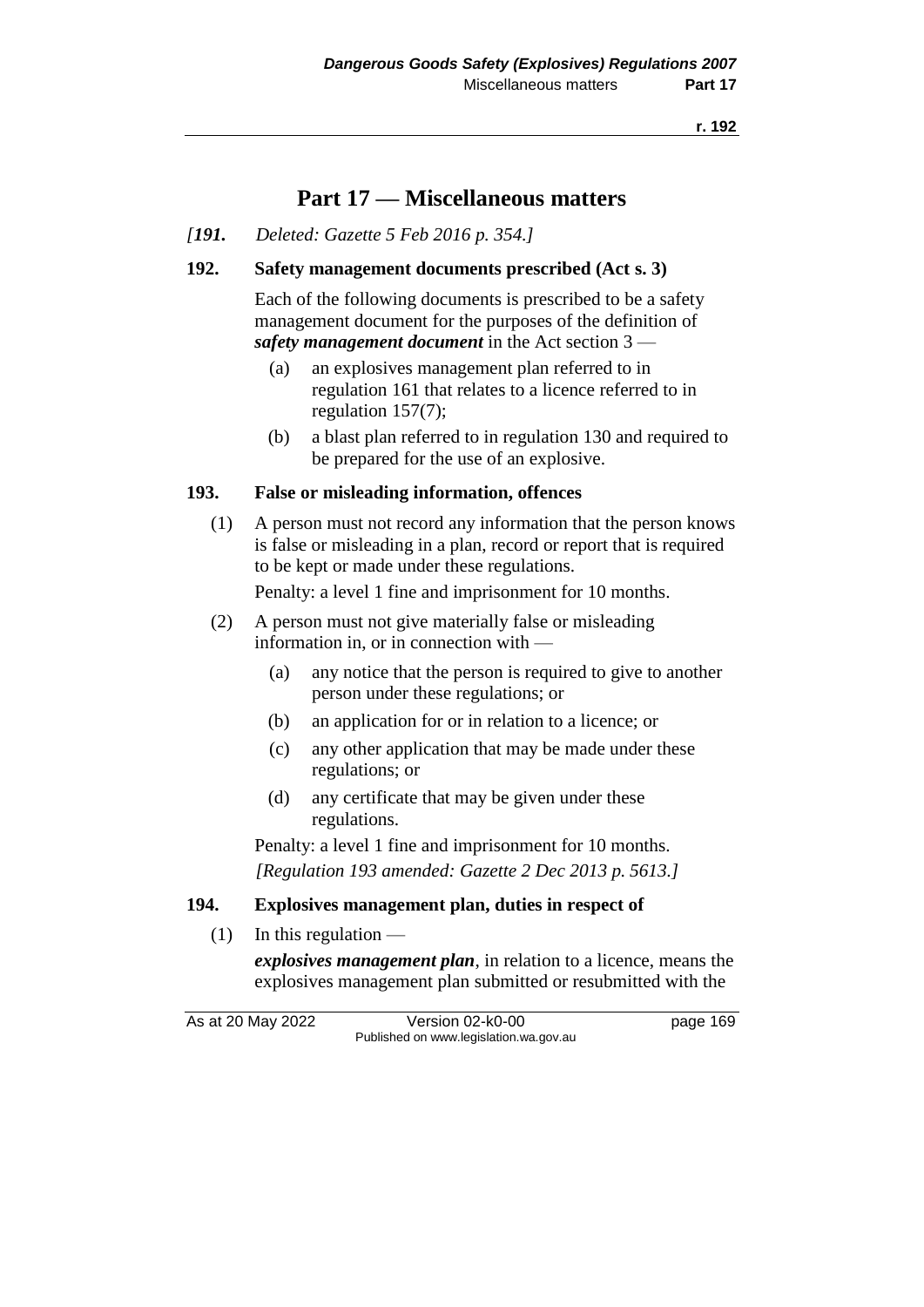# Part 17 — Miscellaneous matters

*[**191.** Deleted: Gazette 5 Feb 2016 p. 354.]*

**192. Safety management documents prescribed (Act s. 3)**

Each of the following documents is prescribed to be a safety management document for the purposes of the definition of ***safety management document*** in the Act section 3 —

(a) an explosives management plan referred to in regulation 161 that relates to a licence referred to in regulation 157(7);

(b) a blast plan referred to in regulation 130 and required to be prepared for the use of an explosive.

**193. False or misleading information, offences**

(1) A person must not record any information that the person knows is false or misleading in a plan, record or report that is required to be kept or made under these regulations.

Penalty: a level 1 fine and imprisonment for 10 months.

(2) A person must not give materially false or misleading information in, or in connection with —

(a) any notice that the person is required to give to another person under these regulations; or

(b) an application for or in relation to a licence; or

(c) any other application that may be made under these regulations; or

(d) any certificate that may be given under these regulations.

Penalty: a level 1 fine and imprisonment for 10 months.

*[Regulation 193 amended: Gazette 2 Dec 2013 p. 5613.]*

**194. Explosives management plan, duties in respect of**

(1) In this regulation —

***explosives management plan***, in relation to a licence, means the explosives management plan submitted or resubmitted with the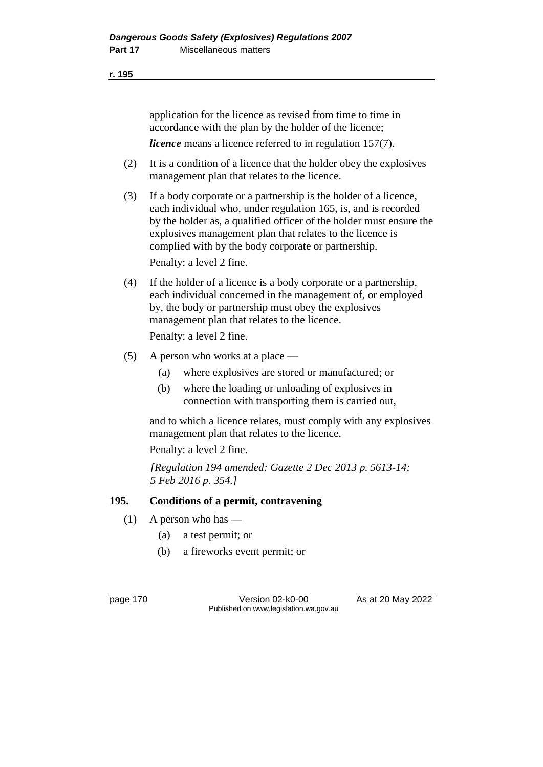application for the licence as revised from time to time in accordance with the plan by the holder of the licence;

***licence*** means a licence referred to in regulation 157(7).

(2) It is a condition of a licence that the holder obey the explosives management plan that relates to the licence.

(3) If a body corporate or a partnership is the holder of a licence, each individual who, under regulation 165, is, and is recorded by the holder as, a qualified officer of the holder must ensure the explosives management plan that relates to the licence is complied with by the body corporate or partnership.

Penalty: a level 2 fine.

(4) If the holder of a licence is a body corporate or a partnership, each individual concerned in the management of, or employed by, the body or partnership must obey the explosives management plan that relates to the licence.

Penalty: a level 2 fine.

(5) A person who works at a place —

(a) where explosives are stored or manufactured; or

(b) where the loading or unloading of explosives in connection with transporting them is carried out,

and to which a licence relates, must comply with any explosives management plan that relates to the licence.

Penalty: a level 2 fine.

*[Regulation 194 amended: Gazette 2 Dec 2013 p. 5613-14; 5 Feb 2016 p. 354.]*

### 195. Conditions of a permit, contravening

(1) A person who has —

(a) a test permit; or

(b) a fireworks event permit; or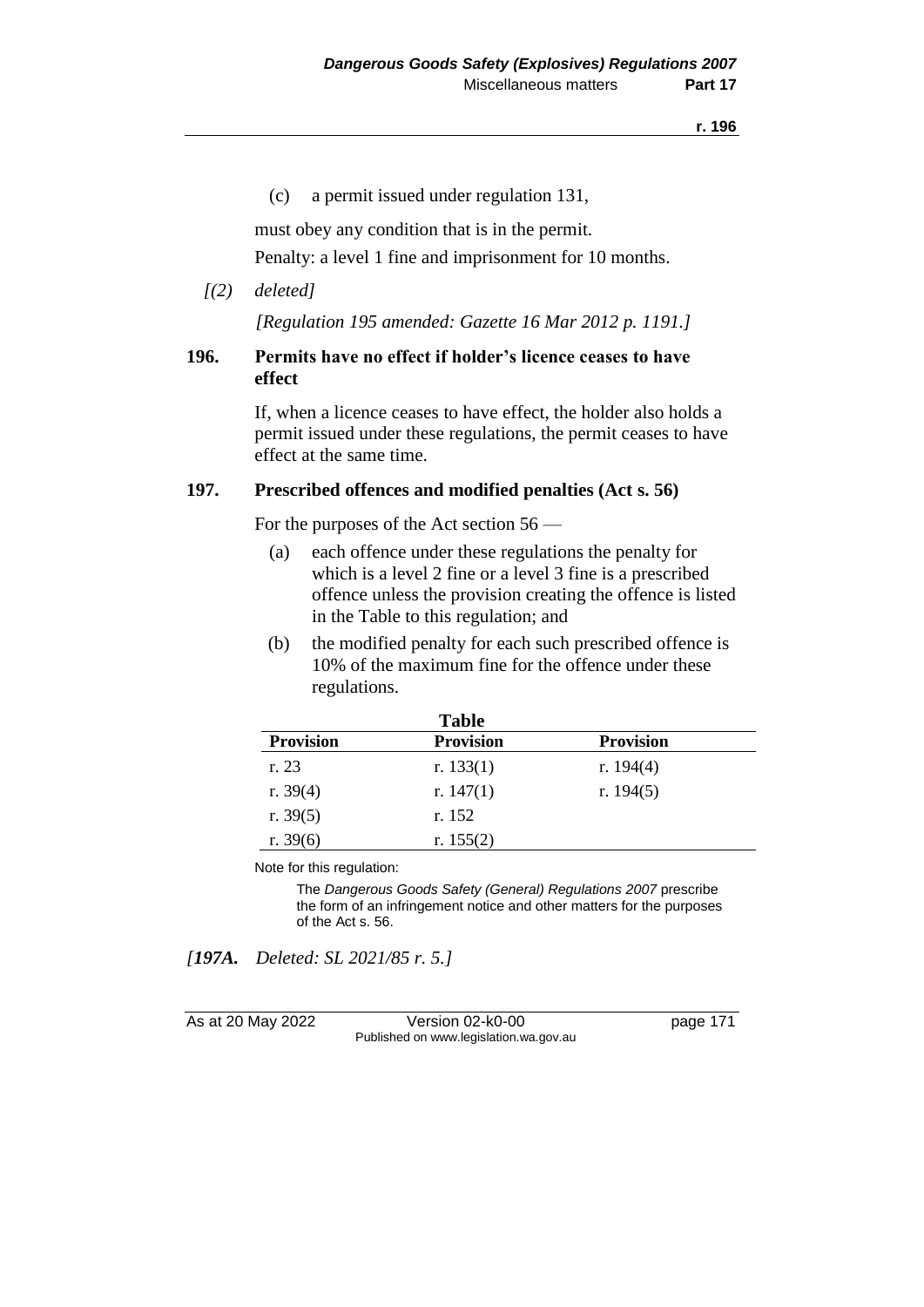(c) a permit issued under regulation 131,

must obey any condition that is in the permit.

Penalty: a level 1 fine and imprisonment for 10 months.

*[(2) deleted]*

*[Regulation 195 amended: Gazette 16 Mar 2012 p. 1191.]*

### 196. Permits have no effect if holder's licence ceases to have effect

If, when a licence ceases to have effect, the holder also holds a permit issued under these regulations, the permit ceases to have effect at the same time.

### 197. Prescribed offences and modified penalties (Act s. 56)

For the purposes of the Act section 56 —

(a) each offence under these regulations the penalty for which is a level 2 fine or a level 3 fine is a prescribed offence unless the provision creating the offence is listed in the Table to this regulation; and

(b) the modified penalty for each such prescribed offence is 10% of the maximum fine for the offence under these regulations.

**Table**

| Provision | Provision | Provision |
|---|---|---|
| r. 23 | r. 133(1) | r. 194(4) |
| r. 39(4) | r. 147(1) | r. 194(5) |
| r. 39(5) | r. 152 | |
| r. 39(6) | r. 155(2) | |

Note for this regulation:

The *Dangerous Goods Safety (General) Regulations 2007* prescribe the form of an infringement notice and other matters for the purposes of the Act s. 56.

*[197A. Deleted: SL 2021/85 r. 5.]*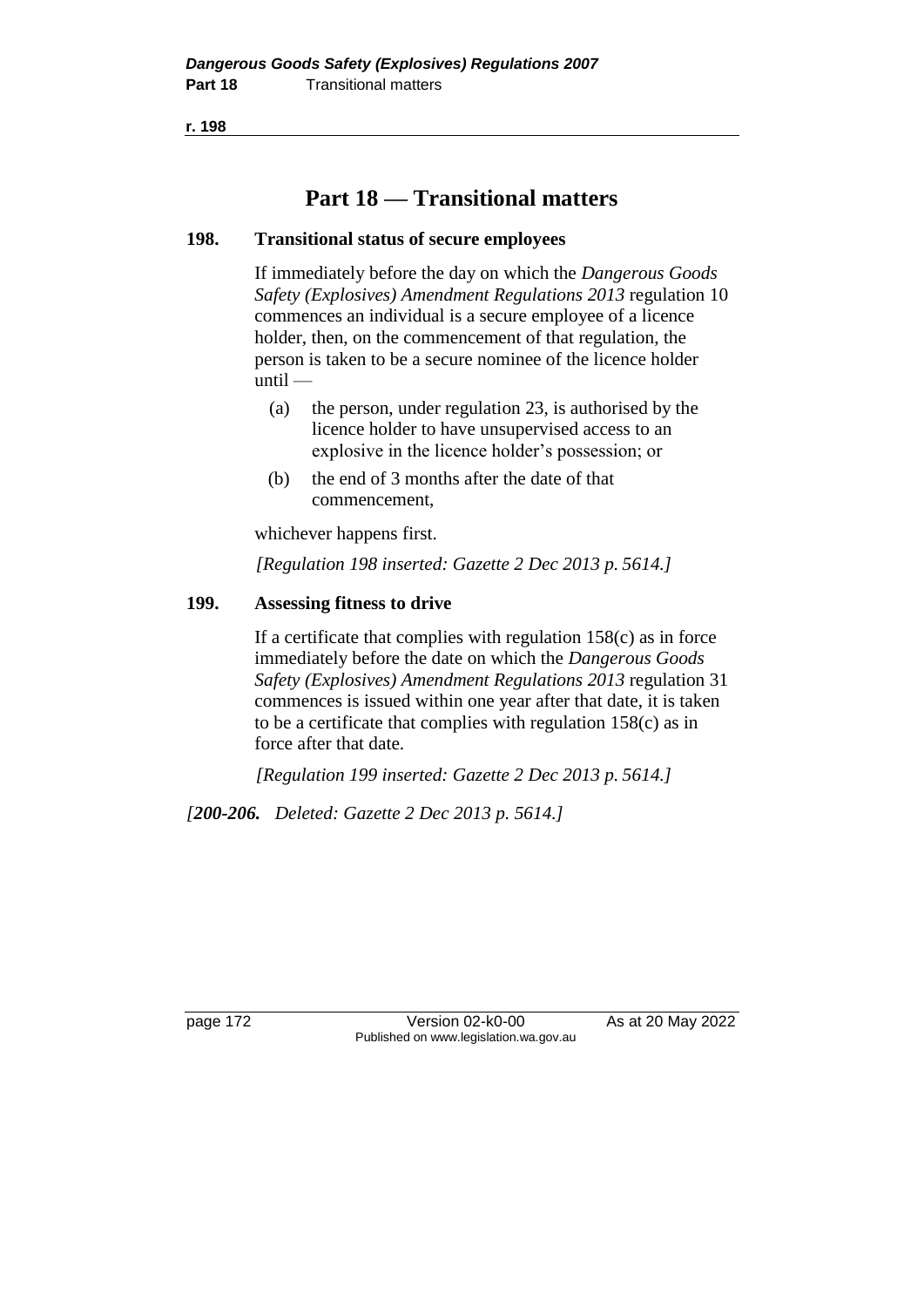# Part 18 — Transitional matters

### 198. Transitional status of secure employees

If immediately before the day on which the *Dangerous Goods Safety (Explosives) Amendment Regulations 2013* regulation 10 commences an individual is a secure employee of a licence holder, then, on the commencement of that regulation, the person is taken to be a secure nominee of the licence holder until —

(a) the person, under regulation 23, is authorised by the licence holder to have unsupervised access to an explosive in the licence holder's possession; or

(b) the end of 3 months after the date of that commencement,

whichever happens first.

*[Regulation 198 inserted: Gazette 2 Dec 2013 p. 5614.]*

### 199. Assessing fitness to drive

If a certificate that complies with regulation 158(c) as in force immediately before the date on which the *Dangerous Goods Safety (Explosives) Amendment Regulations 2013* regulation 31 commences is issued within one year after that date, it is taken to be a certificate that complies with regulation 158(c) as in force after that date.

*[Regulation 199 inserted: Gazette 2 Dec 2013 p. 5614.]*

*[**200-206.** Deleted: Gazette 2 Dec 2013 p. 5614.]*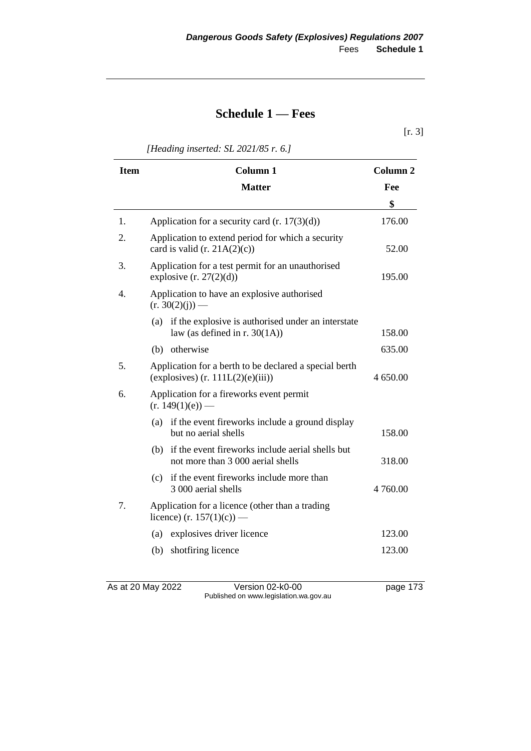# Schedule 1 — Fees

[r. 3]

*[Heading inserted: SL 2021/85 r. 6.]*

| Item | Column 1<br>Matter | Column 2<br>Fee<br>$ |
|---|---|---|
| 1. | Application for a security card (r. 17(3)(d)) | 176.00 |
| 2. | Application to extend period for which a security card is valid (r. 21A(2)(c)) | 52.00 |
| 3. | Application for a test permit for an unauthorised explosive (r. 27(2)(d)) | 195.00 |
| 4. | Application to have an explosive authorised (r. 30(2)(j)) — | |
| | (a) if the explosive is authorised under an interstate law (as defined in r. 30(1A)) | 158.00 |
| | (b) otherwise | 635.00 |
| 5. | Application for a berth to be declared a special berth (explosives) (r. 111L(2)(e)(iii)) | 4 650.00 |
| 6. | Application for a fireworks event permit (r. 149(1)(e)) — | |
| | (a) if the event fireworks include a ground display but no aerial shells | 158.00 |
| | (b) if the event fireworks include aerial shells but not more than 3 000 aerial shells | 318.00 |
| | (c) if the event fireworks include more than 3 000 aerial shells | 4 760.00 |
| 7. | Application for a licence (other than a trading licence) (r. 157(1)(c)) — | |
| | (a) explosives driver licence | 123.00 |
| | (b) shotfiring licence | 123.00 |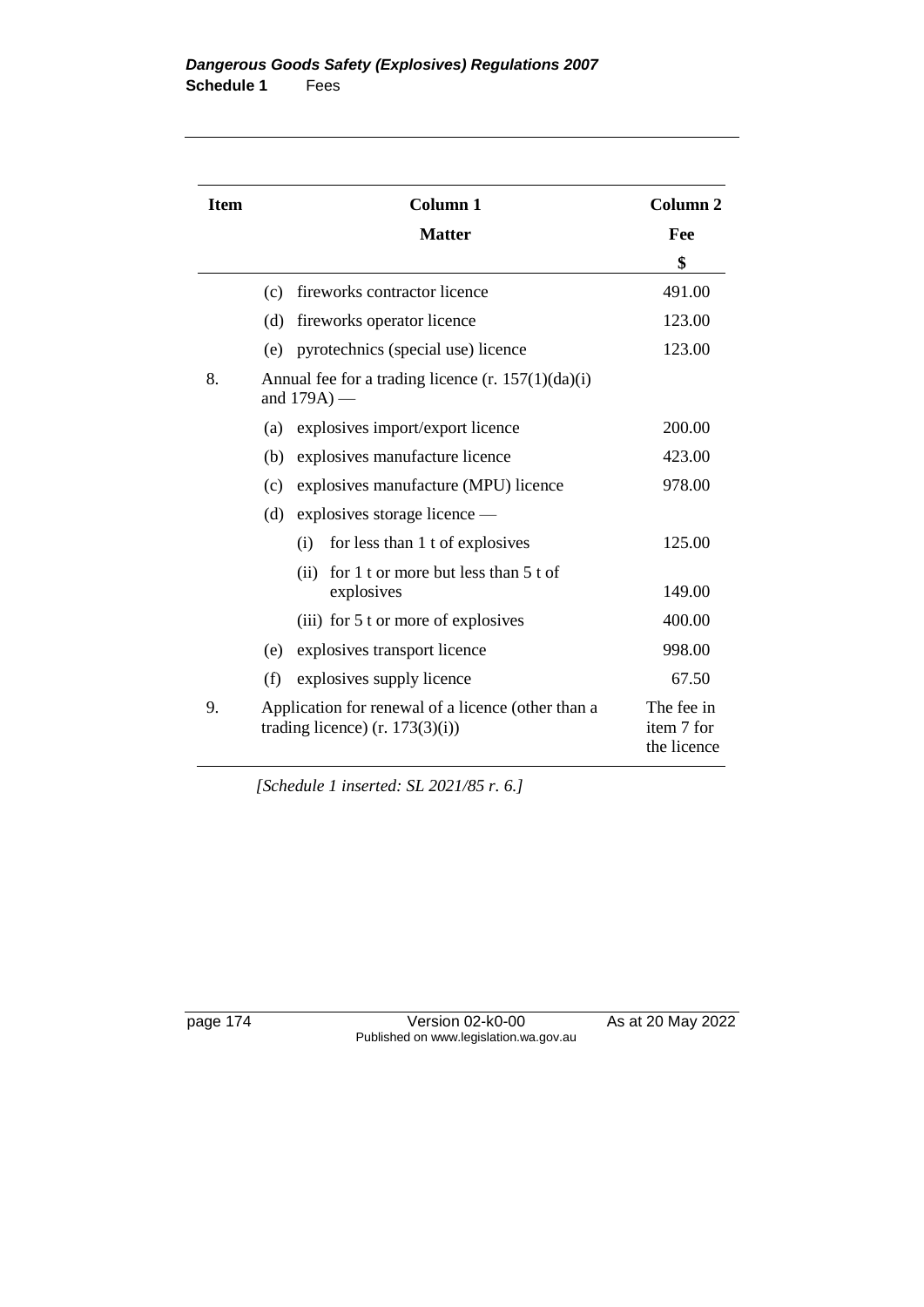| Item | Column 1<br>Matter | Column 2<br>Fee<br>$ |
|---|---|---|
| | (c) fireworks contractor licence | 491.00 |
| | (d) fireworks operator licence | 123.00 |
| | (e) pyrotechnics (special use) licence | 123.00 |
| 8. | Annual fee for a trading licence (r. 157(1)(da)(i) and 179A) — | |
| | (a) explosives import/export licence | 200.00 |
| | (b) explosives manufacture licence | 423.00 |
| | (c) explosives manufacture (MPU) licence | 978.00 |
| | (d) explosives storage licence — | |
| | (i) for less than 1 t of explosives | 125.00 |
| | (ii) for 1 t or more but less than 5 t of explosives | 149.00 |
| | (iii) for 5 t or more of explosives | 400.00 |
| | (e) explosives transport licence | 998.00 |
| | (f) explosives supply licence | 67.50 |
| 9. | Application for renewal of a licence (other than a trading licence) (r. 173(3)(i)) | The fee in item 7 for the licence |

*[Schedule 1 inserted: SL 2021/85 r. 6.]*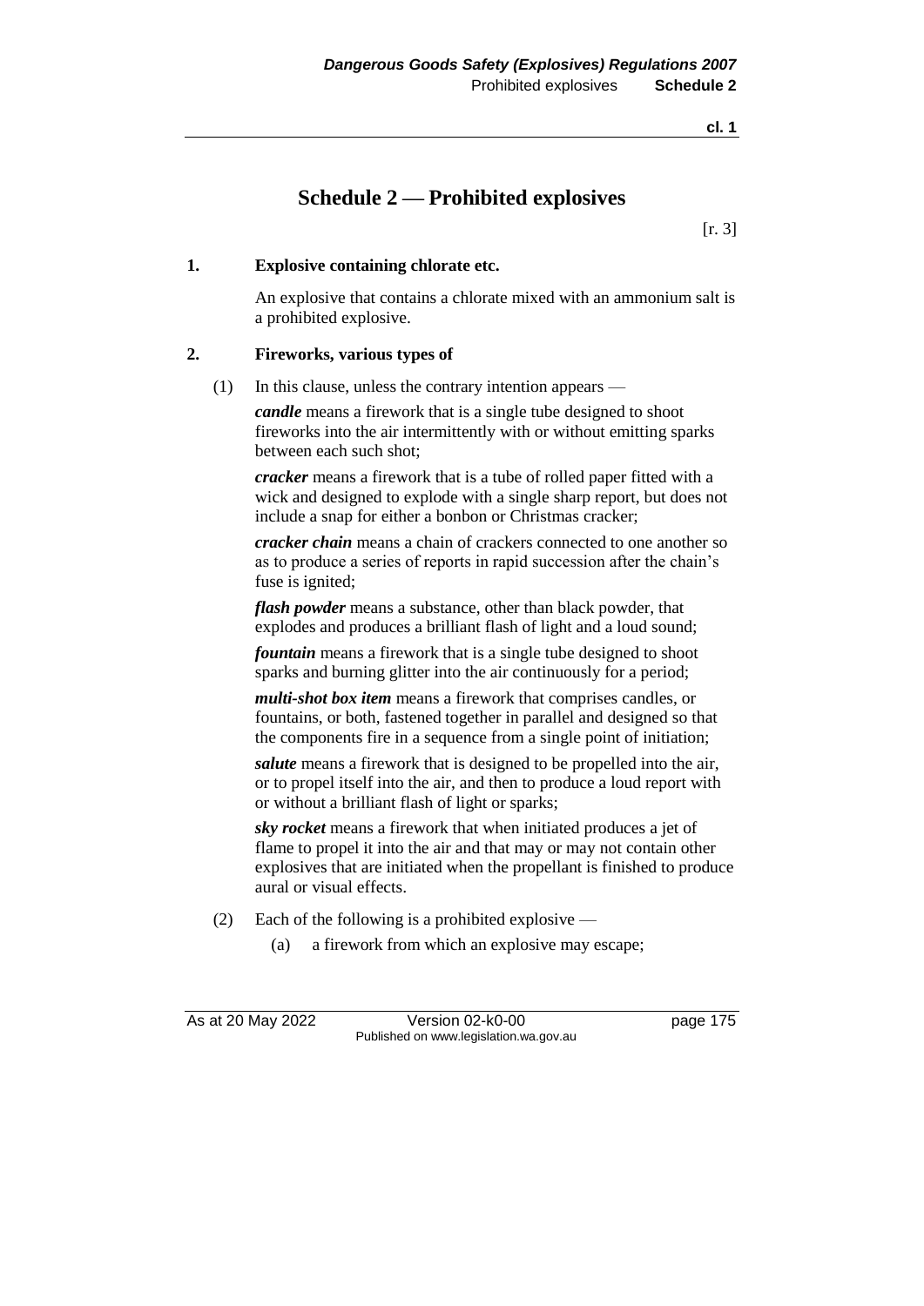# Schedule 2 — Prohibited explosives

[r. 3]

**1. Explosive containing chlorate etc.**

An explosive that contains a chlorate mixed with an ammonium salt is a prohibited explosive.

**2. Fireworks, various types of**

(1) In this clause, unless the contrary intention appears —

***candle*** means a firework that is a single tube designed to shoot fireworks into the air intermittently with or without emitting sparks between each such shot;

***cracker*** means a firework that is a tube of rolled paper fitted with a wick and designed to explode with a single sharp report, but does not include a snap for either a bonbon or Christmas cracker;

***cracker chain*** means a chain of crackers connected to one another so as to produce a series of reports in rapid succession after the chain's fuse is ignited;

***flash powder*** means a substance, other than black powder, that explodes and produces a brilliant flash of light and a loud sound;

***fountain*** means a firework that is a single tube designed to shoot sparks and burning glitter into the air continuously for a period;

***multi-shot box item*** means a firework that comprises candles, or fountains, or both, fastened together in parallel and designed so that the components fire in a sequence from a single point of initiation;

***salute*** means a firework that is designed to be propelled into the air, or to propel itself into the air, and then to produce a loud report with or without a brilliant flash of light or sparks;

***sky rocket*** means a firework that when initiated produces a jet of flame to propel it into the air and that may or may not contain other explosives that are initiated when the propellant is finished to produce aural or visual effects.

(2) Each of the following is a prohibited explosive —

(a) a firework from which an explosive may escape;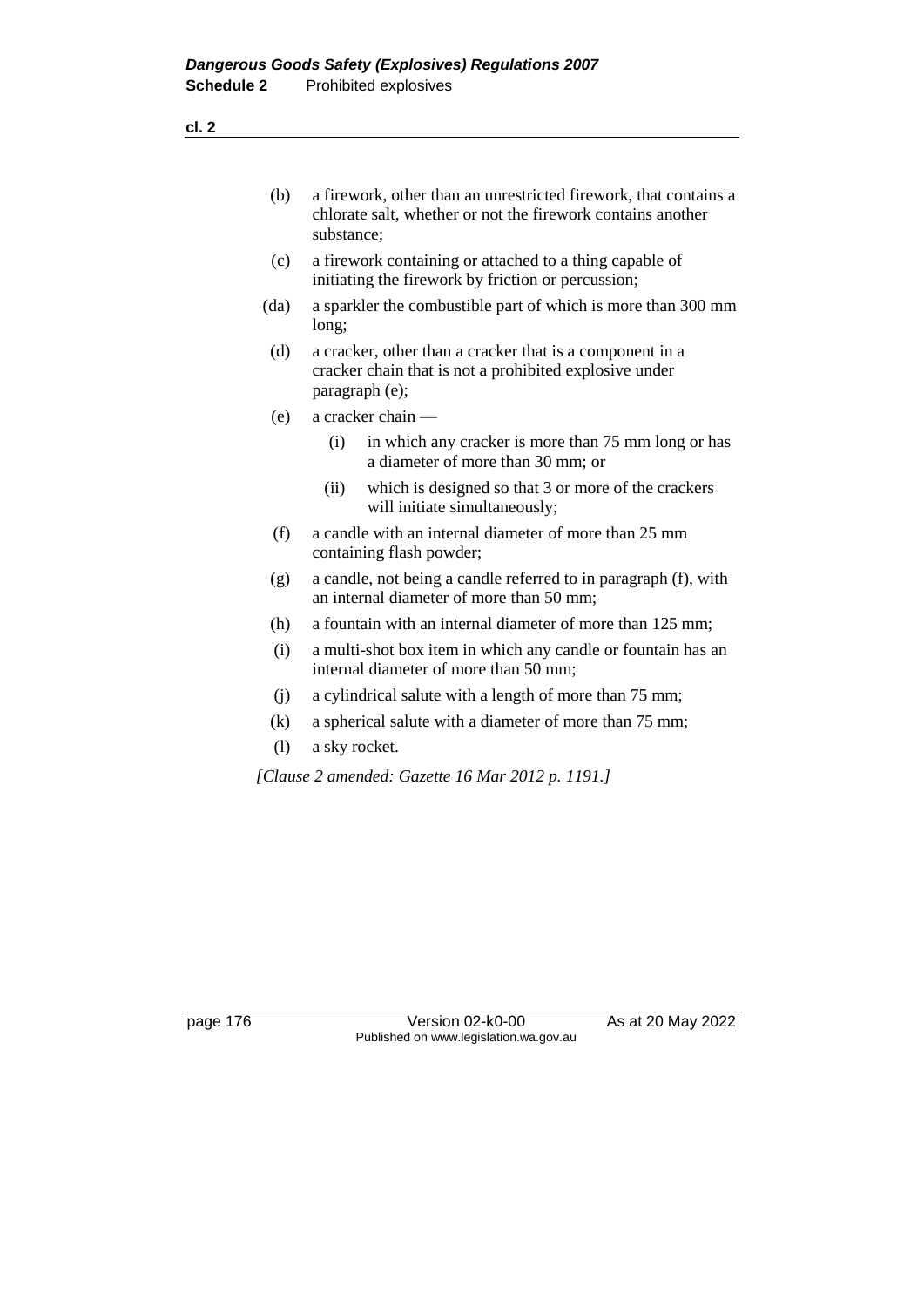(b) a firework, other than an unrestricted firework, that contains a chlorate salt, whether or not the firework contains another substance;

(c) a firework containing or attached to a thing capable of initiating the firework by friction or percussion;

(da) a sparkler the combustible part of which is more than 300 mm long;

(d) a cracker, other than a cracker that is a component in a cracker chain that is not a prohibited explosive under paragraph (e);

(e) a cracker chain —

  (i) in which any cracker is more than 75 mm long or has a diameter of more than 30 mm; or

  (ii) which is designed so that 3 or more of the crackers will initiate simultaneously;

(f) a candle with an internal diameter of more than 25 mm containing flash powder;

(g) a candle, not being a candle referred to in paragraph (f), with an internal diameter of more than 50 mm;

(h) a fountain with an internal diameter of more than 125 mm;

(i) a multi-shot box item in which any candle or fountain has an internal diameter of more than 50 mm;

(j) a cylindrical salute with a length of more than 75 mm;

(k) a spherical salute with a diameter of more than 75 mm;

(l) a sky rocket.

*[Clause 2 amended: Gazette 16 Mar 2012 p. 1191.]*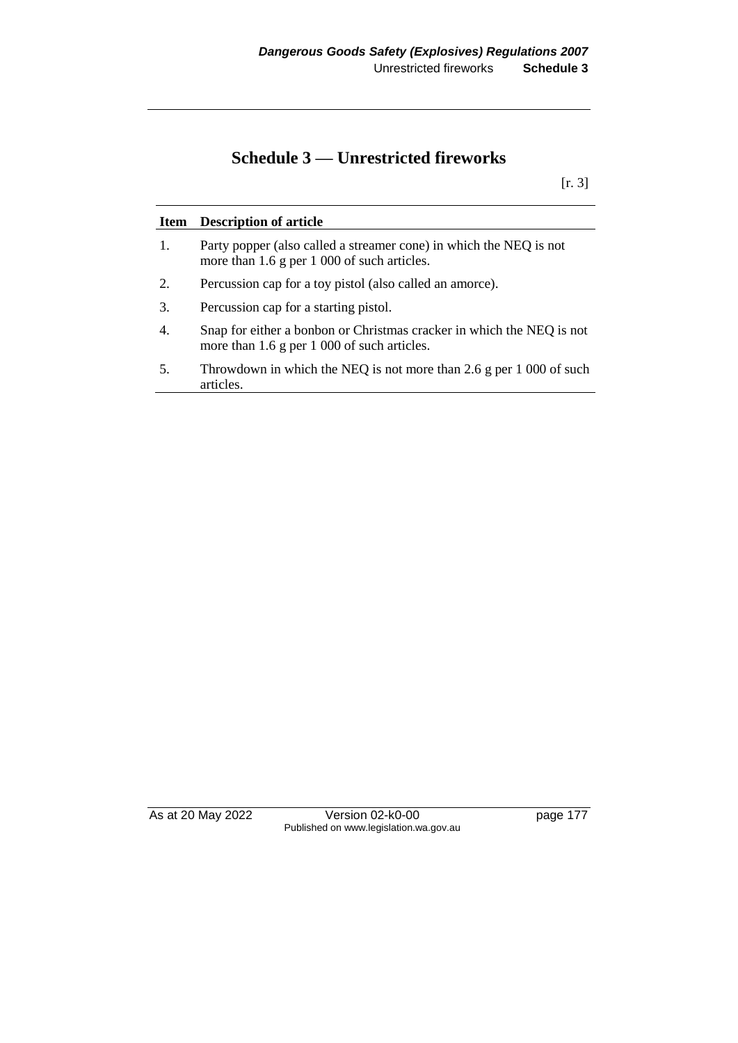# Schedule 3 — Unrestricted fireworks

[r. 3]

| Item | Description of article |
|---|---|
| 1. | Party popper (also called a streamer cone) in which the NEQ is not more than 1.6 g per 1 000 of such articles. |
| 2. | Percussion cap for a toy pistol (also called an amorce). |
| 3. | Percussion cap for a starting pistol. |
| 4. | Snap for either a bonbon or Christmas cracker in which the NEQ is not more than 1.6 g per 1 000 of such articles. |
| 5. | Throwdown in which the NEQ is not more than 2.6 g per 1 000 of such articles. |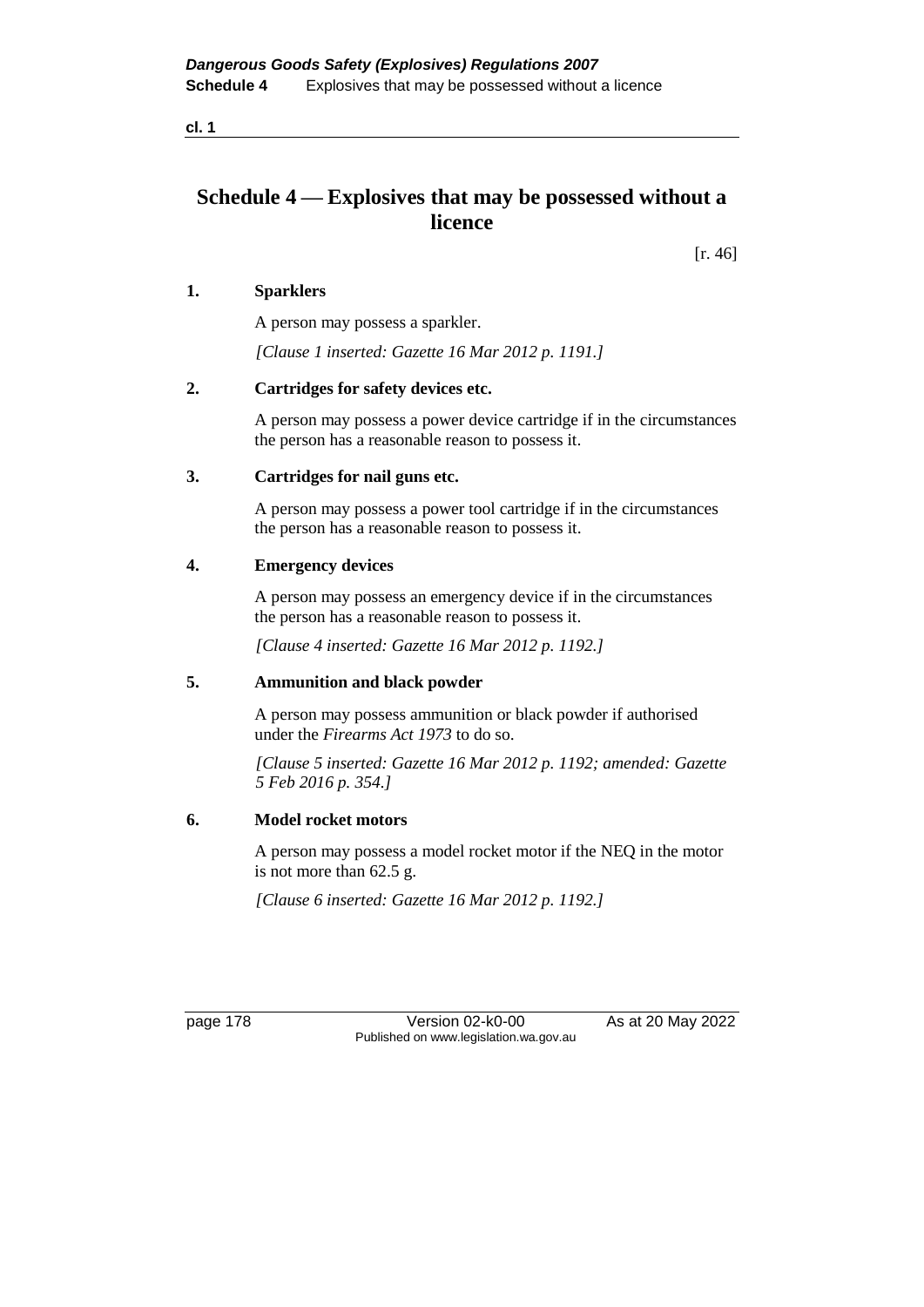# Schedule 4 — Explosives that may be possessed without a licence

[r. 46]

**1. Sparklers**

A person may possess a sparkler.

*[Clause 1 inserted: Gazette 16 Mar 2012 p. 1191.]*

**2. Cartridges for safety devices etc.**

A person may possess a power device cartridge if in the circumstances the person has a reasonable reason to possess it.

**3. Cartridges for nail guns etc.**

A person may possess a power tool cartridge if in the circumstances the person has a reasonable reason to possess it.

**4. Emergency devices**

A person may possess an emergency device if in the circumstances the person has a reasonable reason to possess it.

*[Clause 4 inserted: Gazette 16 Mar 2012 p. 1192.]*

**5. Ammunition and black powder**

A person may possess ammunition or black powder if authorised under the *Firearms Act 1973* to do so.

*[Clause 5 inserted: Gazette 16 Mar 2012 p. 1192; amended: Gazette 5 Feb 2016 p. 354.]*

**6. Model rocket motors**

A person may possess a model rocket motor if the NEQ in the motor is not more than 62.5 g.

*[Clause 6 inserted: Gazette 16 Mar 2012 p. 1192.]*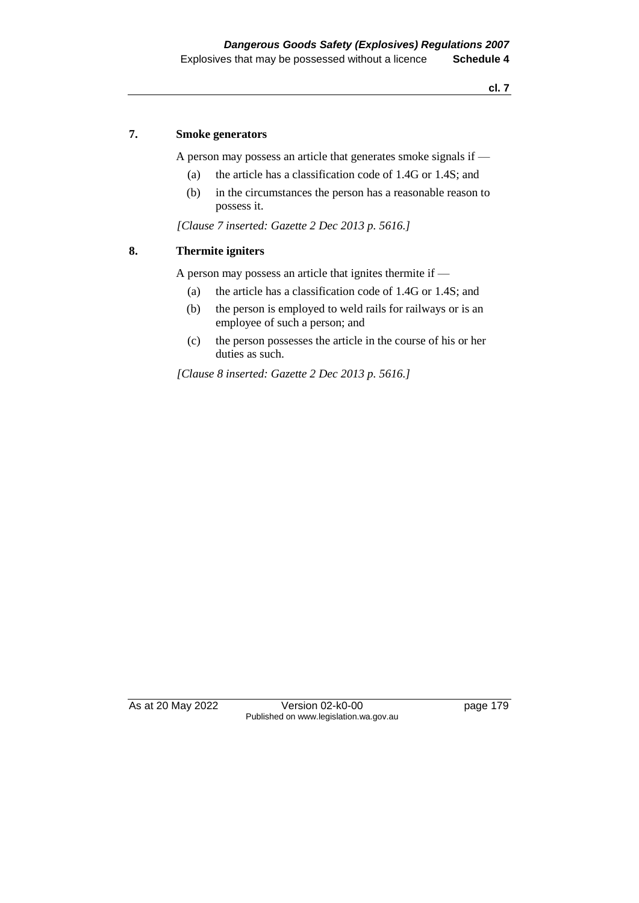#### 7. Smoke generators

A person may possess an article that generates smoke signals if —

(a) the article has a classification code of 1.4G or 1.4S; and

(b) in the circumstances the person has a reasonable reason to possess it.

*[Clause 7 inserted: Gazette 2 Dec 2013 p. 5616.]*

#### 8. Thermite igniters

A person may possess an article that ignites thermite if —

(a) the article has a classification code of 1.4G or 1.4S; and

(b) the person is employed to weld rails for railways or is an employee of such a person; and

(c) the person possesses the article in the course of his or her duties as such.

*[Clause 8 inserted: Gazette 2 Dec 2013 p. 5616.]*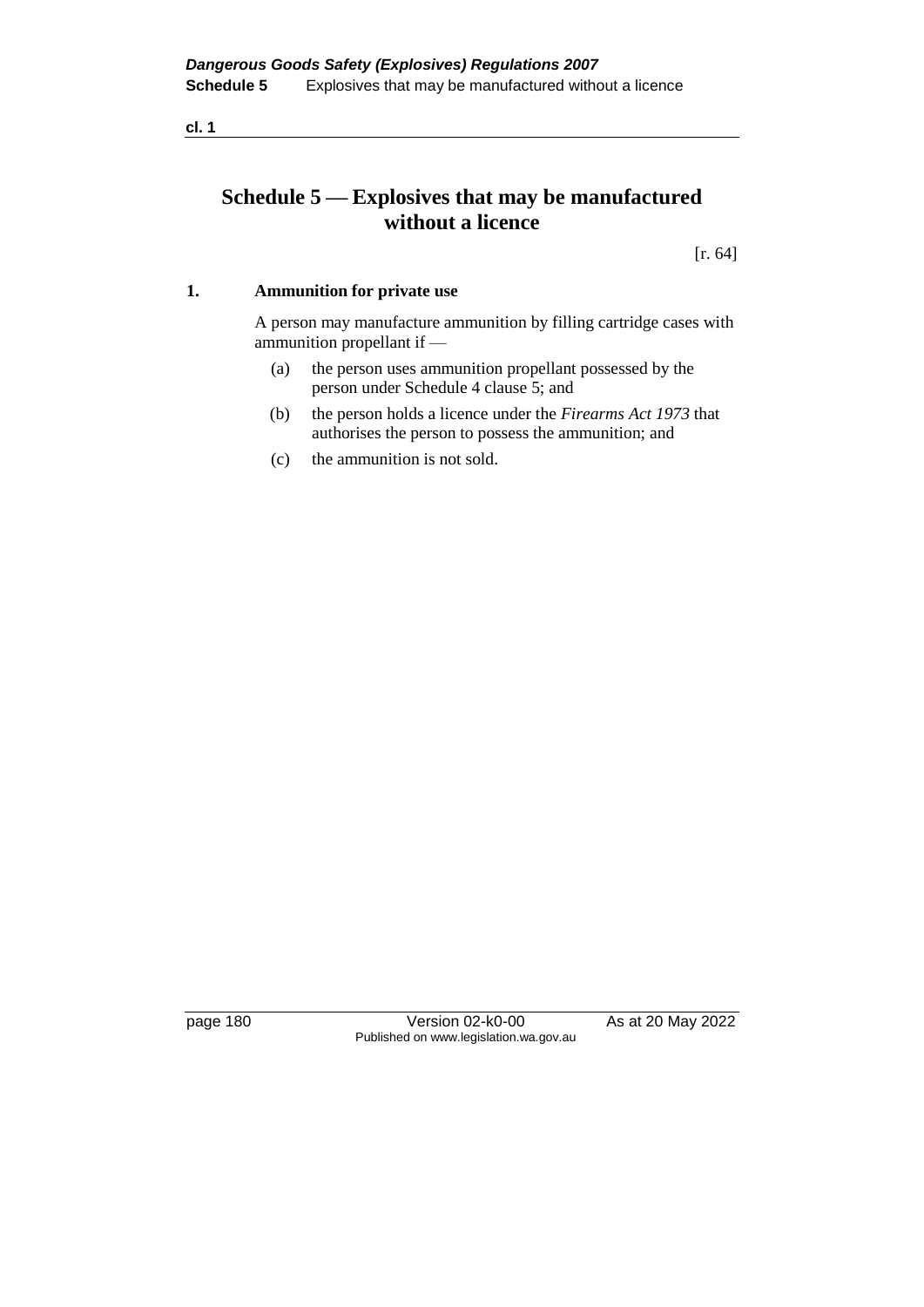# Schedule 5 — Explosives that may be manufactured without a licence

[r. 64]

**1. Ammunition for private use**

A person may manufacture ammunition by filling cartridge cases with ammunition propellant if —

(a) the person uses ammunition propellant possessed by the person under Schedule 4 clause 5; and

(b) the person holds a licence under the *Firearms Act 1973* that authorises the person to possess the ammunition; and

(c) the ammunition is not sold.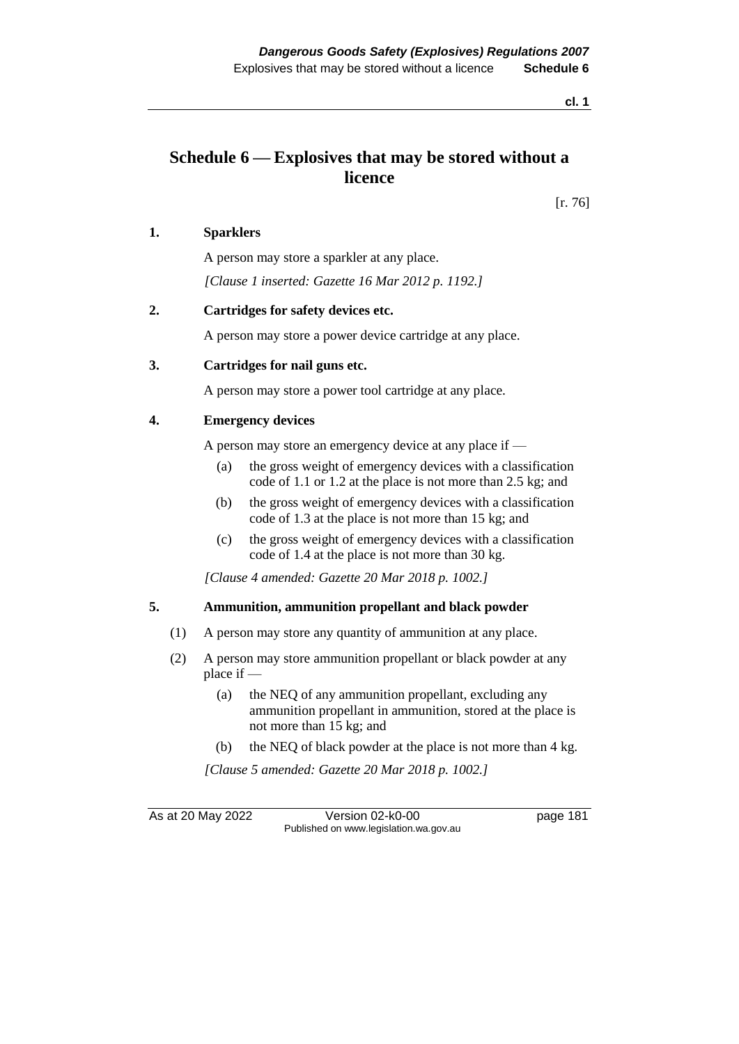# Schedule 6 — Explosives that may be stored without a licence

[r. 76]

**1. Sparklers**

A person may store a sparkler at any place.

*[Clause 1 inserted: Gazette 16 Mar 2012 p. 1192.]*

**2. Cartridges for safety devices etc.**

A person may store a power device cartridge at any place.

**3. Cartridges for nail guns etc.**

A person may store a power tool cartridge at any place.

**4. Emergency devices**

A person may store an emergency device at any place if —

(a) the gross weight of emergency devices with a classification code of 1.1 or 1.2 at the place is not more than 2.5 kg; and

(b) the gross weight of emergency devices with a classification code of 1.3 at the place is not more than 15 kg; and

(c) the gross weight of emergency devices with a classification code of 1.4 at the place is not more than 30 kg.

*[Clause 4 amended: Gazette 20 Mar 2018 p. 1002.]*

**5. Ammunition, ammunition propellant and black powder**

(1) A person may store any quantity of ammunition at any place.

(2) A person may store ammunition propellant or black powder at any place if —

(a) the NEQ of any ammunition propellant, excluding any ammunition propellant in ammunition, stored at the place is not more than 15 kg; and

(b) the NEQ of black powder at the place is not more than 4 kg.

*[Clause 5 amended: Gazette 20 Mar 2018 p. 1002.]*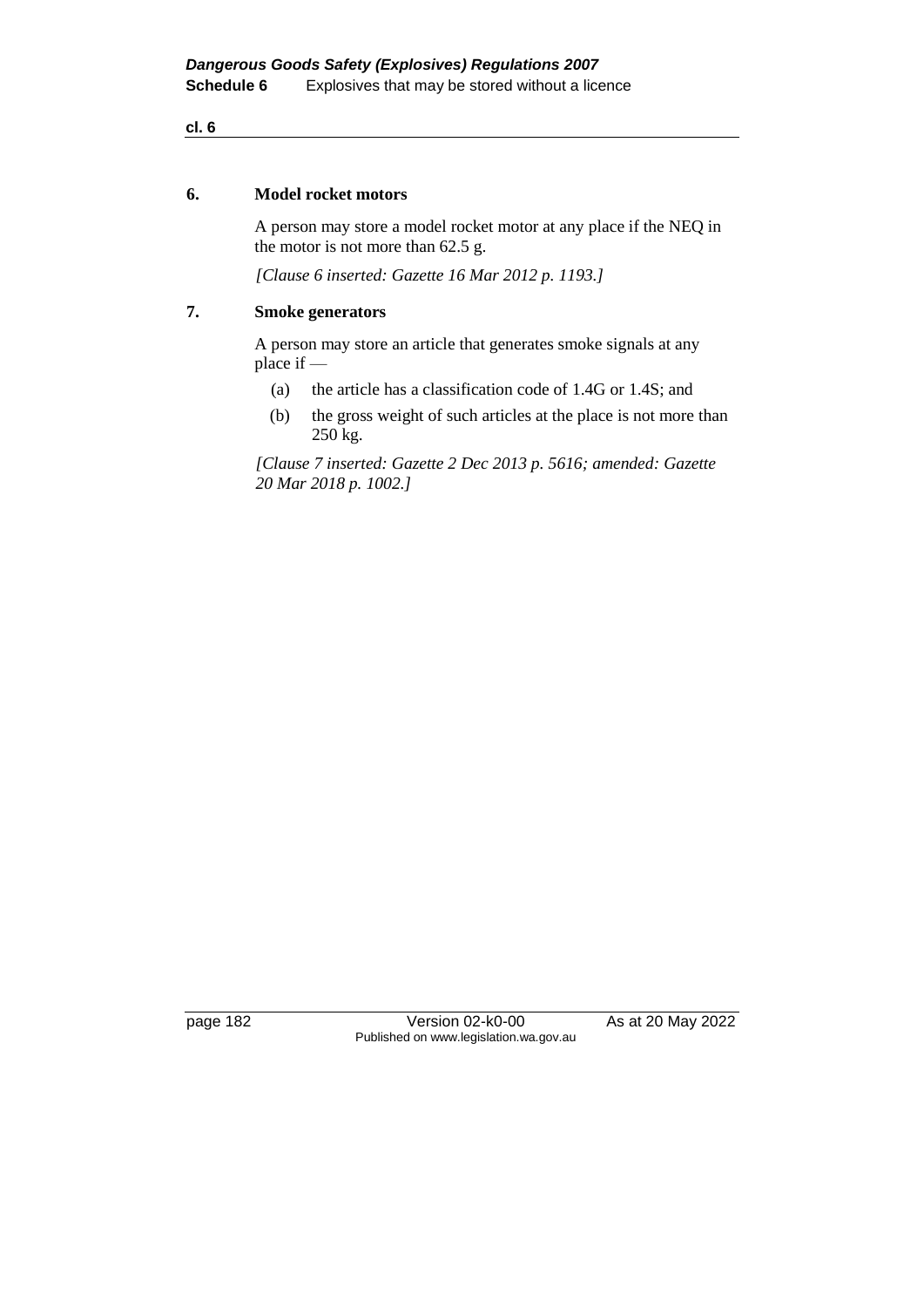## 6. Model rocket motors

A person may store a model rocket motor at any place if the NEQ in the motor is not more than 62.5 g.

*[Clause 6 inserted: Gazette 16 Mar 2012 p. 1193.]*

## 7. Smoke generators

A person may store an article that generates smoke signals at any place if —

(a) the article has a classification code of 1.4G or 1.4S; and

(b) the gross weight of such articles at the place is not more than 250 kg.

*[Clause 7 inserted: Gazette 2 Dec 2013 p. 5616; amended: Gazette 20 Mar 2018 p. 1002.]*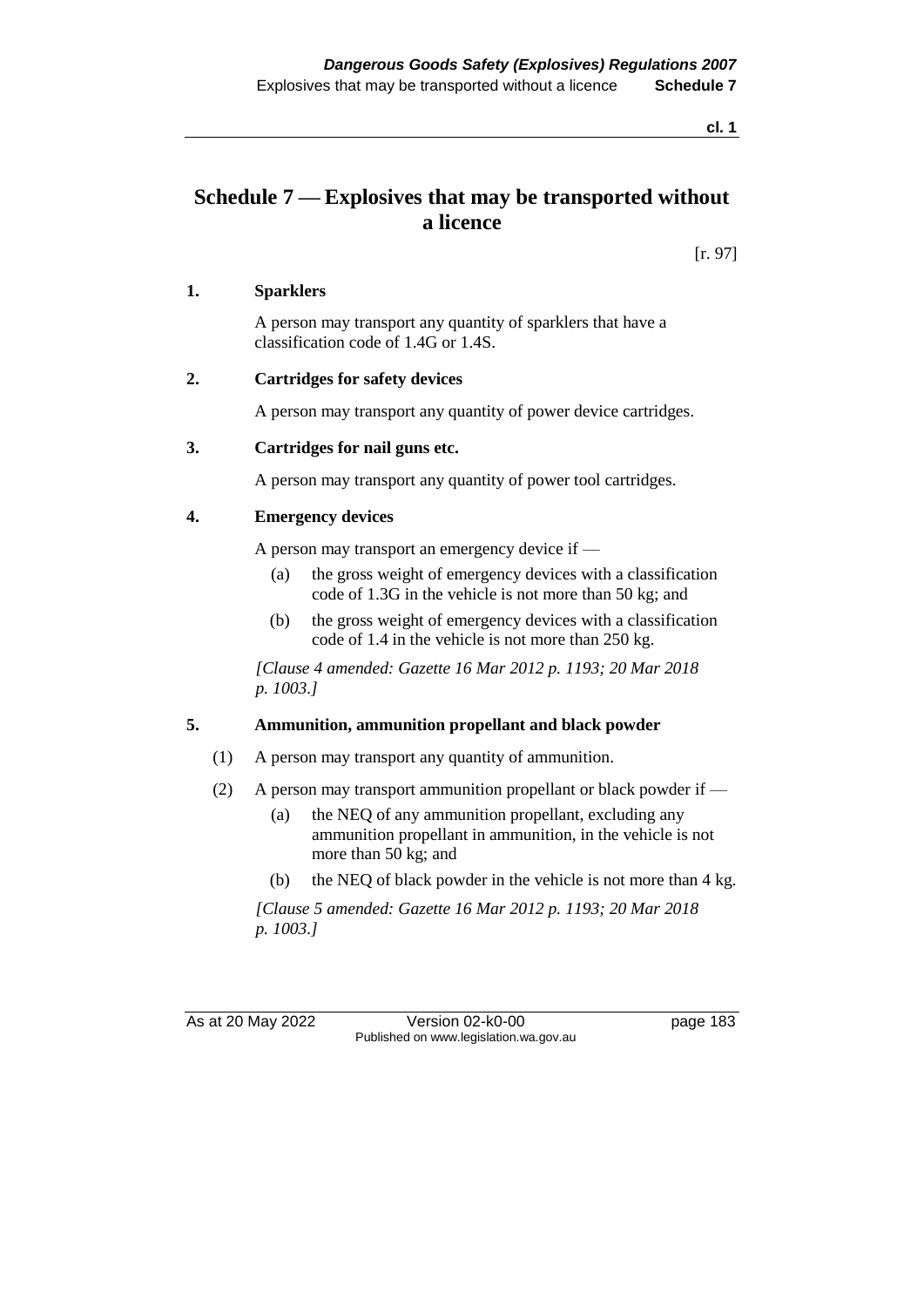# Schedule 7 — Explosives that may be transported without a licence

[r. 97]

**1. Sparklers**

A person may transport any quantity of sparklers that have a classification code of 1.4G or 1.4S.

**2. Cartridges for safety devices**

A person may transport any quantity of power device cartridges.

**3. Cartridges for nail guns etc.**

A person may transport any quantity of power tool cartridges.

**4. Emergency devices**

A person may transport an emergency device if —

(a) the gross weight of emergency devices with a classification code of 1.3G in the vehicle is not more than 50 kg; and

(b) the gross weight of emergency devices with a classification code of 1.4 in the vehicle is not more than 250 kg.

*[Clause 4 amended: Gazette 16 Mar 2012 p. 1193; 20 Mar 2018 p. 1003.]*

**5. Ammunition, ammunition propellant and black powder**

(1) A person may transport any quantity of ammunition.

(2) A person may transport ammunition propellant or black powder if —

(a) the NEQ of any ammunition propellant, excluding any ammunition propellant in ammunition, in the vehicle is not more than 50 kg; and

(b) the NEQ of black powder in the vehicle is not more than 4 kg.

*[Clause 5 amended: Gazette 16 Mar 2012 p. 1193; 20 Mar 2018 p. 1003.]*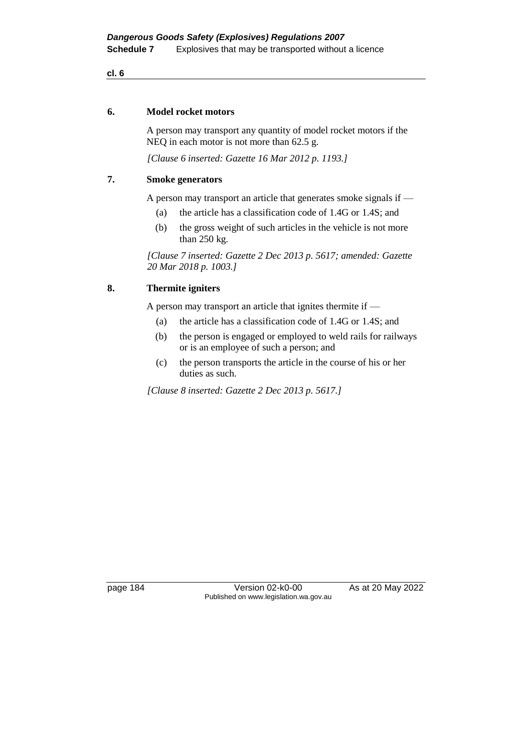**6. Model rocket motors**

A person may transport any quantity of model rocket motors if the NEQ in each motor is not more than 62.5 g.

*[Clause 6 inserted: Gazette 16 Mar 2012 p. 1193.]*

**7. Smoke generators**

A person may transport an article that generates smoke signals if —

(a) the article has a classification code of 1.4G or 1.4S; and

(b) the gross weight of such articles in the vehicle is not more than 250 kg.

*[Clause 7 inserted: Gazette 2 Dec 2013 p. 5617; amended: Gazette 20 Mar 2018 p. 1003.]*

**8. Thermite igniters**

A person may transport an article that ignites thermite if —

(a) the article has a classification code of 1.4G or 1.4S; and

(b) the person is engaged or employed to weld rails for railways or is an employee of such a person; and

(c) the person transports the article in the course of his or her duties as such.

*[Clause 8 inserted: Gazette 2 Dec 2013 p. 5617.]*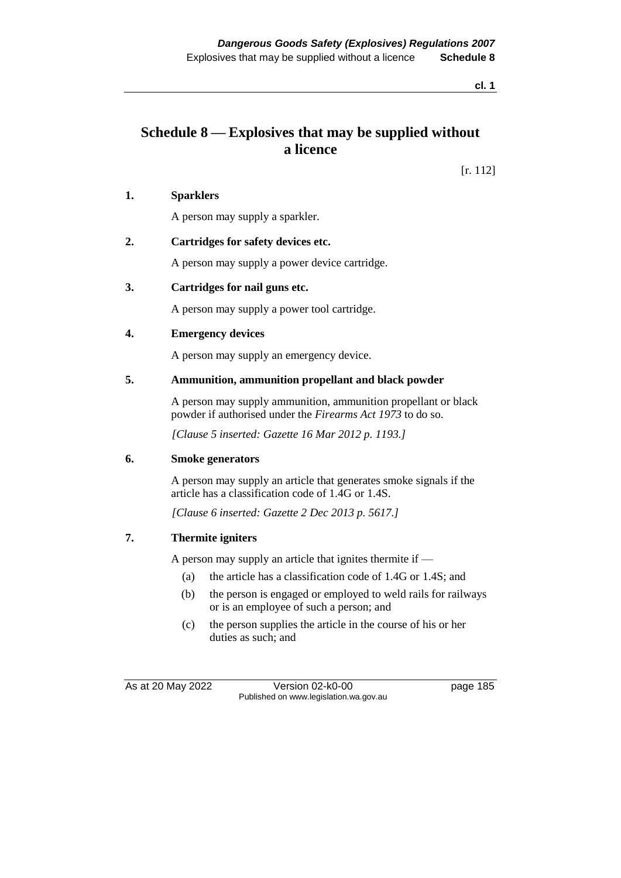# Schedule 8 — Explosives that may be supplied without a licence

[r. 112]

**1. Sparklers**

A person may supply a sparkler.

**2. Cartridges for safety devices etc.**

A person may supply a power device cartridge.

**3. Cartridges for nail guns etc.**

A person may supply a power tool cartridge.

**4. Emergency devices**

A person may supply an emergency device.

**5. Ammunition, ammunition propellant and black powder**

A person may supply ammunition, ammunition propellant or black powder if authorised under the *Firearms Act 1973* to do so.

*[Clause 5 inserted: Gazette 16 Mar 2012 p. 1193.]*

**6. Smoke generators**

A person may supply an article that generates smoke signals if the article has a classification code of 1.4G or 1.4S.

*[Clause 6 inserted: Gazette 2 Dec 2013 p. 5617.]*

**7. Thermite igniters**

A person may supply an article that ignites thermite if —

(a) the article has a classification code of 1.4G or 1.4S; and

(b) the person is engaged or employed to weld rails for railways or is an employee of such a person; and

(c) the person supplies the article in the course of his or her duties as such; and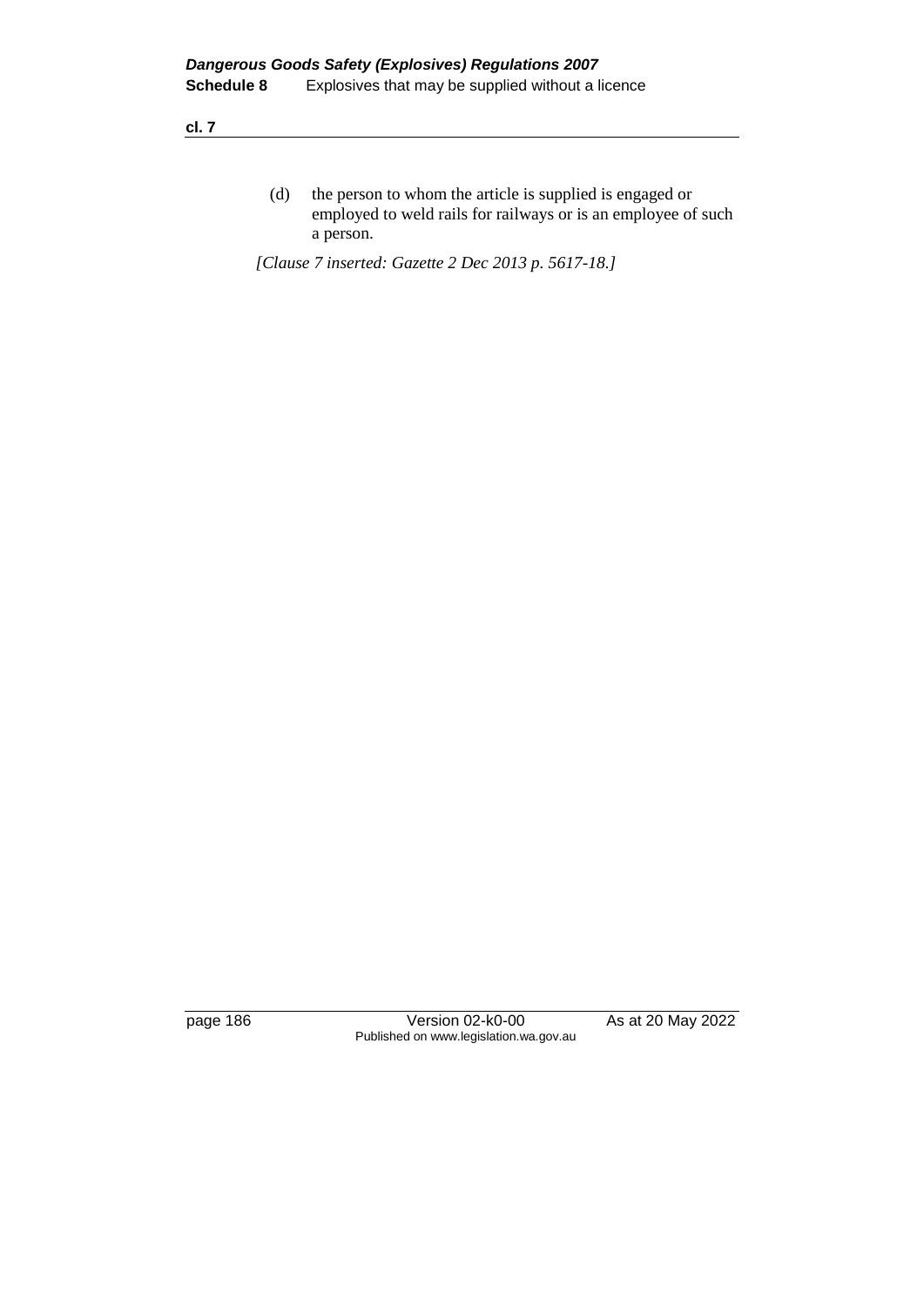(d) the person to whom the article is supplied is engaged or employed to weld rails for railways or is an employee of such a person.

*[Clause 7 inserted: Gazette 2 Dec 2013 p. 5617-18.]*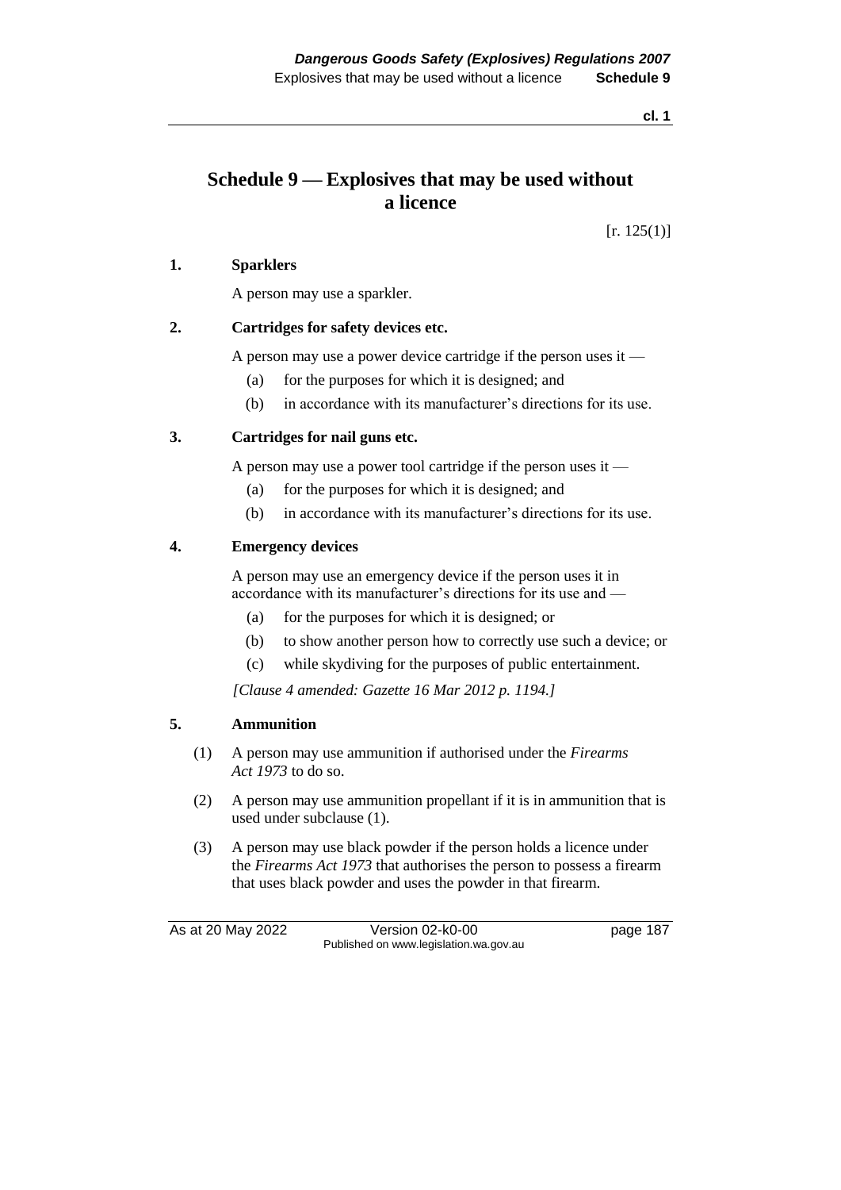# Schedule 9 — Explosives that may be used without a licence

[r. 125(1)]

**1. Sparklers**

A person may use a sparkler.

**2. Cartridges for safety devices etc.**

A person may use a power device cartridge if the person uses it —

(a) for the purposes for which it is designed; and

(b) in accordance with its manufacturer's directions for its use.

**3. Cartridges for nail guns etc.**

A person may use a power tool cartridge if the person uses it —

(a) for the purposes for which it is designed; and

(b) in accordance with its manufacturer's directions for its use.

**4. Emergency devices**

A person may use an emergency device if the person uses it in accordance with its manufacturer's directions for its use and —

(a) for the purposes for which it is designed; or

(b) to show another person how to correctly use such a device; or

(c) while skydiving for the purposes of public entertainment.

*[Clause 4 amended: Gazette 16 Mar 2012 p. 1194.]*

**5. Ammunition**

(1) A person may use ammunition if authorised under the *Firearms Act 1973* to do so.

(2) A person may use ammunition propellant if it is in ammunition that is used under subclause (1).

(3) A person may use black powder if the person holds a licence under the *Firearms Act 1973* that authorises the person to possess a firearm that uses black powder and uses the powder in that firearm.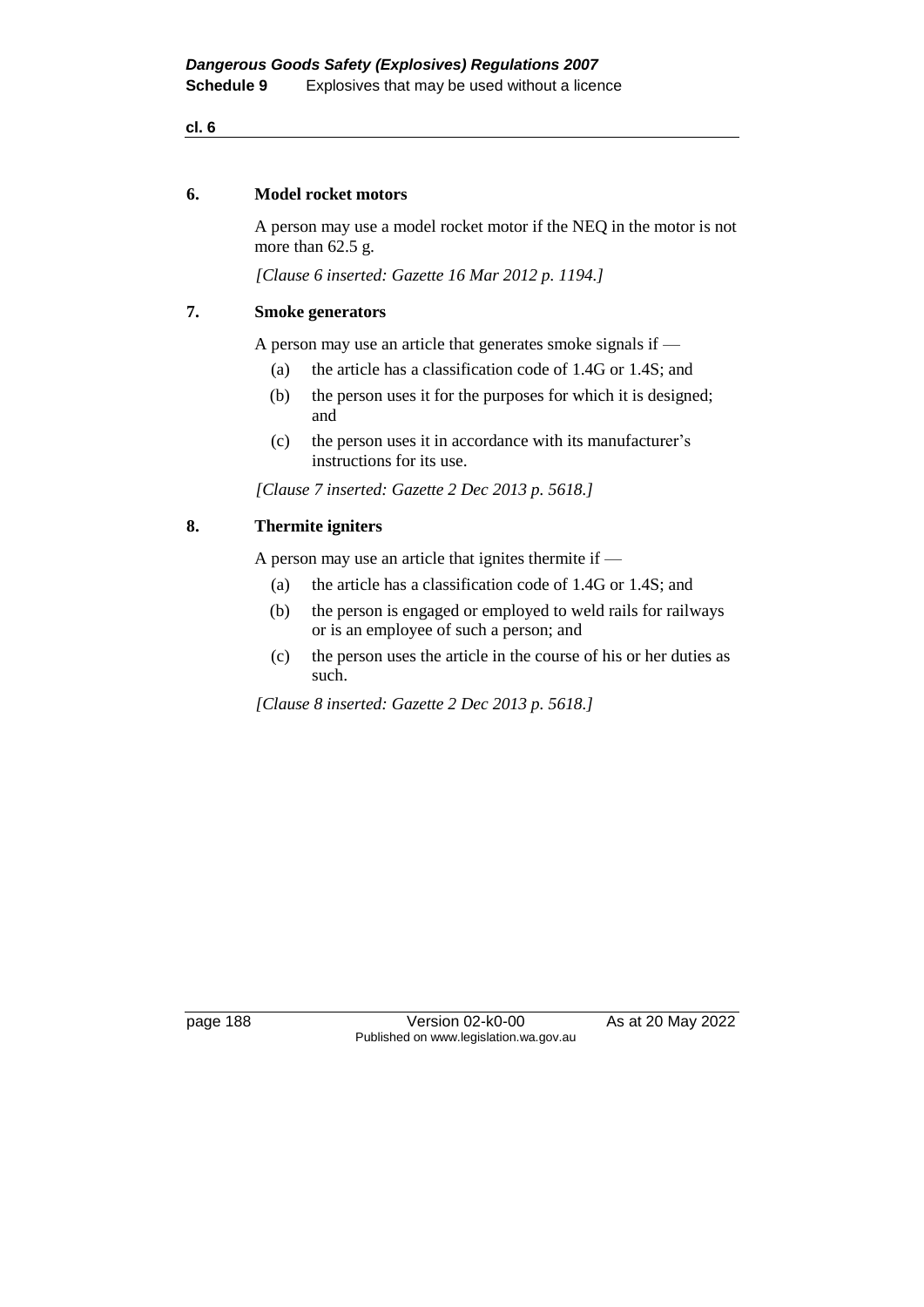**6. Model rocket motors**

A person may use a model rocket motor if the NEQ in the motor is not more than 62.5 g.

*[Clause 6 inserted: Gazette 16 Mar 2012 p. 1194.]*

**7. Smoke generators**

A person may use an article that generates smoke signals if —

- (a) the article has a classification code of 1.4G or 1.4S; and
- (b) the person uses it for the purposes for which it is designed; and
- (c) the person uses it in accordance with its manufacturer's instructions for its use.

*[Clause 7 inserted: Gazette 2 Dec 2013 p. 5618.]*

**8. Thermite igniters**

A person may use an article that ignites thermite if —

- (a) the article has a classification code of 1.4G or 1.4S; and
- (b) the person is engaged or employed to weld rails for railways or is an employee of such a person; and
- (c) the person uses the article in the course of his or her duties as such.

*[Clause 8 inserted: Gazette 2 Dec 2013 p. 5618.]*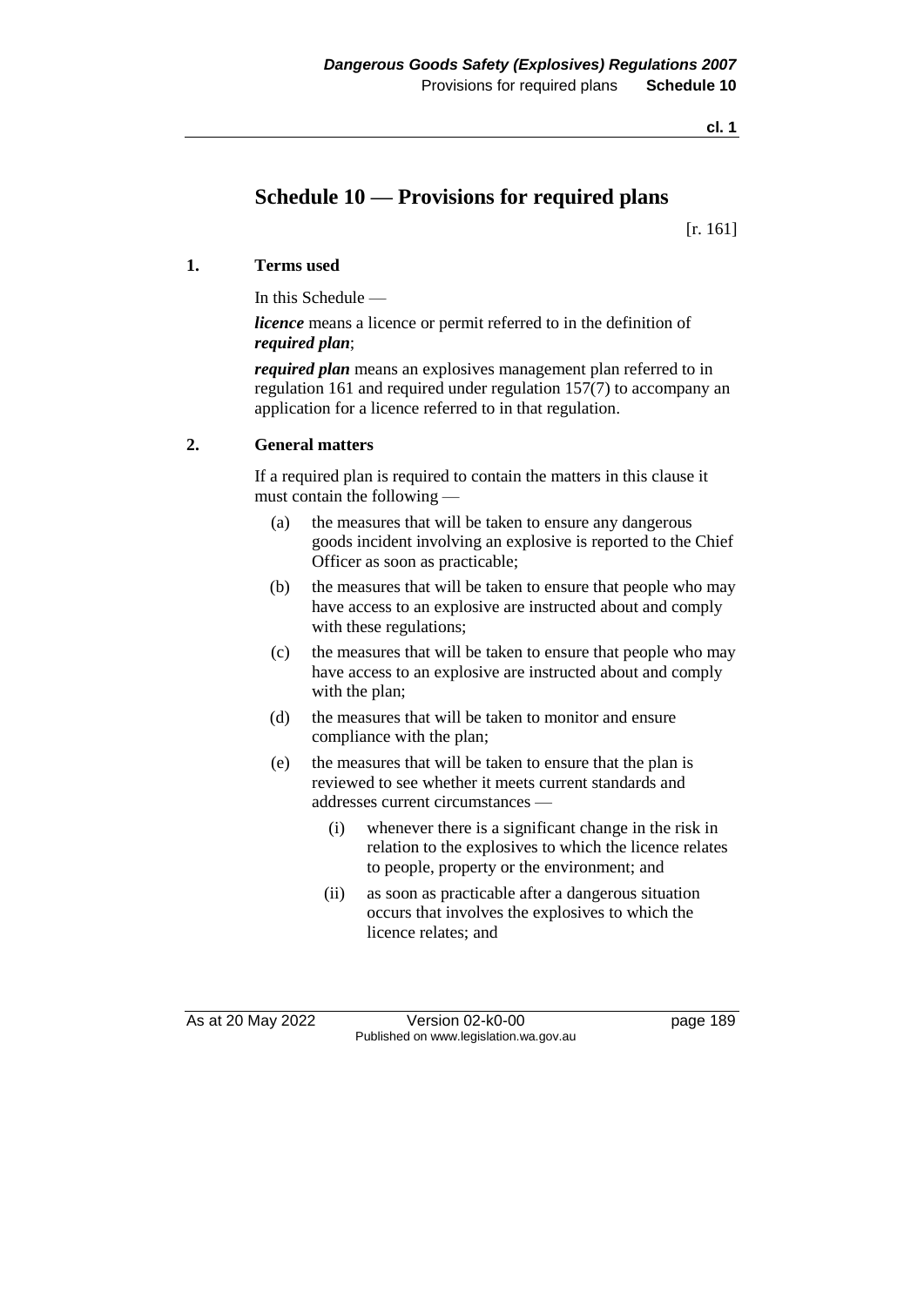# Schedule 10 — Provisions for required plans

[r. 161]

## 1. Terms used

In this Schedule —

***licence*** means a licence or permit referred to in the definition of ***required plan***;

***required plan*** means an explosives management plan referred to in regulation 161 and required under regulation 157(7) to accompany an application for a licence referred to in that regulation.

## 2. General matters

If a required plan is required to contain the matters in this clause it must contain the following —

(a) the measures that will be taken to ensure any dangerous goods incident involving an explosive is reported to the Chief Officer as soon as practicable;

(b) the measures that will be taken to ensure that people who may have access to an explosive are instructed about and comply with these regulations;

(c) the measures that will be taken to ensure that people who may have access to an explosive are instructed about and comply with the plan;

(d) the measures that will be taken to monitor and ensure compliance with the plan;

(e) the measures that will be taken to ensure that the plan is reviewed to see whether it meets current standards and addresses current circumstances —

(i) whenever there is a significant change in the risk in relation to the explosives to which the licence relates to people, property or the environment; and

(ii) as soon as practicable after a dangerous situation occurs that involves the explosives to which the licence relates; and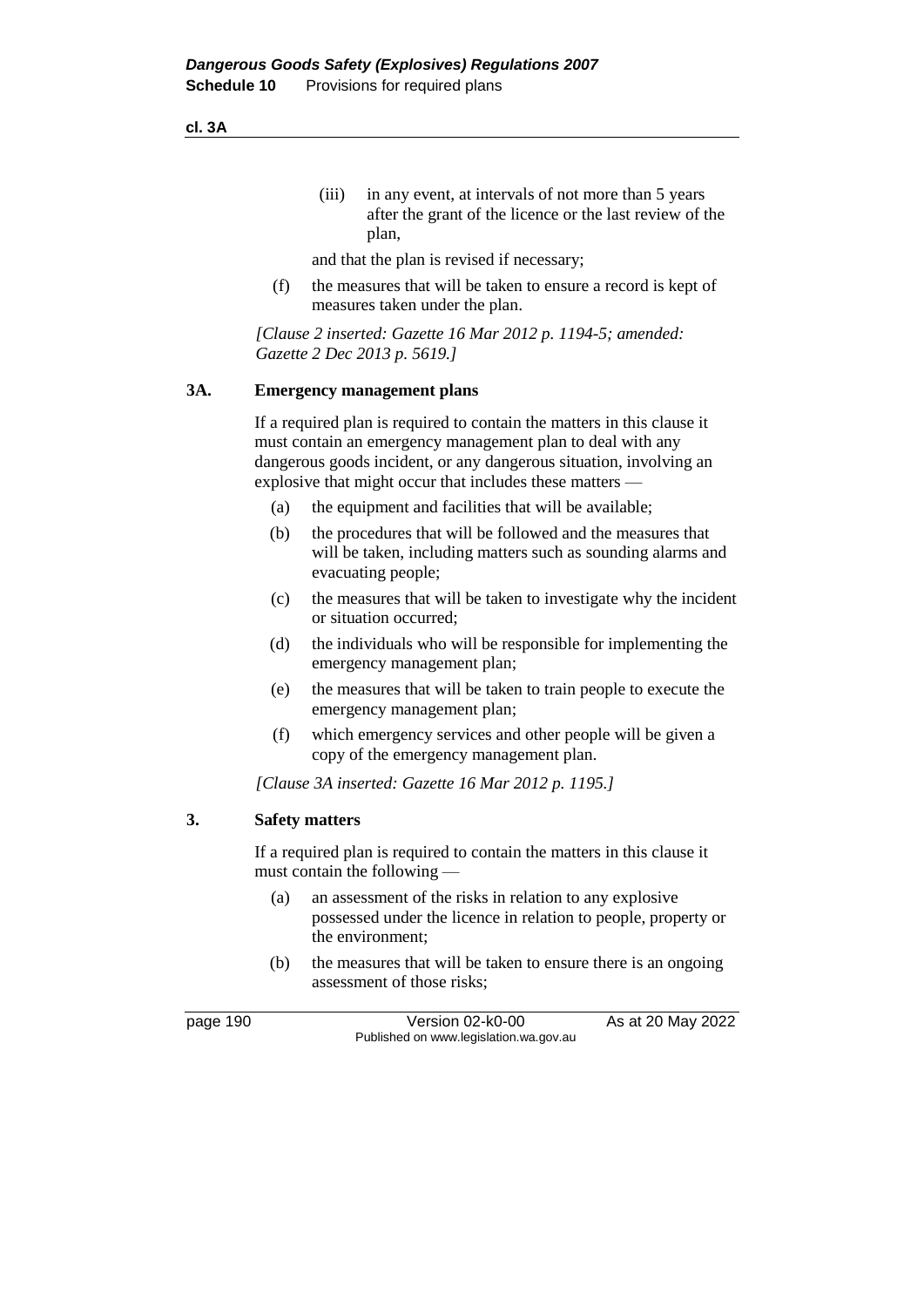(iii) in any event, at intervals of not more than 5 years after the grant of the licence or the last review of the plan,

and that the plan is revised if necessary;

(f) the measures that will be taken to ensure a record is kept of measures taken under the plan.

*[Clause 2 inserted: Gazette 16 Mar 2012 p. 1194-5; amended: Gazette 2 Dec 2013 p. 5619.]*

## 3A. Emergency management plans

If a required plan is required to contain the matters in this clause it must contain an emergency management plan to deal with any dangerous goods incident, or any dangerous situation, involving an explosive that might occur that includes these matters —

(a) the equipment and facilities that will be available;

(b) the procedures that will be followed and the measures that will be taken, including matters such as sounding alarms and evacuating people;

(c) the measures that will be taken to investigate why the incident or situation occurred;

(d) the individuals who will be responsible for implementing the emergency management plan;

(e) the measures that will be taken to train people to execute the emergency management plan;

(f) which emergency services and other people will be given a copy of the emergency management plan.

*[Clause 3A inserted: Gazette 16 Mar 2012 p. 1195.]*

## 3. Safety matters

If a required plan is required to contain the matters in this clause it must contain the following —

(a) an assessment of the risks in relation to any explosive possessed under the licence in relation to people, property or the environment;

(b) the measures that will be taken to ensure there is an ongoing assessment of those risks;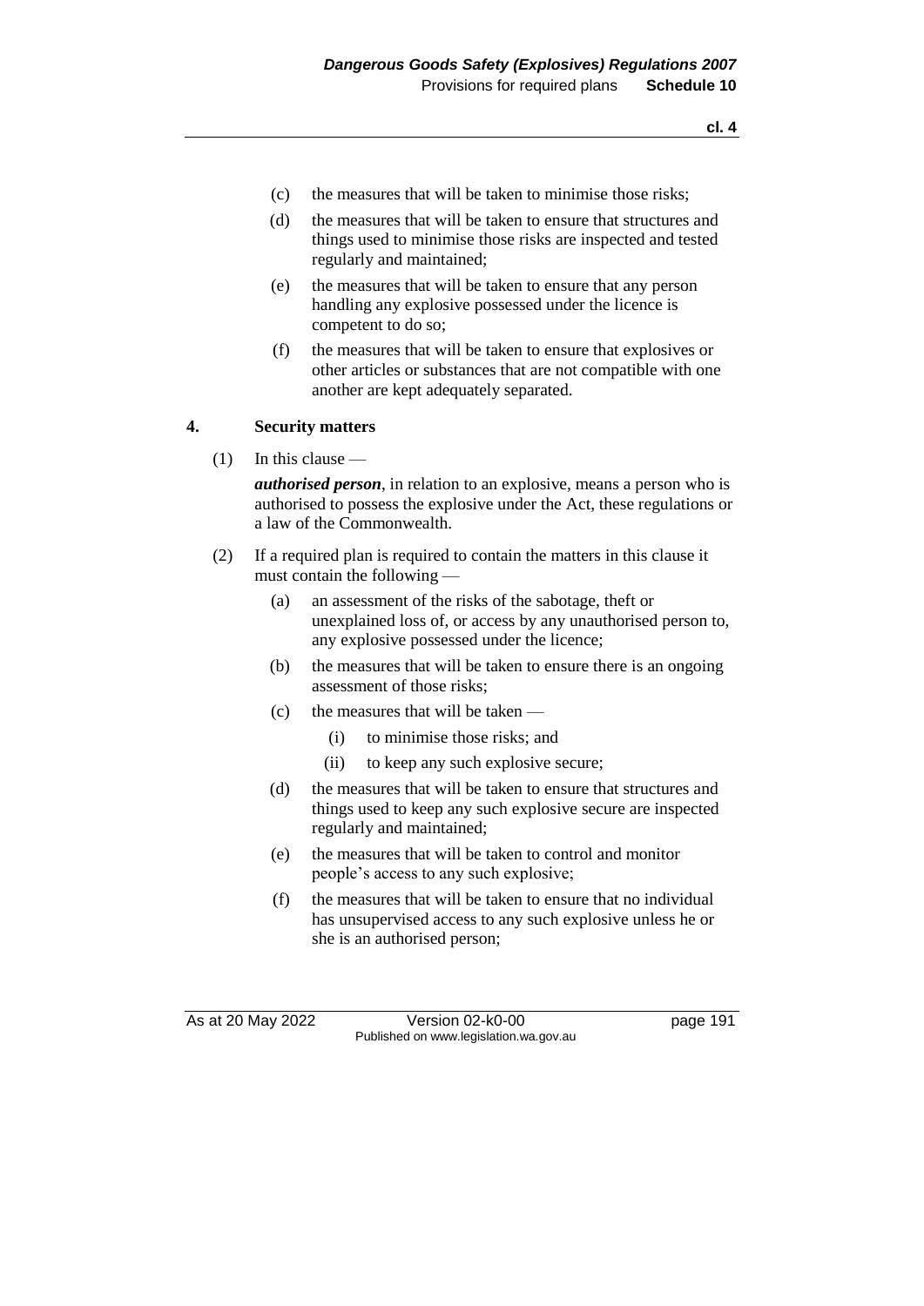(c) the measures that will be taken to minimise those risks;

(d) the measures that will be taken to ensure that structures and things used to minimise those risks are inspected and tested regularly and maintained;

(e) the measures that will be taken to ensure that any person handling any explosive possessed under the licence is competent to do so;

(f) the measures that will be taken to ensure that explosives or other articles or substances that are not compatible with one another are kept adequately separated.

### 4. Security matters

(1) In this clause —

***authorised person***, in relation to an explosive, means a person who is authorised to possess the explosive under the Act, these regulations or a law of the Commonwealth.

(2) If a required plan is required to contain the matters in this clause it must contain the following —

(a) an assessment of the risks of the sabotage, theft or unexplained loss of, or access by any unauthorised person to, any explosive possessed under the licence;

(b) the measures that will be taken to ensure there is an ongoing assessment of those risks;

(c) the measures that will be taken —

(i) to minimise those risks; and

(ii) to keep any such explosive secure;

(d) the measures that will be taken to ensure that structures and things used to keep any such explosive secure are inspected regularly and maintained;

(e) the measures that will be taken to control and monitor people's access to any such explosive;

(f) the measures that will be taken to ensure that no individual has unsupervised access to any such explosive unless he or she is an authorised person;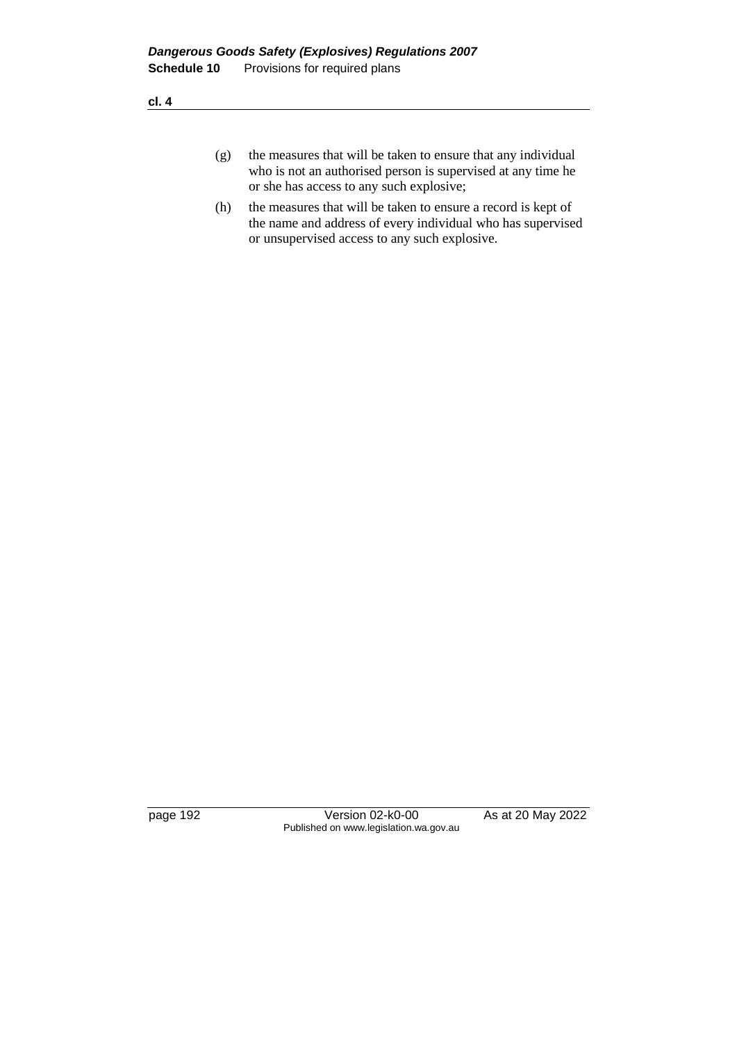(g) the measures that will be taken to ensure that any individual who is not an authorised person is supervised at any time he or she has access to any such explosive;

(h) the measures that will be taken to ensure a record is kept of the name and address of every individual who has supervised or unsupervised access to any such explosive.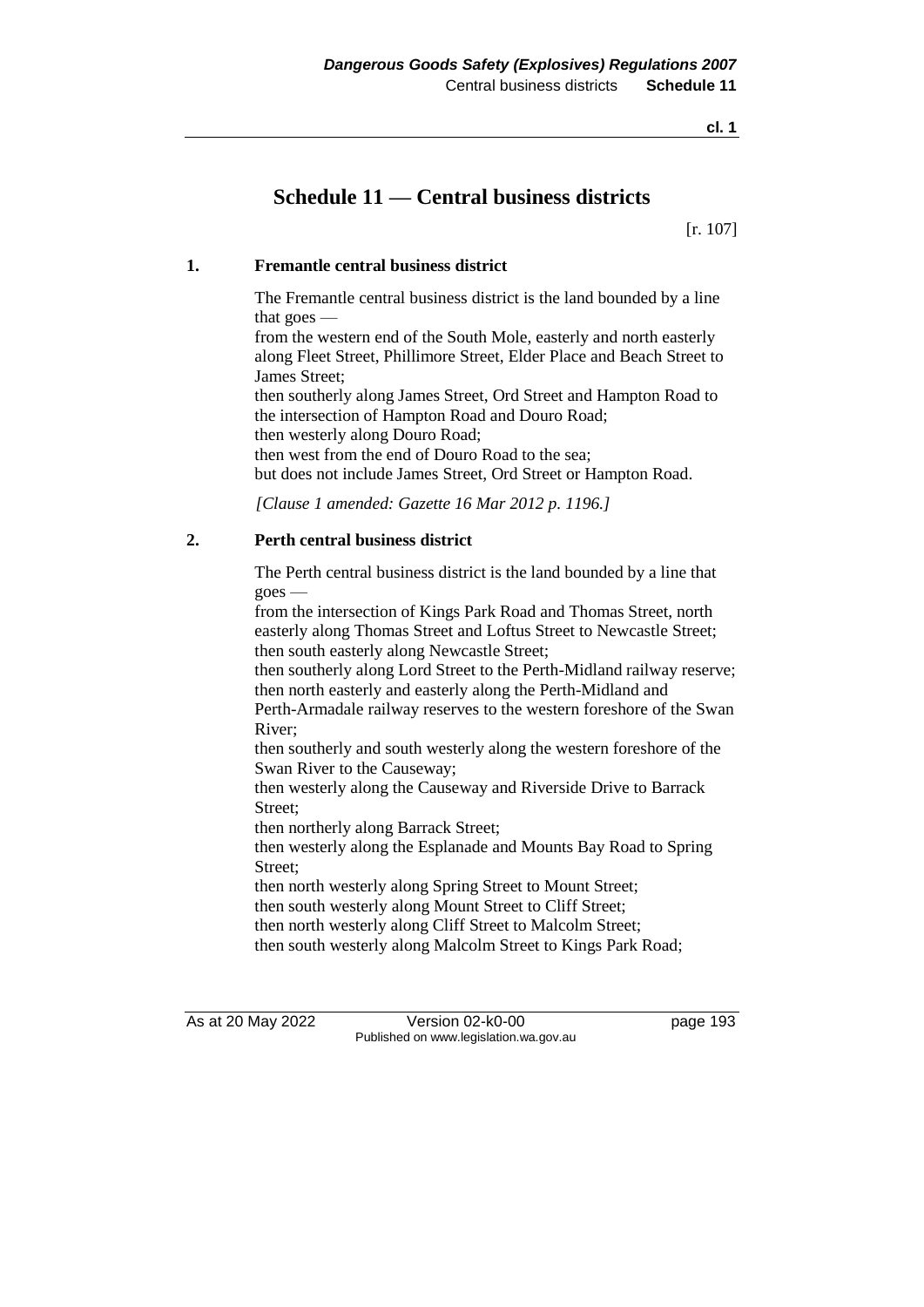# Schedule 11 — Central business districts

[r. 107]

## 1. Fremantle central business district

The Fremantle central business district is the land bounded by a line that goes —

from the western end of the South Mole, easterly and north easterly along Fleet Street, Phillimore Street, Elder Place and Beach Street to James Street;

then southerly along James Street, Ord Street and Hampton Road to the intersection of Hampton Road and Douro Road;

then westerly along Douro Road;

then west from the end of Douro Road to the sea;

but does not include James Street, Ord Street or Hampton Road.

*[Clause 1 amended: Gazette 16 Mar 2012 p. 1196.]*

## 2. Perth central business district

The Perth central business district is the land bounded by a line that goes —

from the intersection of Kings Park Road and Thomas Street, north easterly along Thomas Street and Loftus Street to Newcastle Street;

then south easterly along Newcastle Street;

then southerly along Lord Street to the Perth-Midland railway reserve;

then north easterly and easterly along the Perth-Midland and Perth-Armadale railway reserves to the western foreshore of the Swan River;

then southerly and south westerly along the western foreshore of the Swan River to the Causeway;

then westerly along the Causeway and Riverside Drive to Barrack Street;

then northerly along Barrack Street;

then westerly along the Esplanade and Mounts Bay Road to Spring Street;

then north westerly along Spring Street to Mount Street;

then south westerly along Mount Street to Cliff Street;

then north westerly along Cliff Street to Malcolm Street;

then south westerly along Malcolm Street to Kings Park Road;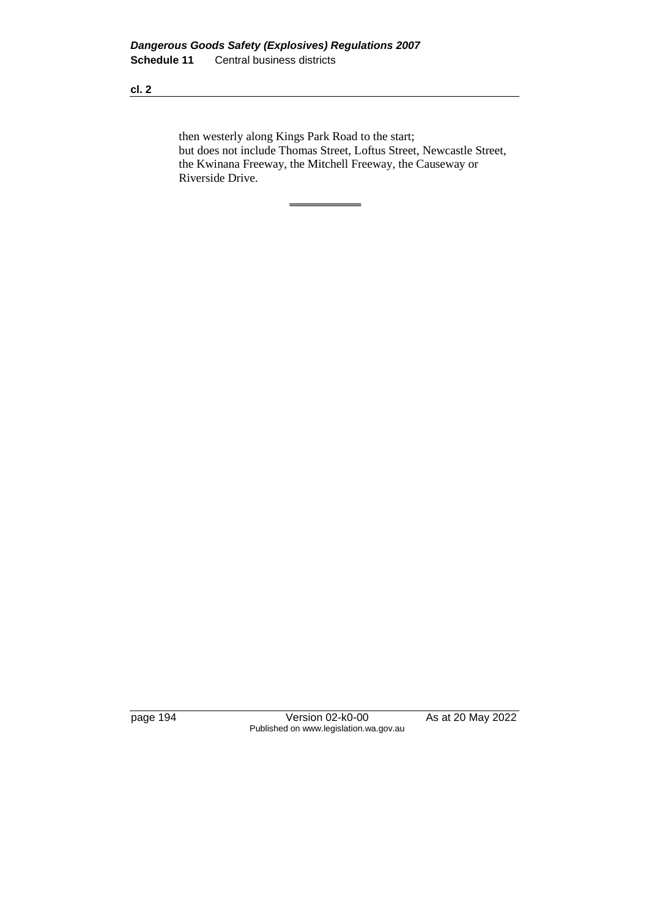then westerly along Kings Park Road to the start;

but does not include Thomas Street, Loftus Street, Newcastle Street, the Kwinana Freeway, the Mitchell Freeway, the Causeway or Riverside Drive.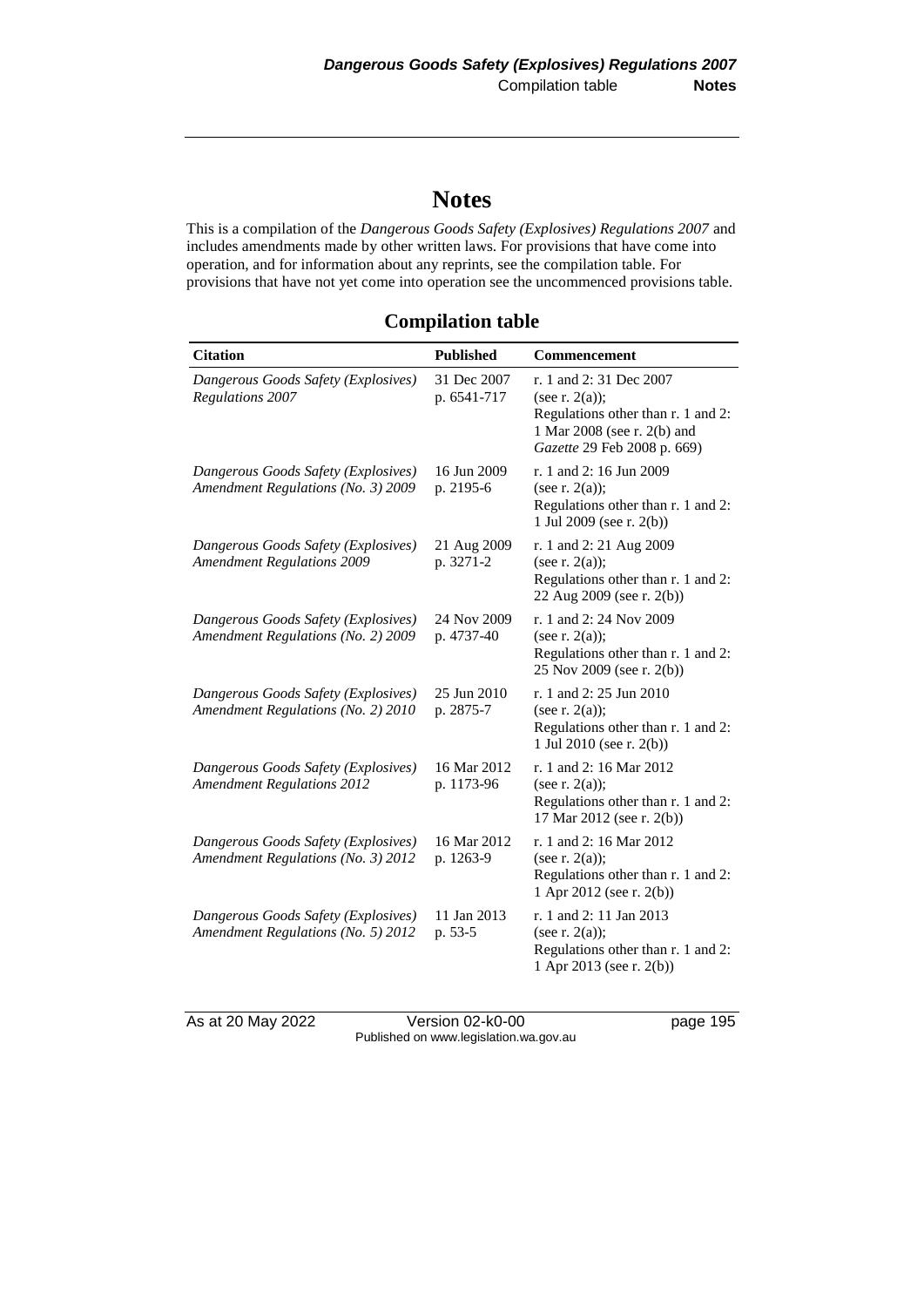# Notes

This is a compilation of the *Dangerous Goods Safety (Explosives) Regulations 2007* and includes amendments made by other written laws. For provisions that have come into operation, and for information about any reprints, see the compilation table. For provisions that have not yet come into operation see the uncommenced provisions table.

## Compilation table

| Citation | Published | Commencement |
|---|---|---|
| *Dangerous Goods Safety (Explosives) Regulations 2007* | 31 Dec 2007 p. 6541-717 | r. 1 and 2: 31 Dec 2007 (see r. 2(a)); Regulations other than r. 1 and 2: 1 Mar 2008 (see r. 2(b) and *Gazette* 29 Feb 2008 p. 669) |
| *Dangerous Goods Safety (Explosives) Amendment Regulations (No. 3) 2009* | 16 Jun 2009 p. 2195-6 | r. 1 and 2: 16 Jun 2009 (see r. 2(a)); Regulations other than r. 1 and 2: 1 Jul 2009 (see r. 2(b)) |
| *Dangerous Goods Safety (Explosives) Amendment Regulations 2009* | 21 Aug 2009 p. 3271-2 | r. 1 and 2: 21 Aug 2009 (see r. 2(a)); Regulations other than r. 1 and 2: 22 Aug 2009 (see r. 2(b)) |
| *Dangerous Goods Safety (Explosives) Amendment Regulations (No. 2) 2009* | 24 Nov 2009 p. 4737-40 | r. 1 and 2: 24 Nov 2009 (see r. 2(a)); Regulations other than r. 1 and 2: 25 Nov 2009 (see r. 2(b)) |
| *Dangerous Goods Safety (Explosives) Amendment Regulations (No. 2) 2010* | 25 Jun 2010 p. 2875-7 | r. 1 and 2: 25 Jun 2010 (see r. 2(a)); Regulations other than r. 1 and 2: 1 Jul 2010 (see r. 2(b)) |
| *Dangerous Goods Safety (Explosives) Amendment Regulations 2012* | 16 Mar 2012 p. 1173-96 | r. 1 and 2: 16 Mar 2012 (see r. 2(a)); Regulations other than r. 1 and 2: 17 Mar 2012 (see r. 2(b)) |
| *Dangerous Goods Safety (Explosives) Amendment Regulations (No. 3) 2012* | 16 Mar 2012 p. 1263-9 | r. 1 and 2: 16 Mar 2012 (see r. 2(a)); Regulations other than r. 1 and 2: 1 Apr 2012 (see r. 2(b)) |
| *Dangerous Goods Safety (Explosives) Amendment Regulations (No. 5) 2012* | 11 Jan 2013 p. 53-5 | r. 1 and 2: 11 Jan 2013 (see r. 2(a)); Regulations other than r. 1 and 2: 1 Apr 2013 (see r. 2(b)) |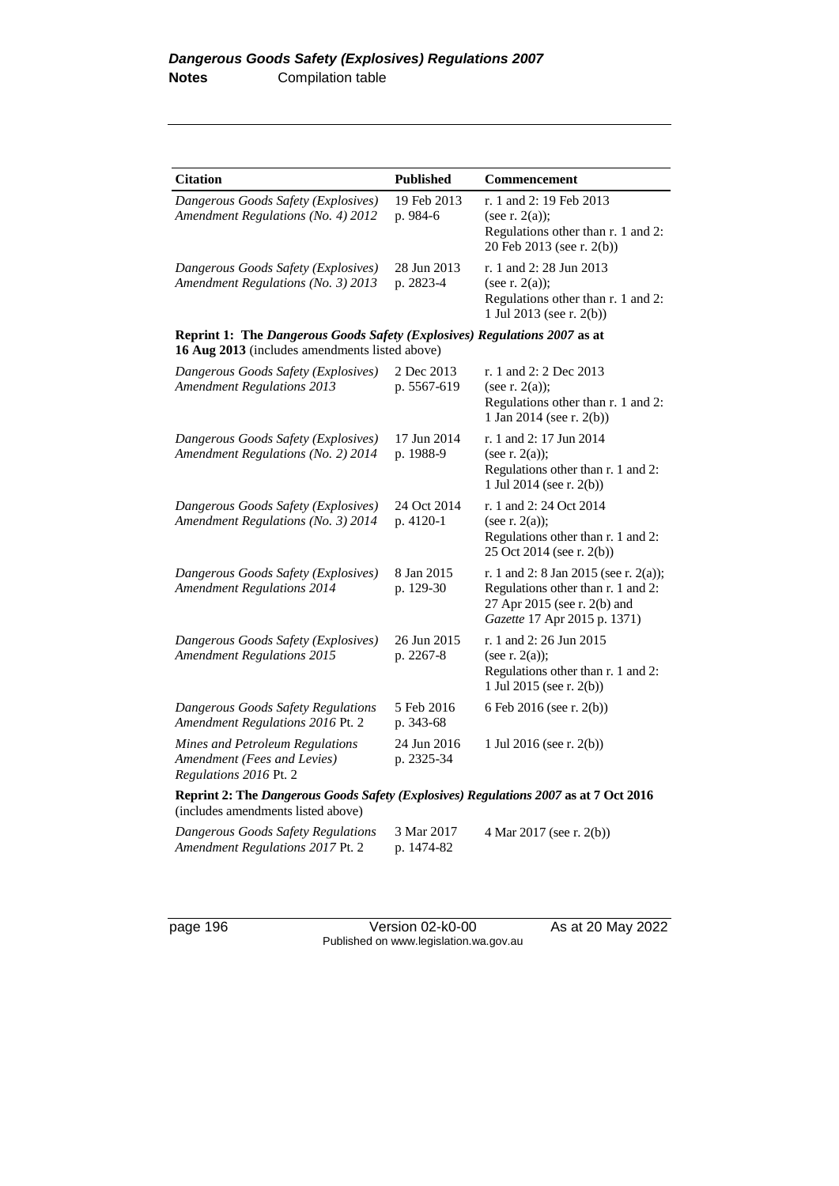| Citation | Published | Commencement |
|---|---|---|
| *Dangerous Goods Safety (Explosives) Amendment Regulations (No. 4) 2012* | 19 Feb 2013 p. 984-6 | r. 1 and 2: 19 Feb 2013 (see r. 2(a)); Regulations other than r. 1 and 2: 20 Feb 2013 (see r. 2(b)) |
| *Dangerous Goods Safety (Explosives) Amendment Regulations (No. 3) 2013* | 28 Jun 2013 p. 2823-4 | r. 1 and 2: 28 Jun 2013 (see r. 2(a)); Regulations other than r. 1 and 2: 1 Jul 2013 (see r. 2(b)) |
| **Reprint 1: The *Dangerous Goods Safety (Explosives) Regulations 2007* as at 16 Aug 2013** (includes amendments listed above) | | |
| *Dangerous Goods Safety (Explosives) Amendment Regulations 2013* | 2 Dec 2013 p. 5567-619 | r. 1 and 2: 2 Dec 2013 (see r. 2(a)); Regulations other than r. 1 and 2: 1 Jan 2014 (see r. 2(b)) |
| *Dangerous Goods Safety (Explosives) Amendment Regulations (No. 2) 2014* | 17 Jun 2014 p. 1988-9 | r. 1 and 2: 17 Jun 2014 (see r. 2(a)); Regulations other than r. 1 and 2: 1 Jul 2014 (see r. 2(b)) |
| *Dangerous Goods Safety (Explosives) Amendment Regulations (No. 3) 2014* | 24 Oct 2014 p. 4120-1 | r. 1 and 2: 24 Oct 2014 (see r. 2(a)); Regulations other than r. 1 and 2: 25 Oct 2014 (see r. 2(b)) |
| *Dangerous Goods Safety (Explosives) Amendment Regulations 2014* | 8 Jan 2015 p. 129-30 | r. 1 and 2: 8 Jan 2015 (see r. 2(a)); Regulations other than r. 1 and 2: 27 Apr 2015 (see r. 2(b) and *Gazette* 17 Apr 2015 p. 1371) |
| *Dangerous Goods Safety (Explosives) Amendment Regulations 2015* | 26 Jun 2015 p. 2267-8 | r. 1 and 2: 26 Jun 2015 (see r. 2(a)); Regulations other than r. 1 and 2: 1 Jul 2015 (see r. 2(b)) |
| *Dangerous Goods Safety Regulations Amendment Regulations 2016* Pt. 2 | 5 Feb 2016 p. 343-68 | 6 Feb 2016 (see r. 2(b)) |
| *Mines and Petroleum Regulations Amendment (Fees and Levies) Regulations 2016* Pt. 2 | 24 Jun 2016 p. 2325-34 | 1 Jul 2016 (see r. 2(b)) |
| **Reprint 2: The *Dangerous Goods Safety (Explosives) Regulations 2007* as at 7 Oct 2016** (includes amendments listed above) | | |
| *Dangerous Goods Safety Regulations Amendment Regulations 2017* Pt. 2 | 3 Mar 2017 p. 1474-82 | 4 Mar 2017 (see r. 2(b)) |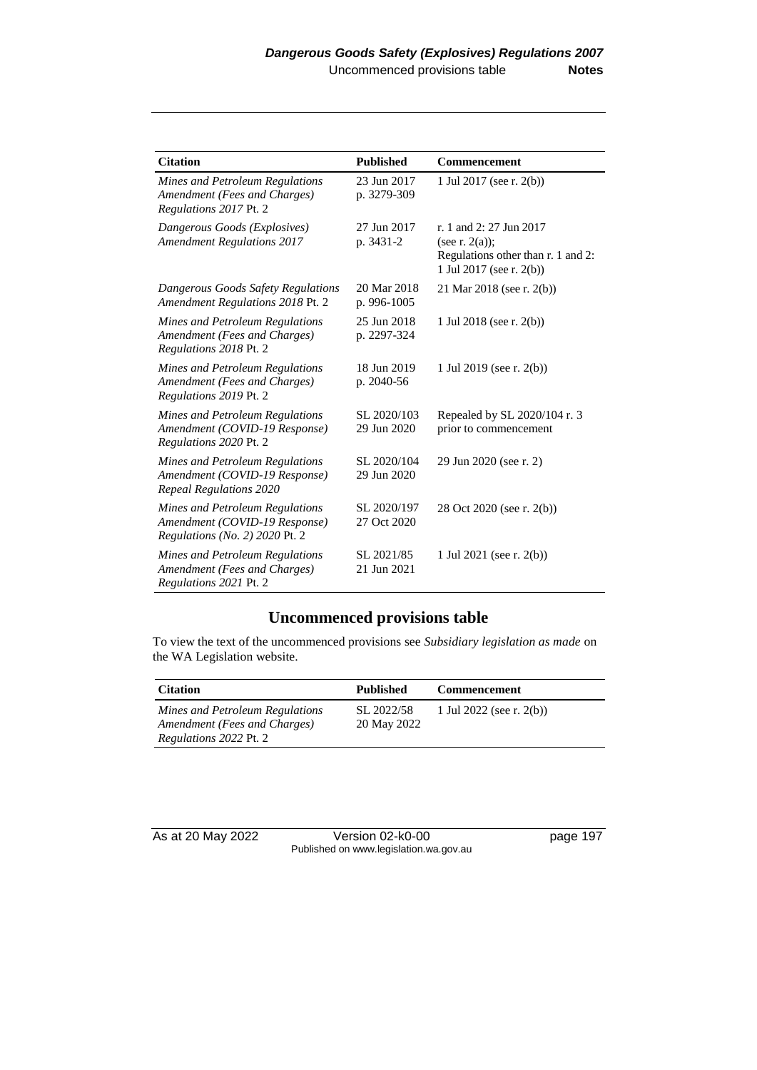| Citation | Published | Commencement |
|---|---|---|
| *Mines and Petroleum Regulations Amendment (Fees and Charges) Regulations 2017* Pt. 2 | 23 Jun 2017 p. 3279-309 | 1 Jul 2017 (see r. 2(b)) |
| *Dangerous Goods (Explosives) Amendment Regulations 2017* | 27 Jun 2017 p. 3431-2 | r. 1 and 2: 27 Jun 2017 (see r. 2(a)); Regulations other than r. 1 and 2: 1 Jul 2017 (see r. 2(b)) |
| *Dangerous Goods Safety Regulations Amendment Regulations 2018* Pt. 2 | 20 Mar 2018 p. 996-1005 | 21 Mar 2018 (see r. 2(b)) |
| *Mines and Petroleum Regulations Amendment (Fees and Charges) Regulations 2018* Pt. 2 | 25 Jun 2018 p. 2297-324 | 1 Jul 2018 (see r. 2(b)) |
| *Mines and Petroleum Regulations Amendment (Fees and Charges) Regulations 2019* Pt. 2 | 18 Jun 2019 p. 2040-56 | 1 Jul 2019 (see r. 2(b)) |
| *Mines and Petroleum Regulations Amendment (COVID-19 Response) Regulations 2020* Pt. 2 | SL 2020/103 29 Jun 2020 | Repealed by SL 2020/104 r. 3 prior to commencement |
| *Mines and Petroleum Regulations Amendment (COVID-19 Response) Repeal Regulations 2020* | SL 2020/104 29 Jun 2020 | 29 Jun 2020 (see r. 2) |
| *Mines and Petroleum Regulations Amendment (COVID-19 Response) Regulations (No. 2) 2020* Pt. 2 | SL 2020/197 27 Oct 2020 | 28 Oct 2020 (see r. 2(b)) |
| *Mines and Petroleum Regulations Amendment (Fees and Charges) Regulations 2021* Pt. 2 | SL 2021/85 21 Jun 2021 | 1 Jul 2021 (see r. 2(b)) |

## Uncommenced provisions table

To view the text of the uncommenced provisions see *Subsidiary legislation as made* on the WA Legislation website.

| Citation | Published | Commencement |
|---|---|---|
| *Mines and Petroleum Regulations Amendment (Fees and Charges) Regulations 2022* Pt. 2 | SL 2022/58 20 May 2022 | 1 Jul 2022 (see r. 2(b)) |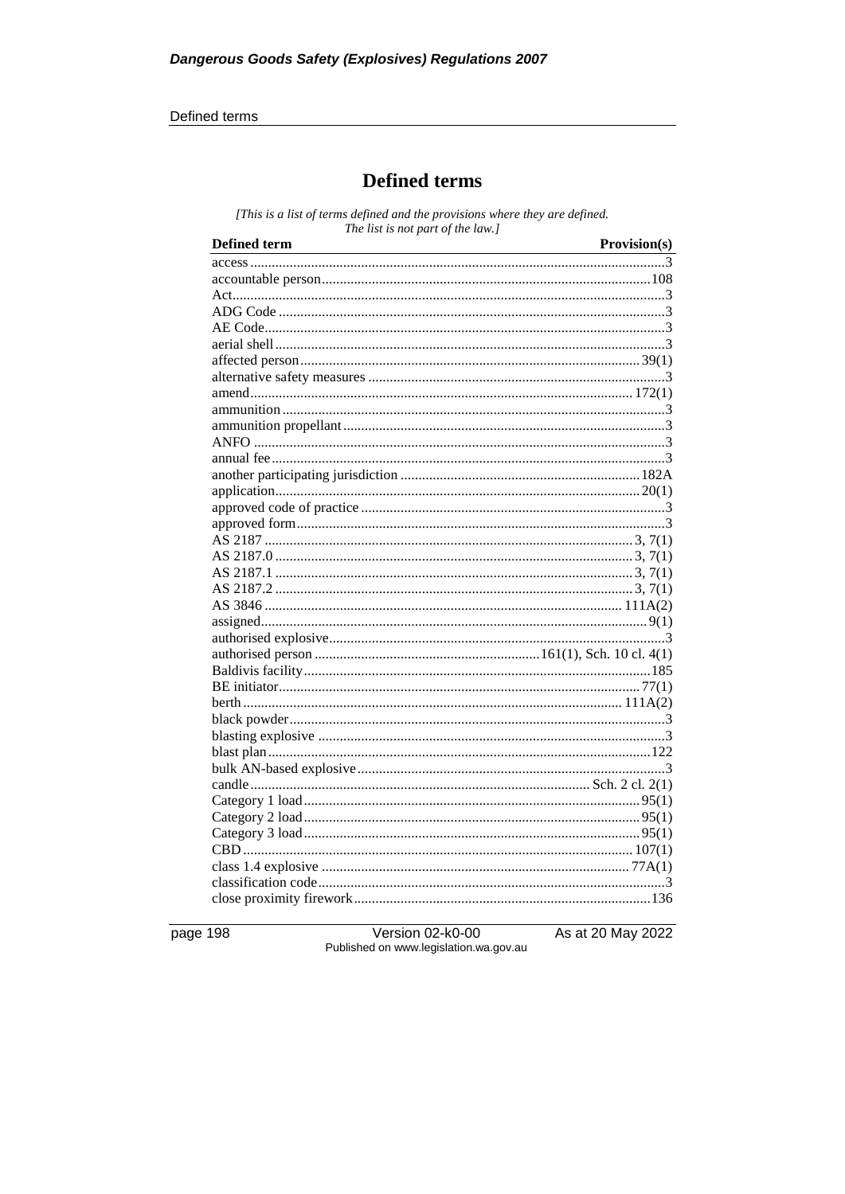# Defined terms

*[This is a list of terms defined and the provisions where they are defined. The list is not part of the law.]*

| Defined term | Provision(s) |
|---|---|
| access | 3 |
| accountable person | 108 |
| Act | 3 |
| ADG Code | 3 |
| AE Code | 3 |
| aerial shell | 3 |
| affected person | 39(1) |
| alternative safety measures | 3 |
| amend | 172(1) |
| ammunition | 3 |
| ammunition propellant | 3 |
| ANFO | 3 |
| annual fee | 3 |
| another participating jurisdiction | 182A |
| application | 20(1) |
| approved code of practice | 3 |
| approved form | 3 |
| AS 2187 | 3, 7(1) |
| AS 2187.0 | 3, 7(1) |
| AS 2187.1 | 3, 7(1) |
| AS 2187.2 | 3, 7(1) |
| AS 3846 | 111A(2) |
| assigned | 9(1) |
| authorised explosive | 3 |
| authorised person | 161(1), Sch. 10 cl. 4(1) |
| Baldivis facility | 185 |
| BE initiator | 77(1) |
| berth | 111A(2) |
| black powder | 3 |
| blasting explosive | 3 |
| blast plan | 122 |
| bulk AN-based explosive | 3 |
| candle | Sch. 2 cl. 2(1) |
| Category 1 load | 95(1) |
| Category 2 load | 95(1) |
| Category 3 load | 95(1) |
| CBD | 107(1) |
| class 1.4 explosive | 77A(1) |
| classification code | 3 |
| close proximity firework | 136 |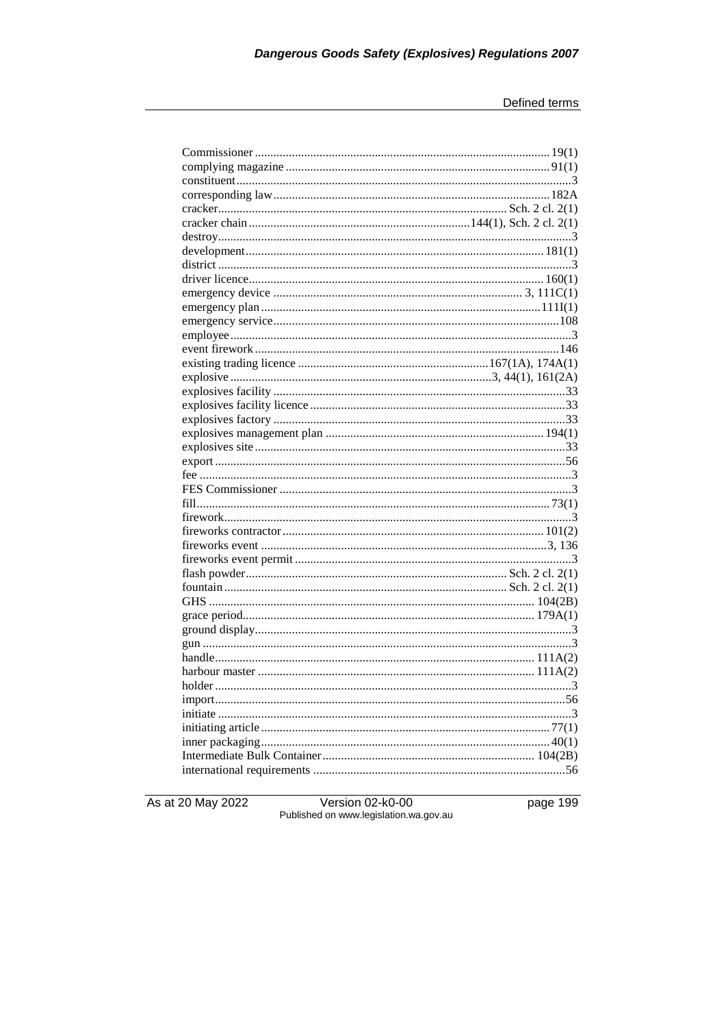| | |
|---|---|
| Commissioner | 19(1) |
| complying magazine | 91(1) |
| constituent | 3 |
| corresponding law | 182A |
| cracker | Sch. 2 cl. 2(1) |
| cracker chain | 144(1), Sch. 2 cl. 2(1) |
| destroy | 3 |
| development | 181(1) |
| district | 3 |
| driver licence | 160(1) |
| emergency device | 3, 111C(1) |
| emergency plan | 111I(1) |
| emergency service | 108 |
| employee | 3 |
| event firework | 146 |
| existing trading licence | 167(1A), 174A(1) |
| explosive | 3, 44(1), 161(2A) |
| explosives facility | 33 |
| explosives facility licence | 33 |
| explosives factory | 33 |
| explosives management plan | 194(1) |
| explosives site | 33 |
| export | 56 |
| fee | 3 |
| FES Commissioner | 3 |
| fill | 73(1) |
| firework | 3 |
| fireworks contractor | 101(2) |
| fireworks event | 3, 136 |
| fireworks event permit | 3 |
| flash powder | Sch. 2 cl. 2(1) |
| fountain | Sch. 2 cl. 2(1) |
| GHS | 104(2B) |
| grace period | 179A(1) |
| ground display | 3 |
| gun | 3 |
| handle | 111A(2) |
| harbour master | 111A(2) |
| holder | 3 |
| import | 56 |
| initiate | 3 |
| initiating article | 77(1) |
| inner packaging | 40(1) |
| Intermediate Bulk Container | 104(2B) |
| international requirements | 56 |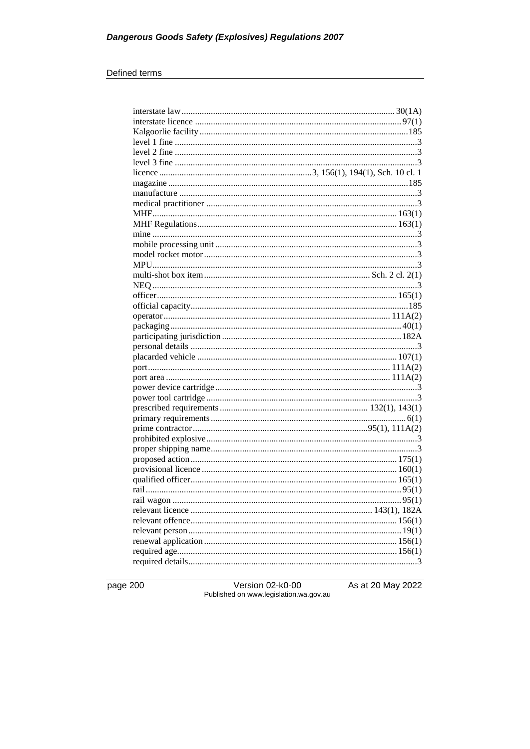Defined terms

interstate law ........................................................................................ 30(1A)
interstate licence .................................................................................... 97(1)
Kalgoorlie facility ........................................................................................ 185
level 1 fine ........................................................................................................ 3
level 2 fine ........................................................................................................ 3
level 3 fine ........................................................................................................ 3
licence ........................................................... 3, 156(1), 194(1), Sch. 10 cl. 1
magazine ...................................................................................................... 185
manufacture ...................................................................................................... 3
medical practitioner .......................................................................................... 3
MHF ........................................................................................................ 163(1)
MHF Regulations .................................................................................... 163(1)
mine ................................................................................................................... 3
mobile processing unit ...................................................................................... 3
model rocket motor ........................................................................................... 3
MPU .................................................................................................................. 3
multi-shot box item .................................................................... Sch. 2 cl. 2(1)
NEQ .................................................................................................................. 3
officer ...................................................................................................... 165(1)
official capacity ............................................................................................. 185
operator ................................................................................................ 111A(2)
packaging ................................................................................................. 40(1)
participating jurisdiction ............................................................................ 182A
personal details ................................................................................................. 3
placarded vehicle .................................................................................... 107(1)
port ........................................................................................................ 111A(2)
port area ................................................................................................ 111A(2)
power device cartridge ..................................................................................... 3
power tool cartridge ......................................................................................... 3
prescribed requirements ................................................................ 132(1), 143(1)
primary requirements .................................................................................. 6(1)
prime contractor ............................................................................ 95(1), 111A(2)
prohibited explosive .......................................................................................... 3
proper shipping name ........................................................................................ 3
proposed action ........................................................................................ 175(1)
provisional licence ................................................................................... 160(1)
qualified officer ........................................................................................ 165(1)
rail ............................................................................................................. 95(1)
rail wagon ................................................................................................. 95(1)
relevant licence ............................................................................ 143(1), 182A
relevant offence ........................................................................................ 156(1)
relevant person ........................................................................................... 19(1)
renewal application .................................................................................. 156(1)
required age .............................................................................................. 156(1)
required details .................................................................................................. 3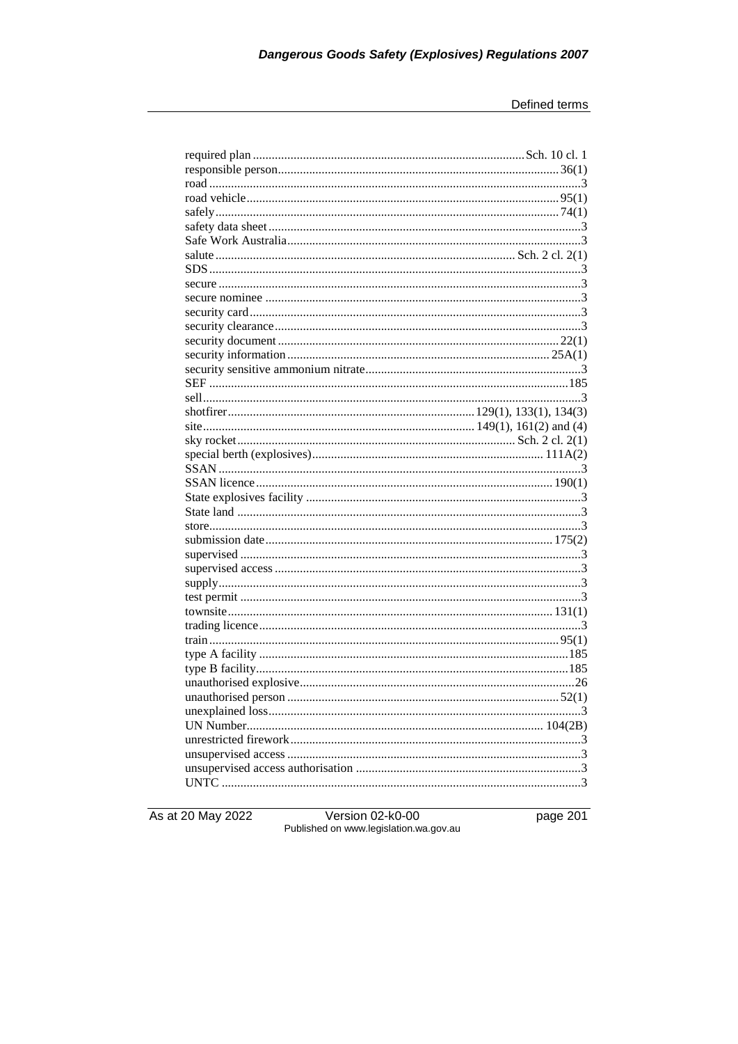required plan ..................................................................................... Sch. 10 cl. 1
responsible person........................................................................................ 36(1)
road .................................................................................................................. 3
road vehicle.................................................................................................. 95(1)
safely............................................................................................................ 74(1)
safety data sheet ................................................................................................ 3
Safe Work Australia ........................................................................................... 3
salute ............................................................................................. Sch. 2 cl. 2(1)
SDS .................................................................................................................... 3
secure ................................................................................................................. 3
secure nominee ................................................................................................... 3
security card ....................................................................................................... 3
security clearance ............................................................................................... 3
security document ........................................................................................ 22(1)
security information .................................................................................. 25A(1)
security sensitive ammonium nitrate ................................................................... 3
SEF ................................................................................................................ 185
sell ...................................................................................................................... 3
shotfirer ............................................................................ 129(1), 133(1), 134(3)
site ..................................................................................... 149(1), 161(2) and (4)
sky rocket ...................................................................................... Sch. 2 cl. 2(1)
special berth (explosives) ........................................................................ 111A(2)
SSAN .................................................................................................................. 3
SSAN licence ............................................................................................. 190(1)
State explosives facility ....................................................................................... 3
State land ............................................................................................................ 3
store .................................................................................................................... 3
submission date .......................................................................................... 175(2)
supervised ........................................................................................................... 3
supervised access ................................................................................................ 3
supply .................................................................................................................. 3
test permit ........................................................................................................... 3
townsite ..................................................................................................... 131(1)
trading licence .................................................................................................... 3
train ............................................................................................................. 95(1)
type A facility ................................................................................................. 185
type B facility ................................................................................................. 185
unauthorised explosive ...................................................................................... 26
unauthorised person ..................................................................................... 52(1)
unexplained loss .................................................................................................. 3
UN Number ............................................................................................ 104(2B)
unrestricted firework ........................................................................................... 3
unsupervised access ............................................................................................ 3
unsupervised access authorisation ...................................................................... 3
UNTC .................................................................................................................. 3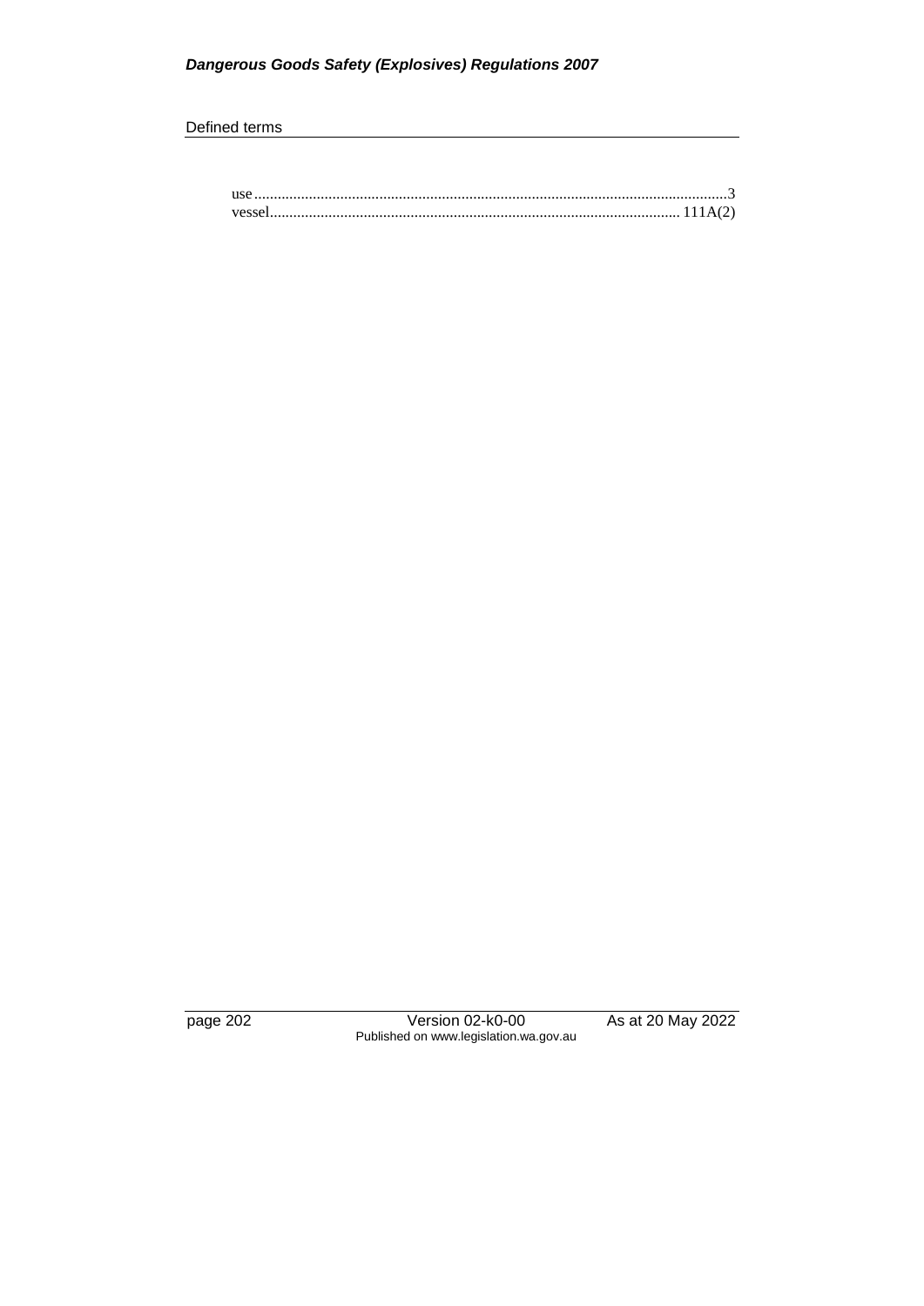use ........................................................................................................................3
vessel........................................................................................................ 111A(2)